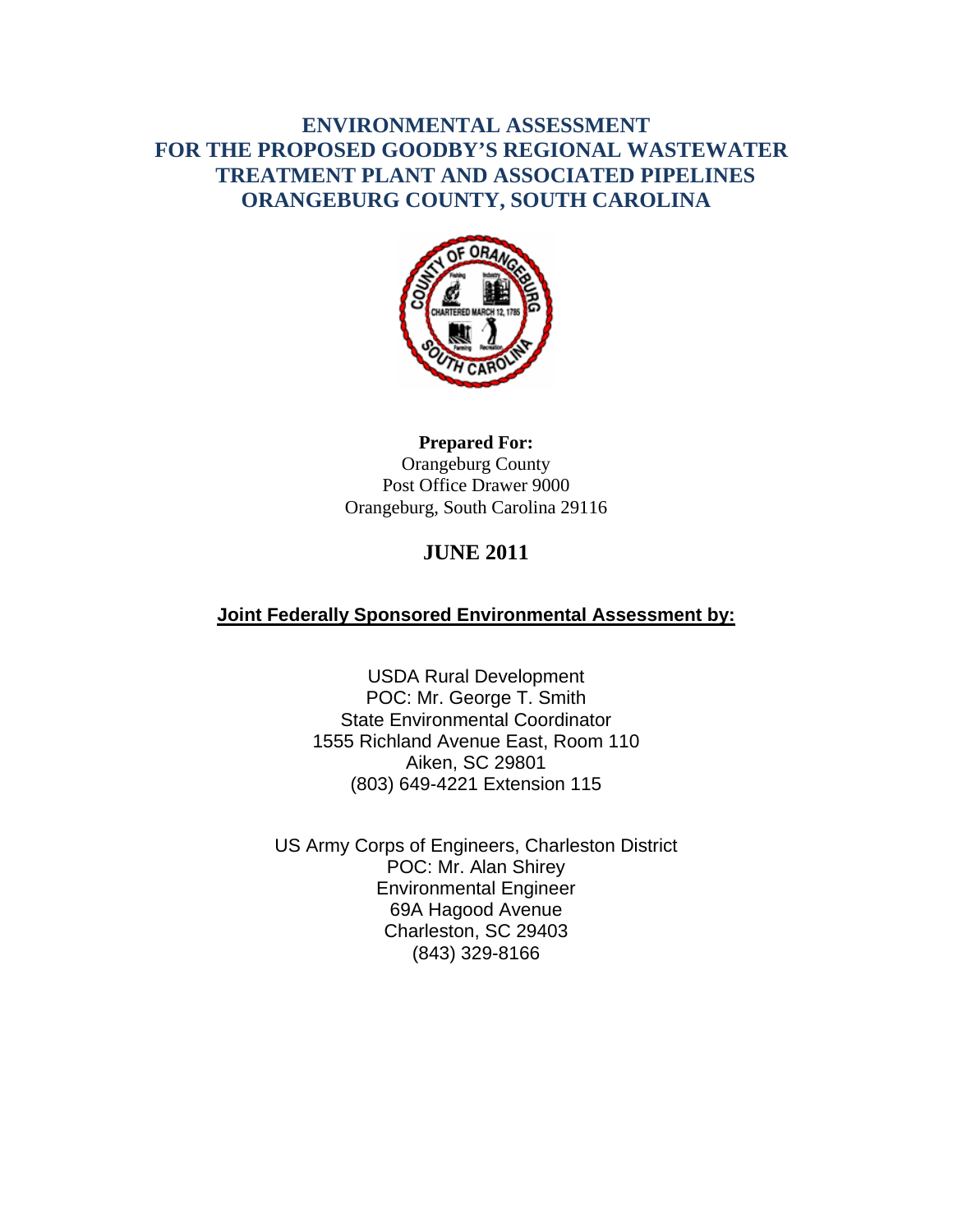# ENVIRONMENTAL ASSESSMENT FOR THE PROPOSED GOODBY'S REGIONAL WASTEWATER TREATMENT PLANT AND ASSOCIATED PIPELINES ORANGEBURG COUNTY, SOUTH CAROLINA

**Prepared For:**
Orangeburg County
Post Office Drawer 9000
Orangeburg, South Carolina 29116

**JUNE 2011**

**Joint Federally Sponsored Environmental Assessment by:**

USDA Rural Development
POC: Mr. George T. Smith
State Environmental Coordinator
1555 Richland Avenue East, Room 110
Aiken, SC 29801
(803) 649-4221 Extension 115

US Army Corps of Engineers, Charleston District
POC: Mr. Alan Shirey
Environmental Engineer
69A Hagood Avenue
Charleston, SC 29403
(843) 329-8166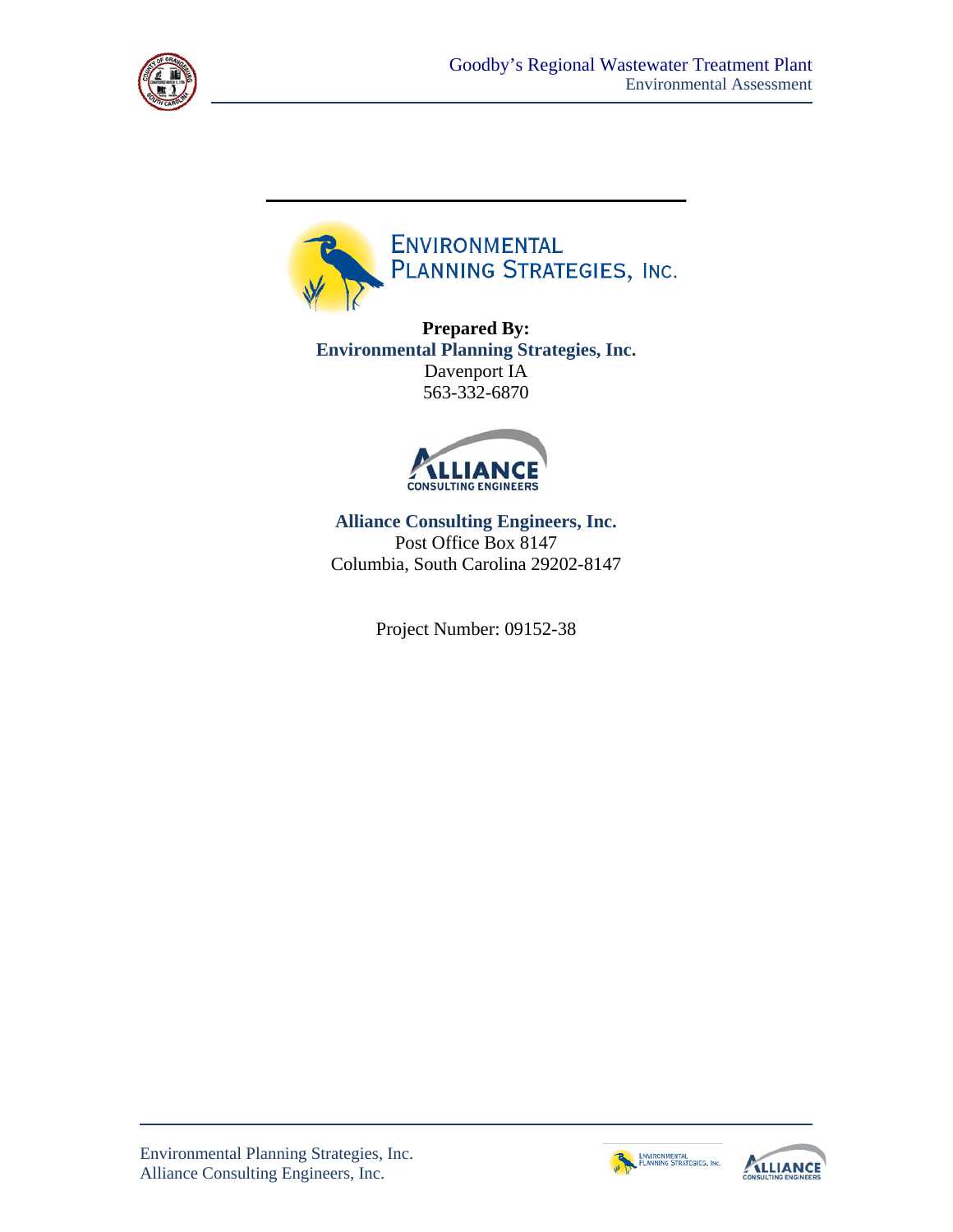**Prepared By:**
**Environmental Planning Strategies, Inc.**
Davenport IA
563-332-6870

**Alliance Consulting Engineers, Inc.**
Post Office Box 8147
Columbia, South Carolina 29202-8147

Project Number: 09152-38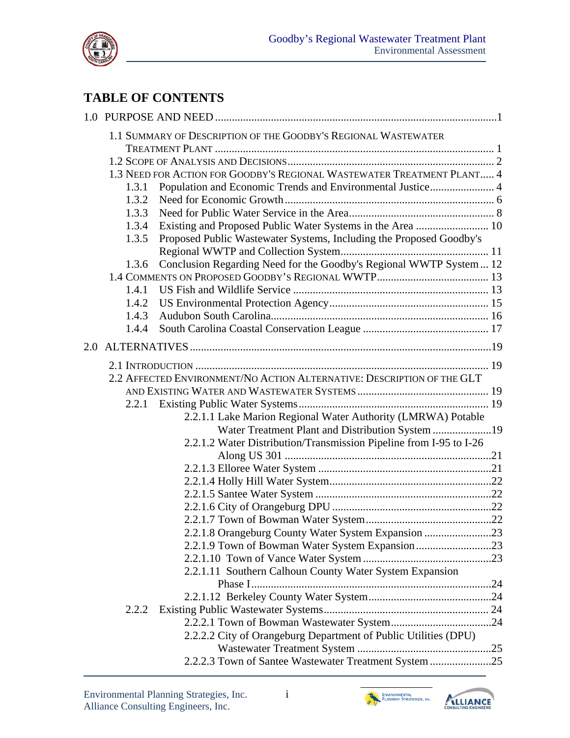# TABLE OF CONTENTS

1.0 PURPOSE AND NEED ....................................................................................................1

- 1.1 SUMMARY OF DESCRIPTION OF THE GOODBY'S REGIONAL WASTEWATER TREATMENT PLANT ..................................................................................................... 1
- 1.2 SCOPE OF ANALYSIS AND DECISIONS.......................................................................... 2
- 1.3 NEED FOR ACTION FOR GOODBY'S REGIONAL WASTEWATER TREATMENT PLANT..... 4
  - 1.3.1 Population and Economic Trends and Environmental Justice....................... 4
  - 1.3.2 Need for Economic Growth.......................................................................... 6
  - 1.3.3 Need for Public Water Service in the Area.................................................... 8
  - 1.3.4 Existing and Proposed Public Water Systems in the Area .......................... 10
  - 1.3.5 Proposed Public Wastewater Systems, Including the Proposed Goodby's Regional WWTP and Collection System.................................................... 11
  - 1.3.6 Conclusion Regarding Need for the Goodby's Regional WWTP System ... 12
- 1.4 COMMENTS ON PROPOSED GOODBY'S REGIONAL WWTP........................................ 13
  - 1.4.1 US Fish and Wildlife Service ..................................................................... 13
  - 1.4.2 US Environmental Protection Agency......................................................... 15
  - 1.4.3 Audubon South Carolina............................................................................. 16
  - 1.4.4 South Carolina Coastal Conservation League ............................................ 17

2.0 ALTERNATIVES ..........................................................................................................19

- 2.1 INTRODUCTION ........................................................................................................ 19
- 2.2 AFFECTED ENVIRONMENT/NO ACTION ALTERNATIVE: DESCRIPTION OF THE GLT AND EXISTING WATER AND WASTEWATER SYSTEMS .............................................. 19
  - 2.2.1 Existing Public Water Systems................................................................... 19
    - 2.2.1.1 Lake Marion Regional Water Authority (LMRWA) Potable Water Treatment Plant and Distribution System .....................19
    - 2.2.1.2 Water Distribution/Transmission Pipeline from I-95 to I-26 Along US 301 .........................................................................21
    - 2.2.1.3 Elloree Water System ..............................................................21
    - 2.2.1.4 Holly Hill Water System...........................................................22
    - 2.2.1.5 Santee Water System ...............................................................22
    - 2.2.1.6 City of Orangeburg DPU .........................................................22
    - 2.2.1.7 Town of Bowman Water System.............................................22
    - 2.2.1.8 Orangeburg County Water System Expansion ........................23
    - 2.2.1.9 Town of Bowman Water System Expansion...........................23
    - 2.2.1.10 Town of Vance Water System .............................................23
    - 2.2.1.11 Southern Calhoun County Water System Expansion Phase I.....................................................................................24
    - 2.2.1.12 Berkeley County Water System............................................24
  - 2.2.2 Existing Public Wastewater Systems.......................................................... 24
    - 2.2.2.1 Town of Bowman Wastewater System....................................24
    - 2.2.2.2 City of Orangeburg Department of Public Utilities (DPU) Wastewater Treatment System ................................................25
    - 2.2.2.3 Town of Santee Wastewater Treatment System ......................25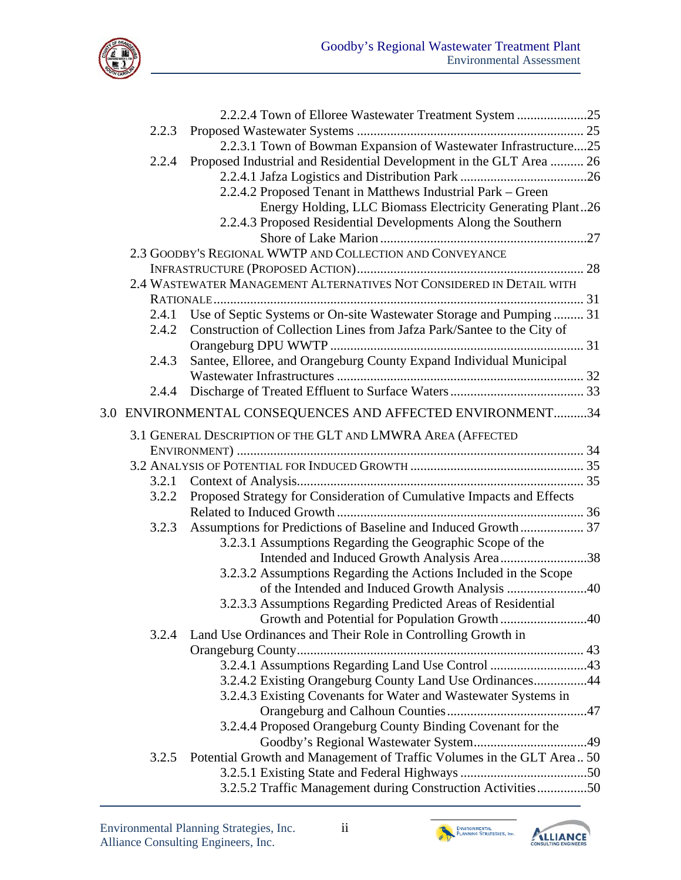2.2.2.4 Town of Elloree Wastewater Treatment System .....................25

2.2.3 Proposed Wastewater Systems ..................................................................... 25

2.2.3.1 Town of Bowman Expansion of Wastewater Infrastructure....25

2.2.4 Proposed Industrial and Residential Development in the GLT Area .......... 26

2.2.4.1 Jafza Logistics and Distribution Park ......................................26

2.2.4.2 Proposed Tenant in Matthews Industrial Park – Green Energy Holding, LLC Biomass Electricity Generating Plant..26

2.2.4.3 Proposed Residential Developments Along the Southern Shore of Lake Marion .............................................................27

2.3 GOODBY'S REGIONAL WWTP AND COLLECTION AND CONVEYANCE INFRASTRUCTURE (PROPOSED ACTION)................................................................... 28

2.4 WASTEWATER MANAGEMENT ALTERNATIVES NOT CONSIDERED IN DETAIL WITH RATIONALE............................................................................................................... 31

2.4.1 Use of Septic Systems or On-site Wastewater Storage and Pumping ......... 31

2.4.2 Construction of Collection Lines from Jafza Park/Santee to the City of Orangeburg DPU WWTP ........................................................................... 31

2.4.3 Santee, Elloree, and Orangeburg County Expand Individual Municipal Wastewater Infrastructures ......................................................................... 32

2.4.4 Discharge of Treated Effluent to Surface Waters ........................................ 33

3.0 ENVIRONMENTAL CONSEQUENCES AND AFFECTED ENVIRONMENT..........34

3.1 GENERAL DESCRIPTION OF THE GLT AND LMWRA AREA (AFFECTED ENVIRONMENT) ....................................................................................................... 34

3.2 ANALYSIS OF POTENTIAL FOR INDUCED GROWTH .................................................... 35

3.2.1 Context of Analysis...................................................................................... 35

3.2.2 Proposed Strategy for Consideration of Cumulative Impacts and Effects Related to Induced Growth .......................................................................... 36

3.2.3 Assumptions for Predictions of Baseline and Induced Growth................... 37

3.2.3.1 Assumptions Regarding the Geographic Scope of the Intended and Induced Growth Analysis Area..........................38

3.2.3.2 Assumptions Regarding the Actions Included in the Scope of the Intended and Induced Growth Analysis ........................40

3.2.3.3 Assumptions Regarding Predicted Areas of Residential Growth and Potential for Population Growth ..........................40

3.2.4 Land Use Ordinances and Their Role in Controlling Growth in Orangeburg County...................................................................................... 43

3.2.4.1 Assumptions Regarding Land Use Control .............................43

3.2.4.2 Existing Orangeburg County Land Use Ordinances................44

3.2.4.3 Existing Covenants for Water and Wastewater Systems in Orangeburg and Calhoun Counties..........................................47

3.2.4.4 Proposed Orangeburg County Binding Covenant for the Goodby's Regional Wastewater System..................................49

3.2.5 Potential Growth and Management of Traffic Volumes in the GLT Area .. 50

3.2.5.1 Existing State and Federal Highways ......................................50

3.2.5.2 Traffic Management during Construction Activities...............50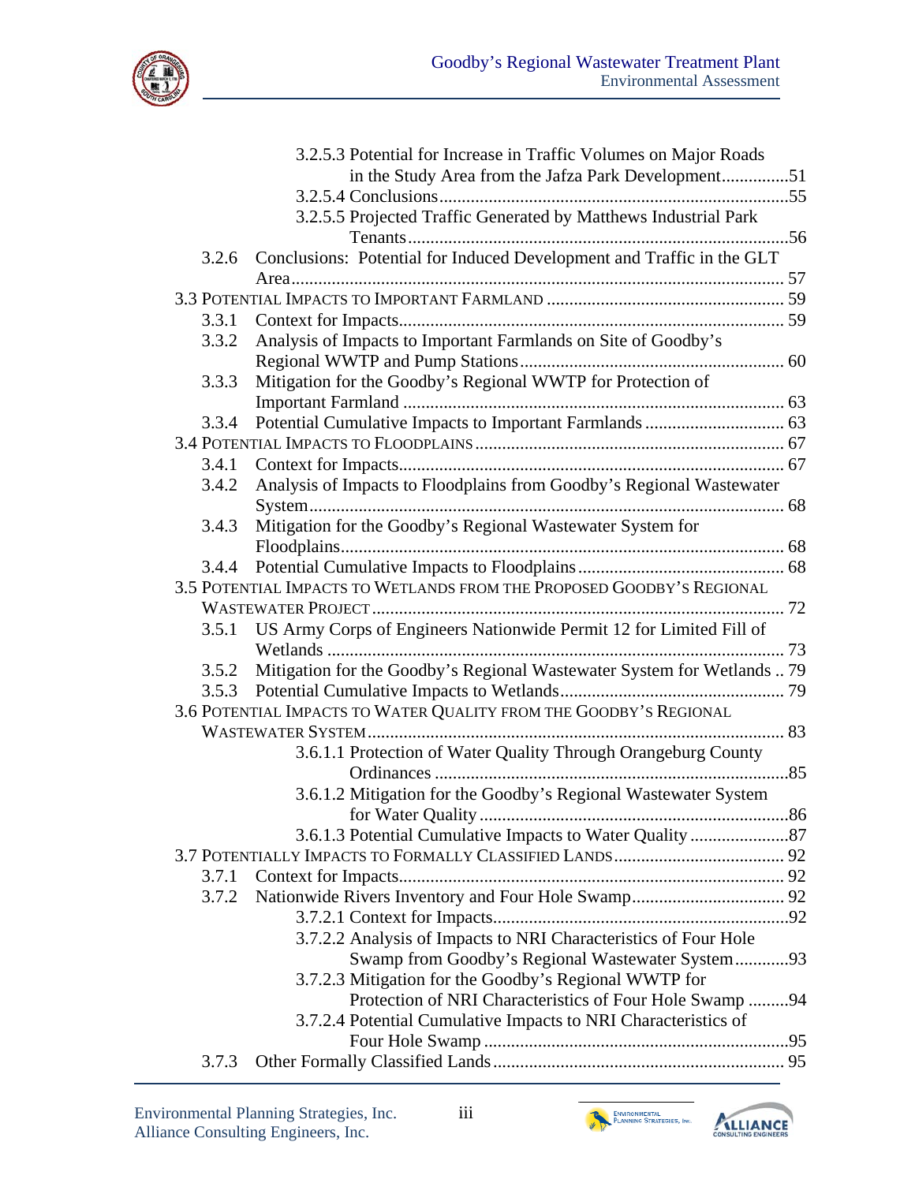3.2.5.3 Potential for Increase in Traffic Volumes on Major Roads in the Study Area from the Jafza Park Development...............51
3.2.5.4 Conclusions...............55
3.2.5.5 Projected Traffic Generated by Matthews Industrial Park Tenants...............56
3.2.6 Conclusions: Potential for Induced Development and Traffic in the GLT Area...............57
3.3 POTENTIAL IMPACTS TO IMPORTANT FARMLAND...............59
3.3.1 Context for Impacts...............59
3.3.2 Analysis of Impacts to Important Farmlands on Site of Goodby's Regional WWTP and Pump Stations...............60
3.3.3 Mitigation for the Goodby's Regional WWTP for Protection of Important Farmland...............63
3.3.4 Potential Cumulative Impacts to Important Farmlands...............63
3.4 POTENTIAL IMPACTS TO FLOODPLAINS...............67
3.4.1 Context for Impacts...............67
3.4.2 Analysis of Impacts to Floodplains from Goodby's Regional Wastewater System...............68
3.4.3 Mitigation for the Goodby's Regional Wastewater System for Floodplains...............68
3.4.4 Potential Cumulative Impacts to Floodplains...............68
3.5 POTENTIAL IMPACTS TO WETLANDS FROM THE PROPOSED GOODBY'S REGIONAL WASTEWATER PROJECT...............72
3.5.1 US Army Corps of Engineers Nationwide Permit 12 for Limited Fill of Wetlands...............73
3.5.2 Mitigation for the Goodby's Regional Wastewater System for Wetlands...............79
3.5.3 Potential Cumulative Impacts to Wetlands...............79
3.6 POTENTIAL IMPACTS TO WATER QUALITY FROM THE GOODBY'S REGIONAL WASTEWATER SYSTEM...............83
3.6.1.1 Protection of Water Quality Through Orangeburg County Ordinances...............85
3.6.1.2 Mitigation for the Goodby's Regional Wastewater System for Water Quality...............86
3.6.1.3 Potential Cumulative Impacts to Water Quality...............87
3.7 POTENTIALLY IMPACTS TO FORMALLY CLASSIFIED LANDS...............92
3.7.1 Context for Impacts...............92
3.7.2 Nationwide Rivers Inventory and Four Hole Swamp...............92
3.7.2.1 Context for Impacts...............92
3.7.2.2 Analysis of Impacts to NRI Characteristics of Four Hole Swamp from Goodby's Regional Wastewater System...............93
3.7.2.3 Mitigation for the Goodby's Regional WWTP for Protection of NRI Characteristics of Four Hole Swamp...............94
3.7.2.4 Potential Cumulative Impacts to NRI Characteristics of Four Hole Swamp...............95
3.7.3 Other Formally Classified Lands...............95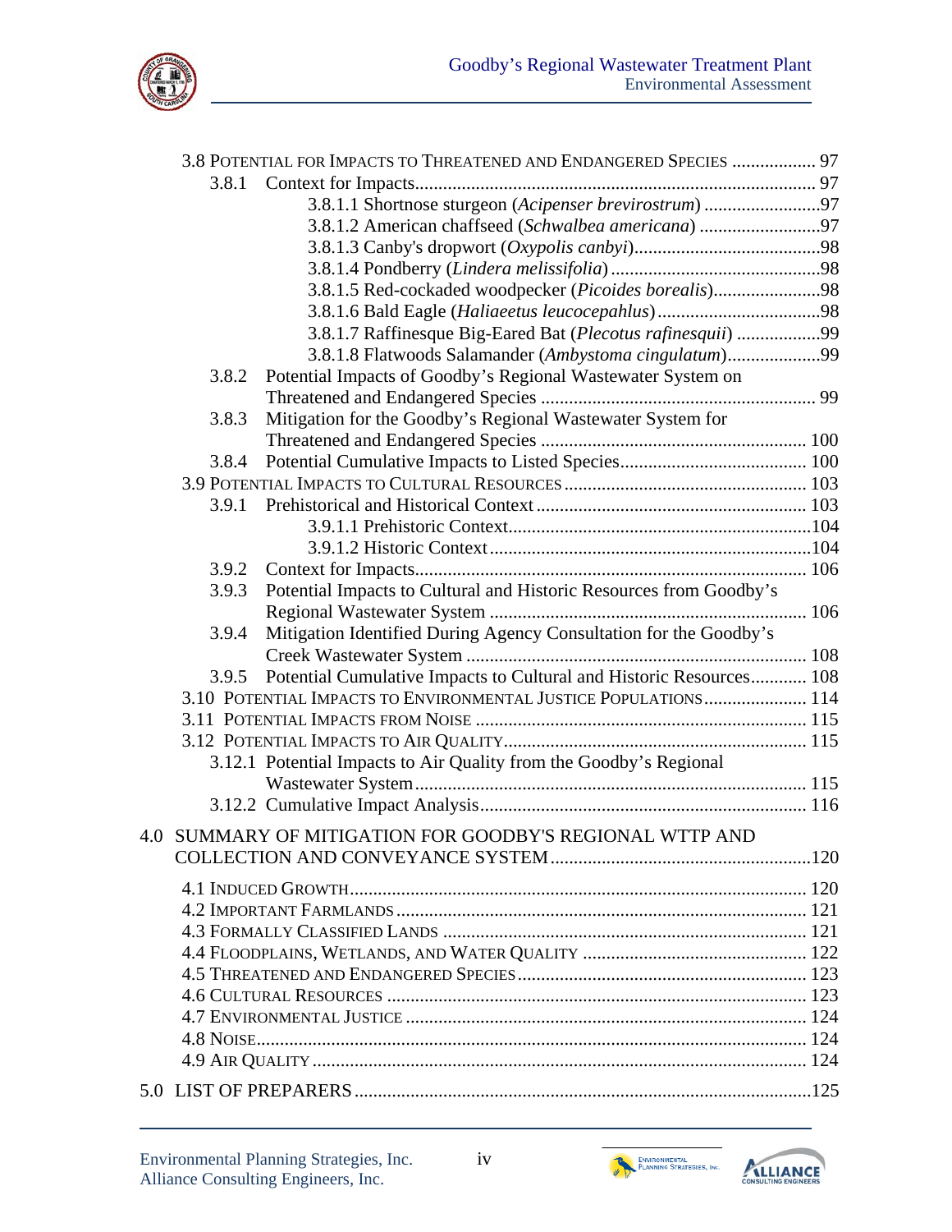3.8 Potential for Impacts to Threatened and Endangered Species .................. 97

3.8.1 Context for Impacts ........................................................................ 97

3.8.1.1 Shortnose sturgeon (*Acipenser brevirostrum*) .........................97

3.8.1.2 American chaffseed (*Schwalbea americana*) ..........................97

3.8.1.3 Canby's dropwort (*Oxypolis canbyi*)........................................98

3.8.1.4 Pondberry (*Lindera melissifolia*) .............................................98

3.8.1.5 Red-cockaded woodpecker (*Picoides borealis*).......................98

3.8.1.6 Bald Eagle (*Haliaeetus leucocephalus*) ...................................98

3.8.1.7 Raffinesque Big-Eared Bat (*Plecotus rafinesquii*) ..................99

3.8.1.8 Flatwoods Salamander (*Ambystoma cingulatum*)....................99

3.8.2 Potential Impacts of Goodby's Regional Wastewater System on Threatened and Endangered Species ........................................................... 99

3.8.3 Mitigation for the Goodby's Regional Wastewater System for Threatened and Endangered Species ......................................................... 100

3.8.4 Potential Cumulative Impacts to Listed Species........................................ 100

3.9 Potential Impacts to Cultural Resources .................................................... 103

3.9.1 Prehistorical and Historical Context ........................................................ 103

3.9.1.1 Prehistoric Context.................................................................104

3.9.1.2 Historic Context .....................................................................104

3.9.2 Context for Impacts.................................................................................... 106

3.9.3 Potential Impacts to Cultural and Historic Resources from Goodby's Regional Wastewater System .................................................................... 106

3.9.4 Mitigation Identified During Agency Consultation for the Goodby's Creek Wastewater System ......................................................................... 108

3.9.5 Potential Cumulative Impacts to Cultural and Historic Resources............ 108

3.10 Potential Impacts to Environmental Justice Populations...................... 114

3.11 Potential Impacts from Noise ....................................................................... 115

3.12 Potential Impacts to Air Quality.................................................................. 115

3.12.1 Potential Impacts to Air Quality from the Goodby's Regional Wastewater System.................................................................................... 115

3.12.2 Cumulative Impact Analysis...................................................................... 116

4.0 SUMMARY OF MITIGATION FOR GOODBY'S REGIONAL WTTP AND COLLECTION AND CONVEYANCE SYSTEM ........................................................120

4.1 Induced Growth.................................................................................................. 120

4.2 Important Farmlands ........................................................................................ 121

4.3 Formally Classified Lands .............................................................................. 121

4.4 Floodplains, Wetlands, and Water Quality ................................................ 122

4.5 Threatened and Endangered Species.............................................................. 123

4.6 Cultural Resources .......................................................................................... 123

4.7 Environmental Justice ...................................................................................... 124

4.8 Noise...................................................................................................................... 124

4.9 Air Quality .......................................................................................................... 124

5.0 LIST OF PREPARERS ..................................................................................................125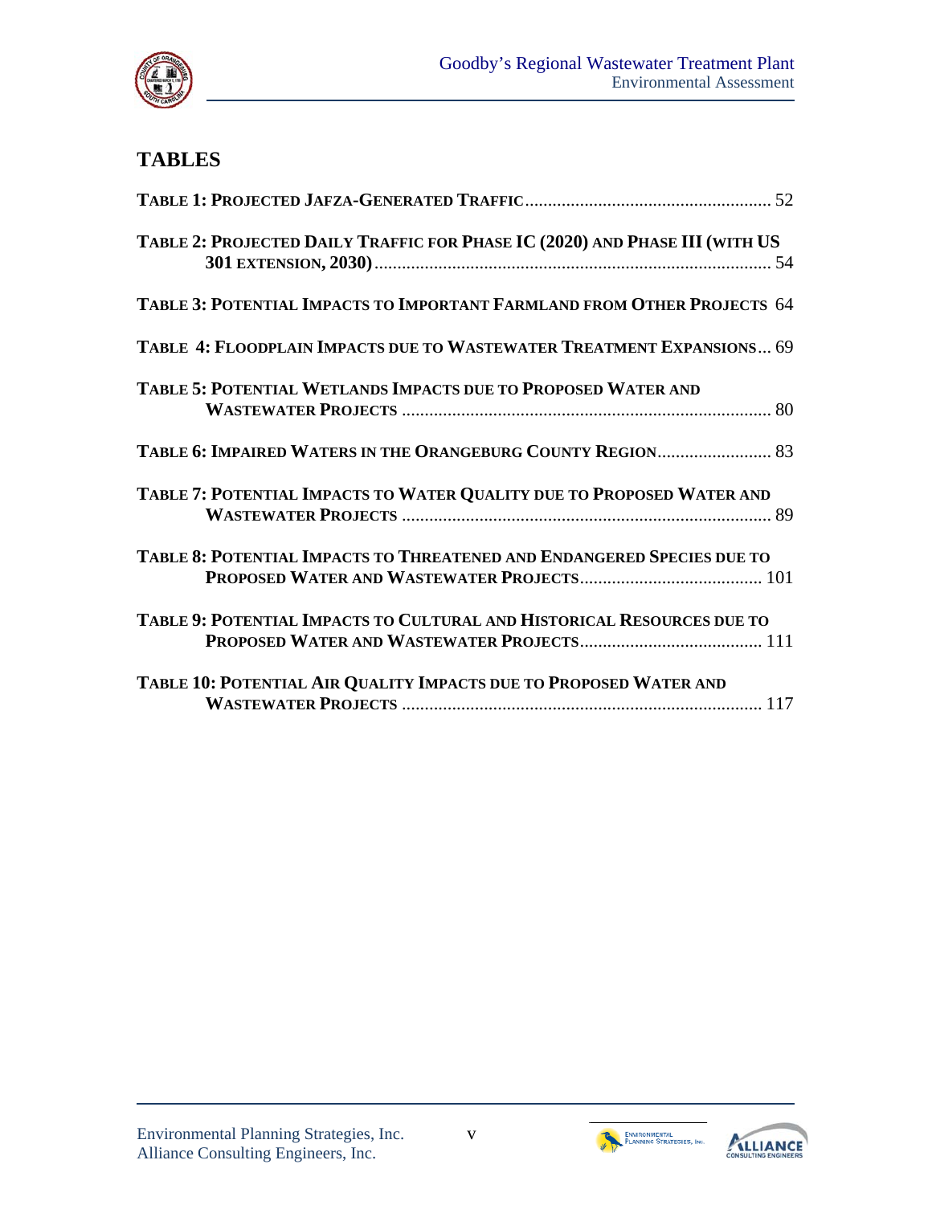## TABLES

**TABLE 1: PROJECTED JAFZA-GENERATED TRAFFIC** ...................................................... 52

**TABLE 2: PROJECTED DAILY TRAFFIC FOR PHASE IC (2020) AND PHASE III (WITH US 301 EXTENSION, 2030)** ........................................................................................ 54

**TABLE 3: POTENTIAL IMPACTS TO IMPORTANT FARMLAND FROM OTHER PROJECTS** 64

**TABLE 4: FLOODPLAIN IMPACTS DUE TO WASTEWATER TREATMENT EXPANSIONS** ... 69

**TABLE 5: POTENTIAL WETLANDS IMPACTS DUE TO PROPOSED WATER AND WASTEWATER PROJECTS** ................................................................................. 80

**TABLE 6: IMPAIRED WATERS IN THE ORANGEBURG COUNTY REGION** ......................... 83

**TABLE 7: POTENTIAL IMPACTS TO WATER QUALITY DUE TO PROPOSED WATER AND WASTEWATER PROJECTS** ................................................................................. 89

**TABLE 8: POTENTIAL IMPACTS TO THREATENED AND ENDANGERED SPECIES DUE TO PROPOSED WATER AND WASTEWATER PROJECTS** ........................................ 101

**TABLE 9: POTENTIAL IMPACTS TO CULTURAL AND HISTORICAL RESOURCES DUE TO PROPOSED WATER AND WASTEWATER PROJECTS** ........................................ 111

**TABLE 10: POTENTIAL AIR QUALITY IMPACTS DUE TO PROPOSED WATER AND WASTEWATER PROJECTS** ................................................................................ 117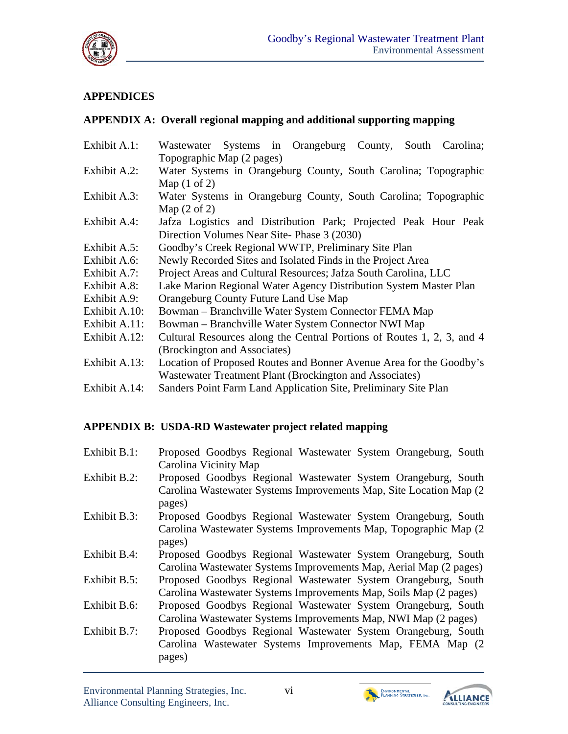## APPENDICES

### APPENDIX A: Overall regional mapping and additional supporting mapping

| | |
|---|---|
| Exhibit A.1: | Wastewater Systems in Orangeburg County, South Carolina; Topographic Map (2 pages) |
| Exhibit A.2: | Water Systems in Orangeburg County, South Carolina; Topographic Map (1 of 2) |
| Exhibit A.3: | Water Systems in Orangeburg County, South Carolina; Topographic Map (2 of 2) |
| Exhibit A.4: | Jafza Logistics and Distribution Park; Projected Peak Hour Peak Direction Volumes Near Site- Phase 3 (2030) |
| Exhibit A.5: | Goodby's Creek Regional WWTP, Preliminary Site Plan |
| Exhibit A.6: | Newly Recorded Sites and Isolated Finds in the Project Area |
| Exhibit A.7: | Project Areas and Cultural Resources; Jafza South Carolina, LLC |
| Exhibit A.8: | Lake Marion Regional Water Agency Distribution System Master Plan |
| Exhibit A.9: | Orangeburg County Future Land Use Map |
| Exhibit A.10: | Bowman – Branchville Water System Connector FEMA Map |
| Exhibit A.11: | Bowman – Branchville Water System Connector NWI Map |
| Exhibit A.12: | Cultural Resources along the Central Portions of Routes 1, 2, 3, and 4 (Brockington and Associates) |
| Exhibit A.13: | Location of Proposed Routes and Bonner Avenue Area for the Goodby's Wastewater Treatment Plant (Brockington and Associates) |
| Exhibit A.14: | Sanders Point Farm Land Application Site, Preliminary Site Plan |

### APPENDIX B: USDA-RD Wastewater project related mapping

| | |
|---|---|
| Exhibit B.1: | Proposed Goodbys Regional Wastewater System Orangeburg, South Carolina Vicinity Map |
| Exhibit B.2: | Proposed Goodbys Regional Wastewater System Orangeburg, South Carolina Wastewater Systems Improvements Map, Site Location Map (2 pages) |
| Exhibit B.3: | Proposed Goodbys Regional Wastewater System Orangeburg, South Carolina Wastewater Systems Improvements Map, Topographic Map (2 pages) |
| Exhibit B.4: | Proposed Goodbys Regional Wastewater System Orangeburg, South Carolina Wastewater Systems Improvements Map, Aerial Map (2 pages) |
| Exhibit B.5: | Proposed Goodbys Regional Wastewater System Orangeburg, South Carolina Wastewater Systems Improvements Map, Soils Map (2 pages) |
| Exhibit B.6: | Proposed Goodbys Regional Wastewater System Orangeburg, South Carolina Wastewater Systems Improvements Map, NWI Map (2 pages) |
| Exhibit B.7: | Proposed Goodbys Regional Wastewater System Orangeburg, South Carolina Wastewater Systems Improvements Map, FEMA Map (2 pages) |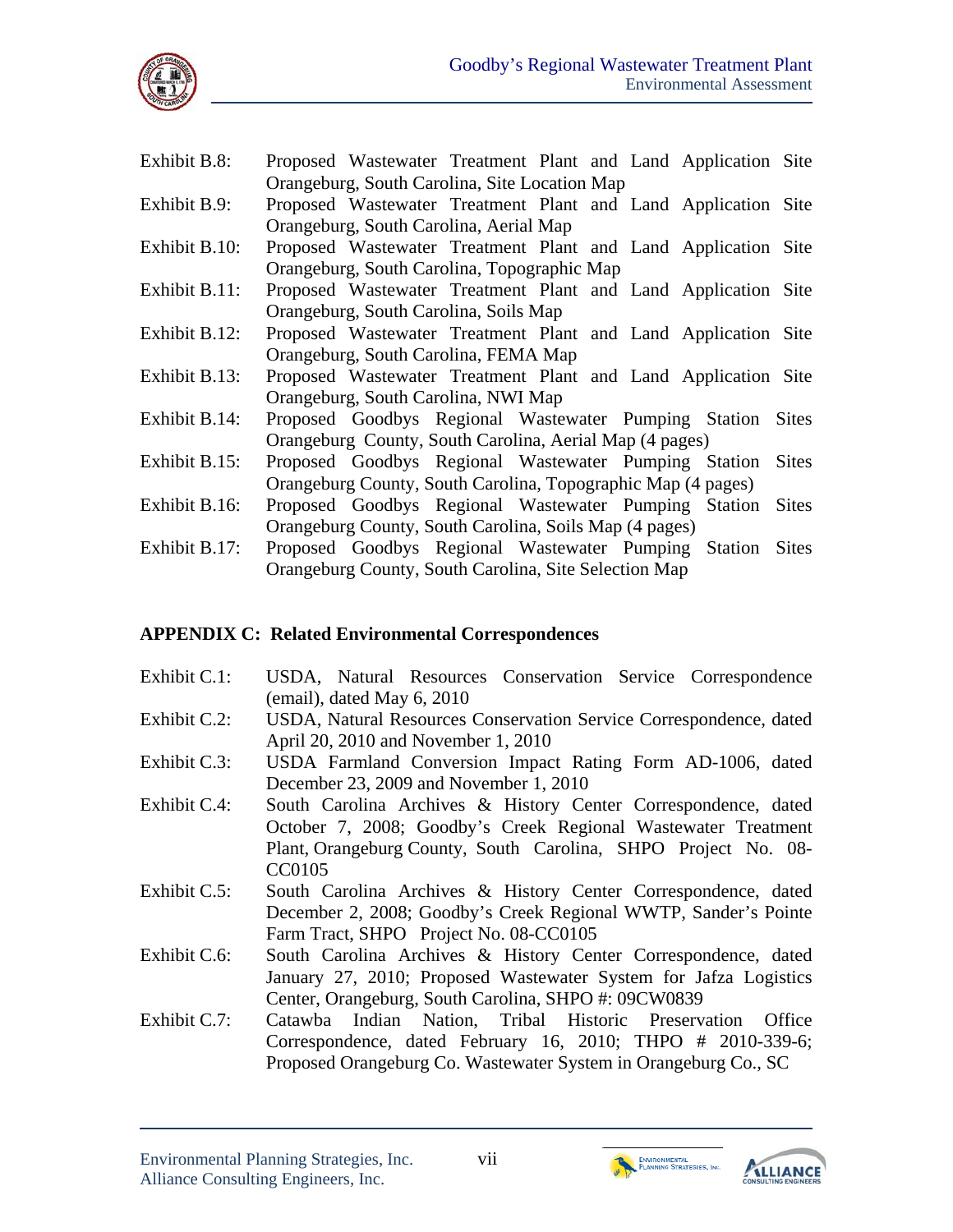Exhibit B.8: Proposed Wastewater Treatment Plant and Land Application Site Orangeburg, South Carolina, Site Location Map

Exhibit B.9: Proposed Wastewater Treatment Plant and Land Application Site Orangeburg, South Carolina, Aerial Map

Exhibit B.10: Proposed Wastewater Treatment Plant and Land Application Site Orangeburg, South Carolina, Topographic Map

Exhibit B.11: Proposed Wastewater Treatment Plant and Land Application Site Orangeburg, South Carolina, Soils Map

Exhibit B.12: Proposed Wastewater Treatment Plant and Land Application Site Orangeburg, South Carolina, FEMA Map

Exhibit B.13: Proposed Wastewater Treatment Plant and Land Application Site Orangeburg, South Carolina, NWI Map

Exhibit B.14: Proposed Goodbys Regional Wastewater Pumping Station Sites Orangeburg County, South Carolina, Aerial Map (4 pages)

Exhibit B.15: Proposed Goodbys Regional Wastewater Pumping Station Sites Orangeburg County, South Carolina, Topographic Map (4 pages)

Exhibit B.16: Proposed Goodbys Regional Wastewater Pumping Station Sites Orangeburg County, South Carolina, Soils Map (4 pages)

Exhibit B.17: Proposed Goodbys Regional Wastewater Pumping Station Sites Orangeburg County, South Carolina, Site Selection Map

## APPENDIX C: Related Environmental Correspondences

Exhibit C.1: USDA, Natural Resources Conservation Service Correspondence (email), dated May 6, 2010

Exhibit C.2: USDA, Natural Resources Conservation Service Correspondence, dated April 20, 2010 and November 1, 2010

Exhibit C.3: USDA Farmland Conversion Impact Rating Form AD-1006, dated December 23, 2009 and November 1, 2010

Exhibit C.4: South Carolina Archives & History Center Correspondence, dated October 7, 2008; Goodby's Creek Regional Wastewater Treatment Plant, Orangeburg County, South Carolina, SHPO Project No. 08-CC0105

Exhibit C.5: South Carolina Archives & History Center Correspondence, dated December 2, 2008; Goodby's Creek Regional WWTP, Sander's Pointe Farm Tract, SHPO Project No. 08-CC0105

Exhibit C.6: South Carolina Archives & History Center Correspondence, dated January 27, 2010; Proposed Wastewater System for Jafza Logistics Center, Orangeburg, South Carolina, SHPO #: 09CW0839

Exhibit C.7: Catawba Indian Nation, Tribal Historic Preservation Office Correspondence, dated February 16, 2010; THPO # 2010-339-6; Proposed Orangeburg Co. Wastewater System in Orangeburg Co., SC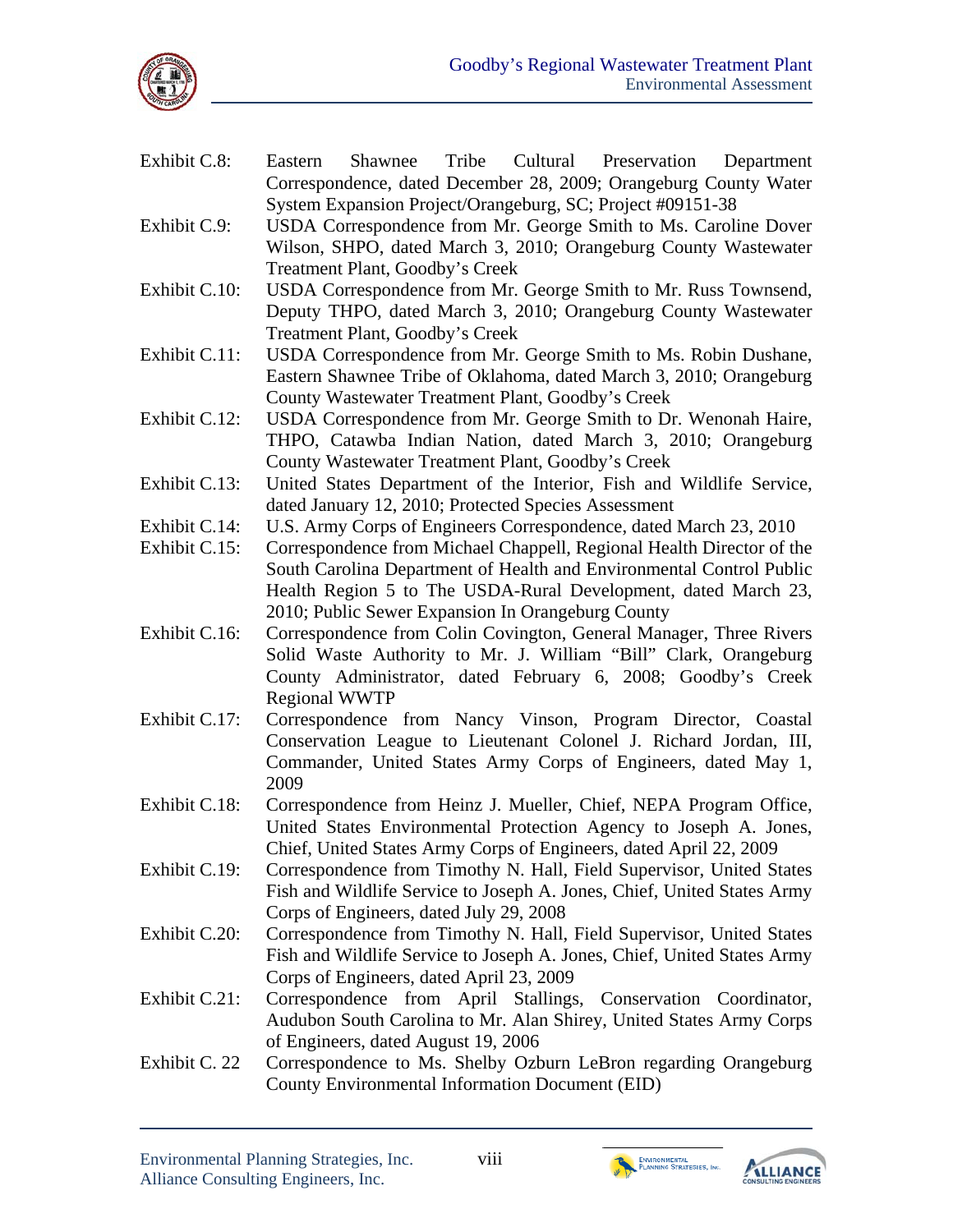Exhibit C.8: Eastern Shawnee Tribe Cultural Preservation Department Correspondence, dated December 28, 2009; Orangeburg County Water System Expansion Project/Orangeburg, SC; Project #09151-38

Exhibit C.9: USDA Correspondence from Mr. George Smith to Ms. Caroline Dover Wilson, SHPO, dated March 3, 2010; Orangeburg County Wastewater Treatment Plant, Goodby's Creek

Exhibit C.10: USDA Correspondence from Mr. George Smith to Mr. Russ Townsend, Deputy THPO, dated March 3, 2010; Orangeburg County Wastewater Treatment Plant, Goodby's Creek

Exhibit C.11: USDA Correspondence from Mr. George Smith to Ms. Robin Dushane, Eastern Shawnee Tribe of Oklahoma, dated March 3, 2010; Orangeburg County Wastewater Treatment Plant, Goodby's Creek

Exhibit C.12: USDA Correspondence from Mr. George Smith to Dr. Wenonah Haire, THPO, Catawba Indian Nation, dated March 3, 2010; Orangeburg County Wastewater Treatment Plant, Goodby's Creek

Exhibit C.13: United States Department of the Interior, Fish and Wildlife Service, dated January 12, 2010; Protected Species Assessment

Exhibit C.14: U.S. Army Corps of Engineers Correspondence, dated March 23, 2010

Exhibit C.15: Correspondence from Michael Chappell, Regional Health Director of the South Carolina Department of Health and Environmental Control Public Health Region 5 to The USDA-Rural Development, dated March 23, 2010; Public Sewer Expansion In Orangeburg County

Exhibit C.16: Correspondence from Colin Covington, General Manager, Three Rivers Solid Waste Authority to Mr. J. William "Bill" Clark, Orangeburg County Administrator, dated February 6, 2008; Goodby's Creek Regional WWTP

Exhibit C.17: Correspondence from Nancy Vinson, Program Director, Coastal Conservation League to Lieutenant Colonel J. Richard Jordan, III, Commander, United States Army Corps of Engineers, dated May 1, 2009

Exhibit C.18: Correspondence from Heinz J. Mueller, Chief, NEPA Program Office, United States Environmental Protection Agency to Joseph A. Jones, Chief, United States Army Corps of Engineers, dated April 22, 2009

Exhibit C.19: Correspondence from Timothy N. Hall, Field Supervisor, United States Fish and Wildlife Service to Joseph A. Jones, Chief, United States Army Corps of Engineers, dated July 29, 2008

Exhibit C.20: Correspondence from Timothy N. Hall, Field Supervisor, United States Fish and Wildlife Service to Joseph A. Jones, Chief, United States Army Corps of Engineers, dated April 23, 2009

Exhibit C.21: Correspondence from April Stallings, Conservation Coordinator, Audubon South Carolina to Mr. Alan Shirey, United States Army Corps of Engineers, dated August 19, 2006

Exhibit C. 22 Correspondence to Ms. Shelby Ozburn LeBron regarding Orangeburg County Environmental Information Document (EID)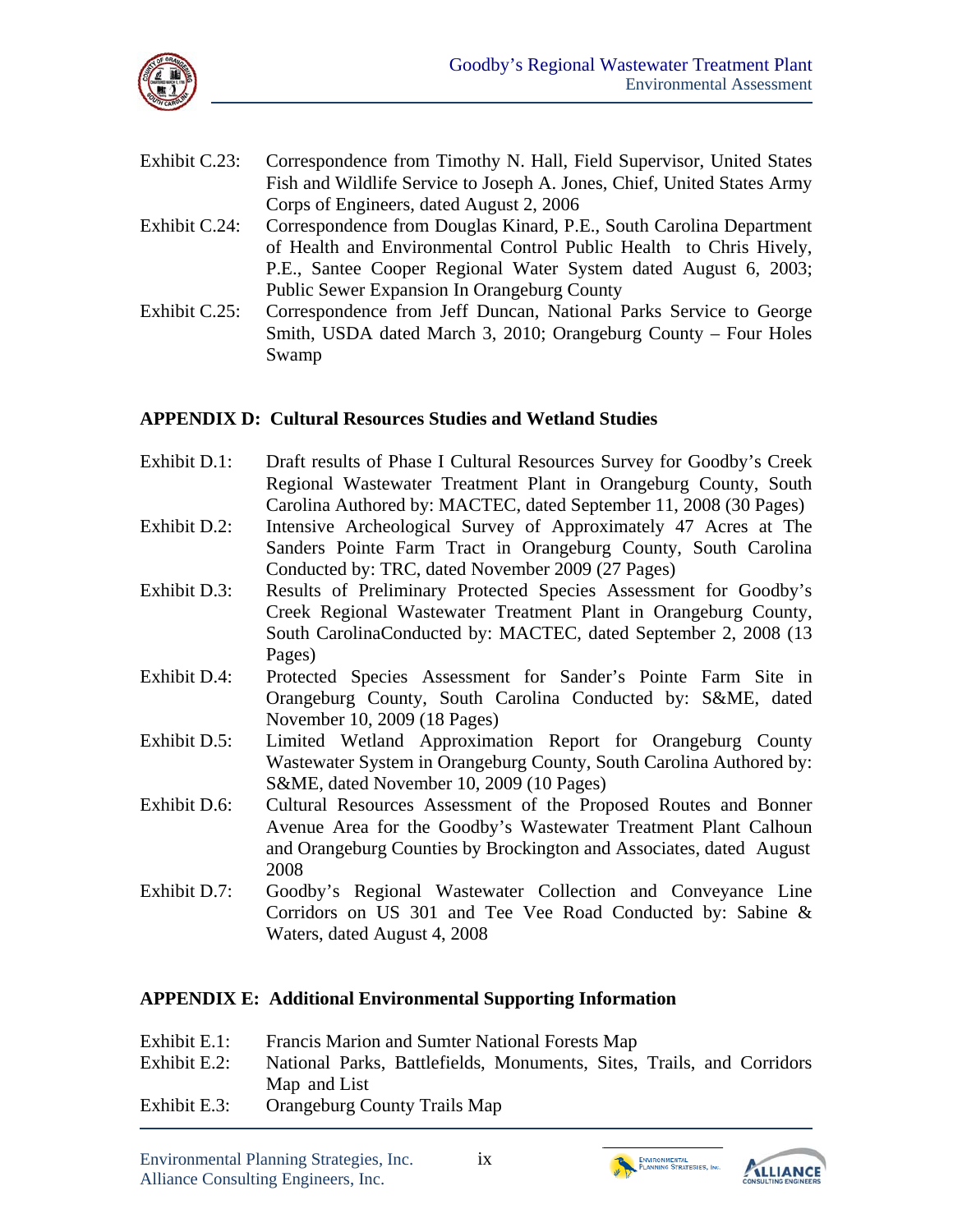Exhibit C.23: Correspondence from Timothy N. Hall, Field Supervisor, United States Fish and Wildlife Service to Joseph A. Jones, Chief, United States Army Corps of Engineers, dated August 2, 2006

Exhibit C.24: Correspondence from Douglas Kinard, P.E., South Carolina Department of Health and Environmental Control Public Health to Chris Hively, P.E., Santee Cooper Regional Water System dated August 6, 2003; Public Sewer Expansion In Orangeburg County

Exhibit C.25: Correspondence from Jeff Duncan, National Parks Service to George Smith, USDA dated March 3, 2010; Orangeburg County – Four Holes Swamp

**APPENDIX D: Cultural Resources Studies and Wetland Studies**

Exhibit D.1: Draft results of Phase I Cultural Resources Survey for Goodby's Creek Regional Wastewater Treatment Plant in Orangeburg County, South Carolina Authored by: MACTEC, dated September 11, 2008 (30 Pages)

Exhibit D.2: Intensive Archeological Survey of Approximately 47 Acres at The Sanders Pointe Farm Tract in Orangeburg County, South Carolina Conducted by: TRC, dated November 2009 (27 Pages)

Exhibit D.3: Results of Preliminary Protected Species Assessment for Goodby's Creek Regional Wastewater Treatment Plant in Orangeburg County, South CarolinaConducted by: MACTEC, dated September 2, 2008 (13 Pages)

Exhibit D.4: Protected Species Assessment for Sander's Pointe Farm Site in Orangeburg County, South Carolina Conducted by: S&ME, dated November 10, 2009 (18 Pages)

Exhibit D.5: Limited Wetland Approximation Report for Orangeburg County Wastewater System in Orangeburg County, South Carolina Authored by: S&ME, dated November 10, 2009 (10 Pages)

Exhibit D.6: Cultural Resources Assessment of the Proposed Routes and Bonner Avenue Area for the Goodby's Wastewater Treatment Plant Calhoun and Orangeburg Counties by Brockington and Associates, dated August 2008

Exhibit D.7: Goodby's Regional Wastewater Collection and Conveyance Line Corridors on US 301 and Tee Vee Road Conducted by: Sabine & Waters, dated August 4, 2008

**APPENDIX E: Additional Environmental Supporting Information**

Exhibit E.1: Francis Marion and Sumter National Forests Map

Exhibit E.2: National Parks, Battlefields, Monuments, Sites, Trails, and Corridors Map and List

Exhibit E.3: Orangeburg County Trails Map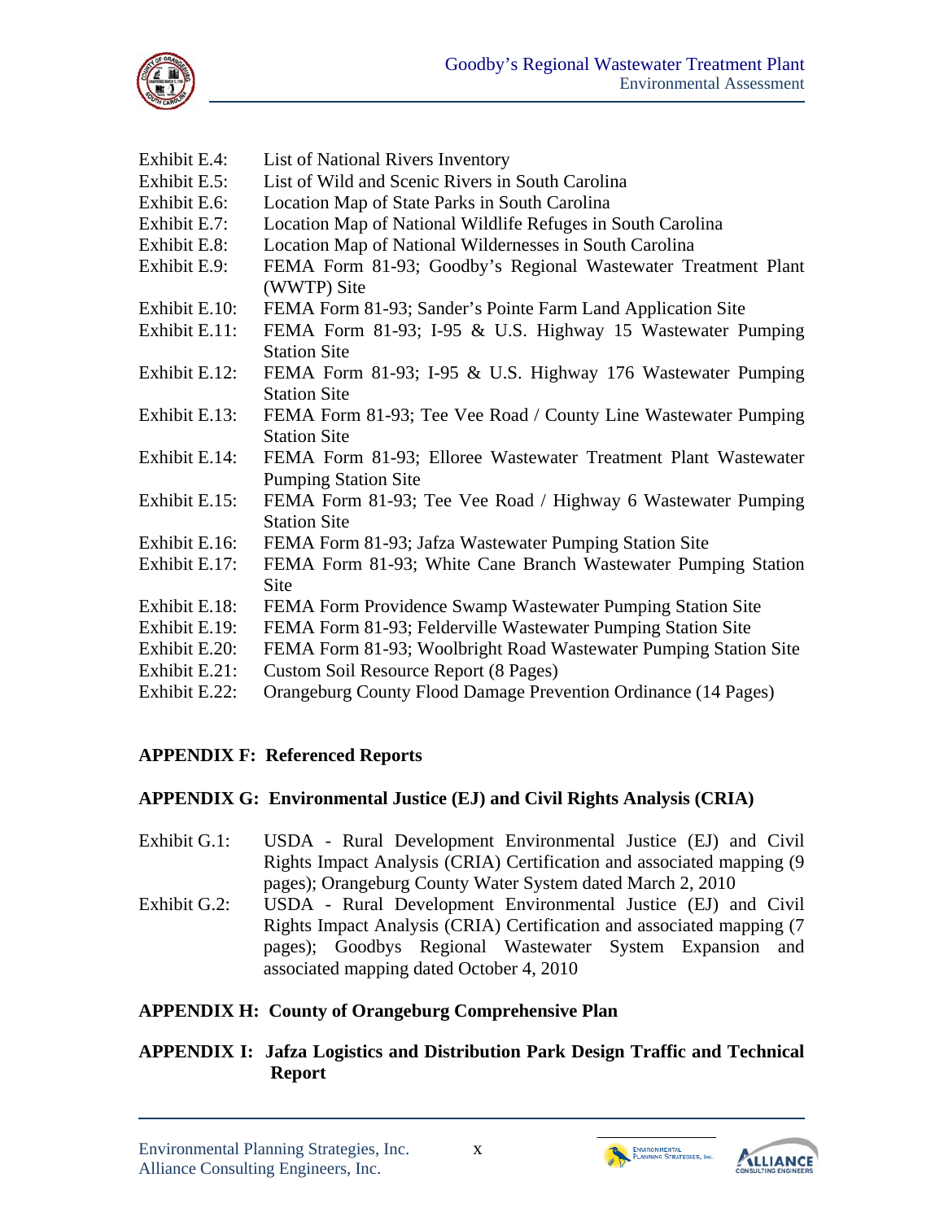Exhibit E.4: List of National Rivers Inventory
Exhibit E.5: List of Wild and Scenic Rivers in South Carolina
Exhibit E.6: Location Map of State Parks in South Carolina
Exhibit E.7: Location Map of National Wildlife Refuges in South Carolina
Exhibit E.8: Location Map of National Wildernesses in South Carolina
Exhibit E.9: FEMA Form 81-93; Goodby's Regional Wastewater Treatment Plant (WWTP) Site
Exhibit E.10: FEMA Form 81-93; Sander's Pointe Farm Land Application Site
Exhibit E.11: FEMA Form 81-93; I-95 & U.S. Highway 15 Wastewater Pumping Station Site
Exhibit E.12: FEMA Form 81-93; I-95 & U.S. Highway 176 Wastewater Pumping Station Site
Exhibit E.13: FEMA Form 81-93; Tee Vee Road / County Line Wastewater Pumping Station Site
Exhibit E.14: FEMA Form 81-93; Elloree Wastewater Treatment Plant Wastewater Pumping Station Site
Exhibit E.15: FEMA Form 81-93; Tee Vee Road / Highway 6 Wastewater Pumping Station Site
Exhibit E.16: FEMA Form 81-93; Jafza Wastewater Pumping Station Site
Exhibit E.17: FEMA Form 81-93; White Cane Branch Wastewater Pumping Station Site
Exhibit E.18: FEMA Form Providence Swamp Wastewater Pumping Station Site
Exhibit E.19: FEMA Form 81-93; Felderville Wastewater Pumping Station Site
Exhibit E.20: FEMA Form 81-93; Woolbright Road Wastewater Pumping Station Site
Exhibit E.21: Custom Soil Resource Report (8 Pages)
Exhibit E.22: Orangeburg County Flood Damage Prevention Ordinance (14 Pages)

**APPENDIX F: Referenced Reports**

**APPENDIX G: Environmental Justice (EJ) and Civil Rights Analysis (CRIA)**

Exhibit G.1: USDA - Rural Development Environmental Justice (EJ) and Civil Rights Impact Analysis (CRIA) Certification and associated mapping (9 pages); Orangeburg County Water System dated March 2, 2010
Exhibit G.2: USDA - Rural Development Environmental Justice (EJ) and Civil Rights Impact Analysis (CRIA) Certification and associated mapping (7 pages); Goodbys Regional Wastewater System Expansion and associated mapping dated October 4, 2010

**APPENDIX H: County of Orangeburg Comprehensive Plan**

**APPENDIX I: Jafza Logistics and Distribution Park Design Traffic and Technical Report**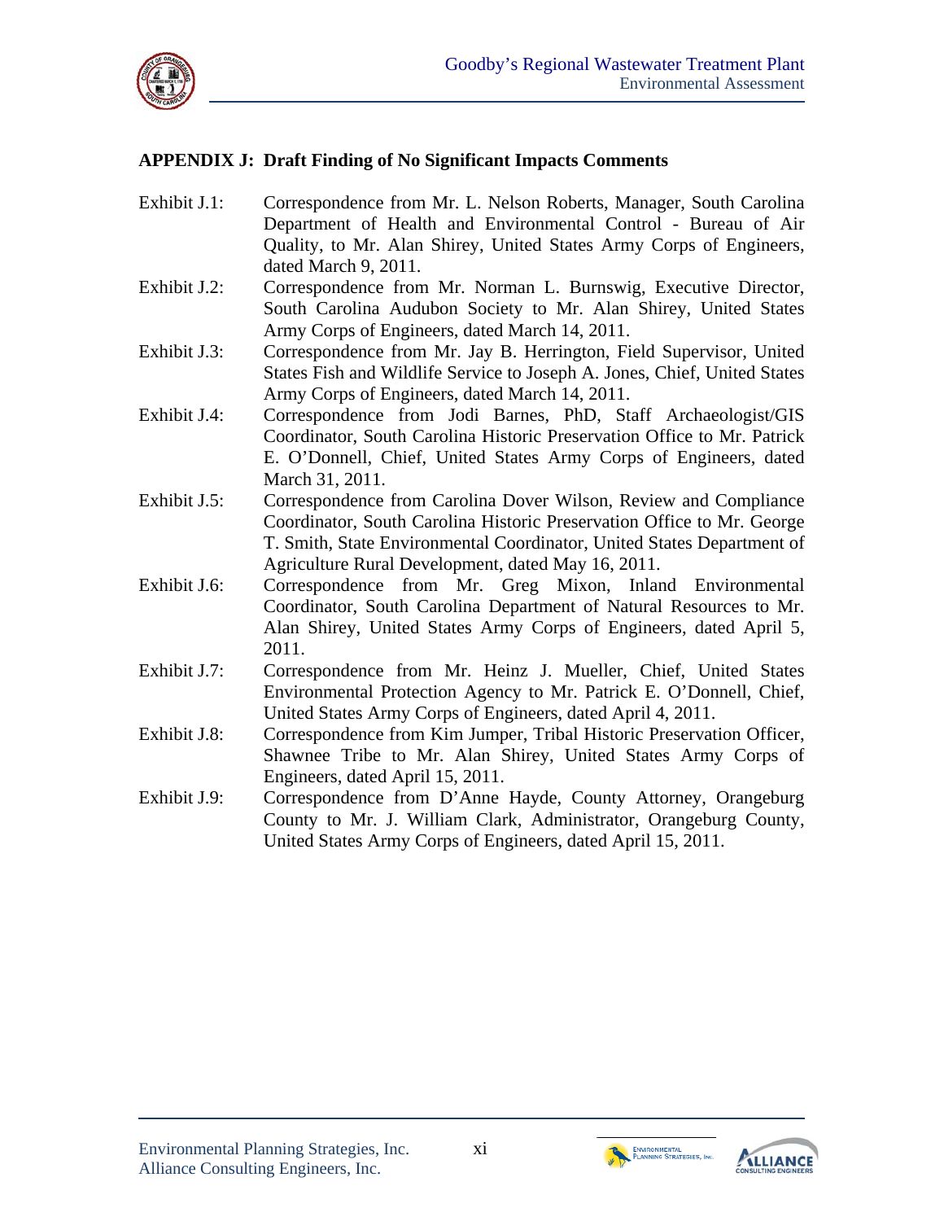## APPENDIX J: Draft Finding of No Significant Impacts Comments

Exhibit J.1: Correspondence from Mr. L. Nelson Roberts, Manager, South Carolina Department of Health and Environmental Control - Bureau of Air Quality, to Mr. Alan Shirey, United States Army Corps of Engineers, dated March 9, 2011.

Exhibit J.2: Correspondence from Mr. Norman L. Burnswig, Executive Director, South Carolina Audubon Society to Mr. Alan Shirey, United States Army Corps of Engineers, dated March 14, 2011.

Exhibit J.3: Correspondence from Mr. Jay B. Herrington, Field Supervisor, United States Fish and Wildlife Service to Joseph A. Jones, Chief, United States Army Corps of Engineers, dated March 14, 2011.

Exhibit J.4: Correspondence from Jodi Barnes, PhD, Staff Archaeologist/GIS Coordinator, South Carolina Historic Preservation Office to Mr. Patrick E. O'Donnell, Chief, United States Army Corps of Engineers, dated March 31, 2011.

Exhibit J.5: Correspondence from Carolina Dover Wilson, Review and Compliance Coordinator, South Carolina Historic Preservation Office to Mr. George T. Smith, State Environmental Coordinator, United States Department of Agriculture Rural Development, dated May 16, 2011.

Exhibit J.6: Correspondence from Mr. Greg Mixon, Inland Environmental Coordinator, South Carolina Department of Natural Resources to Mr. Alan Shirey, United States Army Corps of Engineers, dated April 5, 2011.

Exhibit J.7: Correspondence from Mr. Heinz J. Mueller, Chief, United States Environmental Protection Agency to Mr. Patrick E. O'Donnell, Chief, United States Army Corps of Engineers, dated April 4, 2011.

Exhibit J.8: Correspondence from Kim Jumper, Tribal Historic Preservation Officer, Shawnee Tribe to Mr. Alan Shirey, United States Army Corps of Engineers, dated April 15, 2011.

Exhibit J.9: Correspondence from D'Anne Hayde, County Attorney, Orangeburg County to Mr. J. William Clark, Administrator, Orangeburg County, United States Army Corps of Engineers, dated April 15, 2011.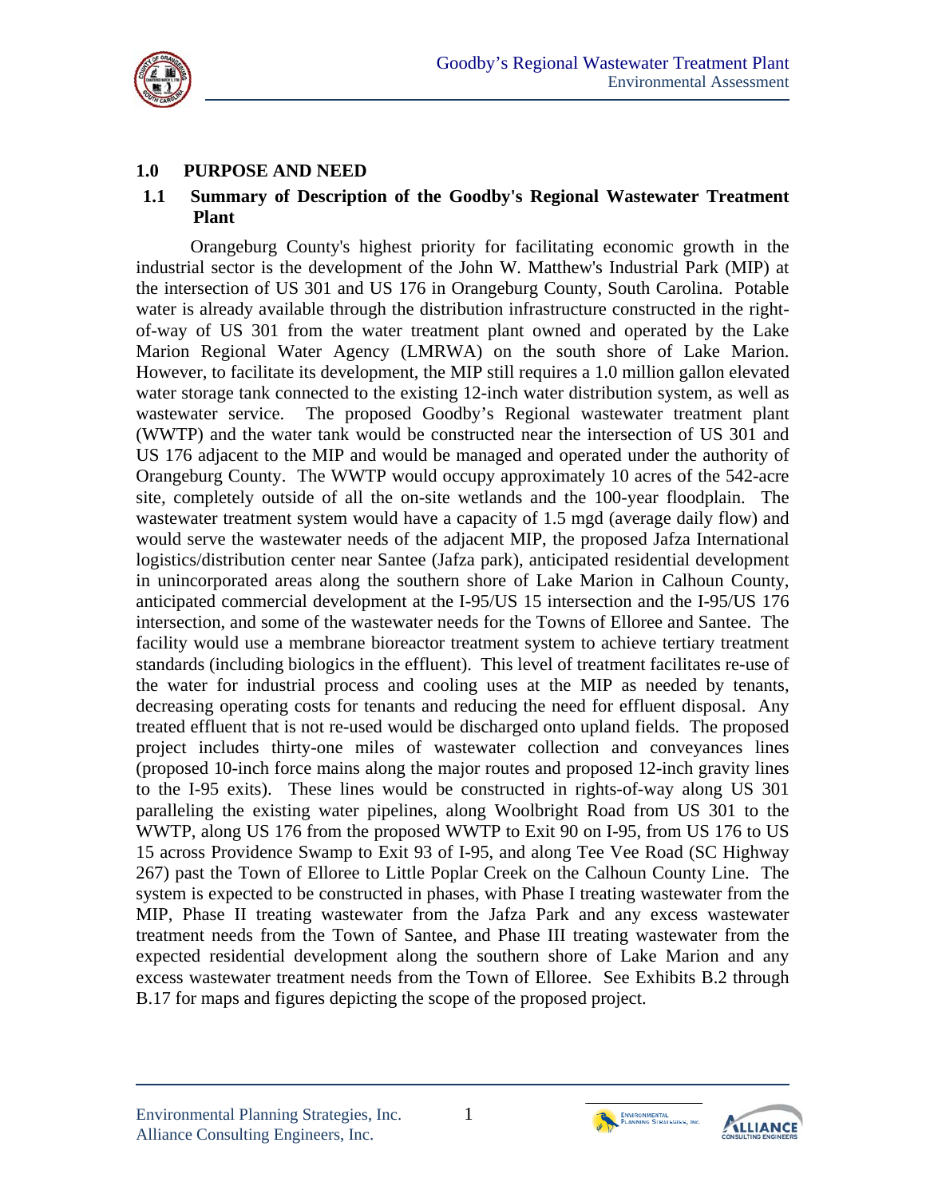## 1.0 PURPOSE AND NEED

### 1.1 Summary of Description of the Goodby's Regional Wastewater Treatment Plant

Orangeburg County's highest priority for facilitating economic growth in the industrial sector is the development of the John W. Matthew's Industrial Park (MIP) at the intersection of US 301 and US 176 in Orangeburg County, South Carolina. Potable water is already available through the distribution infrastructure constructed in the right-of-way of US 301 from the water treatment plant owned and operated by the Lake Marion Regional Water Agency (LMRWA) on the south shore of Lake Marion. However, to facilitate its development, the MIP still requires a 1.0 million gallon elevated water storage tank connected to the existing 12-inch water distribution system, as well as wastewater service. The proposed Goodby's Regional wastewater treatment plant (WWTP) and the water tank would be constructed near the intersection of US 301 and US 176 adjacent to the MIP and would be managed and operated under the authority of Orangeburg County. The WWTP would occupy approximately 10 acres of the 542-acre site, completely outside of all the on-site wetlands and the 100-year floodplain. The wastewater treatment system would have a capacity of 1.5 mgd (average daily flow) and would serve the wastewater needs of the adjacent MIP, the proposed Jafza International logistics/distribution center near Santee (Jafza park), anticipated residential development in unincorporated areas along the southern shore of Lake Marion in Calhoun County, anticipated commercial development at the I-95/US 15 intersection and the I-95/US 176 intersection, and some of the wastewater needs for the Towns of Elloree and Santee. The facility would use a membrane bioreactor treatment system to achieve tertiary treatment standards (including biologics in the effluent). This level of treatment facilitates re-use of the water for industrial process and cooling uses at the MIP as needed by tenants, decreasing operating costs for tenants and reducing the need for effluent disposal. Any treated effluent that is not re-used would be discharged onto upland fields. The proposed project includes thirty-one miles of wastewater collection and conveyances lines (proposed 10-inch force mains along the major routes and proposed 12-inch gravity lines to the I-95 exits). These lines would be constructed in rights-of-way along US 301 paralleling the existing water pipelines, along Woolbright Road from US 301 to the WWTP, along US 176 from the proposed WWTP to Exit 90 on I-95, from US 176 to US 15 across Providence Swamp to Exit 93 of I-95, and along Tee Vee Road (SC Highway 267) past the Town of Elloree to Little Poplar Creek on the Calhoun County Line. The system is expected to be constructed in phases, with Phase I treating wastewater from the MIP, Phase II treating wastewater from the Jafza Park and any excess wastewater treatment needs from the Town of Santee, and Phase III treating wastewater from the expected residential development along the southern shore of Lake Marion and any excess wastewater treatment needs from the Town of Elloree. See Exhibits B.2 through B.17 for maps and figures depicting the scope of the proposed project.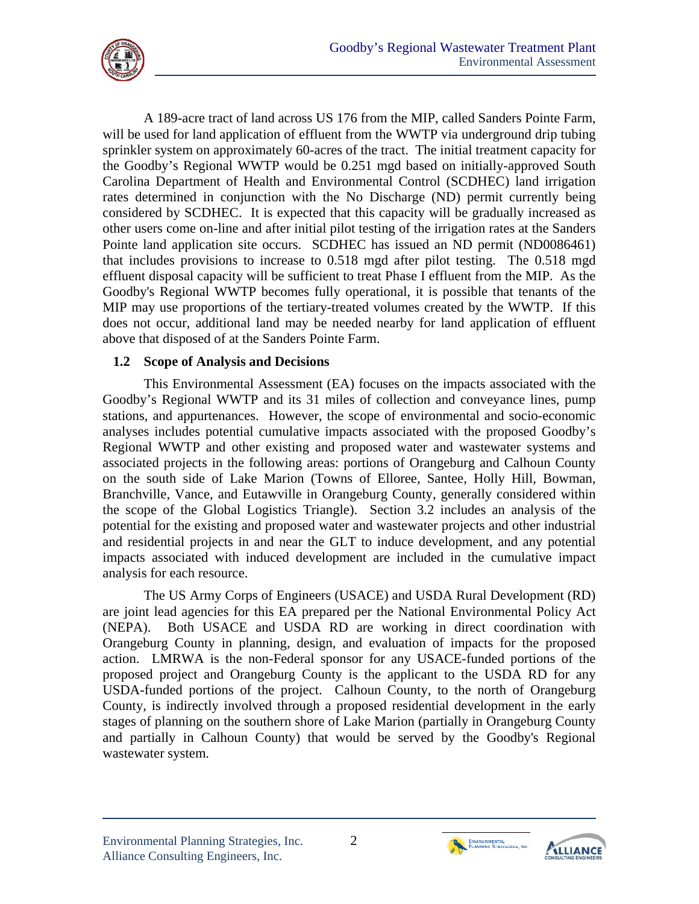A 189-acre tract of land across US 176 from the MIP, called Sanders Pointe Farm, will be used for land application of effluent from the WWTP via underground drip tubing sprinkler system on approximately 60-acres of the tract. The initial treatment capacity for the Goodby's Regional WWTP would be 0.251 mgd based on initially-approved South Carolina Department of Health and Environmental Control (SCDHEC) land irrigation rates determined in conjunction with the No Discharge (ND) permit currently being considered by SCDHEC. It is expected that this capacity will be gradually increased as other users come on-line and after initial pilot testing of the irrigation rates at the Sanders Pointe land application site occurs. SCDHEC has issued an ND permit (ND0086461) that includes provisions to increase to 0.518 mgd after pilot testing. The 0.518 mgd effluent disposal capacity will be sufficient to treat Phase I effluent from the MIP. As the Goodby's Regional WWTP becomes fully operational, it is possible that tenants of the MIP may use proportions of the tertiary-treated volumes created by the WWTP. If this does not occur, additional land may be needed nearby for land application of effluent above that disposed of at the Sanders Pointe Farm.

## 1.2 Scope of Analysis and Decisions

This Environmental Assessment (EA) focuses on the impacts associated with the Goodby's Regional WWTP and its 31 miles of collection and conveyance lines, pump stations, and appurtenances. However, the scope of environmental and socio-economic analyses includes potential cumulative impacts associated with the proposed Goodby's Regional WWTP and other existing and proposed water and wastewater systems and associated projects in the following areas: portions of Orangeburg and Calhoun County on the south side of Lake Marion (Towns of Elloree, Santee, Holly Hill, Bowman, Branchville, Vance, and Eutawville in Orangeburg County, generally considered within the scope of the Global Logistics Triangle). Section 3.2 includes an analysis of the potential for the existing and proposed water and wastewater projects and other industrial and residential projects in and near the GLT to induce development, and any potential impacts associated with induced development are included in the cumulative impact analysis for each resource.

The US Army Corps of Engineers (USACE) and USDA Rural Development (RD) are joint lead agencies for this EA prepared per the National Environmental Policy Act (NEPA). Both USACE and USDA RD are working in direct coordination with Orangeburg County in planning, design, and evaluation of impacts for the proposed action. LMRWA is the non-Federal sponsor for any USACE-funded portions of the proposed project and Orangeburg County is the applicant to the USDA RD for any USDA-funded portions of the project. Calhoun County, to the north of Orangeburg County, is indirectly involved through a proposed residential development in the early stages of planning on the southern shore of Lake Marion (partially in Orangeburg County and partially in Calhoun County) that would be served by the Goodby's Regional wastewater system.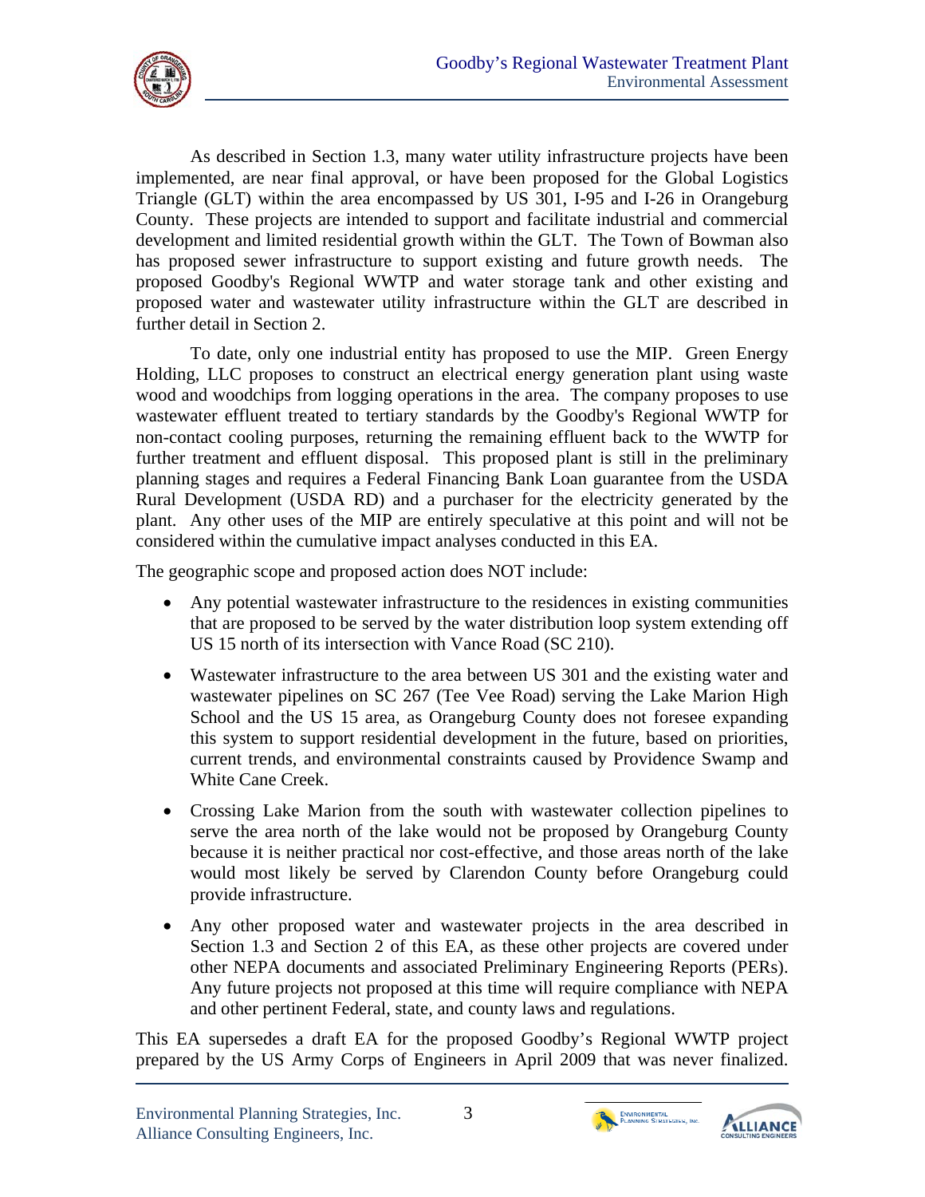As described in Section 1.3, many water utility infrastructure projects have been implemented, are near final approval, or have been proposed for the Global Logistics Triangle (GLT) within the area encompassed by US 301, I-95 and I-26 in Orangeburg County. These projects are intended to support and facilitate industrial and commercial development and limited residential growth within the GLT. The Town of Bowman also has proposed sewer infrastructure to support existing and future growth needs. The proposed Goodby's Regional WWTP and water storage tank and other existing and proposed water and wastewater utility infrastructure within the GLT are described in further detail in Section 2.

To date, only one industrial entity has proposed to use the MIP. Green Energy Holding, LLC proposes to construct an electrical energy generation plant using waste wood and woodchips from logging operations in the area. The company proposes to use wastewater effluent treated to tertiary standards by the Goodby's Regional WWTP for non-contact cooling purposes, returning the remaining effluent back to the WWTP for further treatment and effluent disposal. This proposed plant is still in the preliminary planning stages and requires a Federal Financing Bank Loan guarantee from the USDA Rural Development (USDA RD) and a purchaser for the electricity generated by the plant. Any other uses of the MIP are entirely speculative at this point and will not be considered within the cumulative impact analyses conducted in this EA.

The geographic scope and proposed action does NOT include:

- Any potential wastewater infrastructure to the residences in existing communities that are proposed to be served by the water distribution loop system extending off US 15 north of its intersection with Vance Road (SC 210).
- Wastewater infrastructure to the area between US 301 and the existing water and wastewater pipelines on SC 267 (Tee Vee Road) serving the Lake Marion High School and the US 15 area, as Orangeburg County does not foresee expanding this system to support residential development in the future, based on priorities, current trends, and environmental constraints caused by Providence Swamp and White Cane Creek.
- Crossing Lake Marion from the south with wastewater collection pipelines to serve the area north of the lake would not be proposed by Orangeburg County because it is neither practical nor cost-effective, and those areas north of the lake would most likely be served by Clarendon County before Orangeburg could provide infrastructure.
- Any other proposed water and wastewater projects in the area described in Section 1.3 and Section 2 of this EA, as these other projects are covered under other NEPA documents and associated Preliminary Engineering Reports (PERs). Any future projects not proposed at this time will require compliance with NEPA and other pertinent Federal, state, and county laws and regulations.

This EA supersedes a draft EA for the proposed Goodby's Regional WWTP project prepared by the US Army Corps of Engineers in April 2009 that was never finalized.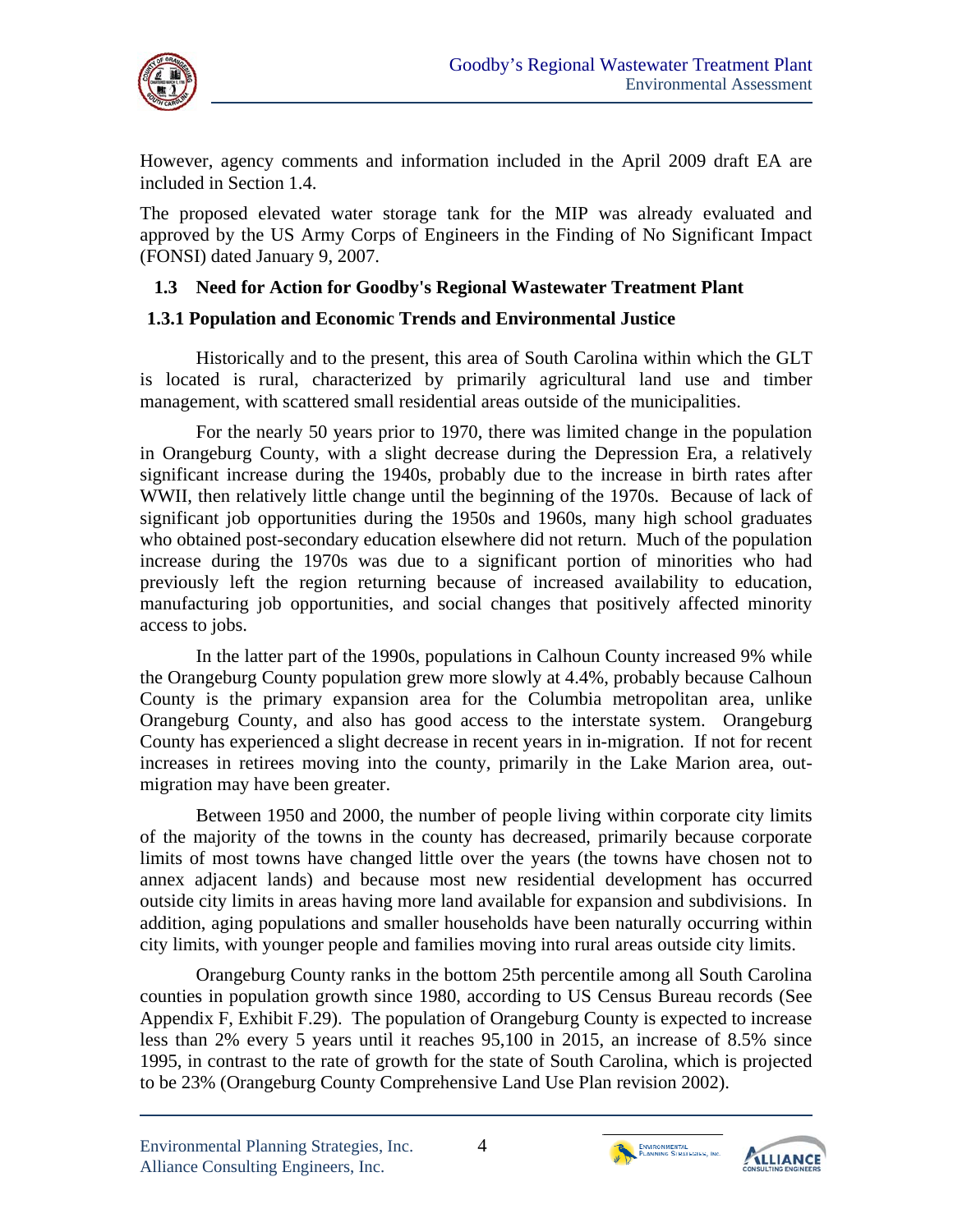However, agency comments and information included in the April 2009 draft EA are included in Section 1.4.

The proposed elevated water storage tank for the MIP was already evaluated and approved by the US Army Corps of Engineers in the Finding of No Significant Impact (FONSI) dated January 9, 2007.

## 1.3 Need for Action for Goodby's Regional Wastewater Treatment Plant

### 1.3.1 Population and Economic Trends and Environmental Justice

Historically and to the present, this area of South Carolina within which the GLT is located is rural, characterized by primarily agricultural land use and timber management, with scattered small residential areas outside of the municipalities.

For the nearly 50 years prior to 1970, there was limited change in the population in Orangeburg County, with a slight decrease during the Depression Era, a relatively significant increase during the 1940s, probably due to the increase in birth rates after WWII, then relatively little change until the beginning of the 1970s. Because of lack of significant job opportunities during the 1950s and 1960s, many high school graduates who obtained post-secondary education elsewhere did not return. Much of the population increase during the 1970s was due to a significant portion of minorities who had previously left the region returning because of increased availability to education, manufacturing job opportunities, and social changes that positively affected minority access to jobs.

In the latter part of the 1990s, populations in Calhoun County increased 9% while the Orangeburg County population grew more slowly at 4.4%, probably because Calhoun County is the primary expansion area for the Columbia metropolitan area, unlike Orangeburg County, and also has good access to the interstate system. Orangeburg County has experienced a slight decrease in recent years in in-migration. If not for recent increases in retirees moving into the county, primarily in the Lake Marion area, out-migration may have been greater.

Between 1950 and 2000, the number of people living within corporate city limits of the majority of the towns in the county has decreased, primarily because corporate limits of most towns have changed little over the years (the towns have chosen not to annex adjacent lands) and because most new residential development has occurred outside city limits in areas having more land available for expansion and subdivisions. In addition, aging populations and smaller households have been naturally occurring within city limits, with younger people and families moving into rural areas outside city limits.

Orangeburg County ranks in the bottom 25th percentile among all South Carolina counties in population growth since 1980, according to US Census Bureau records (See Appendix F, Exhibit F.29). The population of Orangeburg County is expected to increase less than 2% every 5 years until it reaches 95,100 in 2015, an increase of 8.5% since 1995, in contrast to the rate of growth for the state of South Carolina, which is projected to be 23% (Orangeburg County Comprehensive Land Use Plan revision 2002).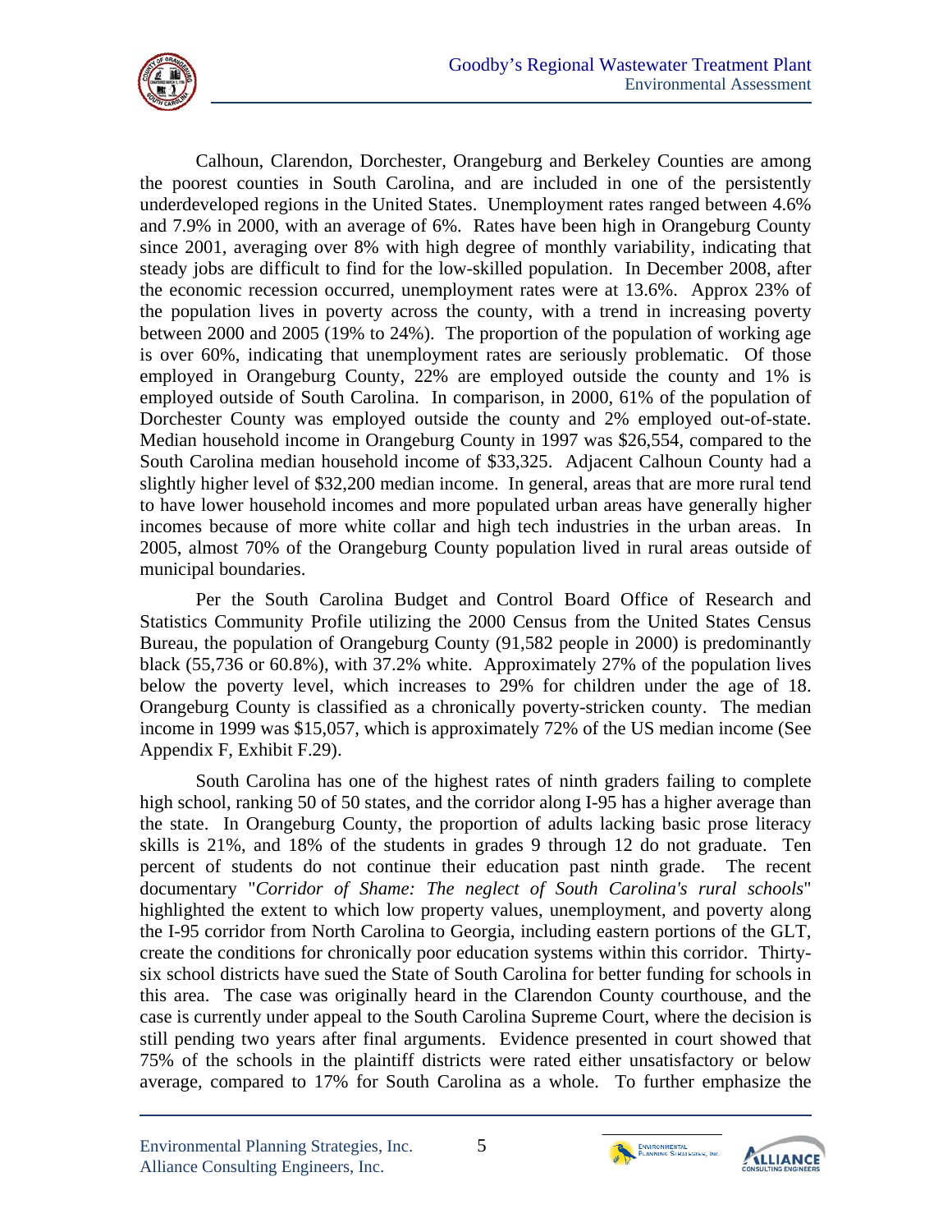Calhoun, Clarendon, Dorchester, Orangeburg and Berkeley Counties are among the poorest counties in South Carolina, and are included in one of the persistently underdeveloped regions in the United States. Unemployment rates ranged between 4.6% and 7.9% in 2000, with an average of 6%. Rates have been high in Orangeburg County since 2001, averaging over 8% with high degree of monthly variability, indicating that steady jobs are difficult to find for the low-skilled population. In December 2008, after the economic recession occurred, unemployment rates were at 13.6%. Approx 23% of the population lives in poverty across the county, with a trend in increasing poverty between 2000 and 2005 (19% to 24%). The proportion of the population of working age is over 60%, indicating that unemployment rates are seriously problematic. Of those employed in Orangeburg County, 22% are employed outside the county and 1% is employed outside of South Carolina. In comparison, in 2000, 61% of the population of Dorchester County was employed outside the county and 2% employed out-of-state. Median household income in Orangeburg County in 1997 was $26,554, compared to the South Carolina median household income of $33,325. Adjacent Calhoun County had a slightly higher level of $32,200 median income. In general, areas that are more rural tend to have lower household incomes and more populated urban areas have generally higher incomes because of more white collar and high tech industries in the urban areas. In 2005, almost 70% of the Orangeburg County population lived in rural areas outside of municipal boundaries.

Per the South Carolina Budget and Control Board Office of Research and Statistics Community Profile utilizing the 2000 Census from the United States Census Bureau, the population of Orangeburg County (91,582 people in 2000) is predominantly black (55,736 or 60.8%), with 37.2% white. Approximately 27% of the population lives below the poverty level, which increases to 29% for children under the age of 18. Orangeburg County is classified as a chronically poverty-stricken county. The median income in 1999 was $15,057, which is approximately 72% of the US median income (See Appendix F, Exhibit F.29).

South Carolina has one of the highest rates of ninth graders failing to complete high school, ranking 50 of 50 states, and the corridor along I-95 has a higher average than the state. In Orangeburg County, the proportion of adults lacking basic prose literacy skills is 21%, and 18% of the students in grades 9 through 12 do not graduate. Ten percent of students do not continue their education past ninth grade. The recent documentary "*Corridor of Shame: The neglect of South Carolina's rural schools*" highlighted the extent to which low property values, unemployment, and poverty along the I-95 corridor from North Carolina to Georgia, including eastern portions of the GLT, create the conditions for chronically poor education systems within this corridor. Thirty-six school districts have sued the State of South Carolina for better funding for schools in this area. The case was originally heard in the Clarendon County courthouse, and the case is currently under appeal to the South Carolina Supreme Court, where the decision is still pending two years after final arguments. Evidence presented in court showed that 75% of the schools in the plaintiff districts were rated either unsatisfactory or below average, compared to 17% for South Carolina as a whole. To further emphasize the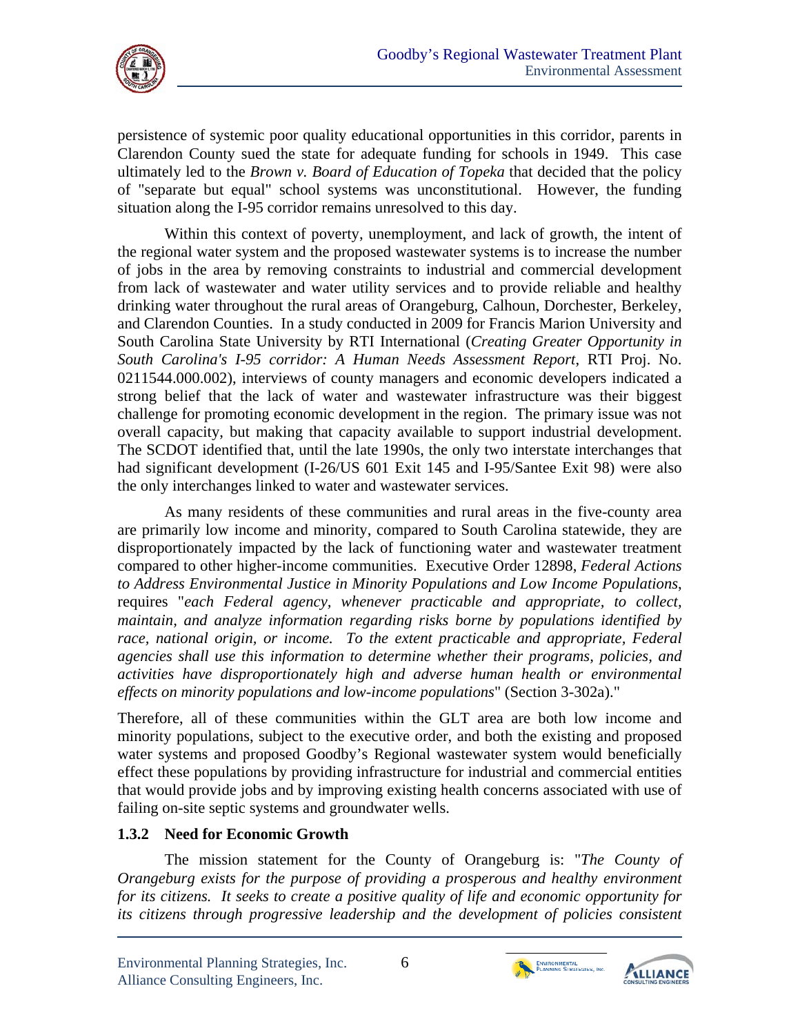persistence of systemic poor quality educational opportunities in this corridor, parents in Clarendon County sued the state for adequate funding for schools in 1949. This case ultimately led to the *Brown v. Board of Education of Topeka* that decided that the policy of "separate but equal" school systems was unconstitutional. However, the funding situation along the I-95 corridor remains unresolved to this day.

Within this context of poverty, unemployment, and lack of growth, the intent of the regional water system and the proposed wastewater systems is to increase the number of jobs in the area by removing constraints to industrial and commercial development from lack of wastewater and water utility services and to provide reliable and healthy drinking water throughout the rural areas of Orangeburg, Calhoun, Dorchester, Berkeley, and Clarendon Counties. In a study conducted in 2009 for Francis Marion University and South Carolina State University by RTI International (*Creating Greater Opportunity in South Carolina's I-95 corridor: A Human Needs Assessment Report*, RTI Proj. No. 0211544.000.002), interviews of county managers and economic developers indicated a strong belief that the lack of water and wastewater infrastructure was their biggest challenge for promoting economic development in the region. The primary issue was not overall capacity, but making that capacity available to support industrial development. The SCDOT identified that, until the late 1990s, the only two interstate interchanges that had significant development (I-26/US 601 Exit 145 and I-95/Santee Exit 98) were also the only interchanges linked to water and wastewater services.

As many residents of these communities and rural areas in the five-county area are primarily low income and minority, compared to South Carolina statewide, they are disproportionately impacted by the lack of functioning water and wastewater treatment compared to other higher-income communities. Executive Order 12898, *Federal Actions to Address Environmental Justice in Minority Populations and Low Income Populations*, requires "*each Federal agency, whenever practicable and appropriate, to collect, maintain, and analyze information regarding risks borne by populations identified by race, national origin, or income. To the extent practicable and appropriate, Federal agencies shall use this information to determine whether their programs, policies, and activities have disproportionately high and adverse human health or environmental effects on minority populations and low-income populations*" (Section 3-302a)."

Therefore, all of these communities within the GLT area are both low income and minority populations, subject to the executive order, and both the existing and proposed water systems and proposed Goodby's Regional wastewater system would beneficially effect these populations by providing infrastructure for industrial and commercial entities that would provide jobs and by improving existing health concerns associated with use of failing on-site septic systems and groundwater wells.

### 1.3.2 Need for Economic Growth

The mission statement for the County of Orangeburg is: "*The County of Orangeburg exists for the purpose of providing a prosperous and healthy environment for its citizens. It seeks to create a positive quality of life and economic opportunity for its citizens through progressive leadership and the development of policies consistent*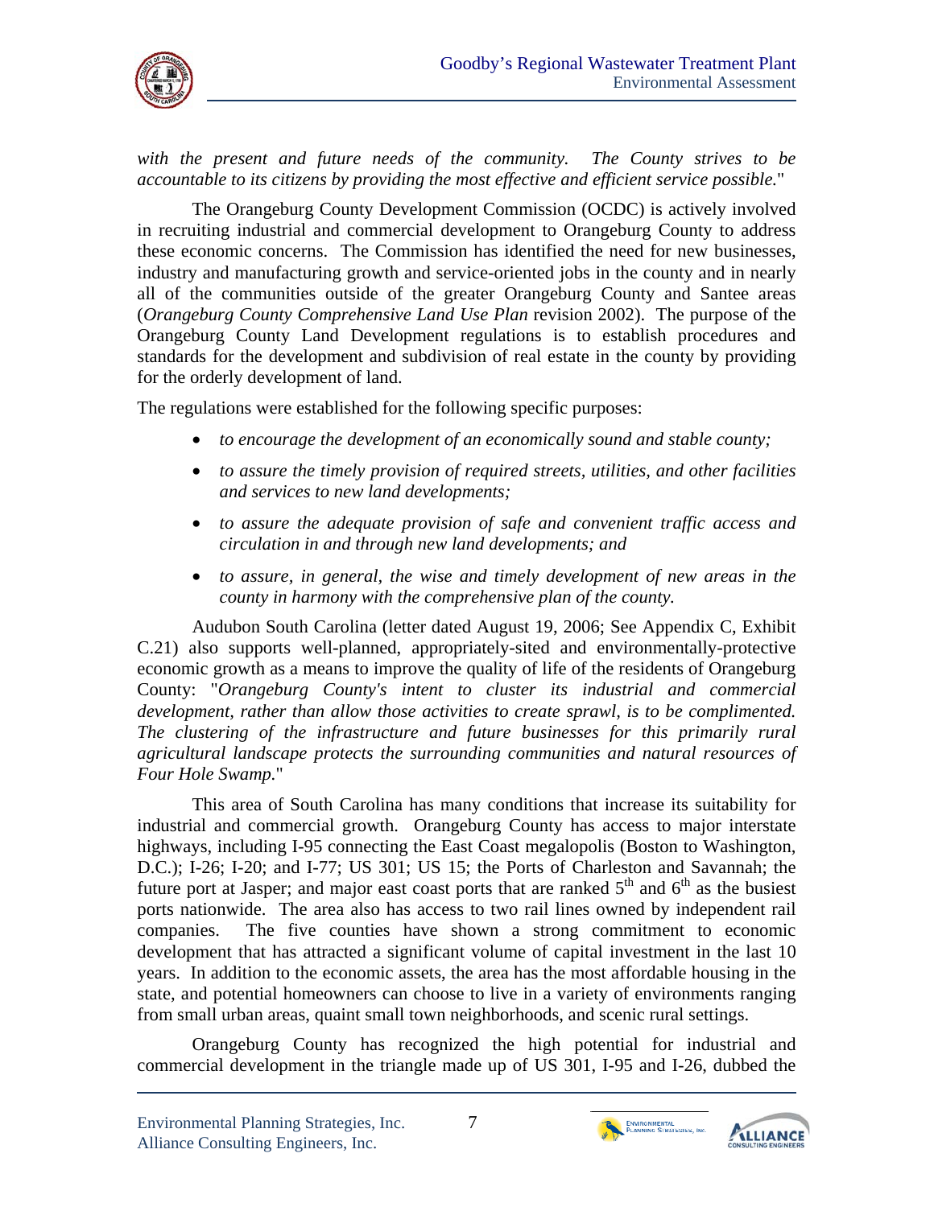*with the present and future needs of the community. The County strives to be accountable to its citizens by providing the most effective and efficient service possible.*"

The Orangeburg County Development Commission (OCDC) is actively involved in recruiting industrial and commercial development to Orangeburg County to address these economic concerns. The Commission has identified the need for new businesses, industry and manufacturing growth and service-oriented jobs in the county and in nearly all of the communities outside of the greater Orangeburg County and Santee areas (*Orangeburg County Comprehensive Land Use Plan* revision 2002). The purpose of the Orangeburg County Land Development regulations is to establish procedures and standards for the development and subdivision of real estate in the county by providing for the orderly development of land.

The regulations were established for the following specific purposes:

- *to encourage the development of an economically sound and stable county;*
- *to assure the timely provision of required streets, utilities, and other facilities and services to new land developments;*
- *to assure the adequate provision of safe and convenient traffic access and circulation in and through new land developments; and*
- *to assure, in general, the wise and timely development of new areas in the county in harmony with the comprehensive plan of the county.*

Audubon South Carolina (letter dated August 19, 2006; See Appendix C, Exhibit C.21) also supports well-planned, appropriately-sited and environmentally-protective economic growth as a means to improve the quality of life of the residents of Orangeburg County: "*Orangeburg County's intent to cluster its industrial and commercial development, rather than allow those activities to create sprawl, is to be complimented. The clustering of the infrastructure and future businesses for this primarily rural agricultural landscape protects the surrounding communities and natural resources of Four Hole Swamp.*"

This area of South Carolina has many conditions that increase its suitability for industrial and commercial growth. Orangeburg County has access to major interstate highways, including I-95 connecting the East Coast megalopolis (Boston to Washington, D.C.); I-26; I-20; and I-77; US 301; US 15; the Ports of Charleston and Savannah; the future port at Jasper; and major east coast ports that are ranked 5th and 6th as the busiest ports nationwide. The area also has access to two rail lines owned by independent rail companies. The five counties have shown a strong commitment to economic development that has attracted a significant volume of capital investment in the last 10 years. In addition to the economic assets, the area has the most affordable housing in the state, and potential homeowners can choose to live in a variety of environments ranging from small urban areas, quaint small town neighborhoods, and scenic rural settings.

Orangeburg County has recognized the high potential for industrial and commercial development in the triangle made up of US 301, I-95 and I-26, dubbed the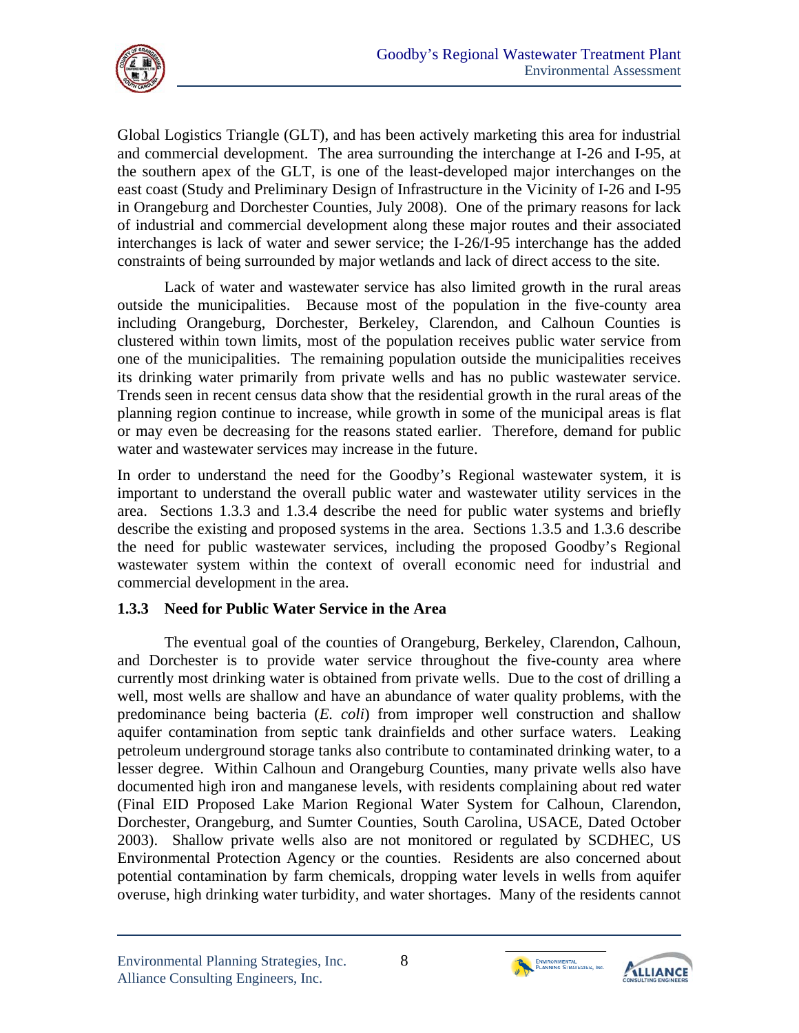Global Logistics Triangle (GLT), and has been actively marketing this area for industrial and commercial development. The area surrounding the interchange at I-26 and I-95, at the southern apex of the GLT, is one of the least-developed major interchanges on the east coast (Study and Preliminary Design of Infrastructure in the Vicinity of I-26 and I-95 in Orangeburg and Dorchester Counties, July 2008). One of the primary reasons for lack of industrial and commercial development along these major routes and their associated interchanges is lack of water and sewer service; the I-26/I-95 interchange has the added constraints of being surrounded by major wetlands and lack of direct access to the site.

Lack of water and wastewater service has also limited growth in the rural areas outside the municipalities. Because most of the population in the five-county area including Orangeburg, Dorchester, Berkeley, Clarendon, and Calhoun Counties is clustered within town limits, most of the population receives public water service from one of the municipalities. The remaining population outside the municipalities receives its drinking water primarily from private wells and has no public wastewater service. Trends seen in recent census data show that the residential growth in the rural areas of the planning region continue to increase, while growth in some of the municipal areas is flat or may even be decreasing for the reasons stated earlier. Therefore, demand for public water and wastewater services may increase in the future.

In order to understand the need for the Goodby's Regional wastewater system, it is important to understand the overall public water and wastewater utility services in the area. Sections 1.3.3 and 1.3.4 describe the need for public water systems and briefly describe the existing and proposed systems in the area. Sections 1.3.5 and 1.3.6 describe the need for public wastewater services, including the proposed Goodby's Regional wastewater system within the context of overall economic need for industrial and commercial development in the area.

### 1.3.3 Need for Public Water Service in the Area

The eventual goal of the counties of Orangeburg, Berkeley, Clarendon, Calhoun, and Dorchester is to provide water service throughout the five-county area where currently most drinking water is obtained from private wells. Due to the cost of drilling a well, most wells are shallow and have an abundance of water quality problems, with the predominance being bacteria (*E. coli*) from improper well construction and shallow aquifer contamination from septic tank drainfields and other surface waters. Leaking petroleum underground storage tanks also contribute to contaminated drinking water, to a lesser degree. Within Calhoun and Orangeburg Counties, many private wells also have documented high iron and manganese levels, with residents complaining about red water (Final EID Proposed Lake Marion Regional Water System for Calhoun, Clarendon, Dorchester, Orangeburg, and Sumter Counties, South Carolina, USACE, Dated October 2003). Shallow private wells also are not monitored or regulated by SCDHEC, US Environmental Protection Agency or the counties. Residents are also concerned about potential contamination by farm chemicals, dropping water levels in wells from aquifer overuse, high drinking water turbidity, and water shortages. Many of the residents cannot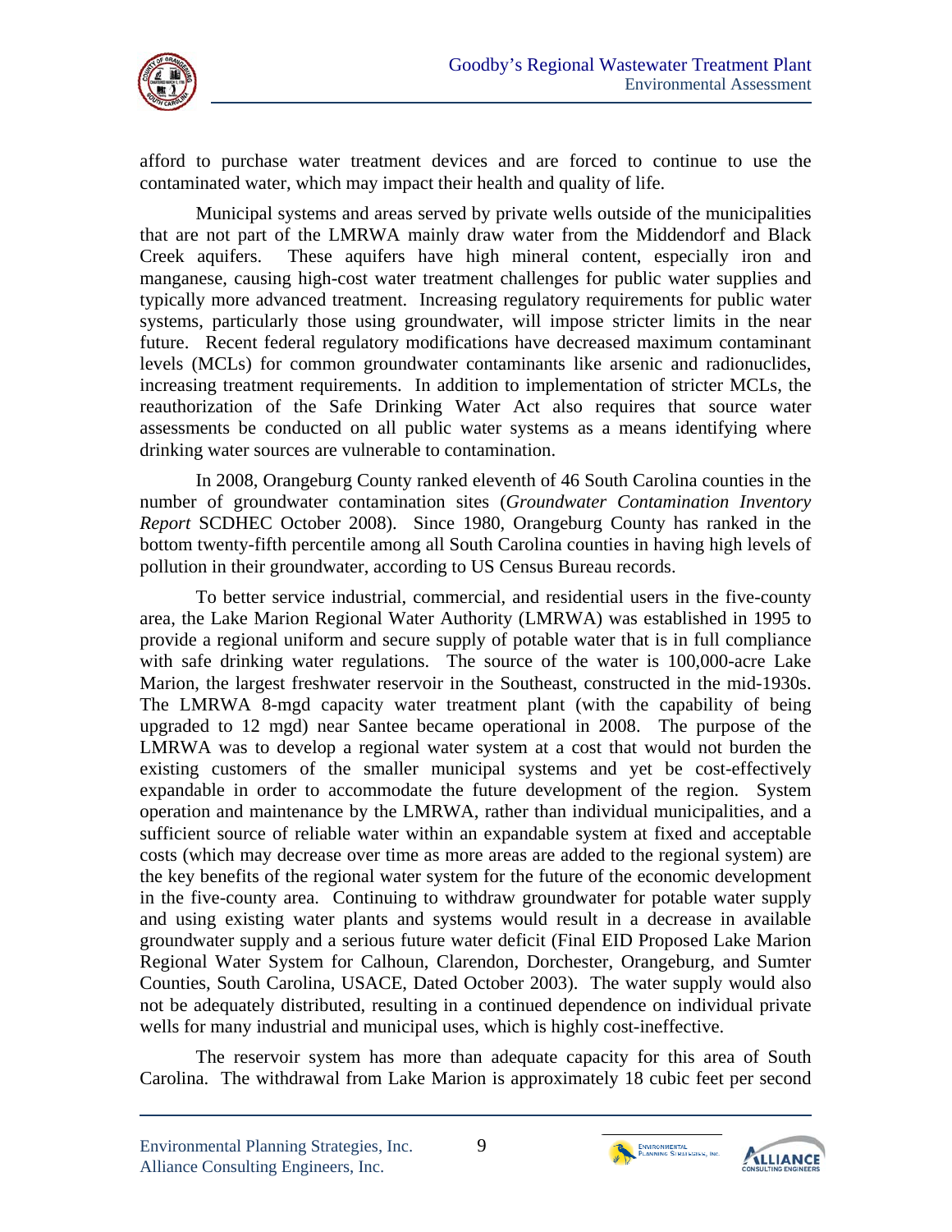afford to purchase water treatment devices and are forced to continue to use the contaminated water, which may impact their health and quality of life.

Municipal systems and areas served by private wells outside of the municipalities that are not part of the LMRWA mainly draw water from the Middendorf and Black Creek aquifers. These aquifers have high mineral content, especially iron and manganese, causing high-cost water treatment challenges for public water supplies and typically more advanced treatment. Increasing regulatory requirements for public water systems, particularly those using groundwater, will impose stricter limits in the near future. Recent federal regulatory modifications have decreased maximum contaminant levels (MCLs) for common groundwater contaminants like arsenic and radionuclides, increasing treatment requirements. In addition to implementation of stricter MCLs, the reauthorization of the Safe Drinking Water Act also requires that source water assessments be conducted on all public water systems as a means identifying where drinking water sources are vulnerable to contamination.

In 2008, Orangeburg County ranked eleventh of 46 South Carolina counties in the number of groundwater contamination sites (*Groundwater Contamination Inventory Report* SCDHEC October 2008). Since 1980, Orangeburg County has ranked in the bottom twenty-fifth percentile among all South Carolina counties in having high levels of pollution in their groundwater, according to US Census Bureau records.

To better service industrial, commercial, and residential users in the five-county area, the Lake Marion Regional Water Authority (LMRWA) was established in 1995 to provide a regional uniform and secure supply of potable water that is in full compliance with safe drinking water regulations. The source of the water is 100,000-acre Lake Marion, the largest freshwater reservoir in the Southeast, constructed in the mid-1930s. The LMRWA 8-mgd capacity water treatment plant (with the capability of being upgraded to 12 mgd) near Santee became operational in 2008. The purpose of the LMRWA was to develop a regional water system at a cost that would not burden the existing customers of the smaller municipal systems and yet be cost-effectively expandable in order to accommodate the future development of the region. System operation and maintenance by the LMRWA, rather than individual municipalities, and a sufficient source of reliable water within an expandable system at fixed and acceptable costs (which may decrease over time as more areas are added to the regional system) are the key benefits of the regional water system for the future of the economic development in the five-county area. Continuing to withdraw groundwater for potable water supply and using existing water plants and systems would result in a decrease in available groundwater supply and a serious future water deficit (Final EID Proposed Lake Marion Regional Water System for Calhoun, Clarendon, Dorchester, Orangeburg, and Sumter Counties, South Carolina, USACE, Dated October 2003). The water supply would also not be adequately distributed, resulting in a continued dependence on individual private wells for many industrial and municipal uses, which is highly cost-ineffective.

The reservoir system has more than adequate capacity for this area of South Carolina. The withdrawal from Lake Marion is approximately 18 cubic feet per second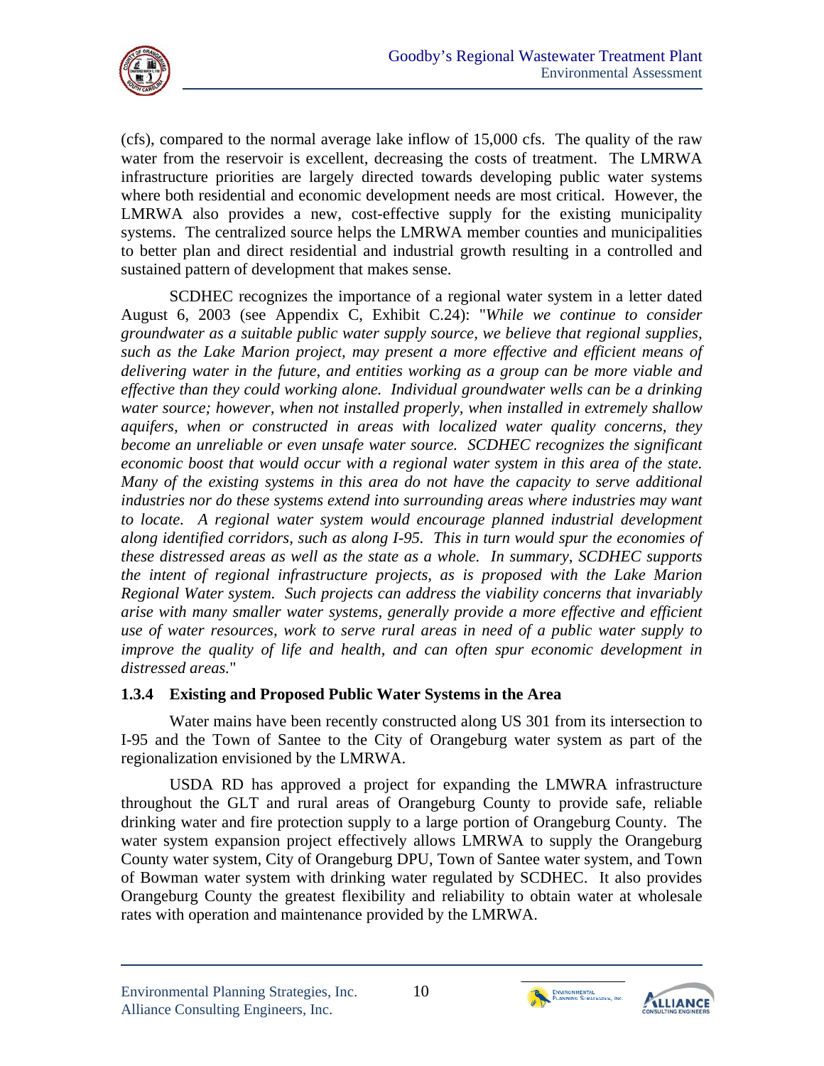(cfs), compared to the normal average lake inflow of 15,000 cfs. The quality of the raw water from the reservoir is excellent, decreasing the costs of treatment. The LMRWA infrastructure priorities are largely directed towards developing public water systems where both residential and economic development needs are most critical. However, the LMRWA also provides a new, cost-effective supply for the existing municipality systems. The centralized source helps the LMRWA member counties and municipalities to better plan and direct residential and industrial growth resulting in a controlled and sustained pattern of development that makes sense.

SCDHEC recognizes the importance of a regional water system in a letter dated August 6, 2003 (see Appendix C, Exhibit C.24): "*While we continue to consider groundwater as a suitable public water supply source, we believe that regional supplies, such as the Lake Marion project, may present a more effective and efficient means of delivering water in the future, and entities working as a group can be more viable and effective than they could working alone. Individual groundwater wells can be a drinking water source; however, when not installed properly, when installed in extremely shallow aquifers, when or constructed in areas with localized water quality concerns, they become an unreliable or even unsafe water source. SCDHEC recognizes the significant economic boost that would occur with a regional water system in this area of the state. Many of the existing systems in this area do not have the capacity to serve additional industries nor do these systems extend into surrounding areas where industries may want to locate. A regional water system would encourage planned industrial development along identified corridors, such as along I-95. This in turn would spur the economies of these distressed areas as well as the state as a whole. In summary, SCDHEC supports the intent of regional infrastructure projects, as is proposed with the Lake Marion Regional Water system. Such projects can address the viability concerns that invariably arise with many smaller water systems, generally provide a more effective and efficient use of water resources, work to serve rural areas in need of a public water supply to improve the quality of life and health, and can often spur economic development in distressed areas.*"

### 1.3.4 Existing and Proposed Public Water Systems in the Area

Water mains have been recently constructed along US 301 from its intersection to I-95 and the Town of Santee to the City of Orangeburg water system as part of the regionalization envisioned by the LMRWA.

USDA RD has approved a project for expanding the LMWRA infrastructure throughout the GLT and rural areas of Orangeburg County to provide safe, reliable drinking water and fire protection supply to a large portion of Orangeburg County. The water system expansion project effectively allows LMRWA to supply the Orangeburg County water system, City of Orangeburg DPU, Town of Santee water system, and Town of Bowman water system with drinking water regulated by SCDHEC. It also provides Orangeburg County the greatest flexibility and reliability to obtain water at wholesale rates with operation and maintenance provided by the LMRWA.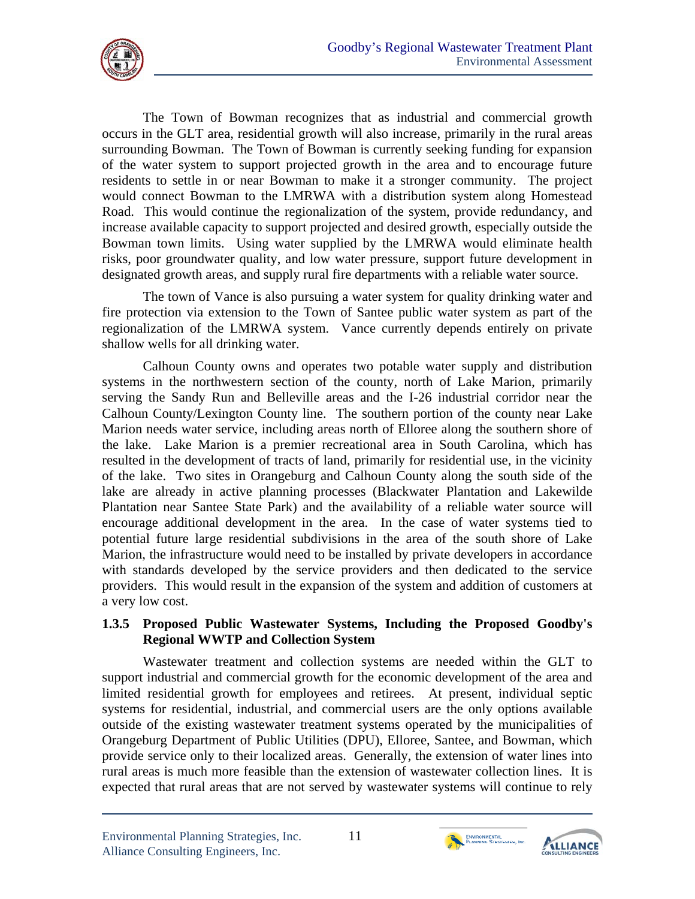The Town of Bowman recognizes that as industrial and commercial growth occurs in the GLT area, residential growth will also increase, primarily in the rural areas surrounding Bowman. The Town of Bowman is currently seeking funding for expansion of the water system to support projected growth in the area and to encourage future residents to settle in or near Bowman to make it a stronger community. The project would connect Bowman to the LMRWA with a distribution system along Homestead Road. This would continue the regionalization of the system, provide redundancy, and increase available capacity to support projected and desired growth, especially outside the Bowman town limits. Using water supplied by the LMRWA would eliminate health risks, poor groundwater quality, and low water pressure, support future development in designated growth areas, and supply rural fire departments with a reliable water source.

The town of Vance is also pursuing a water system for quality drinking water and fire protection via extension to the Town of Santee public water system as part of the regionalization of the LMRWA system. Vance currently depends entirely on private shallow wells for all drinking water.

Calhoun County owns and operates two potable water supply and distribution systems in the northwestern section of the county, north of Lake Marion, primarily serving the Sandy Run and Belleville areas and the I-26 industrial corridor near the Calhoun County/Lexington County line. The southern portion of the county near Lake Marion needs water service, including areas north of Elloree along the southern shore of the lake. Lake Marion is a premier recreational area in South Carolina, which has resulted in the development of tracts of land, primarily for residential use, in the vicinity of the lake. Two sites in Orangeburg and Calhoun County along the south side of the lake are already in active planning processes (Blackwater Plantation and Lakewilde Plantation near Santee State Park) and the availability of a reliable water source will encourage additional development in the area. In the case of water systems tied to potential future large residential subdivisions in the area of the south shore of Lake Marion, the infrastructure would need to be installed by private developers in accordance with standards developed by the service providers and then dedicated to the service providers. This would result in the expansion of the system and addition of customers at a very low cost.

### 1.3.5 Proposed Public Wastewater Systems, Including the Proposed Goodby's Regional WWTP and Collection System

Wastewater treatment and collection systems are needed within the GLT to support industrial and commercial growth for the economic development of the area and limited residential growth for employees and retirees. At present, individual septic systems for residential, industrial, and commercial users are the only options available outside of the existing wastewater treatment systems operated by the municipalities of Orangeburg Department of Public Utilities (DPU), Elloree, Santee, and Bowman, which provide service only to their localized areas. Generally, the extension of water lines into rural areas is much more feasible than the extension of wastewater collection lines. It is expected that rural areas that are not served by wastewater systems will continue to rely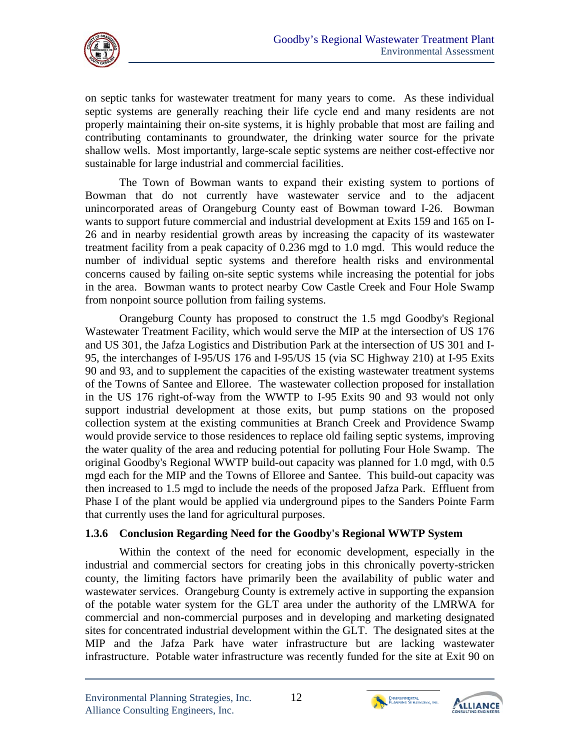on septic tanks for wastewater treatment for many years to come. As these individual septic systems are generally reaching their life cycle end and many residents are not properly maintaining their on-site systems, it is highly probable that most are failing and contributing contaminants to groundwater, the drinking water source for the private shallow wells. Most importantly, large-scale septic systems are neither cost-effective nor sustainable for large industrial and commercial facilities.

The Town of Bowman wants to expand their existing system to portions of Bowman that do not currently have wastewater service and to the adjacent unincorporated areas of Orangeburg County east of Bowman toward I-26. Bowman wants to support future commercial and industrial development at Exits 159 and 165 on I-26 and in nearby residential growth areas by increasing the capacity of its wastewater treatment facility from a peak capacity of 0.236 mgd to 1.0 mgd. This would reduce the number of individual septic systems and therefore health risks and environmental concerns caused by failing on-site septic systems while increasing the potential for jobs in the area. Bowman wants to protect nearby Cow Castle Creek and Four Hole Swamp from nonpoint source pollution from failing systems.

Orangeburg County has proposed to construct the 1.5 mgd Goodby's Regional Wastewater Treatment Facility, which would serve the MIP at the intersection of US 176 and US 301, the Jafza Logistics and Distribution Park at the intersection of US 301 and I-95, the interchanges of I-95/US 176 and I-95/US 15 (via SC Highway 210) at I-95 Exits 90 and 93, and to supplement the capacities of the existing wastewater treatment systems of the Towns of Santee and Elloree. The wastewater collection proposed for installation in the US 176 right-of-way from the WWTP to I-95 Exits 90 and 93 would not only support industrial development at those exits, but pump stations on the proposed collection system at the existing communities at Branch Creek and Providence Swamp would provide service to those residences to replace old failing septic systems, improving the water quality of the area and reducing potential for polluting Four Hole Swamp. The original Goodby's Regional WWTP build-out capacity was planned for 1.0 mgd, with 0.5 mgd each for the MIP and the Towns of Elloree and Santee. This build-out capacity was then increased to 1.5 mgd to include the needs of the proposed Jafza Park. Effluent from Phase I of the plant would be applied via underground pipes to the Sanders Pointe Farm that currently uses the land for agricultural purposes.

### 1.3.6 Conclusion Regarding Need for the Goodby's Regional WWTP System

Within the context of the need for economic development, especially in the industrial and commercial sectors for creating jobs in this chronically poverty-stricken county, the limiting factors have primarily been the availability of public water and wastewater services. Orangeburg County is extremely active in supporting the expansion of the potable water system for the GLT area under the authority of the LMRWA for commercial and non-commercial purposes and in developing and marketing designated sites for concentrated industrial development within the GLT. The designated sites at the MIP and the Jafza Park have water infrastructure but are lacking wastewater infrastructure. Potable water infrastructure was recently funded for the site at Exit 90 on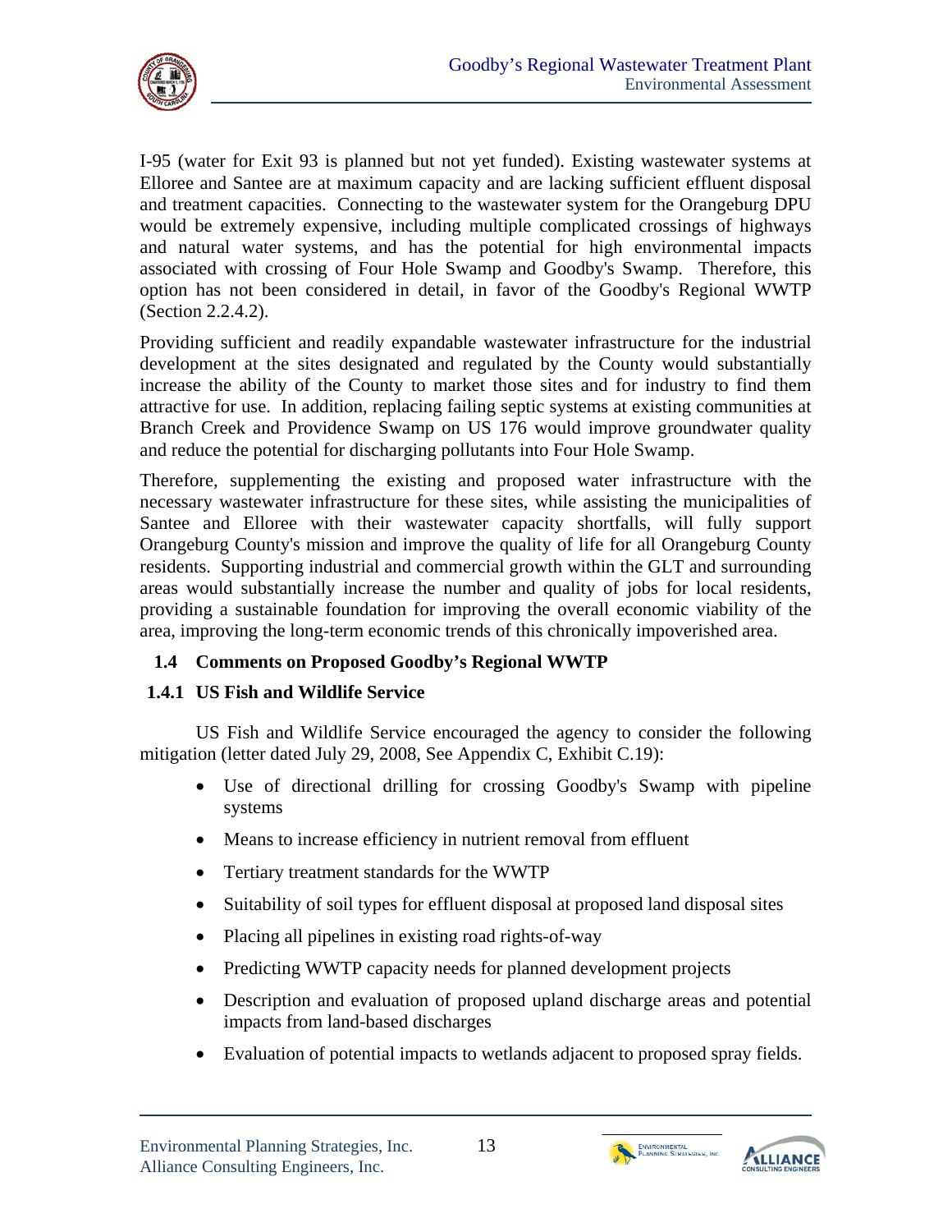I-95 (water for Exit 93 is planned but not yet funded). Existing wastewater systems at Elloree and Santee are at maximum capacity and are lacking sufficient effluent disposal and treatment capacities. Connecting to the wastewater system for the Orangeburg DPU would be extremely expensive, including multiple complicated crossings of highways and natural water systems, and has the potential for high environmental impacts associated with crossing of Four Hole Swamp and Goodby's Swamp. Therefore, this option has not been considered in detail, in favor of the Goodby's Regional WWTP (Section 2.2.4.2).

Providing sufficient and readily expandable wastewater infrastructure for the industrial development at the sites designated and regulated by the County would substantially increase the ability of the County to market those sites and for industry to find them attractive for use. In addition, replacing failing septic systems at existing communities at Branch Creek and Providence Swamp on US 176 would improve groundwater quality and reduce the potential for discharging pollutants into Four Hole Swamp.

Therefore, supplementing the existing and proposed water infrastructure with the necessary wastewater infrastructure for these sites, while assisting the municipalities of Santee and Elloree with their wastewater capacity shortfalls, will fully support Orangeburg County's mission and improve the quality of life for all Orangeburg County residents. Supporting industrial and commercial growth within the GLT and surrounding areas would substantially increase the number and quality of jobs for local residents, providing a sustainable foundation for improving the overall economic viability of the area, improving the long-term economic trends of this chronically impoverished area.

## 1.4 Comments on Proposed Goodby's Regional WWTP

### 1.4.1 US Fish and Wildlife Service

US Fish and Wildlife Service encouraged the agency to consider the following mitigation (letter dated July 29, 2008, See Appendix C, Exhibit C.19):

- Use of directional drilling for crossing Goodby's Swamp with pipeline systems
- Means to increase efficiency in nutrient removal from effluent
- Tertiary treatment standards for the WWTP
- Suitability of soil types for effluent disposal at proposed land disposal sites
- Placing all pipelines in existing road rights-of-way
- Predicting WWTP capacity needs for planned development projects
- Description and evaluation of proposed upland discharge areas and potential impacts from land-based discharges
- Evaluation of potential impacts to wetlands adjacent to proposed spray fields.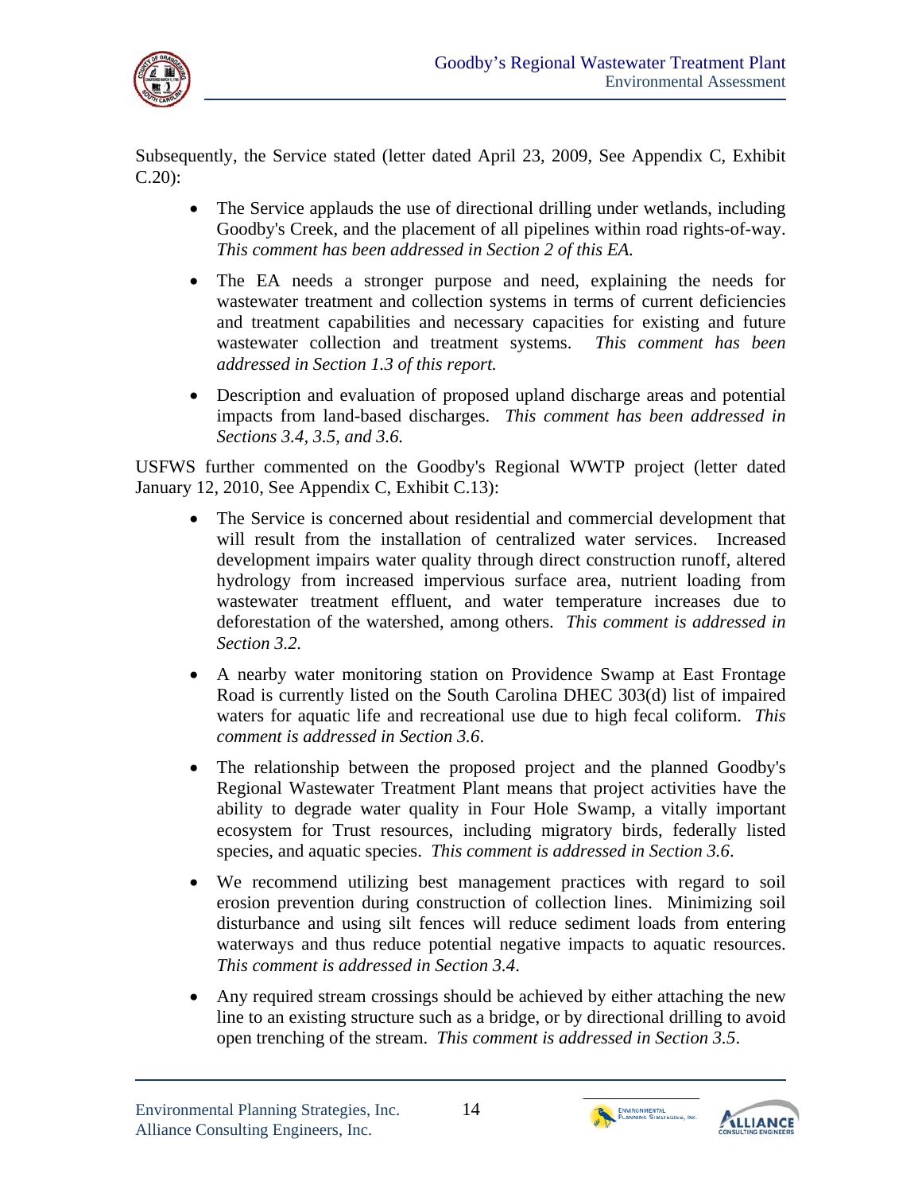Subsequently, the Service stated (letter dated April 23, 2009, See Appendix C, Exhibit C.20):

- The Service applauds the use of directional drilling under wetlands, including Goodby's Creek, and the placement of all pipelines within road rights-of-way. *This comment has been addressed in Section 2 of this EA.*
- The EA needs a stronger purpose and need, explaining the needs for wastewater treatment and collection systems in terms of current deficiencies and treatment capabilities and necessary capacities for existing and future wastewater collection and treatment systems. *This comment has been addressed in Section 1.3 of this report.*
- Description and evaluation of proposed upland discharge areas and potential impacts from land-based discharges. *This comment has been addressed in Sections 3.4, 3.5, and 3.6.*

USFWS further commented on the Goodby's Regional WWTP project (letter dated January 12, 2010, See Appendix C, Exhibit C.13):

- The Service is concerned about residential and commercial development that will result from the installation of centralized water services. Increased development impairs water quality through direct construction runoff, altered hydrology from increased impervious surface area, nutrient loading from wastewater treatment effluent, and water temperature increases due to deforestation of the watershed, among others. *This comment is addressed in Section 3.2.*
- A nearby water monitoring station on Providence Swamp at East Frontage Road is currently listed on the South Carolina DHEC 303(d) list of impaired waters for aquatic life and recreational use due to high fecal coliform. *This comment is addressed in Section 3.6.*
- The relationship between the proposed project and the planned Goodby's Regional Wastewater Treatment Plant means that project activities have the ability to degrade water quality in Four Hole Swamp, a vitally important ecosystem for Trust resources, including migratory birds, federally listed species, and aquatic species. *This comment is addressed in Section 3.6.*
- We recommend utilizing best management practices with regard to soil erosion prevention during construction of collection lines. Minimizing soil disturbance and using silt fences will reduce sediment loads from entering waterways and thus reduce potential negative impacts to aquatic resources. *This comment is addressed in Section 3.4.*
- Any required stream crossings should be achieved by either attaching the new line to an existing structure such as a bridge, or by directional drilling to avoid open trenching of the stream. *This comment is addressed in Section 3.5.*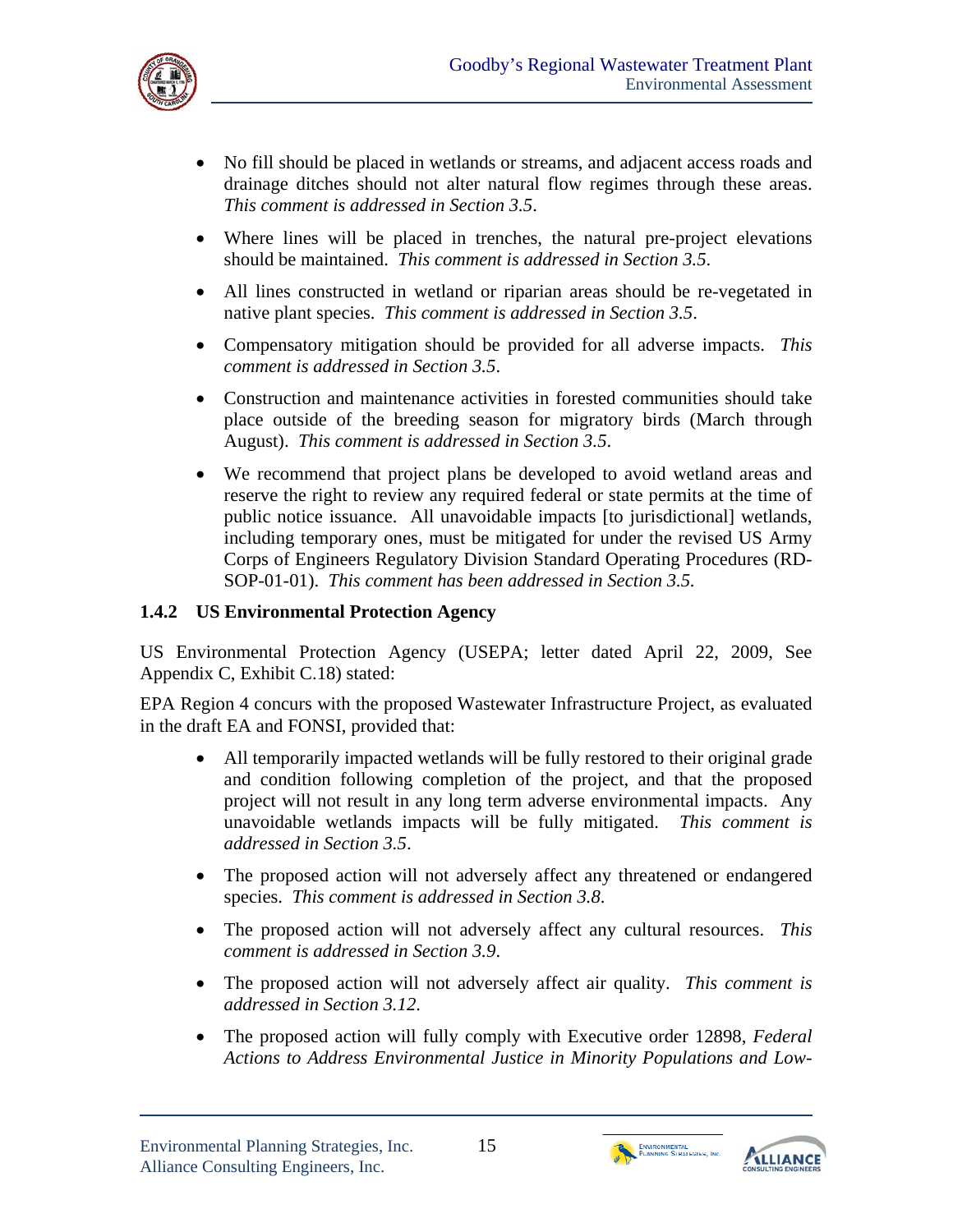- No fill should be placed in wetlands or streams, and adjacent access roads and drainage ditches should not alter natural flow regimes through these areas. *This comment is addressed in Section 3.5*.

- Where lines will be placed in trenches, the natural pre-project elevations should be maintained. *This comment is addressed in Section 3.5*.

- All lines constructed in wetland or riparian areas should be re-vegetated in native plant species. *This comment is addressed in Section 3.5*.

- Compensatory mitigation should be provided for all adverse impacts. *This comment is addressed in Section 3.5*.

- Construction and maintenance activities in forested communities should take place outside of the breeding season for migratory birds (March through August). *This comment is addressed in Section 3.5*.

- We recommend that project plans be developed to avoid wetland areas and reserve the right to review any required federal or state permits at the time of public notice issuance. All unavoidable impacts [to jurisdictional] wetlands, including temporary ones, must be mitigated for under the revised US Army Corps of Engineers Regulatory Division Standard Operating Procedures (RD-SOP-01-01). *This comment has been addressed in Section 3.5.*

### 1.4.2 US Environmental Protection Agency

US Environmental Protection Agency (USEPA; letter dated April 22, 2009, See Appendix C, Exhibit C.18) stated:

EPA Region 4 concurs with the proposed Wastewater Infrastructure Project, as evaluated in the draft EA and FONSI, provided that:

- All temporarily impacted wetlands will be fully restored to their original grade and condition following completion of the project, and that the proposed project will not result in any long term adverse environmental impacts. Any unavoidable wetlands impacts will be fully mitigated. *This comment is addressed in Section 3.5*.

- The proposed action will not adversely affect any threatened or endangered species. *This comment is addressed in Section 3.8.*

- The proposed action will not adversely affect any cultural resources. *This comment is addressed in Section 3.9*.

- The proposed action will not adversely affect air quality. *This comment is addressed in Section 3.12*.

- The proposed action will fully comply with Executive order 12898, *Federal Actions to Address Environmental Justice in Minority Populations and Low-*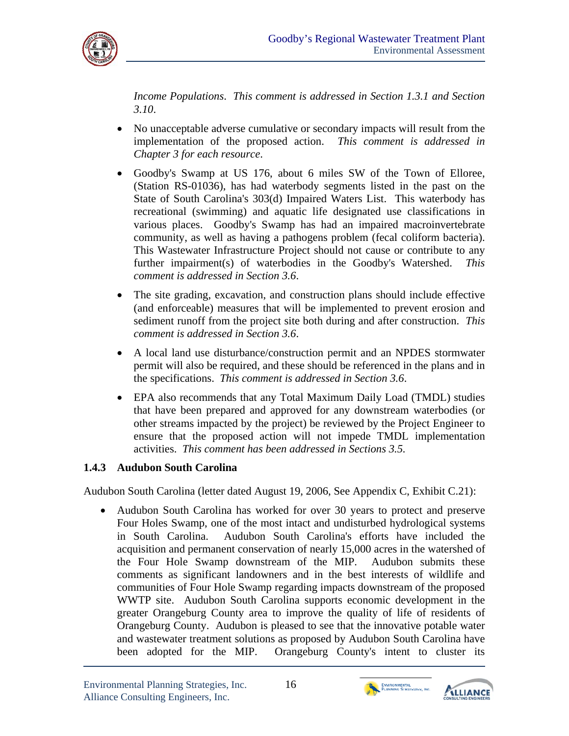*Income Populations. This comment is addressed in Section 1.3.1 and Section 3.10.*

- No unacceptable adverse cumulative or secondary impacts will result from the implementation of the proposed action. *This comment is addressed in Chapter 3 for each resource.*
- Goodby's Swamp at US 176, about 6 miles SW of the Town of Elloree, (Station RS-01036), has had waterbody segments listed in the past on the State of South Carolina's 303(d) Impaired Waters List. This waterbody has recreational (swimming) and aquatic life designated use classifications in various places. Goodby's Swamp has had an impaired macroinvertebrate community, as well as having a pathogens problem (fecal coliform bacteria). This Wastewater Infrastructure Project should not cause or contribute to any further impairment(s) of waterbodies in the Goodby's Watershed. *This comment is addressed in Section 3.6.*
- The site grading, excavation, and construction plans should include effective (and enforceable) measures that will be implemented to prevent erosion and sediment runoff from the project site both during and after construction. *This comment is addressed in Section 3.6.*
- A local land use disturbance/construction permit and an NPDES stormwater permit will also be required, and these should be referenced in the plans and in the specifications. *This comment is addressed in Section 3.6.*
- EPA also recommends that any Total Maximum Daily Load (TMDL) studies that have been prepared and approved for any downstream waterbodies (or other streams impacted by the project) be reviewed by the Project Engineer to ensure that the proposed action will not impede TMDL implementation activities. *This comment has been addressed in Sections 3.5.*

### 1.4.3 Audubon South Carolina

Audubon South Carolina (letter dated August 19, 2006, See Appendix C, Exhibit C.21):

- Audubon South Carolina has worked for over 30 years to protect and preserve Four Holes Swamp, one of the most intact and undisturbed hydrological systems in South Carolina. Audubon South Carolina's efforts have included the acquisition and permanent conservation of nearly 15,000 acres in the watershed of the Four Hole Swamp downstream of the MIP. Audubon submits these comments as significant landowners and in the best interests of wildlife and communities of Four Hole Swamp regarding impacts downstream of the proposed WWTP site. Audubon South Carolina supports economic development in the greater Orangeburg County area to improve the quality of life of residents of Orangeburg County. Audubon is pleased to see that the innovative potable water and wastewater treatment solutions as proposed by Audubon South Carolina have been adopted for the MIP. Orangeburg County's intent to cluster its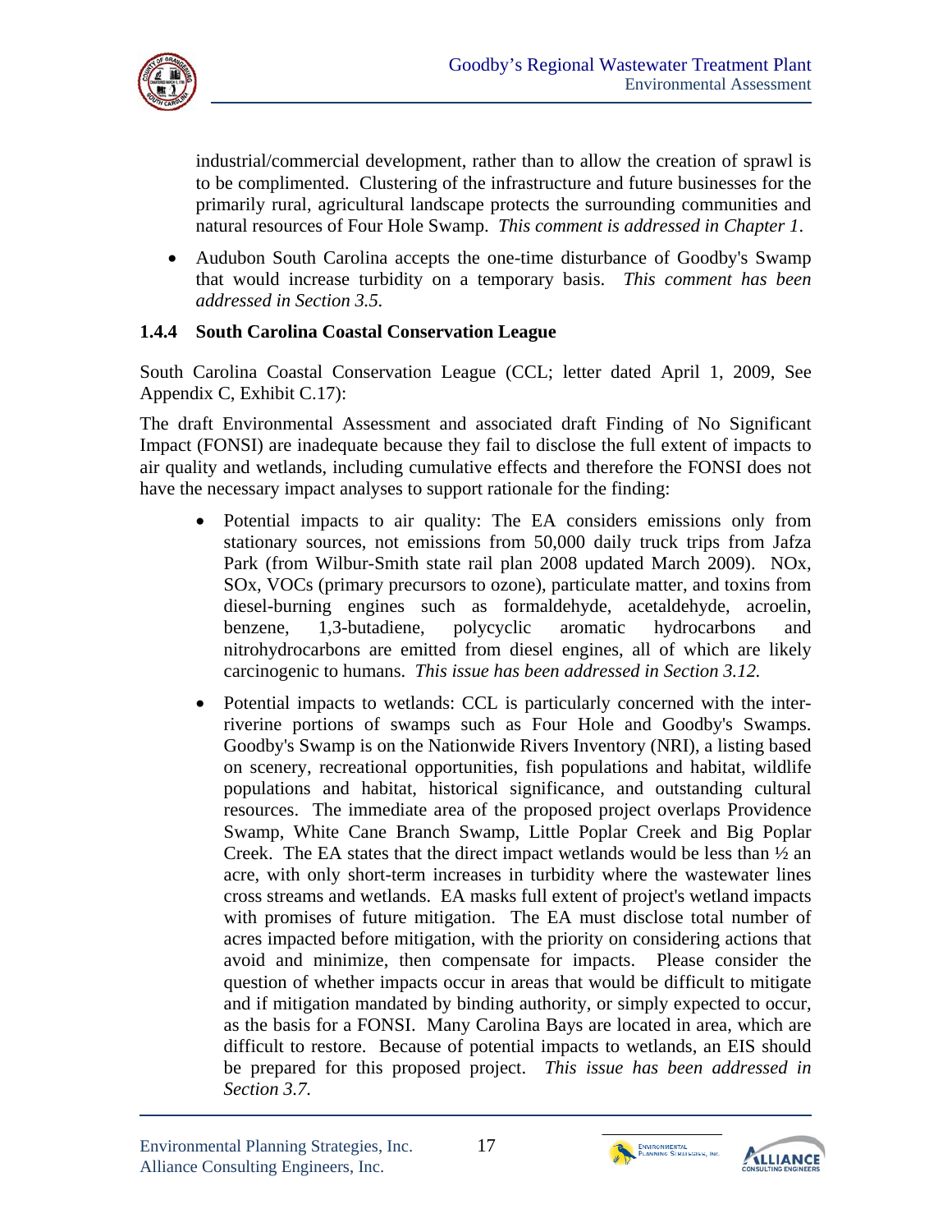industrial/commercial development, rather than to allow the creation of sprawl is to be complimented. Clustering of the infrastructure and future businesses for the primarily rural, agricultural landscape protects the surrounding communities and natural resources of Four Hole Swamp. *This comment is addressed in Chapter 1.*

- Audubon South Carolina accepts the one-time disturbance of Goodby's Swamp that would increase turbidity on a temporary basis. *This comment has been addressed in Section 3.5.*

### 1.4.4 South Carolina Coastal Conservation League

South Carolina Coastal Conservation League (CCL; letter dated April 1, 2009, See Appendix C, Exhibit C.17):

The draft Environmental Assessment and associated draft Finding of No Significant Impact (FONSI) are inadequate because they fail to disclose the full extent of impacts to air quality and wetlands, including cumulative effects and therefore the FONSI does not have the necessary impact analyses to support rationale for the finding:

- Potential impacts to air quality: The EA considers emissions only from stationary sources, not emissions from 50,000 daily truck trips from Jafza Park (from Wilbur-Smith state rail plan 2008 updated March 2009). NOx, SOx, VOCs (primary precursors to ozone), particulate matter, and toxins from diesel-burning engines such as formaldehyde, acetaldehyde, acroelin, benzene, 1,3-butadiene, polycyclic aromatic hydrocarbons and nitrohydrocarbons are emitted from diesel engines, all of which are likely carcinogenic to humans. *This issue has been addressed in Section 3.12.*

- Potential impacts to wetlands: CCL is particularly concerned with the inter-riverine portions of swamps such as Four Hole and Goodby's Swamps. Goodby's Swamp is on the Nationwide Rivers Inventory (NRI), a listing based on scenery, recreational opportunities, fish populations and habitat, wildlife populations and habitat, historical significance, and outstanding cultural resources. The immediate area of the proposed project overlaps Providence Swamp, White Cane Branch Swamp, Little Poplar Creek and Big Poplar Creek. The EA states that the direct impact wetlands would be less than ½ an acre, with only short-term increases in turbidity where the wastewater lines cross streams and wetlands. EA masks full extent of project's wetland impacts with promises of future mitigation. The EA must disclose total number of acres impacted before mitigation, with the priority on considering actions that avoid and minimize, then compensate for impacts. Please consider the question of whether impacts occur in areas that would be difficult to mitigate and if mitigation mandated by binding authority, or simply expected to occur, as the basis for a FONSI. Many Carolina Bays are located in area, which are difficult to restore. Because of potential impacts to wetlands, an EIS should be prepared for this proposed project. *This issue has been addressed in Section 3.7.*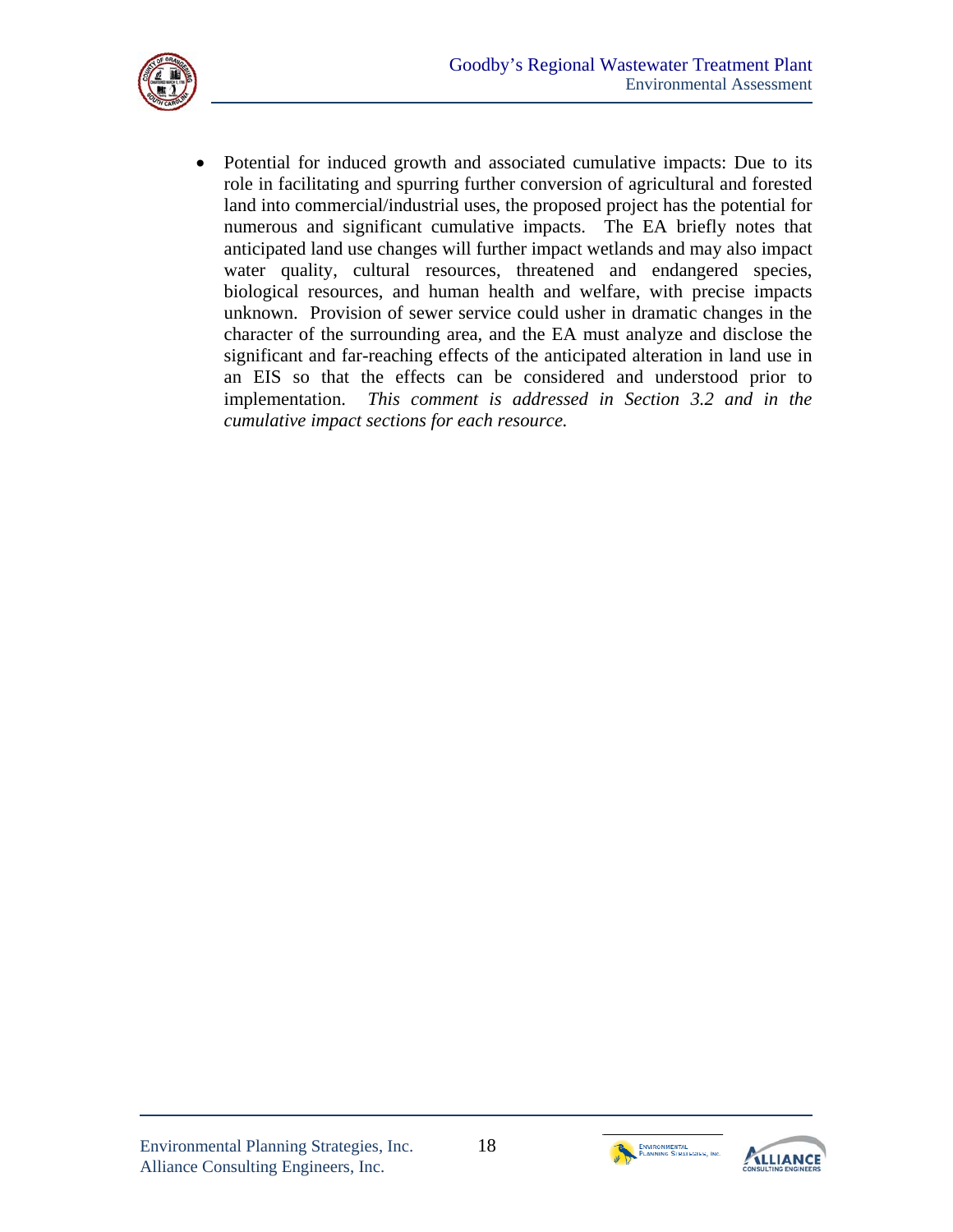- Potential for induced growth and associated cumulative impacts: Due to its role in facilitating and spurring further conversion of agricultural and forested land into commercial/industrial uses, the proposed project has the potential for numerous and significant cumulative impacts. The EA briefly notes that anticipated land use changes will further impact wetlands and may also impact water quality, cultural resources, threatened and endangered species, biological resources, and human health and welfare, with precise impacts unknown. Provision of sewer service could usher in dramatic changes in the character of the surrounding area, and the EA must analyze and disclose the significant and far-reaching effects of the anticipated alteration in land use in an EIS so that the effects can be considered and understood prior to implementation. *This comment is addressed in Section 3.2 and in the cumulative impact sections for each resource.*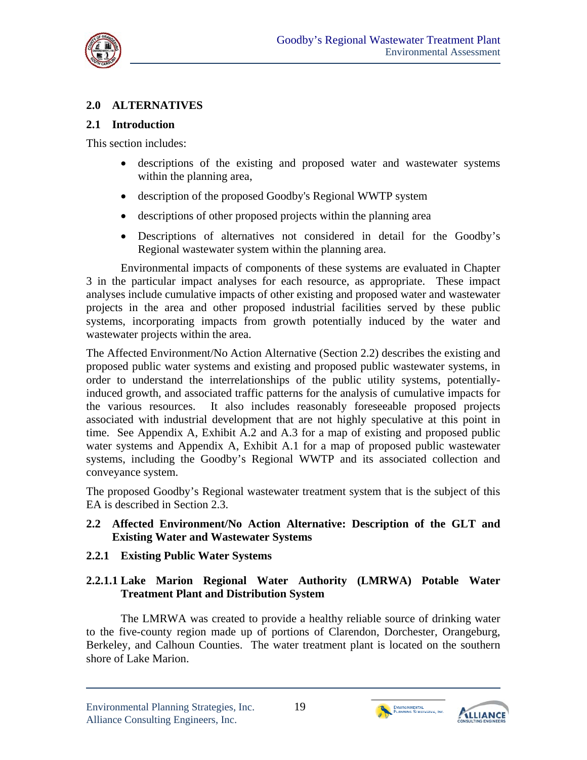## 2.0 ALTERNATIVES

### 2.1 Introduction

This section includes:

- descriptions of the existing and proposed water and wastewater systems within the planning area,
- description of the proposed Goodby's Regional WWTP system
- descriptions of other proposed projects within the planning area
- Descriptions of alternatives not considered in detail for the Goodby's Regional wastewater system within the planning area.

Environmental impacts of components of these systems are evaluated in Chapter 3 in the particular impact analyses for each resource, as appropriate. These impact analyses include cumulative impacts of other existing and proposed water and wastewater projects in the area and other proposed industrial facilities served by these public systems, incorporating impacts from growth potentially induced by the water and wastewater projects within the area.

The Affected Environment/No Action Alternative (Section 2.2) describes the existing and proposed public water systems and existing and proposed public wastewater systems, in order to understand the interrelationships of the public utility systems, potentially-induced growth, and associated traffic patterns for the analysis of cumulative impacts for the various resources. It also includes reasonably foreseeable proposed projects associated with industrial development that are not highly speculative at this point in time. See Appendix A, Exhibit A.2 and A.3 for a map of existing and proposed public water systems and Appendix A, Exhibit A.1 for a map of proposed public wastewater systems, including the Goodby's Regional WWTP and its associated collection and conveyance system.

The proposed Goodby's Regional wastewater treatment system that is the subject of this EA is described in Section 2.3.

### 2.2 Affected Environment/No Action Alternative: Description of the GLT and Existing Water and Wastewater Systems

#### 2.2.1 Existing Public Water Systems

##### 2.2.1.1 Lake Marion Regional Water Authority (LMRWA) Potable Water Treatment Plant and Distribution System

The LMRWA was created to provide a healthy reliable source of drinking water to the five-county region made up of portions of Clarendon, Dorchester, Orangeburg, Berkeley, and Calhoun Counties. The water treatment plant is located on the southern shore of Lake Marion.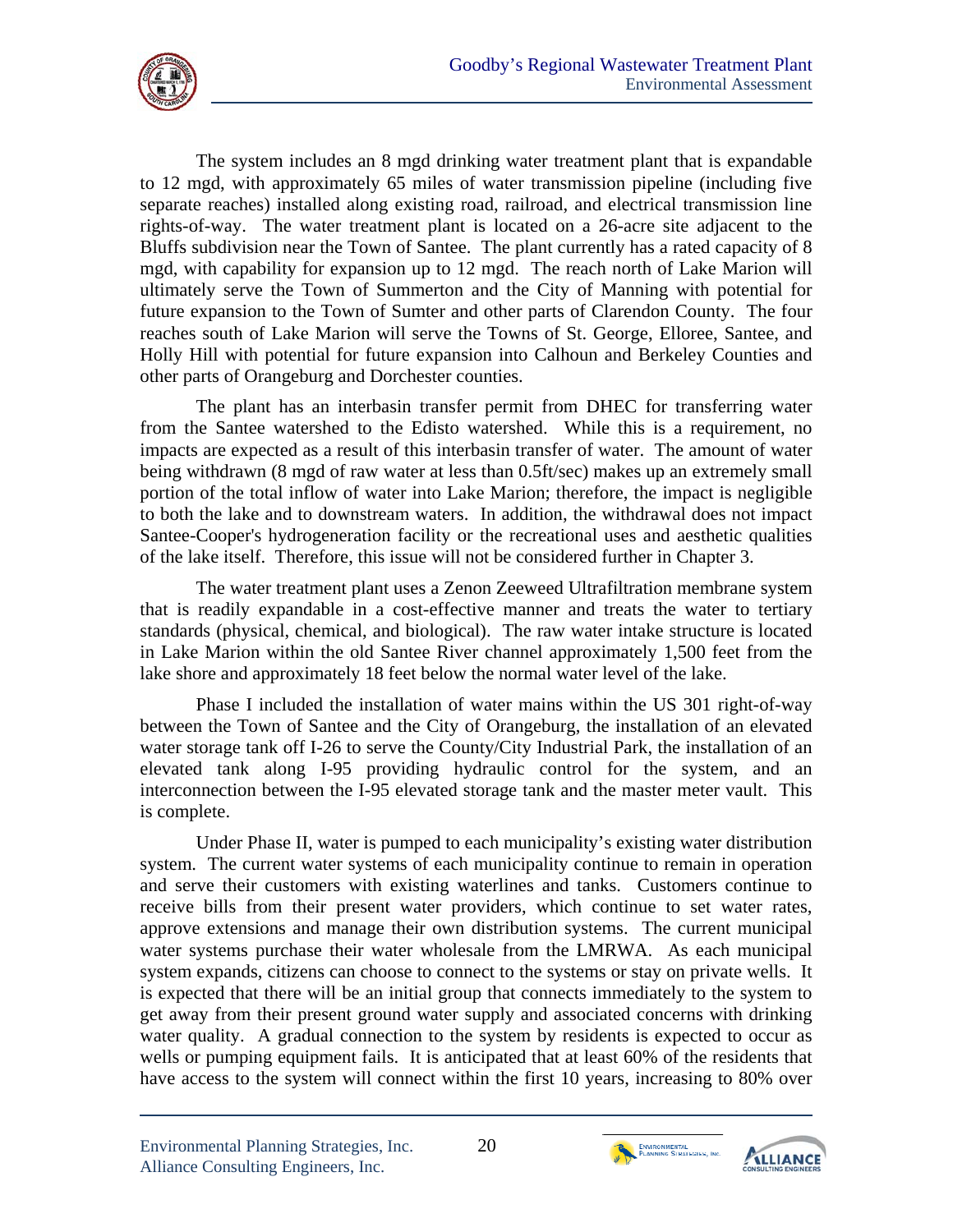The system includes an 8 mgd drinking water treatment plant that is expandable to 12 mgd, with approximately 65 miles of water transmission pipeline (including five separate reaches) installed along existing road, railroad, and electrical transmission line rights-of-way. The water treatment plant is located on a 26-acre site adjacent to the Bluffs subdivision near the Town of Santee. The plant currently has a rated capacity of 8 mgd, with capability for expansion up to 12 mgd. The reach north of Lake Marion will ultimately serve the Town of Summerton and the City of Manning with potential for future expansion to the Town of Sumter and other parts of Clarendon County. The four reaches south of Lake Marion will serve the Towns of St. George, Elloree, Santee, and Holly Hill with potential for future expansion into Calhoun and Berkeley Counties and other parts of Orangeburg and Dorchester counties.

The plant has an interbasin transfer permit from DHEC for transferring water from the Santee watershed to the Edisto watershed. While this is a requirement, no impacts are expected as a result of this interbasin transfer of water. The amount of water being withdrawn (8 mgd of raw water at less than 0.5ft/sec) makes up an extremely small portion of the total inflow of water into Lake Marion; therefore, the impact is negligible to both the lake and to downstream waters. In addition, the withdrawal does not impact Santee-Cooper's hydrogeneration facility or the recreational uses and aesthetic qualities of the lake itself. Therefore, this issue will not be considered further in Chapter 3.

The water treatment plant uses a Zenon Zeeweed Ultrafiltration membrane system that is readily expandable in a cost-effective manner and treats the water to tertiary standards (physical, chemical, and biological). The raw water intake structure is located in Lake Marion within the old Santee River channel approximately 1,500 feet from the lake shore and approximately 18 feet below the normal water level of the lake.

Phase I included the installation of water mains within the US 301 right-of-way between the Town of Santee and the City of Orangeburg, the installation of an elevated water storage tank off I-26 to serve the County/City Industrial Park, the installation of an elevated tank along I-95 providing hydraulic control for the system, and an interconnection between the I-95 elevated storage tank and the master meter vault. This is complete.

Under Phase II, water is pumped to each municipality's existing water distribution system. The current water systems of each municipality continue to remain in operation and serve their customers with existing waterlines and tanks. Customers continue to receive bills from their present water providers, which continue to set water rates, approve extensions and manage their own distribution systems. The current municipal water systems purchase their water wholesale from the LMRWA. As each municipal system expands, citizens can choose to connect to the systems or stay on private wells. It is expected that there will be an initial group that connects immediately to the system to get away from their present ground water supply and associated concerns with drinking water quality. A gradual connection to the system by residents is expected to occur as wells or pumping equipment fails. It is anticipated that at least 60% of the residents that have access to the system will connect within the first 10 years, increasing to 80% over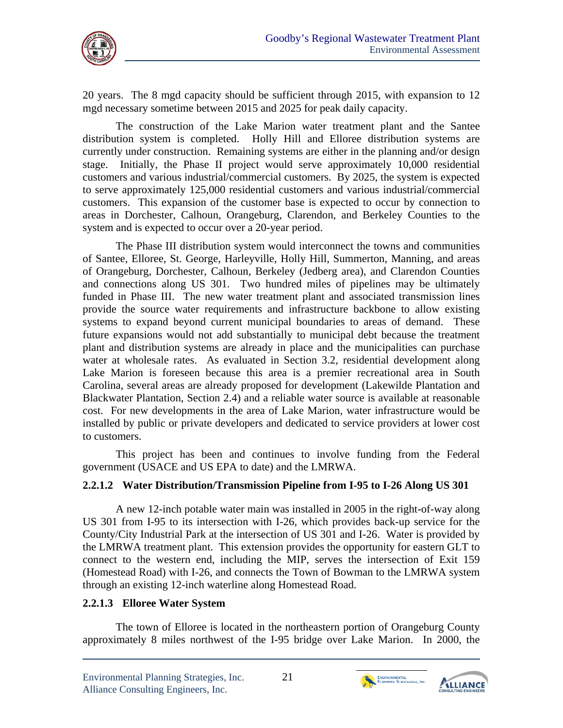20 years. The 8 mgd capacity should be sufficient through 2015, with expansion to 12 mgd necessary sometime between 2015 and 2025 for peak daily capacity.

The construction of the Lake Marion water treatment plant and the Santee distribution system is completed. Holly Hill and Elloree distribution systems are currently under construction. Remaining systems are either in the planning and/or design stage. Initially, the Phase II project would serve approximately 10,000 residential customers and various industrial/commercial customers. By 2025, the system is expected to serve approximately 125,000 residential customers and various industrial/commercial customers. This expansion of the customer base is expected to occur by connection to areas in Dorchester, Calhoun, Orangeburg, Clarendon, and Berkeley Counties to the system and is expected to occur over a 20-year period.

The Phase III distribution system would interconnect the towns and communities of Santee, Elloree, St. George, Harleyville, Holly Hill, Summerton, Manning, and areas of Orangeburg, Dorchester, Calhoun, Berkeley (Jedberg area), and Clarendon Counties and connections along US 301. Two hundred miles of pipelines may be ultimately funded in Phase III. The new water treatment plant and associated transmission lines provide the source water requirements and infrastructure backbone to allow existing systems to expand beyond current municipal boundaries to areas of demand. These future expansions would not add substantially to municipal debt because the treatment plant and distribution systems are already in place and the municipalities can purchase water at wholesale rates. As evaluated in Section 3.2, residential development along Lake Marion is foreseen because this area is a premier recreational area in South Carolina, several areas are already proposed for development (Lakewilde Plantation and Blackwater Plantation, Section 2.4) and a reliable water source is available at reasonable cost. For new developments in the area of Lake Marion, water infrastructure would be installed by public or private developers and dedicated to service providers at lower cost to customers.

This project has been and continues to involve funding from the Federal government (USACE and US EPA to date) and the LMRWA.

#### 2.2.1.2 Water Distribution/Transmission Pipeline from I-95 to I-26 Along US 301

A new 12-inch potable water main was installed in 2005 in the right-of-way along US 301 from I-95 to its intersection with I-26, which provides back-up service for the County/City Industrial Park at the intersection of US 301 and I-26. Water is provided by the LMRWA treatment plant. This extension provides the opportunity for eastern GLT to connect to the western end, including the MIP, serves the intersection of Exit 159 (Homestead Road) with I-26, and connects the Town of Bowman to the LMRWA system through an existing 12-inch waterline along Homestead Road.

#### 2.2.1.3 Elloree Water System

The town of Elloree is located in the northeastern portion of Orangeburg County approximately 8 miles northwest of the I-95 bridge over Lake Marion. In 2000, the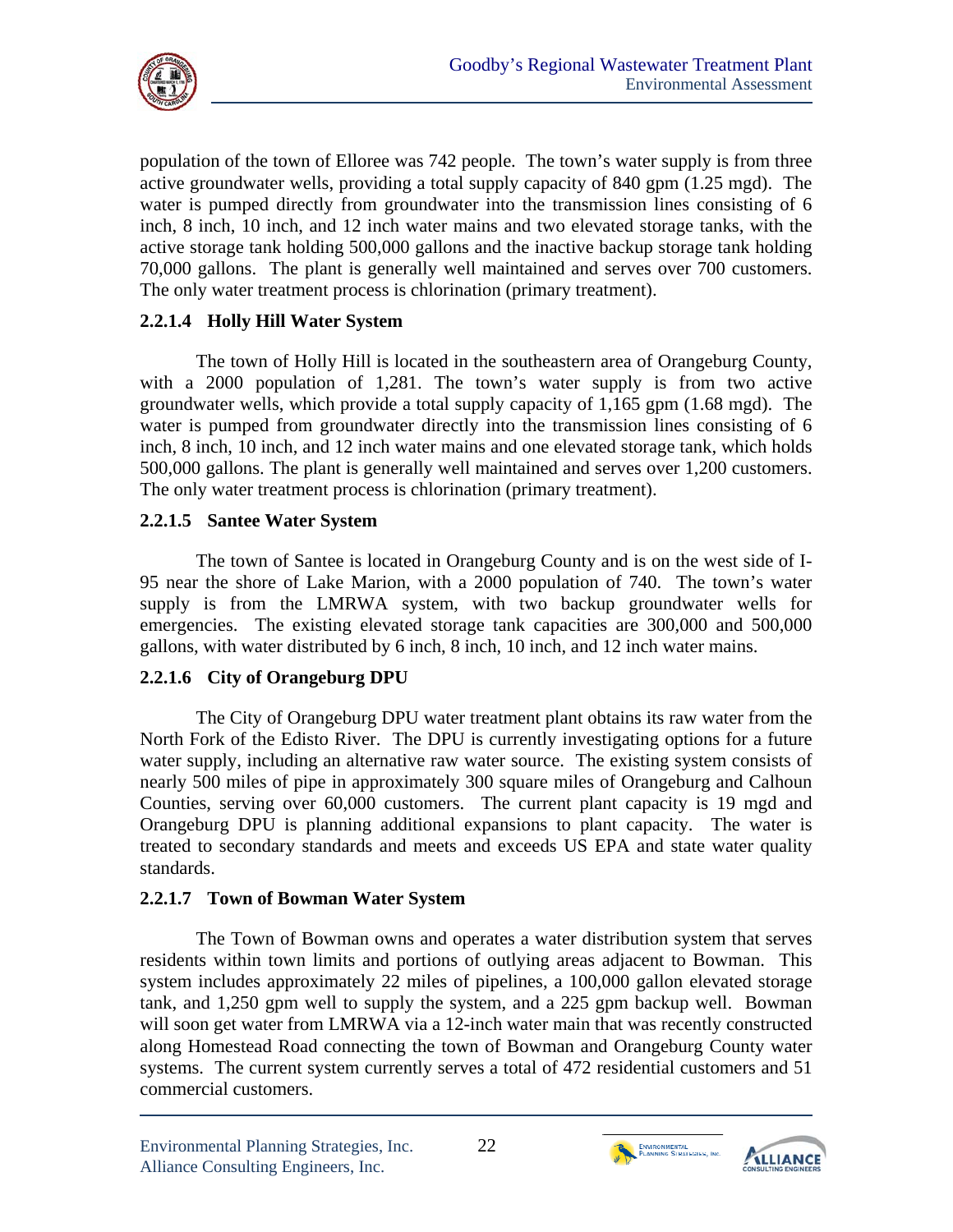population of the town of Elloree was 742 people. The town's water supply is from three active groundwater wells, providing a total supply capacity of 840 gpm (1.25 mgd). The water is pumped directly from groundwater into the transmission lines consisting of 6 inch, 8 inch, 10 inch, and 12 inch water mains and two elevated storage tanks, with the active storage tank holding 500,000 gallons and the inactive backup storage tank holding 70,000 gallons. The plant is generally well maintained and serves over 700 customers. The only water treatment process is chlorination (primary treatment).

#### 2.2.1.4 Holly Hill Water System

The town of Holly Hill is located in the southeastern area of Orangeburg County, with a 2000 population of 1,281. The town's water supply is from two active groundwater wells, which provide a total supply capacity of 1,165 gpm (1.68 mgd). The water is pumped from groundwater directly into the transmission lines consisting of 6 inch, 8 inch, 10 inch, and 12 inch water mains and one elevated storage tank, which holds 500,000 gallons. The plant is generally well maintained and serves over 1,200 customers. The only water treatment process is chlorination (primary treatment).

#### 2.2.1.5 Santee Water System

The town of Santee is located in Orangeburg County and is on the west side of I-95 near the shore of Lake Marion, with a 2000 population of 740. The town's water supply is from the LMRWA system, with two backup groundwater wells for emergencies. The existing elevated storage tank capacities are 300,000 and 500,000 gallons, with water distributed by 6 inch, 8 inch, 10 inch, and 12 inch water mains.

#### 2.2.1.6 City of Orangeburg DPU

The City of Orangeburg DPU water treatment plant obtains its raw water from the North Fork of the Edisto River. The DPU is currently investigating options for a future water supply, including an alternative raw water source. The existing system consists of nearly 500 miles of pipe in approximately 300 square miles of Orangeburg and Calhoun Counties, serving over 60,000 customers. The current plant capacity is 19 mgd and Orangeburg DPU is planning additional expansions to plant capacity. The water is treated to secondary standards and meets and exceeds US EPA and state water quality standards.

#### 2.2.1.7 Town of Bowman Water System

The Town of Bowman owns and operates a water distribution system that serves residents within town limits and portions of outlying areas adjacent to Bowman. This system includes approximately 22 miles of pipelines, a 100,000 gallon elevated storage tank, and 1,250 gpm well to supply the system, and a 225 gpm backup well. Bowman will soon get water from LMRWA via a 12-inch water main that was recently constructed along Homestead Road connecting the town of Bowman and Orangeburg County water systems. The current system currently serves a total of 472 residential customers and 51 commercial customers.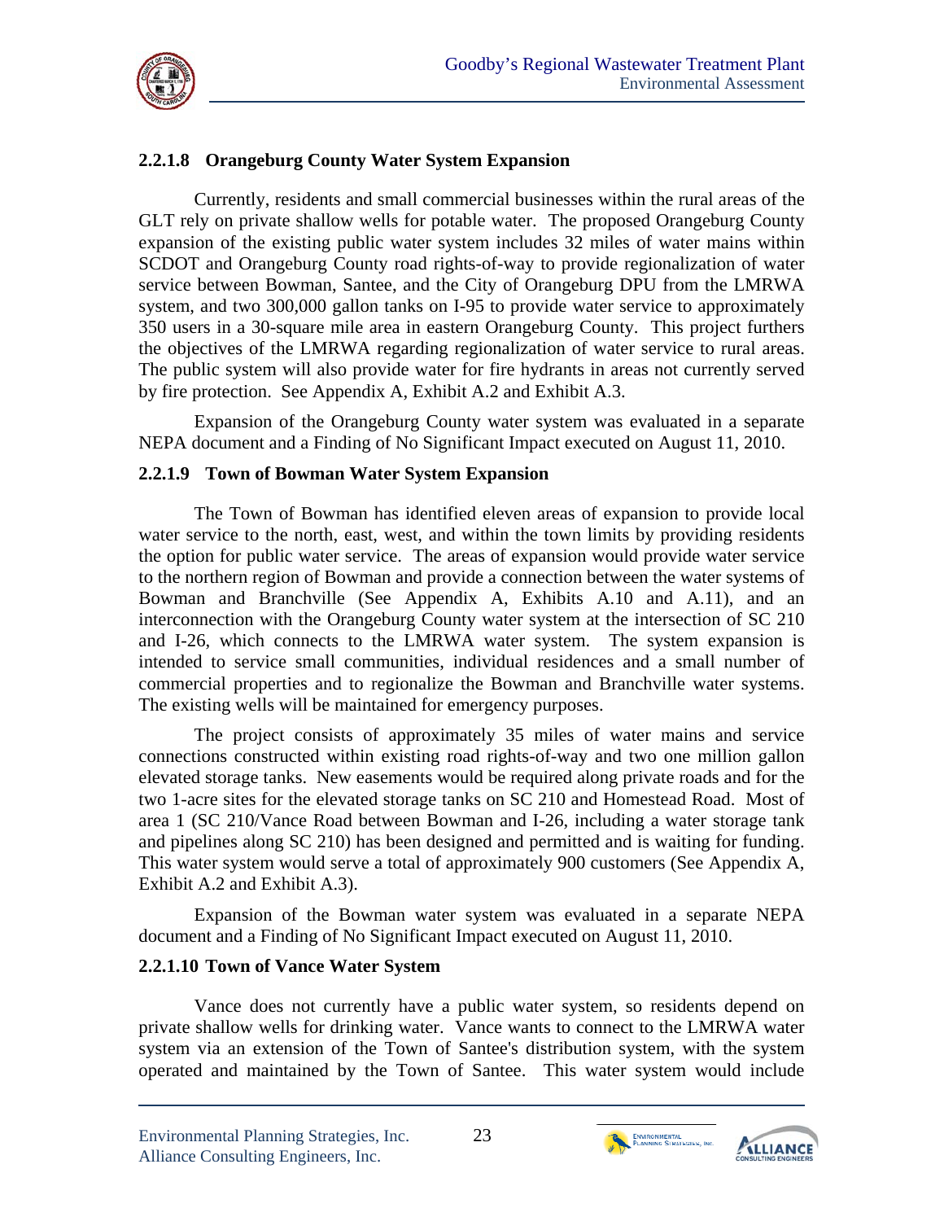#### 2.2.1.8 Orangeburg County Water System Expansion

Currently, residents and small commercial businesses within the rural areas of the GLT rely on private shallow wells for potable water. The proposed Orangeburg County expansion of the existing public water system includes 32 miles of water mains within SCDOT and Orangeburg County road rights-of-way to provide regionalization of water service between Bowman, Santee, and the City of Orangeburg DPU from the LMRWA system, and two 300,000 gallon tanks on I-95 to provide water service to approximately 350 users in a 30-square mile area in eastern Orangeburg County. This project furthers the objectives of the LMRWA regarding regionalization of water service to rural areas. The public system will also provide water for fire hydrants in areas not currently served by fire protection. See Appendix A, Exhibit A.2 and Exhibit A.3.

Expansion of the Orangeburg County water system was evaluated in a separate NEPA document and a Finding of No Significant Impact executed on August 11, 2010.

#### 2.2.1.9 Town of Bowman Water System Expansion

The Town of Bowman has identified eleven areas of expansion to provide local water service to the north, east, west, and within the town limits by providing residents the option for public water service. The areas of expansion would provide water service to the northern region of Bowman and provide a connection between the water systems of Bowman and Branchville (See Appendix A, Exhibits A.10 and A.11), and an interconnection with the Orangeburg County water system at the intersection of SC 210 and I-26, which connects to the LMRWA water system. The system expansion is intended to service small communities, individual residences and a small number of commercial properties and to regionalize the Bowman and Branchville water systems. The existing wells will be maintained for emergency purposes.

The project consists of approximately 35 miles of water mains and service connections constructed within existing road rights-of-way and two one million gallon elevated storage tanks. New easements would be required along private roads and for the two 1-acre sites for the elevated storage tanks on SC 210 and Homestead Road. Most of area 1 (SC 210/Vance Road between Bowman and I-26, including a water storage tank and pipelines along SC 210) has been designed and permitted and is waiting for funding. This water system would serve a total of approximately 900 customers (See Appendix A, Exhibit A.2 and Exhibit A.3).

Expansion of the Bowman water system was evaluated in a separate NEPA document and a Finding of No Significant Impact executed on August 11, 2010.

#### 2.2.1.10 Town of Vance Water System

Vance does not currently have a public water system, so residents depend on private shallow wells for drinking water. Vance wants to connect to the LMRWA water system via an extension of the Town of Santee's distribution system, with the system operated and maintained by the Town of Santee. This water system would include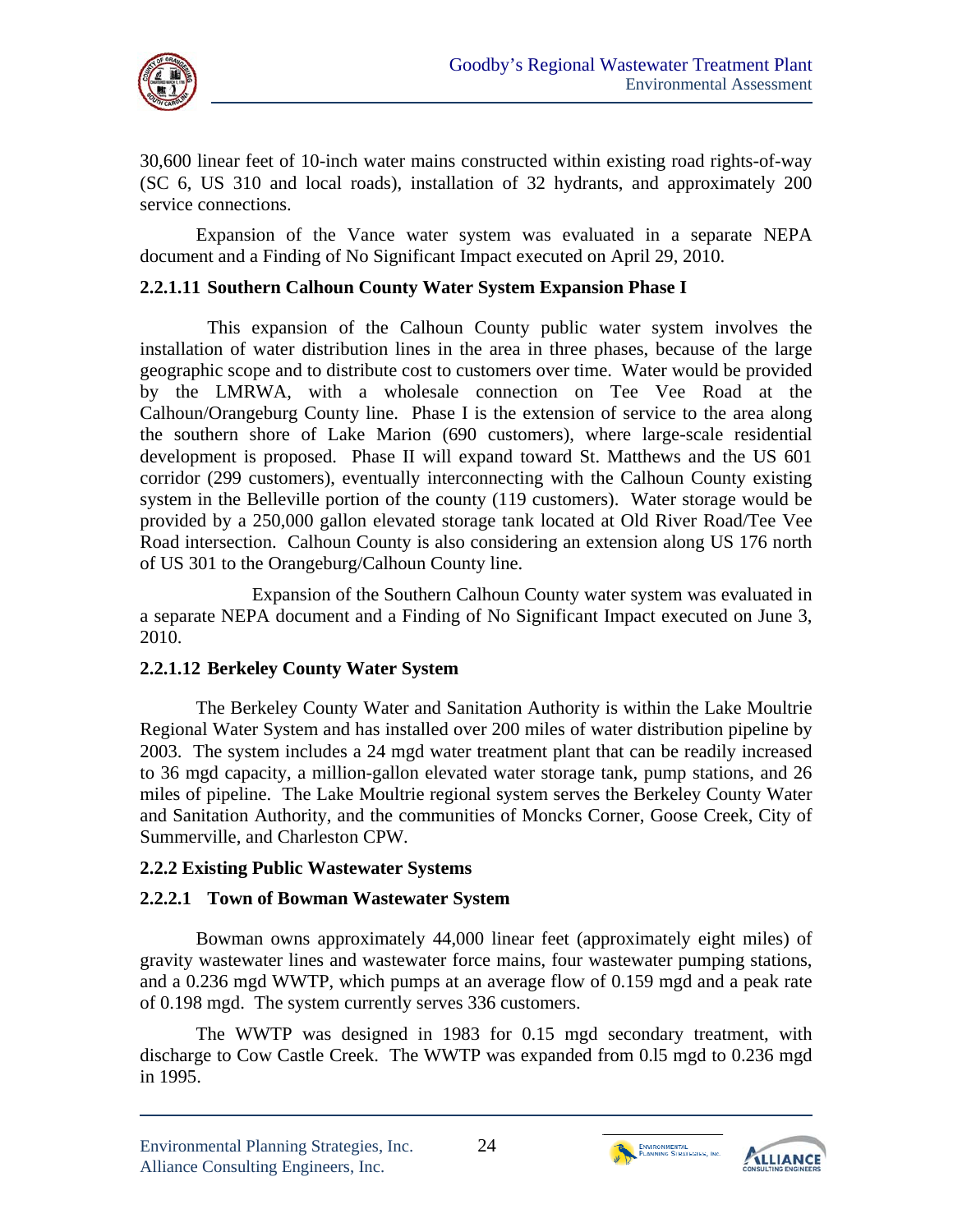30,600 linear feet of 10-inch water mains constructed within existing road rights-of-way (SC 6, US 310 and local roads), installation of 32 hydrants, and approximately 200 service connections.

Expansion of the Vance water system was evaluated in a separate NEPA document and a Finding of No Significant Impact executed on April 29, 2010.

#### 2.2.1.11 Southern Calhoun County Water System Expansion Phase I

This expansion of the Calhoun County public water system involves the installation of water distribution lines in the area in three phases, because of the large geographic scope and to distribute cost to customers over time. Water would be provided by the LMRWA, with a wholesale connection on Tee Vee Road at the Calhoun/Orangeburg County line. Phase I is the extension of service to the area along the southern shore of Lake Marion (690 customers), where large-scale residential development is proposed. Phase II will expand toward St. Matthews and the US 601 corridor (299 customers), eventually interconnecting with the Calhoun County existing system in the Belleville portion of the county (119 customers). Water storage would be provided by a 250,000 gallon elevated storage tank located at Old River Road/Tee Vee Road intersection. Calhoun County is also considering an extension along US 176 north of US 301 to the Orangeburg/Calhoun County line.

Expansion of the Southern Calhoun County water system was evaluated in a separate NEPA document and a Finding of No Significant Impact executed on June 3, 2010.

#### 2.2.1.12 Berkeley County Water System

The Berkeley County Water and Sanitation Authority is within the Lake Moultrie Regional Water System and has installed over 200 miles of water distribution pipeline by 2003. The system includes a 24 mgd water treatment plant that can be readily increased to 36 mgd capacity, a million-gallon elevated water storage tank, pump stations, and 26 miles of pipeline. The Lake Moultrie regional system serves the Berkeley County Water and Sanitation Authority, and the communities of Moncks Corner, Goose Creek, City of Summerville, and Charleston CPW.

### 2.2.2 Existing Public Wastewater Systems

#### 2.2.2.1 Town of Bowman Wastewater System

Bowman owns approximately 44,000 linear feet (approximately eight miles) of gravity wastewater lines and wastewater force mains, four wastewater pumping stations, and a 0.236 mgd WWTP, which pumps at an average flow of 0.159 mgd and a peak rate of 0.198 mgd. The system currently serves 336 customers.

The WWTP was designed in 1983 for 0.15 mgd secondary treatment, with discharge to Cow Castle Creek. The WWTP was expanded from 0.l5 mgd to 0.236 mgd in 1995.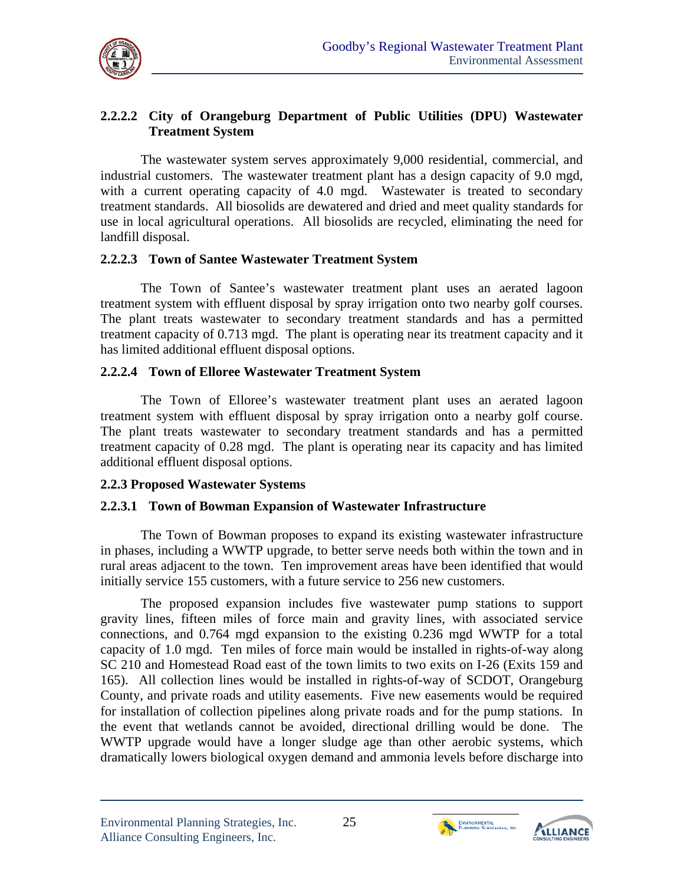#### 2.2.2.2 City of Orangeburg Department of Public Utilities (DPU) Wastewater Treatment System

The wastewater system serves approximately 9,000 residential, commercial, and industrial customers. The wastewater treatment plant has a design capacity of 9.0 mgd, with a current operating capacity of 4.0 mgd. Wastewater is treated to secondary treatment standards. All biosolids are dewatered and dried and meet quality standards for use in local agricultural operations. All biosolids are recycled, eliminating the need for landfill disposal.

#### 2.2.2.3 Town of Santee Wastewater Treatment System

The Town of Santee's wastewater treatment plant uses an aerated lagoon treatment system with effluent disposal by spray irrigation onto two nearby golf courses. The plant treats wastewater to secondary treatment standards and has a permitted treatment capacity of 0.713 mgd. The plant is operating near its treatment capacity and it has limited additional effluent disposal options.

#### 2.2.2.4 Town of Elloree Wastewater Treatment System

The Town of Elloree's wastewater treatment plant uses an aerated lagoon treatment system with effluent disposal by spray irrigation onto a nearby golf course. The plant treats wastewater to secondary treatment standards and has a permitted treatment capacity of 0.28 mgd. The plant is operating near its capacity and has limited additional effluent disposal options.

### 2.2.3 Proposed Wastewater Systems

#### 2.2.3.1 Town of Bowman Expansion of Wastewater Infrastructure

The Town of Bowman proposes to expand its existing wastewater infrastructure in phases, including a WWTP upgrade, to better serve needs both within the town and in rural areas adjacent to the town. Ten improvement areas have been identified that would initially service 155 customers, with a future service to 256 new customers.

The proposed expansion includes five wastewater pump stations to support gravity lines, fifteen miles of force main and gravity lines, with associated service connections, and 0.764 mgd expansion to the existing 0.236 mgd WWTP for a total capacity of 1.0 mgd. Ten miles of force main would be installed in rights-of-way along SC 210 and Homestead Road east of the town limits to two exits on I-26 (Exits 159 and 165). All collection lines would be installed in rights-of-way of SCDOT, Orangeburg County, and private roads and utility easements. Five new easements would be required for installation of collection pipelines along private roads and for the pump stations. In the event that wetlands cannot be avoided, directional drilling would be done. The WWTP upgrade would have a longer sludge age than other aerobic systems, which dramatically lowers biological oxygen demand and ammonia levels before discharge into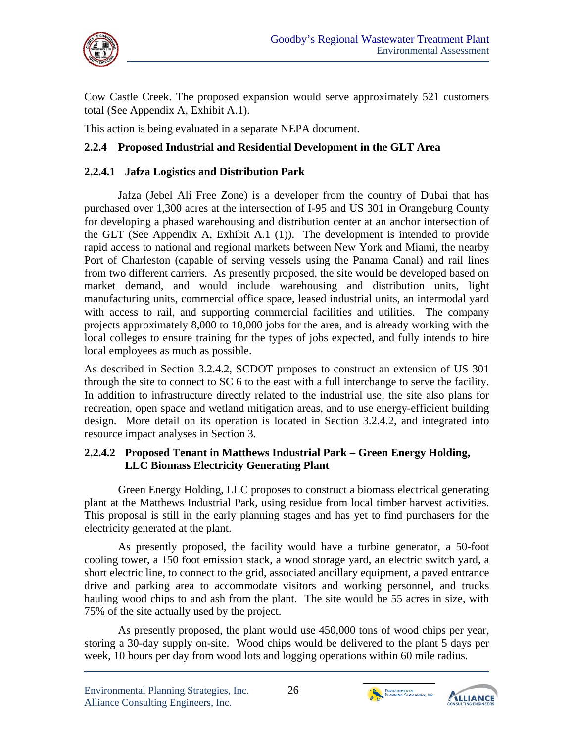Cow Castle Creek. The proposed expansion would serve approximately 521 customers total (See Appendix A, Exhibit A.1).

This action is being evaluated in a separate NEPA document.

### 2.2.4 Proposed Industrial and Residential Development in the GLT Area

#### 2.2.4.1 Jafza Logistics and Distribution Park

Jafza (Jebel Ali Free Zone) is a developer from the country of Dubai that has purchased over 1,300 acres at the intersection of I-95 and US 301 in Orangeburg County for developing a phased warehousing and distribution center at an anchor intersection of the GLT (See Appendix A, Exhibit A.1 (1)). The development is intended to provide rapid access to national and regional markets between New York and Miami, the nearby Port of Charleston (capable of serving vessels using the Panama Canal) and rail lines from two different carriers. As presently proposed, the site would be developed based on market demand, and would include warehousing and distribution units, light manufacturing units, commercial office space, leased industrial units, an intermodal yard with access to rail, and supporting commercial facilities and utilities. The company projects approximately 8,000 to 10,000 jobs for the area, and is already working with the local colleges to ensure training for the types of jobs expected, and fully intends to hire local employees as much as possible.

As described in Section 3.2.4.2, SCDOT proposes to construct an extension of US 301 through the site to connect to SC 6 to the east with a full interchange to serve the facility. In addition to infrastructure directly related to the industrial use, the site also plans for recreation, open space and wetland mitigation areas, and to use energy-efficient building design. More detail on its operation is located in Section 3.2.4.2, and integrated into resource impact analyses in Section 3.

#### 2.2.4.2 Proposed Tenant in Matthews Industrial Park – Green Energy Holding, LLC Biomass Electricity Generating Plant

Green Energy Holding, LLC proposes to construct a biomass electrical generating plant at the Matthews Industrial Park, using residue from local timber harvest activities. This proposal is still in the early planning stages and has yet to find purchasers for the electricity generated at the plant.

As presently proposed, the facility would have a turbine generator, a 50-foot cooling tower, a 150 foot emission stack, a wood storage yard, an electric switch yard, a short electric line, to connect to the grid, associated ancillary equipment, a paved entrance drive and parking area to accommodate visitors and working personnel, and trucks hauling wood chips to and ash from the plant. The site would be 55 acres in size, with 75% of the site actually used by the project.

As presently proposed, the plant would use 450,000 tons of wood chips per year, storing a 30-day supply on-site. Wood chips would be delivered to the plant 5 days per week, 10 hours per day from wood lots and logging operations within 60 mile radius.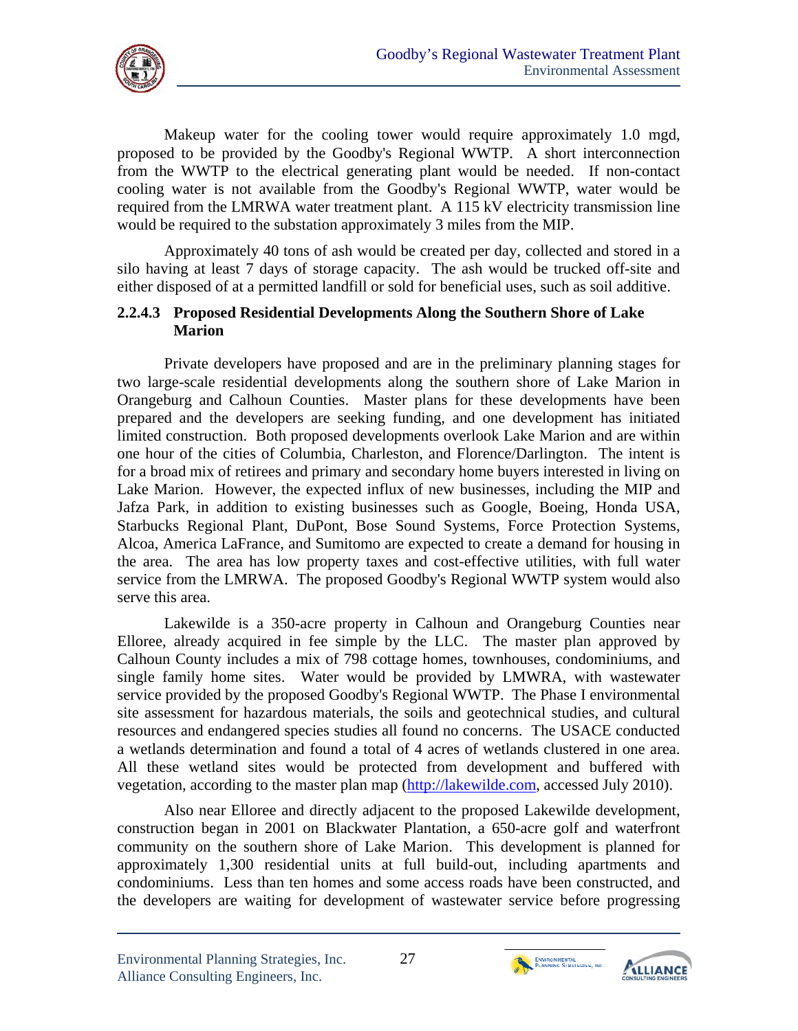Makeup water for the cooling tower would require approximately 1.0 mgd, proposed to be provided by the Goodby's Regional WWTP. A short interconnection from the WWTP to the electrical generating plant would be needed. If non-contact cooling water is not available from the Goodby's Regional WWTP, water would be required from the LMRWA water treatment plant. A 115 kV electricity transmission line would be required to the substation approximately 3 miles from the MIP.

Approximately 40 tons of ash would be created per day, collected and stored in a silo having at least 7 days of storage capacity. The ash would be trucked off-site and either disposed of at a permitted landfill or sold for beneficial uses, such as soil additive.

#### 2.2.4.3 Proposed Residential Developments Along the Southern Shore of Lake Marion

Private developers have proposed and are in the preliminary planning stages for two large-scale residential developments along the southern shore of Lake Marion in Orangeburg and Calhoun Counties. Master plans for these developments have been prepared and the developers are seeking funding, and one development has initiated limited construction. Both proposed developments overlook Lake Marion and are within one hour of the cities of Columbia, Charleston, and Florence/Darlington. The intent is for a broad mix of retirees and primary and secondary home buyers interested in living on Lake Marion. However, the expected influx of new businesses, including the MIP and Jafza Park, in addition to existing businesses such as Google, Boeing, Honda USA, Starbucks Regional Plant, DuPont, Bose Sound Systems, Force Protection Systems, Alcoa, America LaFrance, and Sumitomo are expected to create a demand for housing in the area. The area has low property taxes and cost-effective utilities, with full water service from the LMRWA. The proposed Goodby's Regional WWTP system would also serve this area.

Lakewilde is a 350-acre property in Calhoun and Orangeburg Counties near Elloree, already acquired in fee simple by the LLC. The master plan approved by Calhoun County includes a mix of 798 cottage homes, townhouses, condominiums, and single family home sites. Water would be provided by LMWRA, with wastewater service provided by the proposed Goodby's Regional WWTP. The Phase I environmental site assessment for hazardous materials, the soils and geotechnical studies, and cultural resources and endangered species studies all found no concerns. The USACE conducted a wetlands determination and found a total of 4 acres of wetlands clustered in one area. All these wetland sites would be protected from development and buffered with vegetation, according to the master plan map (http://lakewilde.com, accessed July 2010).

Also near Elloree and directly adjacent to the proposed Lakewilde development, construction began in 2001 on Blackwater Plantation, a 650-acre golf and waterfront community on the southern shore of Lake Marion. This development is planned for approximately 1,300 residential units at full build-out, including apartments and condominiums. Less than ten homes and some access roads have been constructed, and the developers are waiting for development of wastewater service before progressing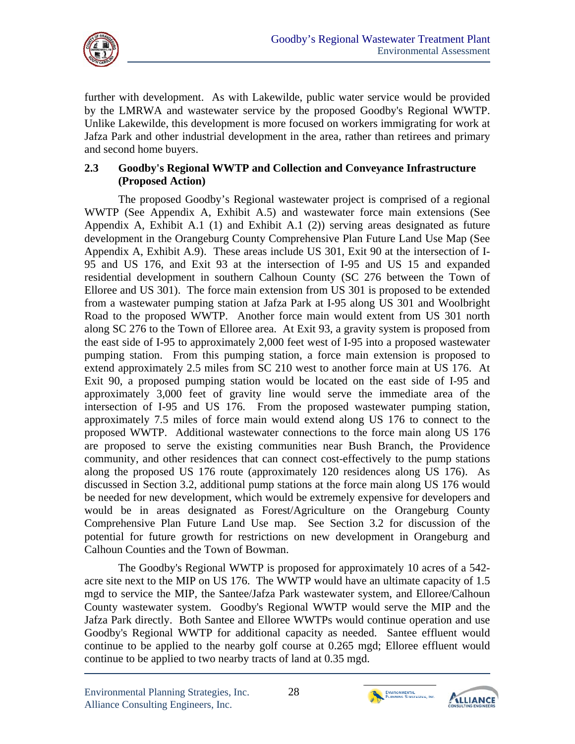further with development. As with Lakewilde, public water service would be provided by the LMRWA and wastewater service by the proposed Goodby's Regional WWTP. Unlike Lakewilde, this development is more focused on workers immigrating for work at Jafza Park and other industrial development in the area, rather than retirees and primary and second home buyers.

### 2.3 Goodby's Regional WWTP and Collection and Conveyance Infrastructure (Proposed Action)

The proposed Goodby's Regional wastewater project is comprised of a regional WWTP (See Appendix A, Exhibit A.5) and wastewater force main extensions (See Appendix A, Exhibit A.1 (1) and Exhibit A.1 (2)) serving areas designated as future development in the Orangeburg County Comprehensive Plan Future Land Use Map (See Appendix A, Exhibit A.9). These areas include US 301, Exit 90 at the intersection of I-95 and US 176, and Exit 93 at the intersection of I-95 and US 15 and expanded residential development in southern Calhoun County (SC 276 between the Town of Elloree and US 301). The force main extension from US 301 is proposed to be extended from a wastewater pumping station at Jafza Park at I-95 along US 301 and Woolbright Road to the proposed WWTP. Another force main would extent from US 301 north along SC 276 to the Town of Elloree area. At Exit 93, a gravity system is proposed from the east side of I-95 to approximately 2,000 feet west of I-95 into a proposed wastewater pumping station. From this pumping station, a force main extension is proposed to extend approximately 2.5 miles from SC 210 west to another force main at US 176. At Exit 90, a proposed pumping station would be located on the east side of I-95 and approximately 3,000 feet of gravity line would serve the immediate area of the intersection of I-95 and US 176. From the proposed wastewater pumping station, approximately 7.5 miles of force main would extend along US 176 to connect to the proposed WWTP. Additional wastewater connections to the force main along US 176 are proposed to serve the existing communities near Bush Branch, the Providence community, and other residences that can connect cost-effectively to the pump stations along the proposed US 176 route (approximately 120 residences along US 176). As discussed in Section 3.2, additional pump stations at the force main along US 176 would be needed for new development, which would be extremely expensive for developers and would be in areas designated as Forest/Agriculture on the Orangeburg County Comprehensive Plan Future Land Use map. See Section 3.2 for discussion of the potential for future growth for restrictions on new development in Orangeburg and Calhoun Counties and the Town of Bowman.

The Goodby's Regional WWTP is proposed for approximately 10 acres of a 542-acre site next to the MIP on US 176. The WWTP would have an ultimate capacity of 1.5 mgd to service the MIP, the Santee/Jafza Park wastewater system, and Elloree/Calhoun County wastewater system. Goodby's Regional WWTP would serve the MIP and the Jafza Park directly. Both Santee and Elloree WWTPs would continue operation and use Goodby's Regional WWTP for additional capacity as needed. Santee effluent would continue to be applied to the nearby golf course at 0.265 mgd; Elloree effluent would continue to be applied to two nearby tracts of land at 0.35 mgd.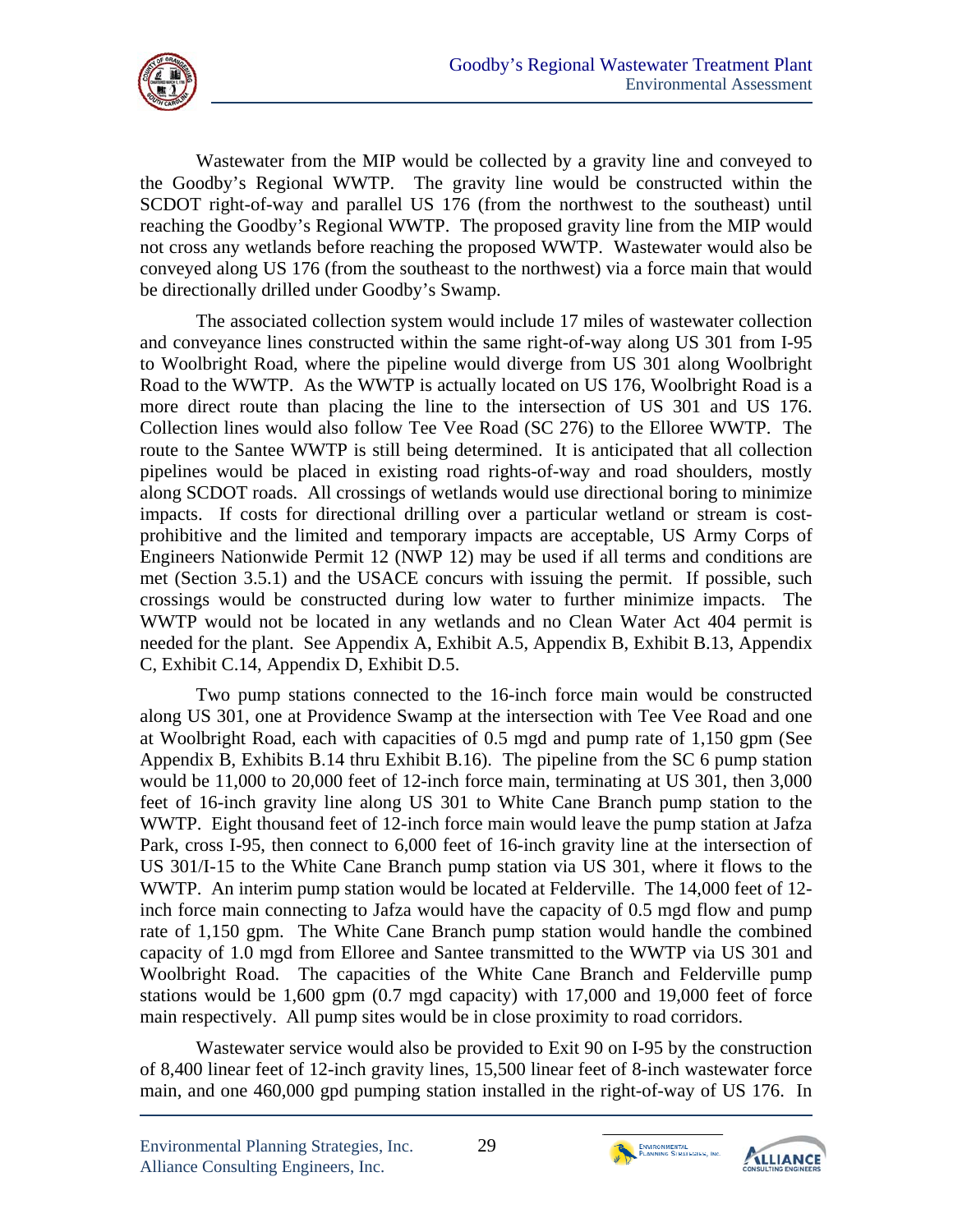Wastewater from the MIP would be collected by a gravity line and conveyed to the Goodby's Regional WWTP. The gravity line would be constructed within the SCDOT right-of-way and parallel US 176 (from the northwest to the southeast) until reaching the Goodby's Regional WWTP. The proposed gravity line from the MIP would not cross any wetlands before reaching the proposed WWTP. Wastewater would also be conveyed along US 176 (from the southeast to the northwest) via a force main that would be directionally drilled under Goodby's Swamp.

The associated collection system would include 17 miles of wastewater collection and conveyance lines constructed within the same right-of-way along US 301 from I-95 to Woolbright Road, where the pipeline would diverge from US 301 along Woolbright Road to the WWTP. As the WWTP is actually located on US 176, Woolbright Road is a more direct route than placing the line to the intersection of US 301 and US 176. Collection lines would also follow Tee Vee Road (SC 276) to the Elloree WWTP. The route to the Santee WWTP is still being determined. It is anticipated that all collection pipelines would be placed in existing road rights-of-way and road shoulders, mostly along SCDOT roads. All crossings of wetlands would use directional boring to minimize impacts. If costs for directional drilling over a particular wetland or stream is cost-prohibitive and the limited and temporary impacts are acceptable, US Army Corps of Engineers Nationwide Permit 12 (NWP 12) may be used if all terms and conditions are met (Section 3.5.1) and the USACE concurs with issuing the permit. If possible, such crossings would be constructed during low water to further minimize impacts. The WWTP would not be located in any wetlands and no Clean Water Act 404 permit is needed for the plant. See Appendix A, Exhibit A.5, Appendix B, Exhibit B.13, Appendix C, Exhibit C.14, Appendix D, Exhibit D.5.

Two pump stations connected to the 16-inch force main would be constructed along US 301, one at Providence Swamp at the intersection with Tee Vee Road and one at Woolbright Road, each with capacities of 0.5 mgd and pump rate of 1,150 gpm (See Appendix B, Exhibits B.14 thru Exhibit B.16). The pipeline from the SC 6 pump station would be 11,000 to 20,000 feet of 12-inch force main, terminating at US 301, then 3,000 feet of 16-inch gravity line along US 301 to White Cane Branch pump station to the WWTP. Eight thousand feet of 12-inch force main would leave the pump station at Jafza Park, cross I-95, then connect to 6,000 feet of 16-inch gravity line at the intersection of US 301/I-15 to the White Cane Branch pump station via US 301, where it flows to the WWTP. An interim pump station would be located at Felderville. The 14,000 feet of 12-inch force main connecting to Jafza would have the capacity of 0.5 mgd flow and pump rate of 1,150 gpm. The White Cane Branch pump station would handle the combined capacity of 1.0 mgd from Elloree and Santee transmitted to the WWTP via US 301 and Woolbright Road. The capacities of the White Cane Branch and Felderville pump stations would be 1,600 gpm (0.7 mgd capacity) with 17,000 and 19,000 feet of force main respectively. All pump sites would be in close proximity to road corridors.

Wastewater service would also be provided to Exit 90 on I-95 by the construction of 8,400 linear feet of 12-inch gravity lines, 15,500 linear feet of 8-inch wastewater force main, and one 460,000 gpd pumping station installed in the right-of-way of US 176. In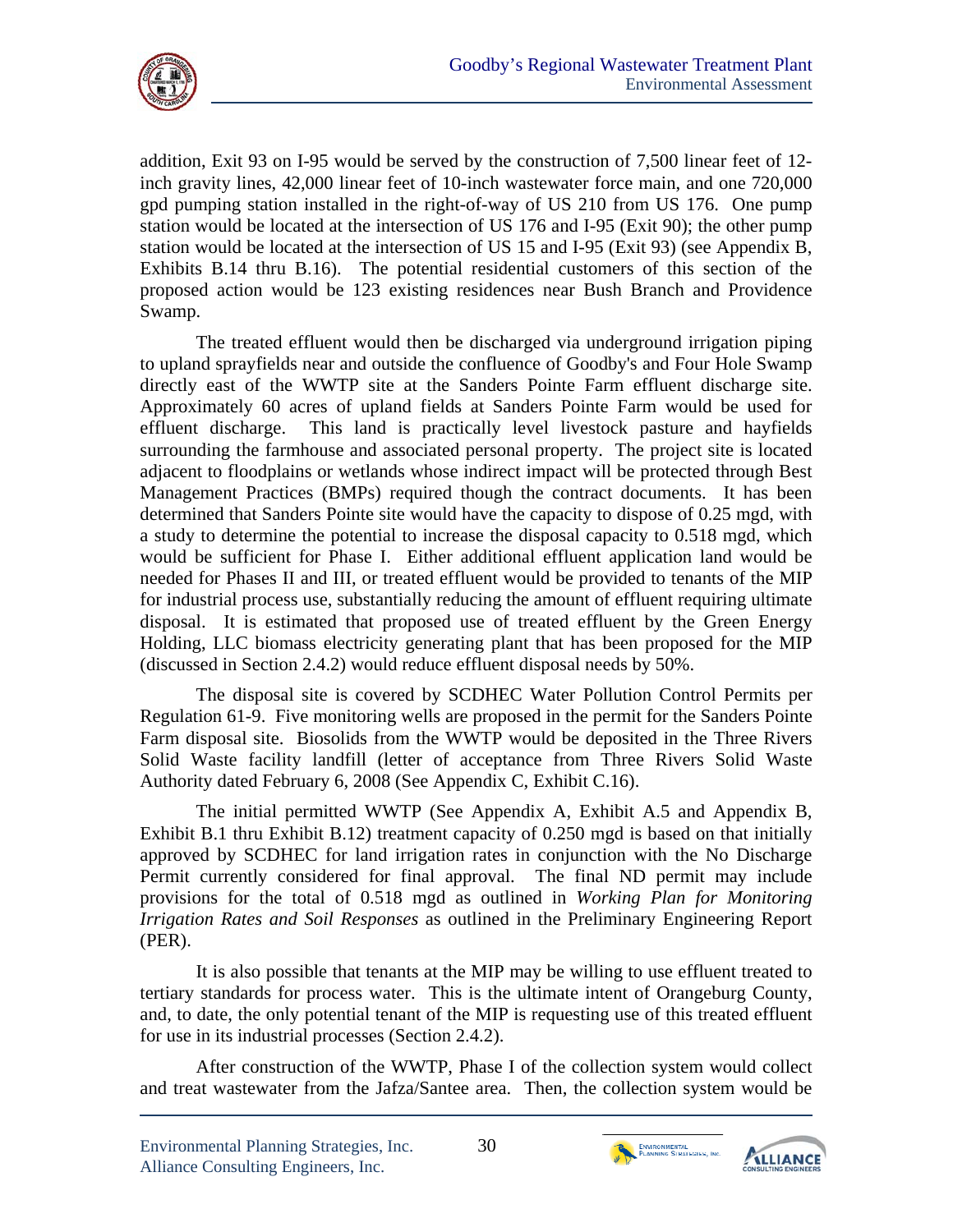addition, Exit 93 on I-95 would be served by the construction of 7,500 linear feet of 12-inch gravity lines, 42,000 linear feet of 10-inch wastewater force main, and one 720,000 gpd pumping station installed in the right-of-way of US 210 from US 176. One pump station would be located at the intersection of US 176 and I-95 (Exit 90); the other pump station would be located at the intersection of US 15 and I-95 (Exit 93) (see Appendix B, Exhibits B.14 thru B.16). The potential residential customers of this section of the proposed action would be 123 existing residences near Bush Branch and Providence Swamp.

The treated effluent would then be discharged via underground irrigation piping to upland sprayfields near and outside the confluence of Goodby's and Four Hole Swamp directly east of the WWTP site at the Sanders Pointe Farm effluent discharge site. Approximately 60 acres of upland fields at Sanders Pointe Farm would be used for effluent discharge. This land is practically level livestock pasture and hayfields surrounding the farmhouse and associated personal property. The project site is located adjacent to floodplains or wetlands whose indirect impact will be protected through Best Management Practices (BMPs) required though the contract documents. It has been determined that Sanders Pointe site would have the capacity to dispose of 0.25 mgd, with a study to determine the potential to increase the disposal capacity to 0.518 mgd, which would be sufficient for Phase I. Either additional effluent application land would be needed for Phases II and III, or treated effluent would be provided to tenants of the MIP for industrial process use, substantially reducing the amount of effluent requiring ultimate disposal. It is estimated that proposed use of treated effluent by the Green Energy Holding, LLC biomass electricity generating plant that has been proposed for the MIP (discussed in Section 2.4.2) would reduce effluent disposal needs by 50%.

The disposal site is covered by SCDHEC Water Pollution Control Permits per Regulation 61-9. Five monitoring wells are proposed in the permit for the Sanders Pointe Farm disposal site. Biosolids from the WWTP would be deposited in the Three Rivers Solid Waste facility landfill (letter of acceptance from Three Rivers Solid Waste Authority dated February 6, 2008 (See Appendix C, Exhibit C.16).

The initial permitted WWTP (See Appendix A, Exhibit A.5 and Appendix B, Exhibit B.1 thru Exhibit B.12) treatment capacity of 0.250 mgd is based on that initially approved by SCDHEC for land irrigation rates in conjunction with the No Discharge Permit currently considered for final approval. The final ND permit may include provisions for the total of 0.518 mgd as outlined in *Working Plan for Monitoring Irrigation Rates and Soil Responses* as outlined in the Preliminary Engineering Report (PER).

It is also possible that tenants at the MIP may be willing to use effluent treated to tertiary standards for process water. This is the ultimate intent of Orangeburg County, and, to date, the only potential tenant of the MIP is requesting use of this treated effluent for use in its industrial processes (Section 2.4.2).

After construction of the WWTP, Phase I of the collection system would collect and treat wastewater from the Jafza/Santee area. Then, the collection system would be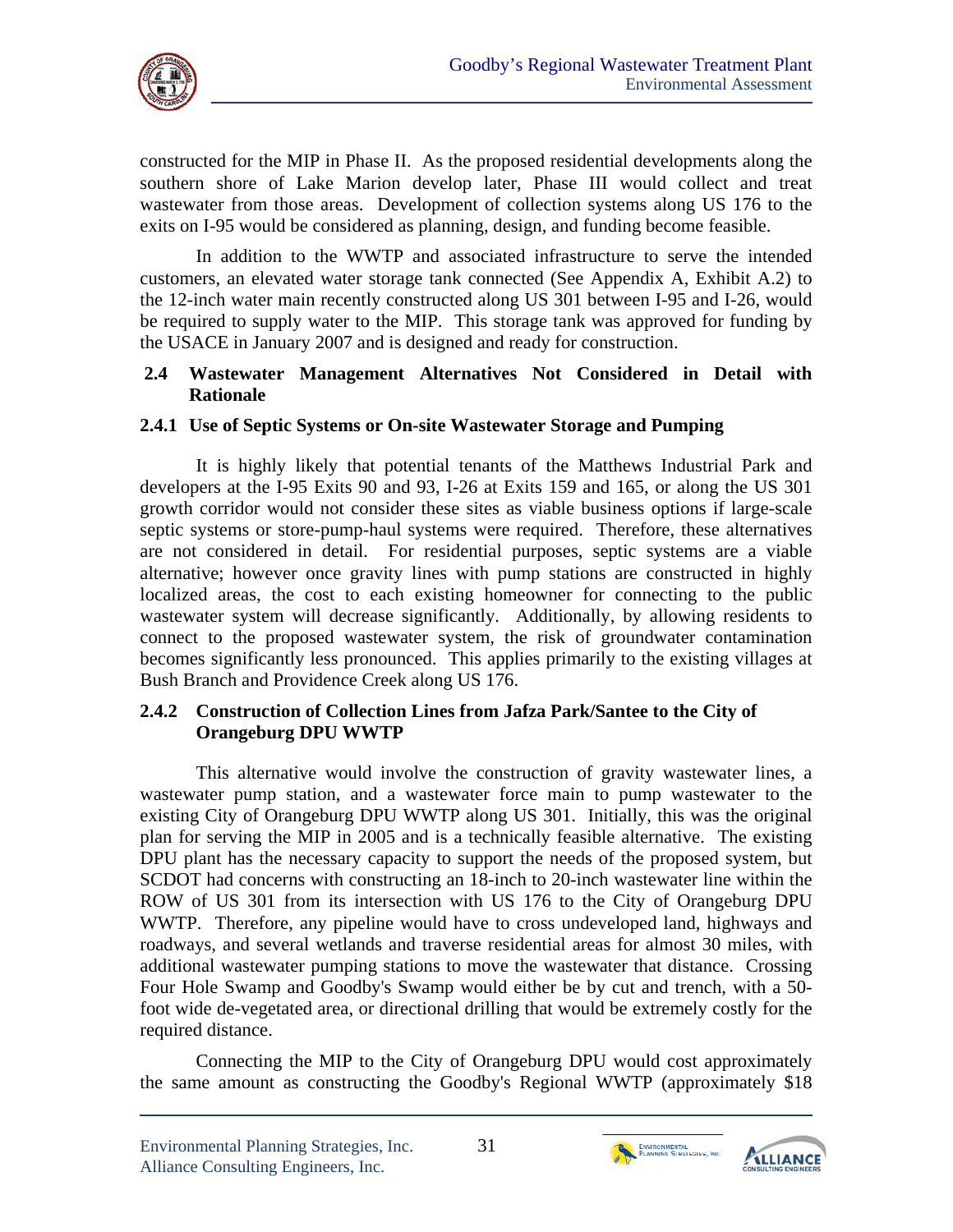constructed for the MIP in Phase II. As the proposed residential developments along the southern shore of Lake Marion develop later, Phase III would collect and treat wastewater from those areas. Development of collection systems along US 176 to the exits on I-95 would be considered as planning, design, and funding become feasible.

In addition to the WWTP and associated infrastructure to serve the intended customers, an elevated water storage tank connected (See Appendix A, Exhibit A.2) to the 12-inch water main recently constructed along US 301 between I-95 and I-26, would be required to supply water to the MIP. This storage tank was approved for funding by the USACE in January 2007 and is designed and ready for construction.

## 2.4 Wastewater Management Alternatives Not Considered in Detail with Rationale

### 2.4.1 Use of Septic Systems or On-site Wastewater Storage and Pumping

It is highly likely that potential tenants of the Matthews Industrial Park and developers at the I-95 Exits 90 and 93, I-26 at Exits 159 and 165, or along the US 301 growth corridor would not consider these sites as viable business options if large-scale septic systems or store-pump-haul systems were required. Therefore, these alternatives are not considered in detail. For residential purposes, septic systems are a viable alternative; however once gravity lines with pump stations are constructed in highly localized areas, the cost to each existing homeowner for connecting to the public wastewater system will decrease significantly. Additionally, by allowing residents to connect to the proposed wastewater system, the risk of groundwater contamination becomes significantly less pronounced. This applies primarily to the existing villages at Bush Branch and Providence Creek along US 176.

### 2.4.2 Construction of Collection Lines from Jafza Park/Santee to the City of Orangeburg DPU WWTP

This alternative would involve the construction of gravity wastewater lines, a wastewater pump station, and a wastewater force main to pump wastewater to the existing City of Orangeburg DPU WWTP along US 301. Initially, this was the original plan for serving the MIP in 2005 and is a technically feasible alternative. The existing DPU plant has the necessary capacity to support the needs of the proposed system, but SCDOT had concerns with constructing an 18-inch to 20-inch wastewater line within the ROW of US 301 from its intersection with US 176 to the City of Orangeburg DPU WWTP. Therefore, any pipeline would have to cross undeveloped land, highways and roadways, and several wetlands and traverse residential areas for almost 30 miles, with additional wastewater pumping stations to move the wastewater that distance. Crossing Four Hole Swamp and Goodby's Swamp would either be by cut and trench, with a 50-foot wide de-vegetated area, or directional drilling that would be extremely costly for the required distance.

Connecting the MIP to the City of Orangeburg DPU would cost approximately the same amount as constructing the Goodby's Regional WWTP (approximately $18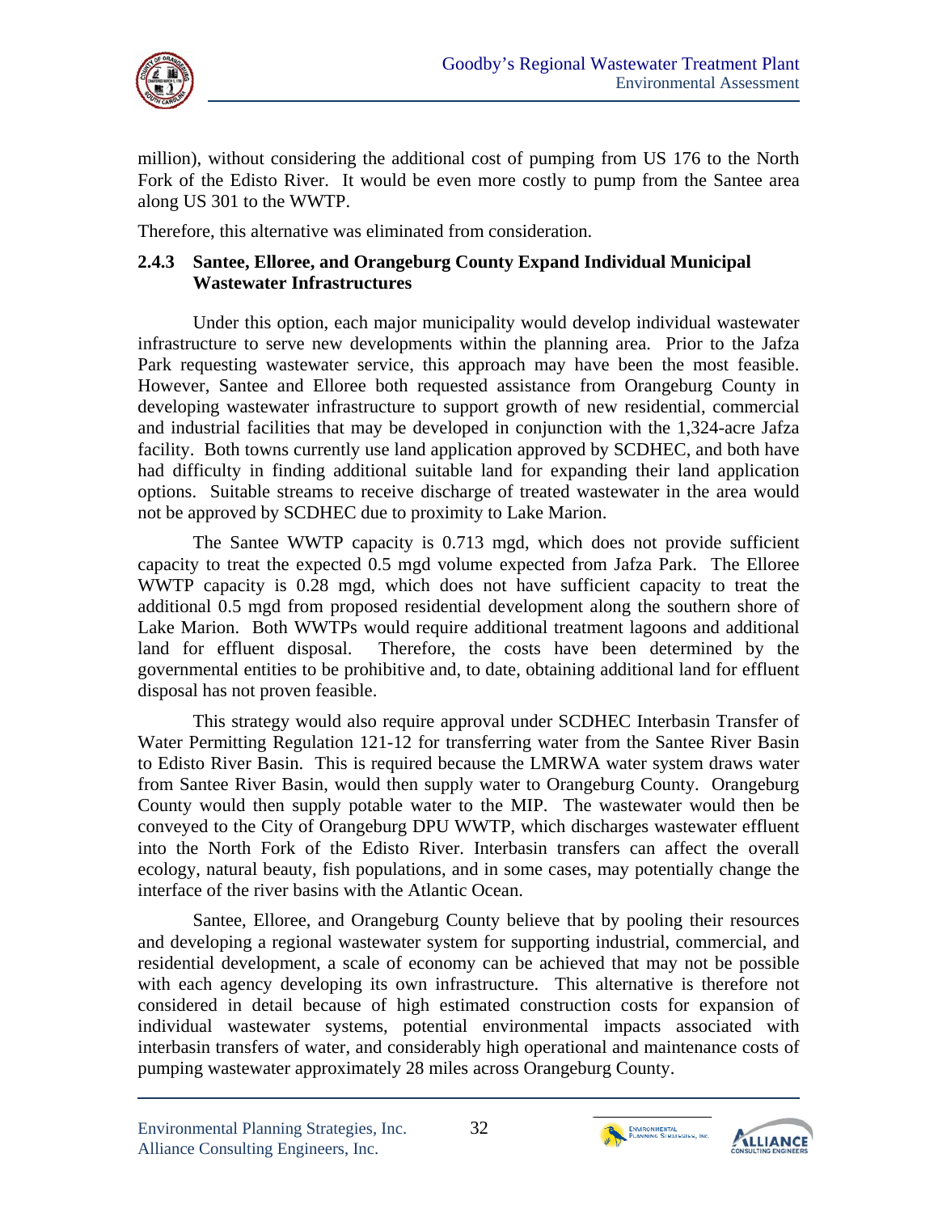million), without considering the additional cost of pumping from US 176 to the North Fork of the Edisto River. It would be even more costly to pump from the Santee area along US 301 to the WWTP.

Therefore, this alternative was eliminated from consideration.

### 2.4.3 Santee, Elloree, and Orangeburg County Expand Individual Municipal Wastewater Infrastructures

Under this option, each major municipality would develop individual wastewater infrastructure to serve new developments within the planning area. Prior to the Jafza Park requesting wastewater service, this approach may have been the most feasible. However, Santee and Elloree both requested assistance from Orangeburg County in developing wastewater infrastructure to support growth of new residential, commercial and industrial facilities that may be developed in conjunction with the 1,324-acre Jafza facility. Both towns currently use land application approved by SCDHEC, and both have had difficulty in finding additional suitable land for expanding their land application options. Suitable streams to receive discharge of treated wastewater in the area would not be approved by SCDHEC due to proximity to Lake Marion.

The Santee WWTP capacity is 0.713 mgd, which does not provide sufficient capacity to treat the expected 0.5 mgd volume expected from Jafza Park. The Elloree WWTP capacity is 0.28 mgd, which does not have sufficient capacity to treat the additional 0.5 mgd from proposed residential development along the southern shore of Lake Marion. Both WWTPs would require additional treatment lagoons and additional land for effluent disposal. Therefore, the costs have been determined by the governmental entities to be prohibitive and, to date, obtaining additional land for effluent disposal has not proven feasible.

This strategy would also require approval under SCDHEC Interbasin Transfer of Water Permitting Regulation 121-12 for transferring water from the Santee River Basin to Edisto River Basin. This is required because the LMRWA water system draws water from Santee River Basin, would then supply water to Orangeburg County. Orangeburg County would then supply potable water to the MIP. The wastewater would then be conveyed to the City of Orangeburg DPU WWTP, which discharges wastewater effluent into the North Fork of the Edisto River. Interbasin transfers can affect the overall ecology, natural beauty, fish populations, and in some cases, may potentially change the interface of the river basins with the Atlantic Ocean.

Santee, Elloree, and Orangeburg County believe that by pooling their resources and developing a regional wastewater system for supporting industrial, commercial, and residential development, a scale of economy can be achieved that may not be possible with each agency developing its own infrastructure. This alternative is therefore not considered in detail because of high estimated construction costs for expansion of individual wastewater systems, potential environmental impacts associated with interbasin transfers of water, and considerably high operational and maintenance costs of pumping wastewater approximately 28 miles across Orangeburg County.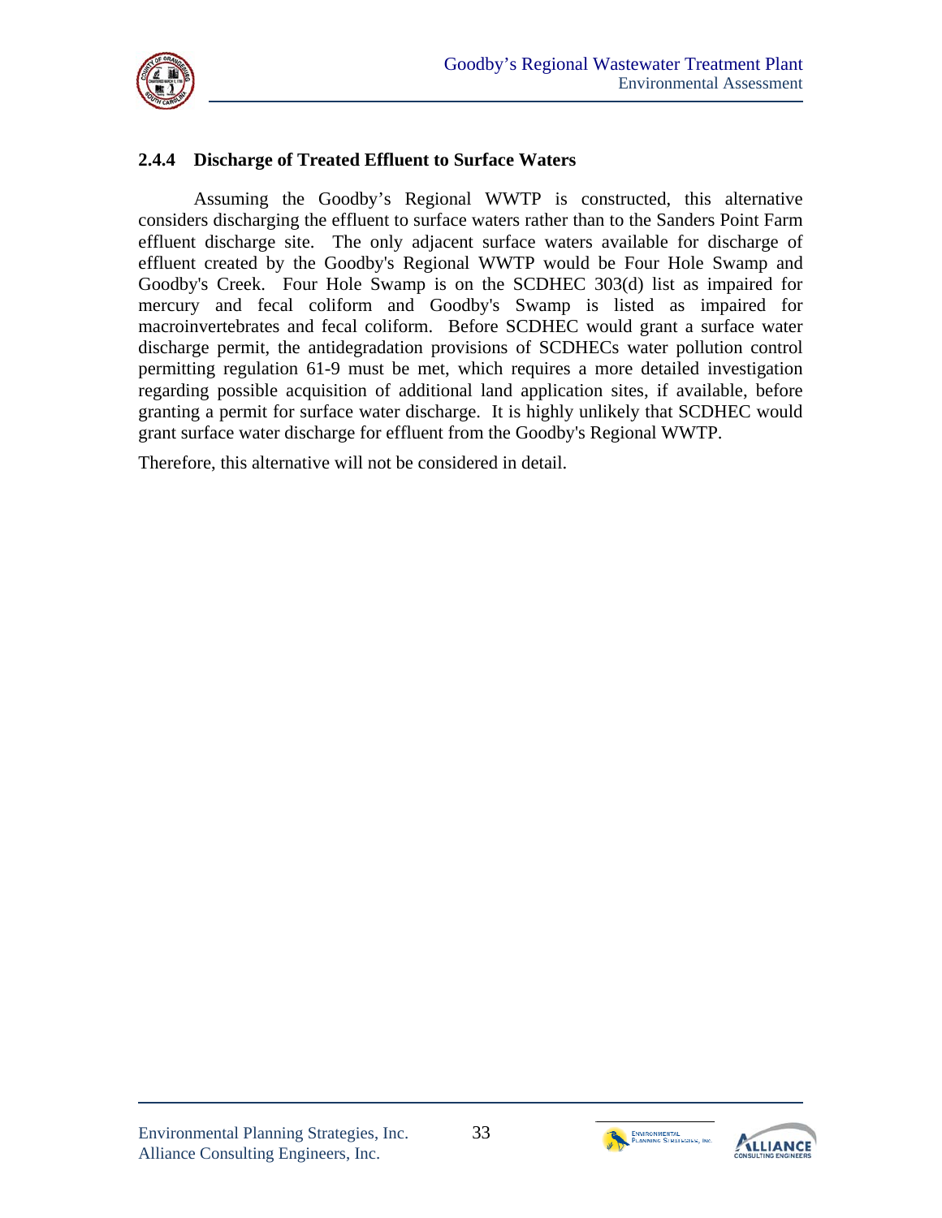### 2.4.4 Discharge of Treated Effluent to Surface Waters

Assuming the Goodby's Regional WWTP is constructed, this alternative considers discharging the effluent to surface waters rather than to the Sanders Point Farm effluent discharge site. The only adjacent surface waters available for discharge of effluent created by the Goodby's Regional WWTP would be Four Hole Swamp and Goodby's Creek. Four Hole Swamp is on the SCDHEC 303(d) list as impaired for mercury and fecal coliform and Goodby's Swamp is listed as impaired for macroinvertebrates and fecal coliform. Before SCDHEC would grant a surface water discharge permit, the antidegradation provisions of SCDHECs water pollution control permitting regulation 61-9 must be met, which requires a more detailed investigation regarding possible acquisition of additional land application sites, if available, before granting a permit for surface water discharge. It is highly unlikely that SCDHEC would grant surface water discharge for effluent from the Goodby's Regional WWTP.

Therefore, this alternative will not be considered in detail.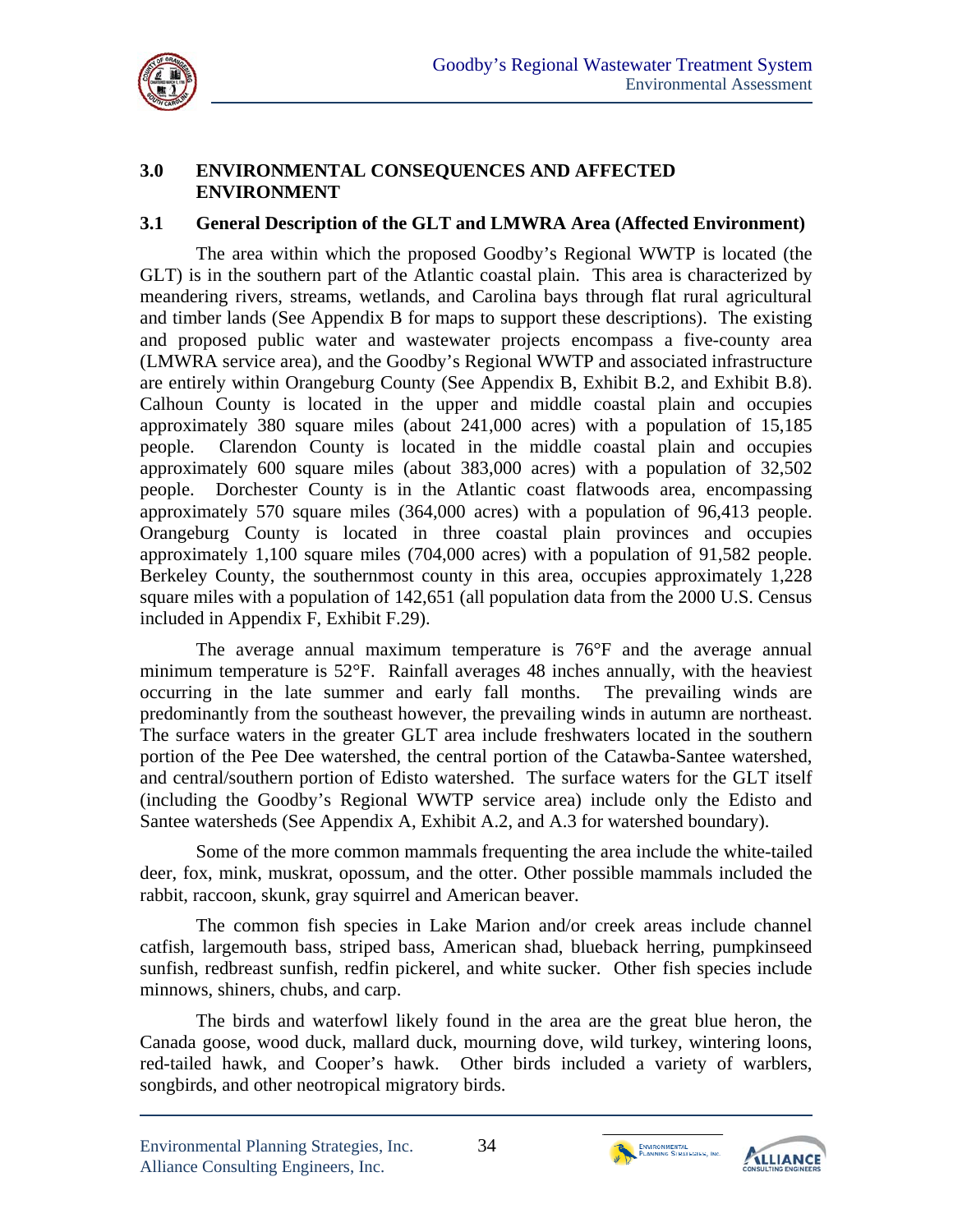## 3.0 ENVIRONMENTAL CONSEQUENCES AND AFFECTED ENVIRONMENT

### 3.1 General Description of the GLT and LMWRA Area (Affected Environment)

The area within which the proposed Goodby's Regional WWTP is located (the GLT) is in the southern part of the Atlantic coastal plain. This area is characterized by meandering rivers, streams, wetlands, and Carolina bays through flat rural agricultural and timber lands (See Appendix B for maps to support these descriptions). The existing and proposed public water and wastewater projects encompass a five-county area (LMWRA service area), and the Goodby's Regional WWTP and associated infrastructure are entirely within Orangeburg County (See Appendix B, Exhibit B.2, and Exhibit B.8). Calhoun County is located in the upper and middle coastal plain and occupies approximately 380 square miles (about 241,000 acres) with a population of 15,185 people. Clarendon County is located in the middle coastal plain and occupies approximately 600 square miles (about 383,000 acres) with a population of 32,502 people. Dorchester County is in the Atlantic coast flatwoods area, encompassing approximately 570 square miles (364,000 acres) with a population of 96,413 people. Orangeburg County is located in three coastal plain provinces and occupies approximately 1,100 square miles (704,000 acres) with a population of 91,582 people. Berkeley County, the southernmost county in this area, occupies approximately 1,228 square miles with a population of 142,651 (all population data from the 2000 U.S. Census included in Appendix F, Exhibit F.29).

The average annual maximum temperature is 76°F and the average annual minimum temperature is 52°F. Rainfall averages 48 inches annually, with the heaviest occurring in the late summer and early fall months. The prevailing winds are predominantly from the southeast however, the prevailing winds in autumn are northeast. The surface waters in the greater GLT area include freshwaters located in the southern portion of the Pee Dee watershed, the central portion of the Catawba-Santee watershed, and central/southern portion of Edisto watershed. The surface waters for the GLT itself (including the Goodby's Regional WWTP service area) include only the Edisto and Santee watersheds (See Appendix A, Exhibit A.2, and A.3 for watershed boundary).

Some of the more common mammals frequenting the area include the white-tailed deer, fox, mink, muskrat, opossum, and the otter. Other possible mammals included the rabbit, raccoon, skunk, gray squirrel and American beaver.

The common fish species in Lake Marion and/or creek areas include channel catfish, largemouth bass, striped bass, American shad, blueback herring, pumpkinseed sunfish, redbreast sunfish, redfin pickerel, and white sucker. Other fish species include minnows, shiners, chubs, and carp.

The birds and waterfowl likely found in the area are the great blue heron, the Canada goose, wood duck, mallard duck, mourning dove, wild turkey, wintering loons, red-tailed hawk, and Cooper's hawk. Other birds included a variety of warblers, songbirds, and other neotropical migratory birds.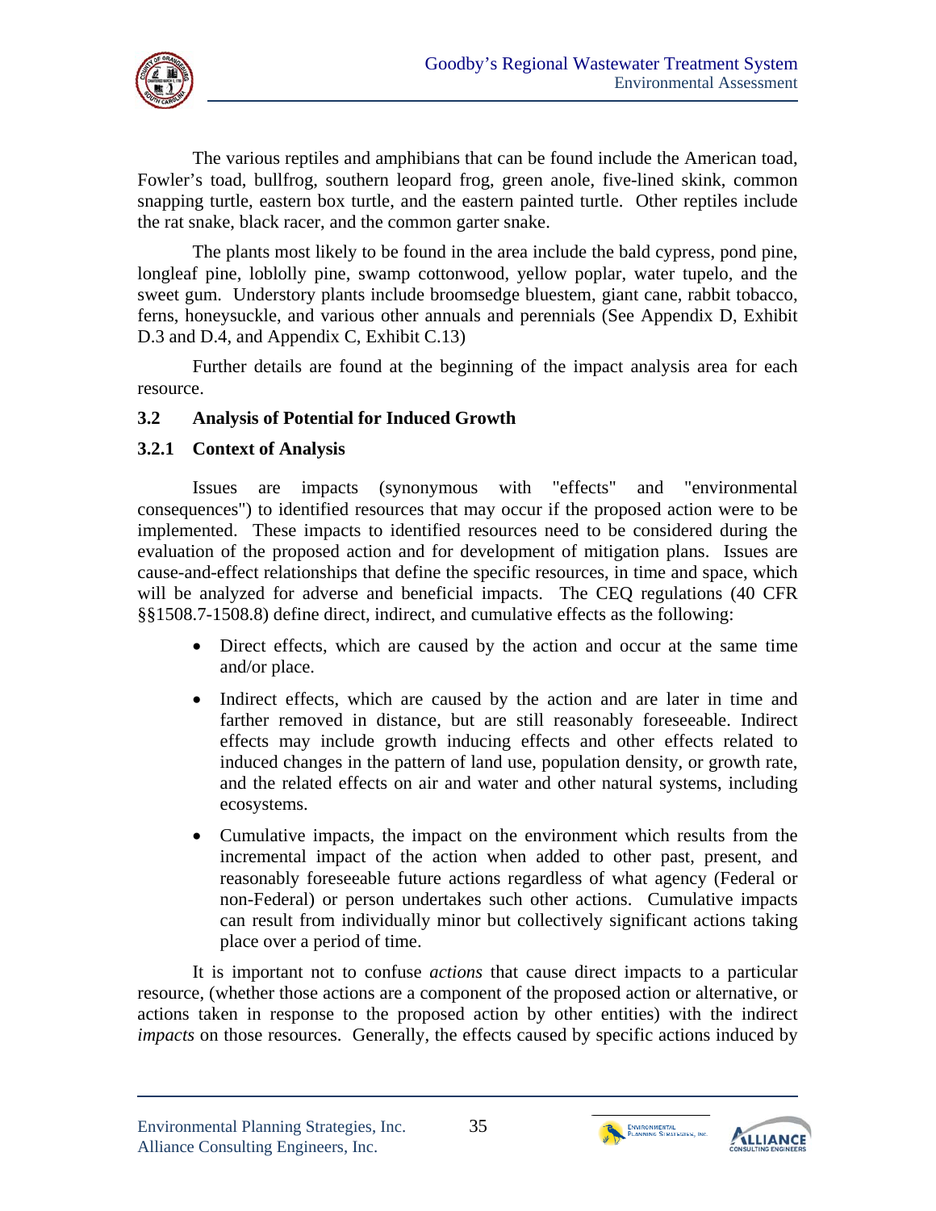The various reptiles and amphibians that can be found include the American toad, Fowler's toad, bullfrog, southern leopard frog, green anole, five-lined skink, common snapping turtle, eastern box turtle, and the eastern painted turtle. Other reptiles include the rat snake, black racer, and the common garter snake.

The plants most likely to be found in the area include the bald cypress, pond pine, longleaf pine, loblolly pine, swamp cottonwood, yellow poplar, water tupelo, and the sweet gum. Understory plants include broomsedge bluestem, giant cane, rabbit tobacco, ferns, honeysuckle, and various other annuals and perennials (See Appendix D, Exhibit D.3 and D.4, and Appendix C, Exhibit C.13)

Further details are found at the beginning of the impact analysis area for each resource.

## 3.2 Analysis of Potential for Induced Growth

### 3.2.1 Context of Analysis

Issues are impacts (synonymous with "effects" and "environmental consequences") to identified resources that may occur if the proposed action were to be implemented. These impacts to identified resources need to be considered during the evaluation of the proposed action and for development of mitigation plans. Issues are cause-and-effect relationships that define the specific resources, in time and space, which will be analyzed for adverse and beneficial impacts. The CEQ regulations (40 CFR §§1508.7-1508.8) define direct, indirect, and cumulative effects as the following:

- Direct effects, which are caused by the action and occur at the same time and/or place.
- Indirect effects, which are caused by the action and are later in time and farther removed in distance, but are still reasonably foreseeable. Indirect effects may include growth inducing effects and other effects related to induced changes in the pattern of land use, population density, or growth rate, and the related effects on air and water and other natural systems, including ecosystems.
- Cumulative impacts, the impact on the environment which results from the incremental impact of the action when added to other past, present, and reasonably foreseeable future actions regardless of what agency (Federal or non-Federal) or person undertakes such other actions. Cumulative impacts can result from individually minor but collectively significant actions taking place over a period of time.

It is important not to confuse *actions* that cause direct impacts to a particular resource, (whether those actions are a component of the proposed action or alternative, or actions taken in response to the proposed action by other entities) with the indirect *impacts* on those resources. Generally, the effects caused by specific actions induced by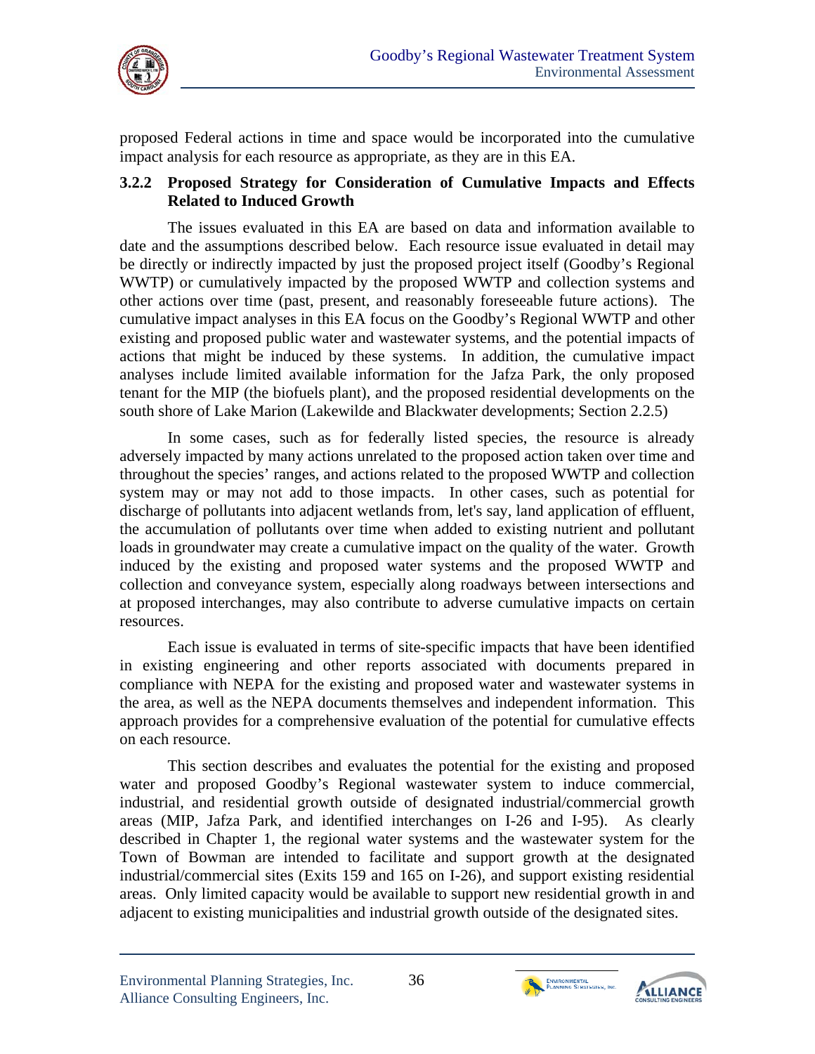proposed Federal actions in time and space would be incorporated into the cumulative impact analysis for each resource as appropriate, as they are in this EA.

### 3.2.2 Proposed Strategy for Consideration of Cumulative Impacts and Effects Related to Induced Growth

The issues evaluated in this EA are based on data and information available to date and the assumptions described below. Each resource issue evaluated in detail may be directly or indirectly impacted by just the proposed project itself (Goodby's Regional WWTP) or cumulatively impacted by the proposed WWTP and collection systems and other actions over time (past, present, and reasonably foreseeable future actions). The cumulative impact analyses in this EA focus on the Goodby's Regional WWTP and other existing and proposed public water and wastewater systems, and the potential impacts of actions that might be induced by these systems. In addition, the cumulative impact analyses include limited available information for the Jafza Park, the only proposed tenant for the MIP (the biofuels plant), and the proposed residential developments on the south shore of Lake Marion (Lakewilde and Blackwater developments; Section 2.2.5)

In some cases, such as for federally listed species, the resource is already adversely impacted by many actions unrelated to the proposed action taken over time and throughout the species' ranges, and actions related to the proposed WWTP and collection system may or may not add to those impacts. In other cases, such as potential for discharge of pollutants into adjacent wetlands from, let's say, land application of effluent, the accumulation of pollutants over time when added to existing nutrient and pollutant loads in groundwater may create a cumulative impact on the quality of the water. Growth induced by the existing and proposed water systems and the proposed WWTP and collection and conveyance system, especially along roadways between intersections and at proposed interchanges, may also contribute to adverse cumulative impacts on certain resources.

Each issue is evaluated in terms of site-specific impacts that have been identified in existing engineering and other reports associated with documents prepared in compliance with NEPA for the existing and proposed water and wastewater systems in the area, as well as the NEPA documents themselves and independent information. This approach provides for a comprehensive evaluation of the potential for cumulative effects on each resource.

This section describes and evaluates the potential for the existing and proposed water and proposed Goodby's Regional wastewater system to induce commercial, industrial, and residential growth outside of designated industrial/commercial growth areas (MIP, Jafza Park, and identified interchanges on I-26 and I-95). As clearly described in Chapter 1, the regional water systems and the wastewater system for the Town of Bowman are intended to facilitate and support growth at the designated industrial/commercial sites (Exits 159 and 165 on I-26), and support existing residential areas. Only limited capacity would be available to support new residential growth in and adjacent to existing municipalities and industrial growth outside of the designated sites.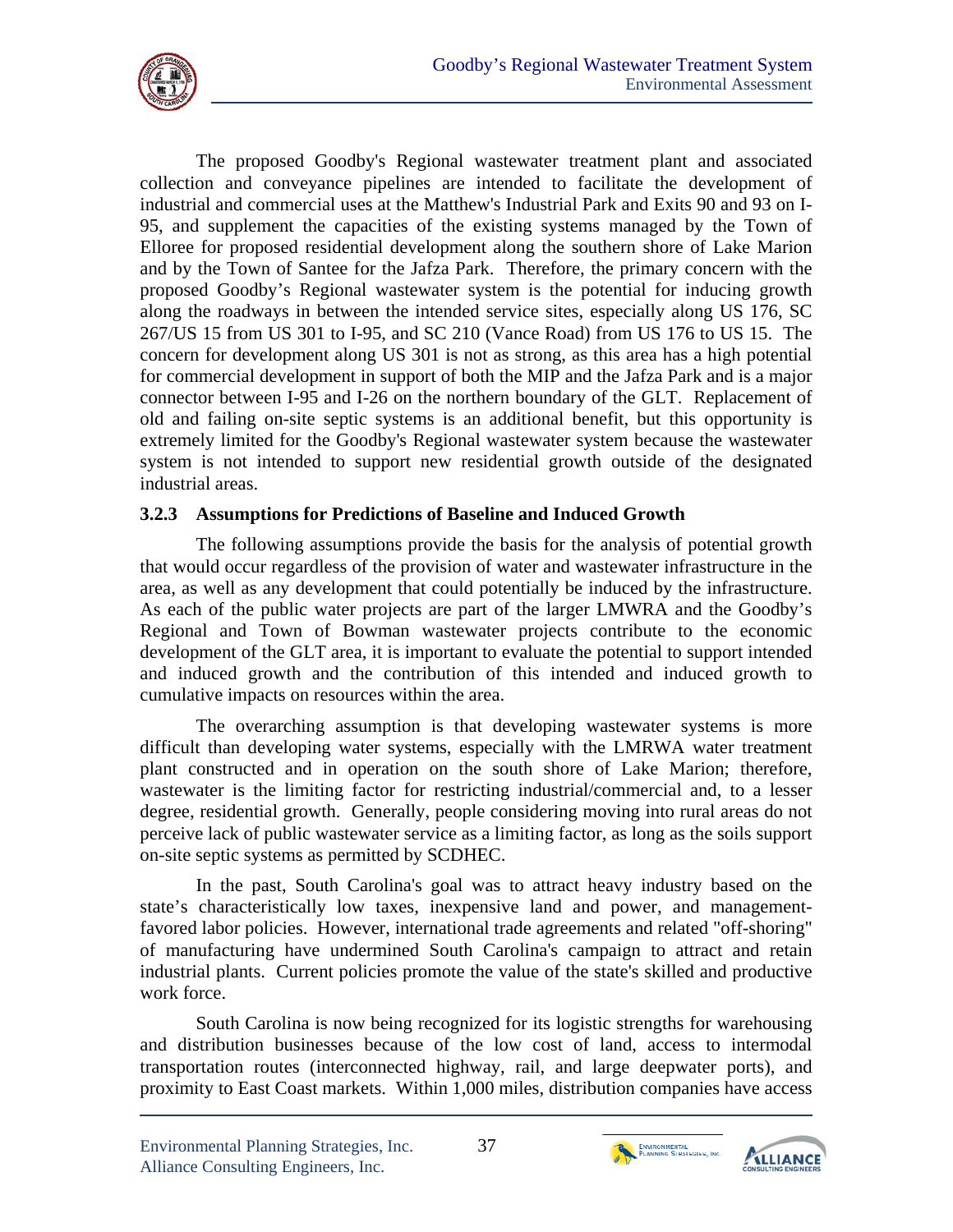The proposed Goodby's Regional wastewater treatment plant and associated collection and conveyance pipelines are intended to facilitate the development of industrial and commercial uses at the Matthew's Industrial Park and Exits 90 and 93 on I-95, and supplement the capacities of the existing systems managed by the Town of Elloree for proposed residential development along the southern shore of Lake Marion and by the Town of Santee for the Jafza Park. Therefore, the primary concern with the proposed Goodby's Regional wastewater system is the potential for inducing growth along the roadways in between the intended service sites, especially along US 176, SC 267/US 15 from US 301 to I-95, and SC 210 (Vance Road) from US 176 to US 15. The concern for development along US 301 is not as strong, as this area has a high potential for commercial development in support of both the MIP and the Jafza Park and is a major connector between I-95 and I-26 on the northern boundary of the GLT. Replacement of old and failing on-site septic systems is an additional benefit, but this opportunity is extremely limited for the Goodby's Regional wastewater system because the wastewater system is not intended to support new residential growth outside of the designated industrial areas.

### 3.2.3 Assumptions for Predictions of Baseline and Induced Growth

The following assumptions provide the basis for the analysis of potential growth that would occur regardless of the provision of water and wastewater infrastructure in the area, as well as any development that could potentially be induced by the infrastructure. As each of the public water projects are part of the larger LMWRA and the Goodby's Regional and Town of Bowman wastewater projects contribute to the economic development of the GLT area, it is important to evaluate the potential to support intended and induced growth and the contribution of this intended and induced growth to cumulative impacts on resources within the area.

The overarching assumption is that developing wastewater systems is more difficult than developing water systems, especially with the LMRWA water treatment plant constructed and in operation on the south shore of Lake Marion; therefore, wastewater is the limiting factor for restricting industrial/commercial and, to a lesser degree, residential growth. Generally, people considering moving into rural areas do not perceive lack of public wastewater service as a limiting factor, as long as the soils support on-site septic systems as permitted by SCDHEC.

In the past, South Carolina's goal was to attract heavy industry based on the state's characteristically low taxes, inexpensive land and power, and management-favored labor policies. However, international trade agreements and related "off-shoring" of manufacturing have undermined South Carolina's campaign to attract and retain industrial plants. Current policies promote the value of the state's skilled and productive work force.

South Carolina is now being recognized for its logistic strengths for warehousing and distribution businesses because of the low cost of land, access to intermodal transportation routes (interconnected highway, rail, and large deepwater ports), and proximity to East Coast markets. Within 1,000 miles, distribution companies have access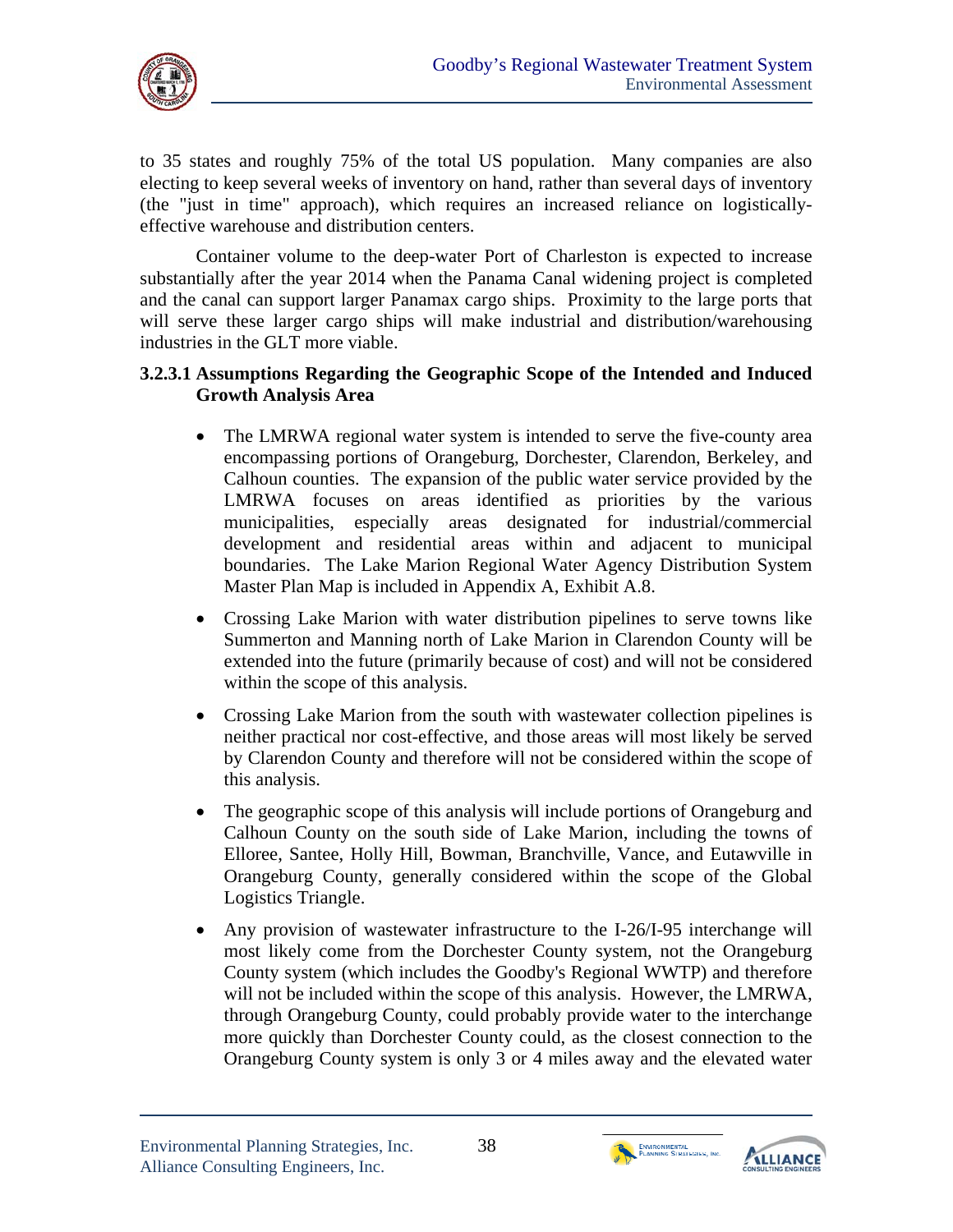to 35 states and roughly 75% of the total US population. Many companies are also electing to keep several weeks of inventory on hand, rather than several days of inventory (the "just in time" approach), which requires an increased reliance on logistically-effective warehouse and distribution centers.

Container volume to the deep-water Port of Charleston is expected to increase substantially after the year 2014 when the Panama Canal widening project is completed and the canal can support larger Panamax cargo ships. Proximity to the large ports that will serve these larger cargo ships will make industrial and distribution/warehousing industries in the GLT more viable.

#### 3.2.3.1 Assumptions Regarding the Geographic Scope of the Intended and Induced Growth Analysis Area

- The LMRWA regional water system is intended to serve the five-county area encompassing portions of Orangeburg, Dorchester, Clarendon, Berkeley, and Calhoun counties. The expansion of the public water service provided by the LMRWA focuses on areas identified as priorities by the various municipalities, especially areas designated for industrial/commercial development and residential areas within and adjacent to municipal boundaries. The Lake Marion Regional Water Agency Distribution System Master Plan Map is included in Appendix A, Exhibit A.8.
- Crossing Lake Marion with water distribution pipelines to serve towns like Summerton and Manning north of Lake Marion in Clarendon County will be extended into the future (primarily because of cost) and will not be considered within the scope of this analysis.
- Crossing Lake Marion from the south with wastewater collection pipelines is neither practical nor cost-effective, and those areas will most likely be served by Clarendon County and therefore will not be considered within the scope of this analysis.
- The geographic scope of this analysis will include portions of Orangeburg and Calhoun County on the south side of Lake Marion, including the towns of Elloree, Santee, Holly Hill, Bowman, Branchville, Vance, and Eutawville in Orangeburg County, generally considered within the scope of the Global Logistics Triangle.
- Any provision of wastewater infrastructure to the I-26/I-95 interchange will most likely come from the Dorchester County system, not the Orangeburg County system (which includes the Goodby's Regional WWTP) and therefore will not be included within the scope of this analysis. However, the LMRWA, through Orangeburg County, could probably provide water to the interchange more quickly than Dorchester County could, as the closest connection to the Orangeburg County system is only 3 or 4 miles away and the elevated water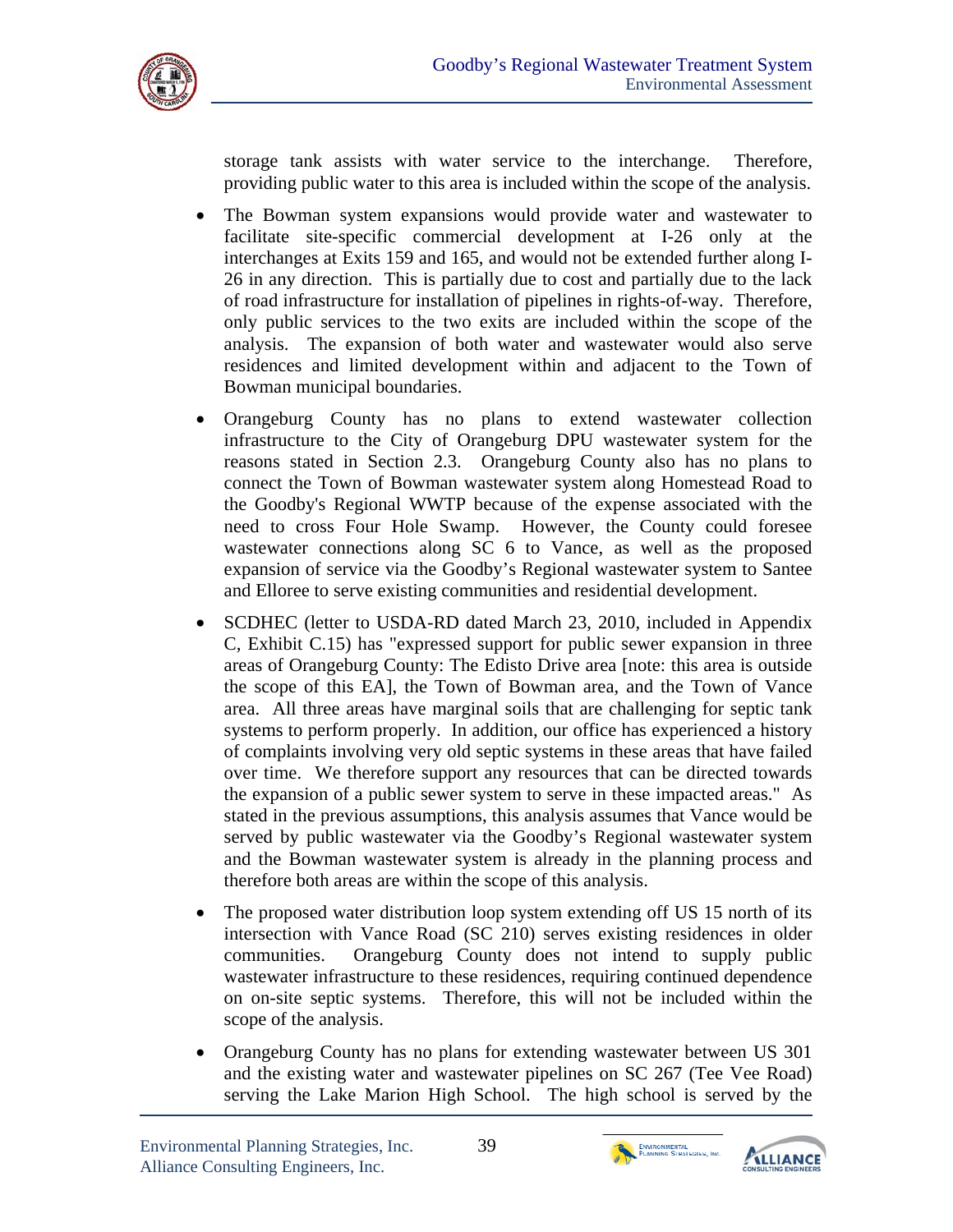storage tank assists with water service to the interchange. Therefore, providing public water to this area is included within the scope of the analysis.

- The Bowman system expansions would provide water and wastewater to facilitate site-specific commercial development at I-26 only at the interchanges at Exits 159 and 165, and would not be extended further along I-26 in any direction. This is partially due to cost and partially due to the lack of road infrastructure for installation of pipelines in rights-of-way. Therefore, only public services to the two exits are included within the scope of the analysis. The expansion of both water and wastewater would also serve residences and limited development within and adjacent to the Town of Bowman municipal boundaries.

- Orangeburg County has no plans to extend wastewater collection infrastructure to the City of Orangeburg DPU wastewater system for the reasons stated in Section 2.3. Orangeburg County also has no plans to connect the Town of Bowman wastewater system along Homestead Road to the Goodby's Regional WWTP because of the expense associated with the need to cross Four Hole Swamp. However, the County could foresee wastewater connections along SC 6 to Vance, as well as the proposed expansion of service via the Goodby's Regional wastewater system to Santee and Elloree to serve existing communities and residential development.

- SCDHEC (letter to USDA-RD dated March 23, 2010, included in Appendix C, Exhibit C.15) has "expressed support for public sewer expansion in three areas of Orangeburg County: The Edisto Drive area [note: this area is outside the scope of this EA], the Town of Bowman area, and the Town of Vance area. All three areas have marginal soils that are challenging for septic tank systems to perform properly. In addition, our office has experienced a history of complaints involving very old septic systems in these areas that have failed over time. We therefore support any resources that can be directed towards the expansion of a public sewer system to serve in these impacted areas." As stated in the previous assumptions, this analysis assumes that Vance would be served by public wastewater via the Goodby's Regional wastewater system and the Bowman wastewater system is already in the planning process and therefore both areas are within the scope of this analysis.

- The proposed water distribution loop system extending off US 15 north of its intersection with Vance Road (SC 210) serves existing residences in older communities. Orangeburg County does not intend to supply public wastewater infrastructure to these residences, requiring continued dependence on on-site septic systems. Therefore, this will not be included within the scope of the analysis.

- Orangeburg County has no plans for extending wastewater between US 301 and the existing water and wastewater pipelines on SC 267 (Tee Vee Road) serving the Lake Marion High School. The high school is served by the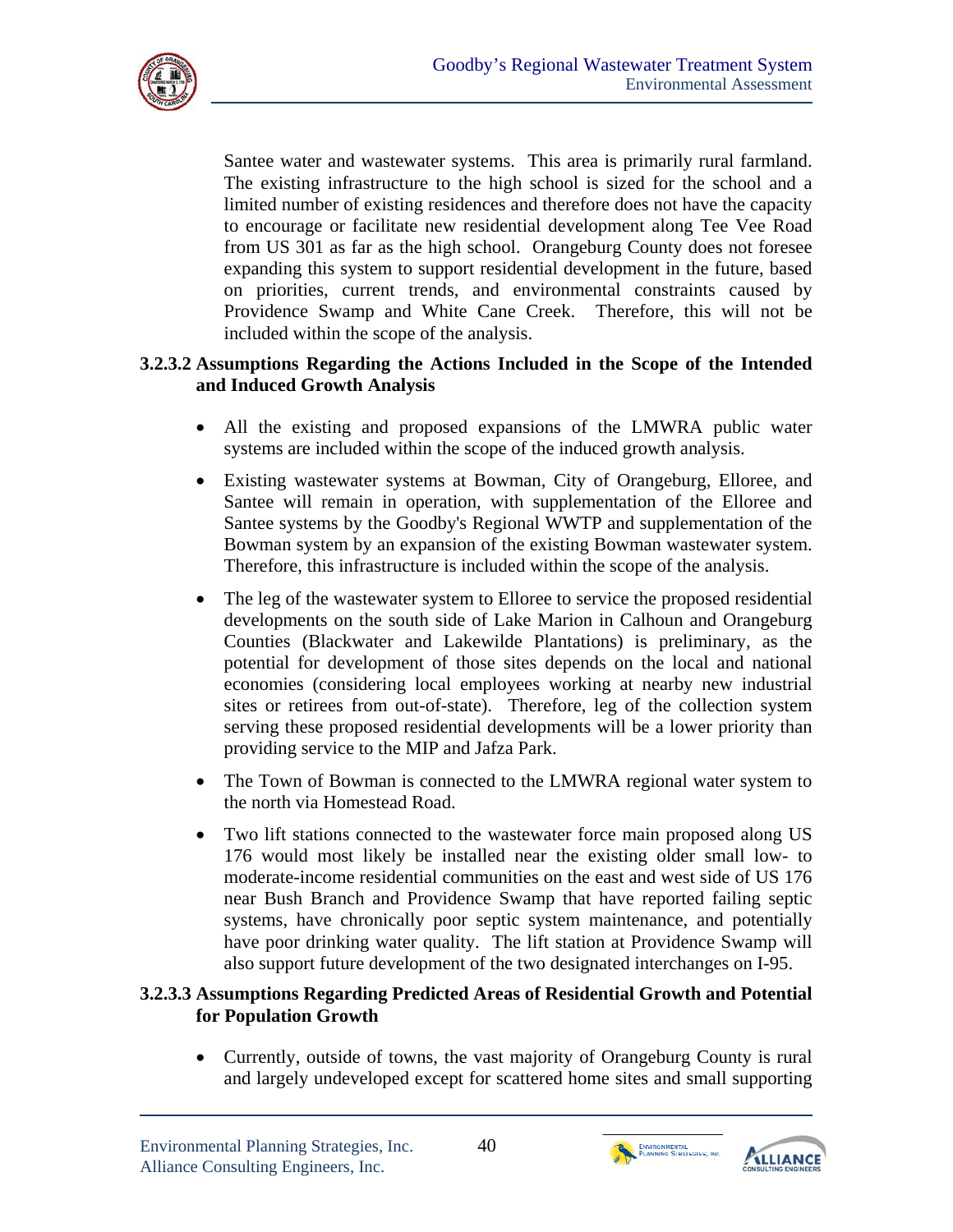Santee water and wastewater systems. This area is primarily rural farmland. The existing infrastructure to the high school is sized for the school and a limited number of existing residences and therefore does not have the capacity to encourage or facilitate new residential development along Tee Vee Road from US 301 as far as the high school. Orangeburg County does not foresee expanding this system to support residential development in the future, based on priorities, current trends, and environmental constraints caused by Providence Swamp and White Cane Creek. Therefore, this will not be included within the scope of the analysis.

#### 3.2.3.2 Assumptions Regarding the Actions Included in the Scope of the Intended and Induced Growth Analysis

- All the existing and proposed expansions of the LMWRA public water systems are included within the scope of the induced growth analysis.
- Existing wastewater systems at Bowman, City of Orangeburg, Elloree, and Santee will remain in operation, with supplementation of the Elloree and Santee systems by the Goodby's Regional WWTP and supplementation of the Bowman system by an expansion of the existing Bowman wastewater system. Therefore, this infrastructure is included within the scope of the analysis.
- The leg of the wastewater system to Elloree to service the proposed residential developments on the south side of Lake Marion in Calhoun and Orangeburg Counties (Blackwater and Lakewilde Plantations) is preliminary, as the potential for development of those sites depends on the local and national economies (considering local employees working at nearby new industrial sites or retirees from out-of-state). Therefore, leg of the collection system serving these proposed residential developments will be a lower priority than providing service to the MIP and Jafza Park.
- The Town of Bowman is connected to the LMWRA regional water system to the north via Homestead Road.
- Two lift stations connected to the wastewater force main proposed along US 176 would most likely be installed near the existing older small low- to moderate-income residential communities on the east and west side of US 176 near Bush Branch and Providence Swamp that have reported failing septic systems, have chronically poor septic system maintenance, and potentially have poor drinking water quality. The lift station at Providence Swamp will also support future development of the two designated interchanges on I-95.

#### 3.2.3.3 Assumptions Regarding Predicted Areas of Residential Growth and Potential for Population Growth

- Currently, outside of towns, the vast majority of Orangeburg County is rural and largely undeveloped except for scattered home sites and small supporting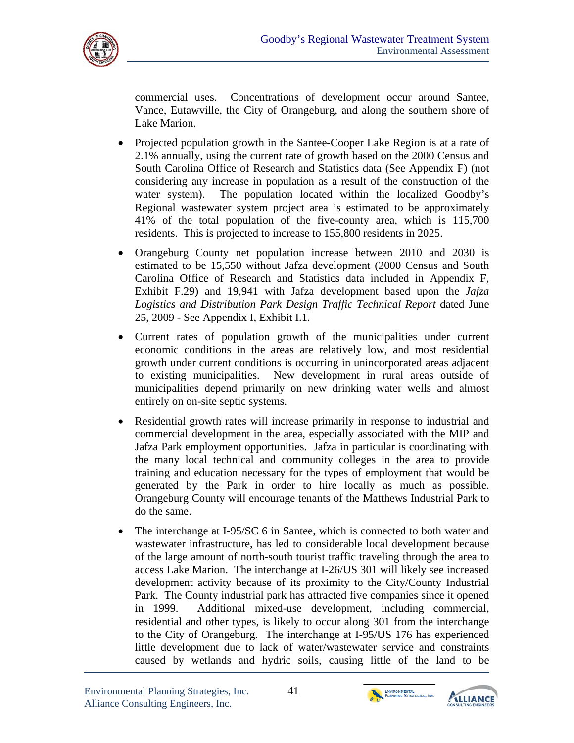commercial uses. Concentrations of development occur around Santee, Vance, Eutawville, the City of Orangeburg, and along the southern shore of Lake Marion.

- Projected population growth in the Santee-Cooper Lake Region is at a rate of 2.1% annually, using the current rate of growth based on the 2000 Census and South Carolina Office of Research and Statistics data (See Appendix F) (not considering any increase in population as a result of the construction of the water system). The population located within the localized Goodby's Regional wastewater system project area is estimated to be approximately 41% of the total population of the five-county area, which is 115,700 residents. This is projected to increase to 155,800 residents in 2025.

- Orangeburg County net population increase between 2010 and 2030 is estimated to be 15,550 without Jafza development (2000 Census and South Carolina Office of Research and Statistics data included in Appendix F, Exhibit F.29) and 19,941 with Jafza development based upon the *Jafza Logistics and Distribution Park Design Traffic Technical Report* dated June 25, 2009 - See Appendix I, Exhibit I.1.

- Current rates of population growth of the municipalities under current economic conditions in the areas are relatively low, and most residential growth under current conditions is occurring in unincorporated areas adjacent to existing municipalities. New development in rural areas outside of municipalities depend primarily on new drinking water wells and almost entirely on on-site septic systems.

- Residential growth rates will increase primarily in response to industrial and commercial development in the area, especially associated with the MIP and Jafza Park employment opportunities. Jafza in particular is coordinating with the many local technical and community colleges in the area to provide training and education necessary for the types of employment that would be generated by the Park in order to hire locally as much as possible. Orangeburg County will encourage tenants of the Matthews Industrial Park to do the same.

- The interchange at I-95/SC 6 in Santee, which is connected to both water and wastewater infrastructure, has led to considerable local development because of the large amount of north-south tourist traffic traveling through the area to access Lake Marion. The interchange at I-26/US 301 will likely see increased development activity because of its proximity to the City/County Industrial Park. The County industrial park has attracted five companies since it opened in 1999. Additional mixed-use development, including commercial, residential and other types, is likely to occur along 301 from the interchange to the City of Orangeburg. The interchange at I-95/US 176 has experienced little development due to lack of water/wastewater service and constraints caused by wetlands and hydric soils, causing little of the land to be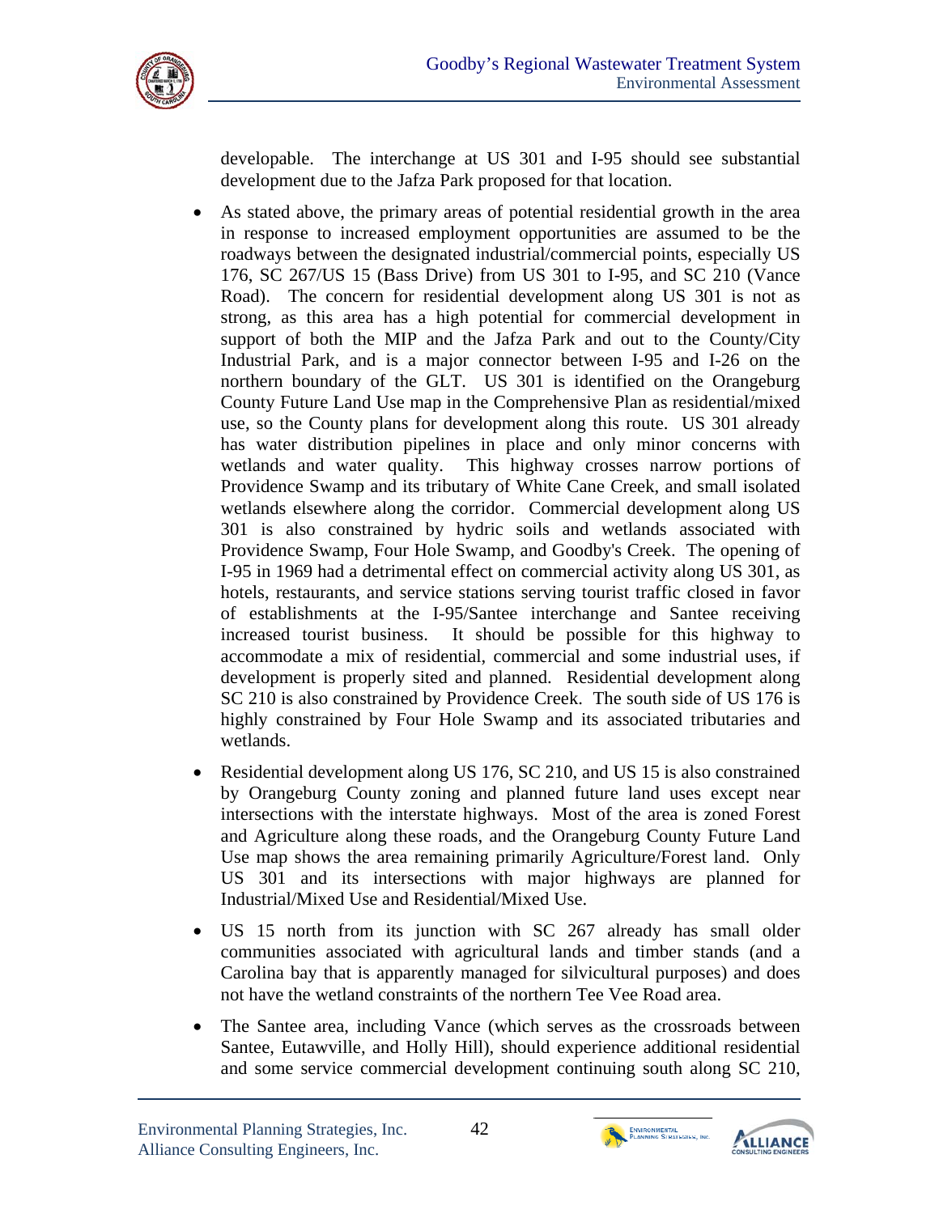developable. The interchange at US 301 and I-95 should see substantial development due to the Jafza Park proposed for that location.

- As stated above, the primary areas of potential residential growth in the area in response to increased employment opportunities are assumed to be the roadways between the designated industrial/commercial points, especially US 176, SC 267/US 15 (Bass Drive) from US 301 to I-95, and SC 210 (Vance Road). The concern for residential development along US 301 is not as strong, as this area has a high potential for commercial development in support of both the MIP and the Jafza Park and out to the County/City Industrial Park, and is a major connector between I-95 and I-26 on the northern boundary of the GLT. US 301 is identified on the Orangeburg County Future Land Use map in the Comprehensive Plan as residential/mixed use, so the County plans for development along this route. US 301 already has water distribution pipelines in place and only minor concerns with wetlands and water quality. This highway crosses narrow portions of Providence Swamp and its tributary of White Cane Creek, and small isolated wetlands elsewhere along the corridor. Commercial development along US 301 is also constrained by hydric soils and wetlands associated with Providence Swamp, Four Hole Swamp, and Goodby's Creek. The opening of I-95 in 1969 had a detrimental effect on commercial activity along US 301, as hotels, restaurants, and service stations serving tourist traffic closed in favor of establishments at the I-95/Santee interchange and Santee receiving increased tourist business. It should be possible for this highway to accommodate a mix of residential, commercial and some industrial uses, if development is properly sited and planned. Residential development along SC 210 is also constrained by Providence Creek. The south side of US 176 is highly constrained by Four Hole Swamp and its associated tributaries and wetlands.

- Residential development along US 176, SC 210, and US 15 is also constrained by Orangeburg County zoning and planned future land uses except near intersections with the interstate highways. Most of the area is zoned Forest and Agriculture along these roads, and the Orangeburg County Future Land Use map shows the area remaining primarily Agriculture/Forest land. Only US 301 and its intersections with major highways are planned for Industrial/Mixed Use and Residential/Mixed Use.

- US 15 north from its junction with SC 267 already has small older communities associated with agricultural lands and timber stands (and a Carolina bay that is apparently managed for silvicultural purposes) and does not have the wetland constraints of the northern Tee Vee Road area.

- The Santee area, including Vance (which serves as the crossroads between Santee, Eutawville, and Holly Hill), should experience additional residential and some service commercial development continuing south along SC 210,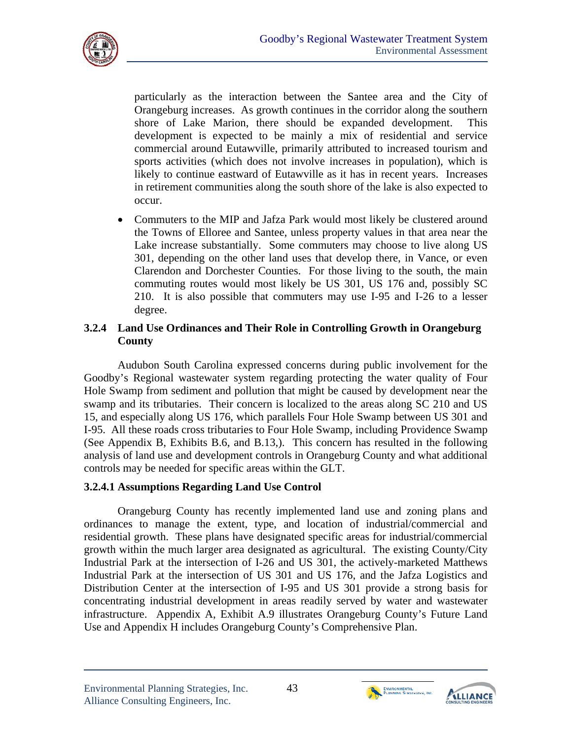particularly as the interaction between the Santee area and the City of Orangeburg increases. As growth continues in the corridor along the southern shore of Lake Marion, there should be expanded development. This development is expected to be mainly a mix of residential and service commercial around Eutawville, primarily attributed to increased tourism and sports activities (which does not involve increases in population), which is likely to continue eastward of Eutawville as it has in recent years. Increases in retirement communities along the south shore of the lake is also expected to occur.

- Commuters to the MIP and Jafza Park would most likely be clustered around the Towns of Elloree and Santee, unless property values in that area near the Lake increase substantially. Some commuters may choose to live along US 301, depending on the other land uses that develop there, in Vance, or even Clarendon and Dorchester Counties. For those living to the south, the main commuting routes would most likely be US 301, US 176 and, possibly SC 210. It is also possible that commuters may use I-95 and I-26 to a lesser degree.

### 3.2.4 Land Use Ordinances and Their Role in Controlling Growth in Orangeburg County

Audubon South Carolina expressed concerns during public involvement for the Goodby's Regional wastewater system regarding protecting the water quality of Four Hole Swamp from sediment and pollution that might be caused by development near the swamp and its tributaries. Their concern is localized to the areas along SC 210 and US 15, and especially along US 176, which parallels Four Hole Swamp between US 301 and I-95. All these roads cross tributaries to Four Hole Swamp, including Providence Swamp (See Appendix B, Exhibits B.6, and B.13,). This concern has resulted in the following analysis of land use and development controls in Orangeburg County and what additional controls may be needed for specific areas within the GLT.

#### 3.2.4.1 Assumptions Regarding Land Use Control

Orangeburg County has recently implemented land use and zoning plans and ordinances to manage the extent, type, and location of industrial/commercial and residential growth. These plans have designated specific areas for industrial/commercial growth within the much larger area designated as agricultural. The existing County/City Industrial Park at the intersection of I-26 and US 301, the actively-marketed Matthews Industrial Park at the intersection of US 301 and US 176, and the Jafza Logistics and Distribution Center at the intersection of I-95 and US 301 provide a strong basis for concentrating industrial development in areas readily served by water and wastewater infrastructure. Appendix A, Exhibit A.9 illustrates Orangeburg County's Future Land Use and Appendix H includes Orangeburg County's Comprehensive Plan.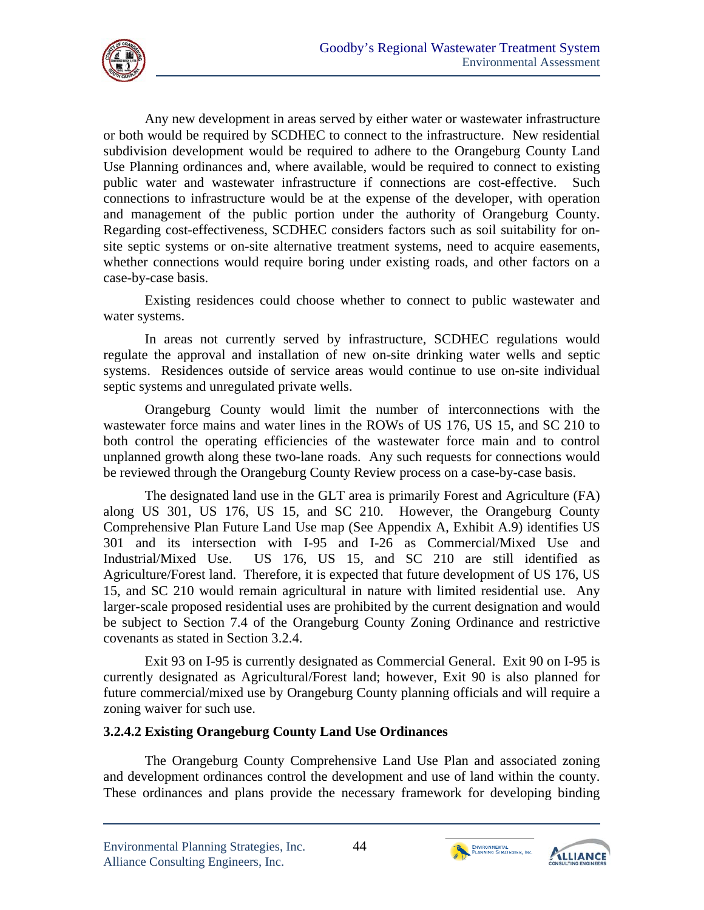Any new development in areas served by either water or wastewater infrastructure or both would be required by SCDHEC to connect to the infrastructure. New residential subdivision development would be required to adhere to the Orangeburg County Land Use Planning ordinances and, where available, would be required to connect to existing public water and wastewater infrastructure if connections are cost-effective. Such connections to infrastructure would be at the expense of the developer, with operation and management of the public portion under the authority of Orangeburg County. Regarding cost-effectiveness, SCDHEC considers factors such as soil suitability for on-site septic systems or on-site alternative treatment systems, need to acquire easements, whether connections would require boring under existing roads, and other factors on a case-by-case basis.

Existing residences could choose whether to connect to public wastewater and water systems.

In areas not currently served by infrastructure, SCDHEC regulations would regulate the approval and installation of new on-site drinking water wells and septic systems. Residences outside of service areas would continue to use on-site individual septic systems and unregulated private wells.

Orangeburg County would limit the number of interconnections with the wastewater force mains and water lines in the ROWs of US 176, US 15, and SC 210 to both control the operating efficiencies of the wastewater force main and to control unplanned growth along these two-lane roads. Any such requests for connections would be reviewed through the Orangeburg County Review process on a case-by-case basis.

The designated land use in the GLT area is primarily Forest and Agriculture (FA) along US 301, US 176, US 15, and SC 210. However, the Orangeburg County Comprehensive Plan Future Land Use map (See Appendix A, Exhibit A.9) identifies US 301 and its intersection with I-95 and I-26 as Commercial/Mixed Use and Industrial/Mixed Use. US 176, US 15, and SC 210 are still identified as Agriculture/Forest land. Therefore, it is expected that future development of US 176, US 15, and SC 210 would remain agricultural in nature with limited residential use. Any larger-scale proposed residential uses are prohibited by the current designation and would be subject to Section 7.4 of the Orangeburg County Zoning Ordinance and restrictive covenants as stated in Section 3.2.4.

Exit 93 on I-95 is currently designated as Commercial General. Exit 90 on I-95 is currently designated as Agricultural/Forest land; however, Exit 90 is also planned for future commercial/mixed use by Orangeburg County planning officials and will require a zoning waiver for such use.

#### 3.2.4.2 Existing Orangeburg County Land Use Ordinances

The Orangeburg County Comprehensive Land Use Plan and associated zoning and development ordinances control the development and use of land within the county. These ordinances and plans provide the necessary framework for developing binding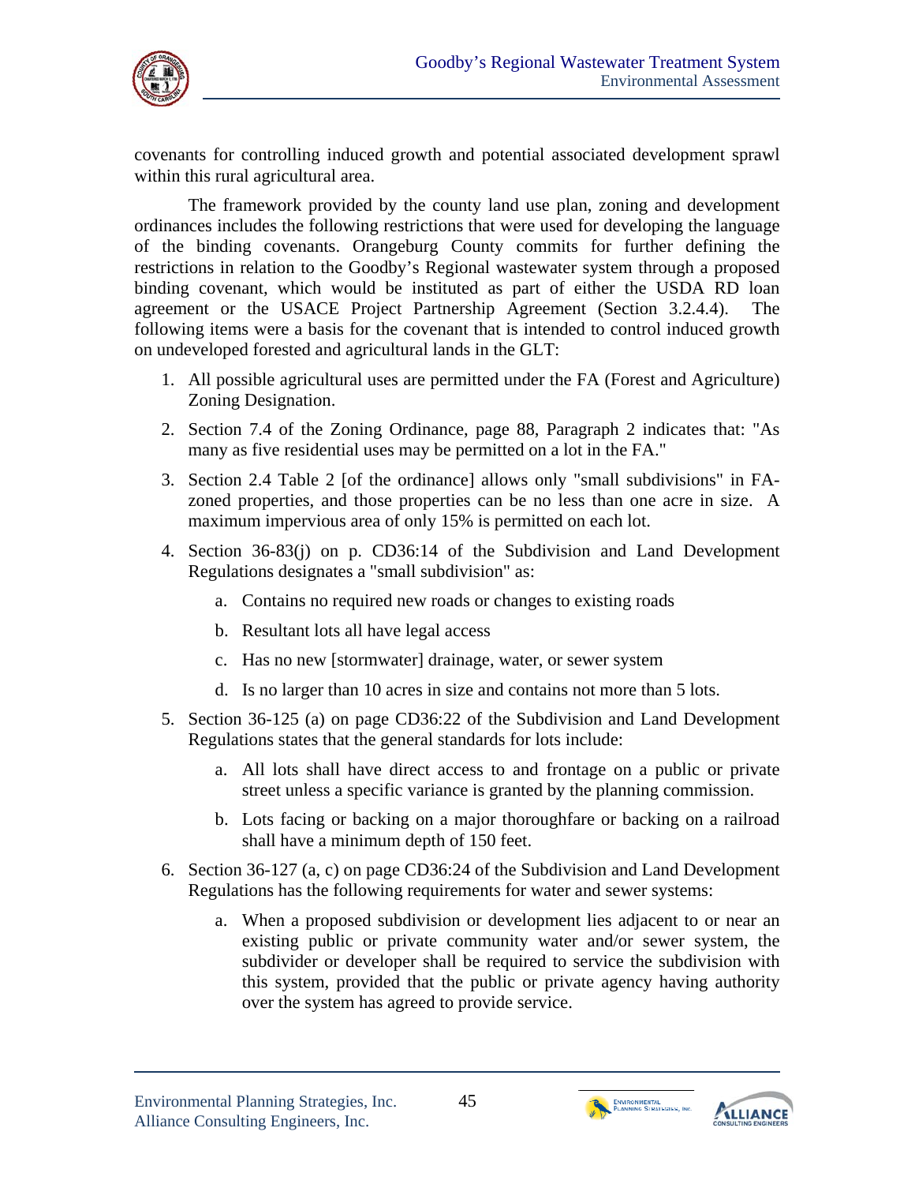covenants for controlling induced growth and potential associated development sprawl within this rural agricultural area.

The framework provided by the county land use plan, zoning and development ordinances includes the following restrictions that were used for developing the language of the binding covenants. Orangeburg County commits for further defining the restrictions in relation to the Goodby's Regional wastewater system through a proposed binding covenant, which would be instituted as part of either the USDA RD loan agreement or the USACE Project Partnership Agreement (Section 3.2.4.4). The following items were a basis for the covenant that is intended to control induced growth on undeveloped forested and agricultural lands in the GLT:

1. All possible agricultural uses are permitted under the FA (Forest and Agriculture) Zoning Designation.
2. Section 7.4 of the Zoning Ordinance, page 88, Paragraph 2 indicates that: "As many as five residential uses may be permitted on a lot in the FA."
3. Section 2.4 Table 2 [of the ordinance] allows only "small subdivisions" in FA-zoned properties, and those properties can be no less than one acre in size. A maximum impervious area of only 15% is permitted on each lot.
4. Section 36-83(j) on p. CD36:14 of the Subdivision and Land Development Regulations designates a "small subdivision" as:
    a. Contains no required new roads or changes to existing roads
    b. Resultant lots all have legal access
    c. Has no new [stormwater] drainage, water, or sewer system
    d. Is no larger than 10 acres in size and contains not more than 5 lots.
5. Section 36-125 (a) on page CD36:22 of the Subdivision and Land Development Regulations states that the general standards for lots include:
    a. All lots shall have direct access to and frontage on a public or private street unless a specific variance is granted by the planning commission.
    b. Lots facing or backing on a major thoroughfare or backing on a railroad shall have a minimum depth of 150 feet.
6. Section 36-127 (a, c) on page CD36:24 of the Subdivision and Land Development Regulations has the following requirements for water and sewer systems:
    a. When a proposed subdivision or development lies adjacent to or near an existing public or private community water and/or sewer system, the subdivider or developer shall be required to service the subdivision with this system, provided that the public or private agency having authority over the system has agreed to provide service.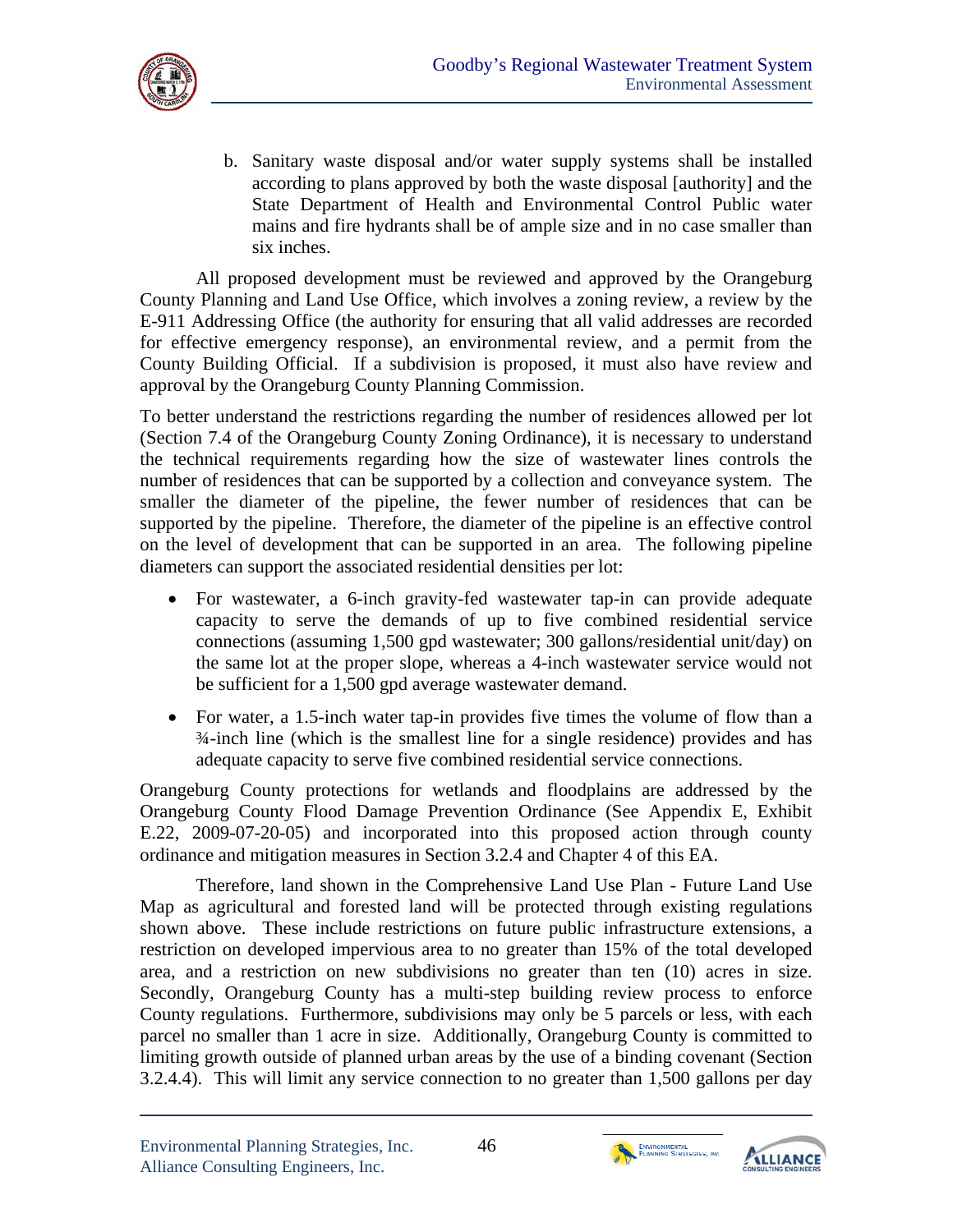b. Sanitary waste disposal and/or water supply systems shall be installed according to plans approved by both the waste disposal [authority] and the State Department of Health and Environmental Control Public water mains and fire hydrants shall be of ample size and in no case smaller than six inches.

All proposed development must be reviewed and approved by the Orangeburg County Planning and Land Use Office, which involves a zoning review, a review by the E-911 Addressing Office (the authority for ensuring that all valid addresses are recorded for effective emergency response), an environmental review, and a permit from the County Building Official. If a subdivision is proposed, it must also have review and approval by the Orangeburg County Planning Commission.

To better understand the restrictions regarding the number of residences allowed per lot (Section 7.4 of the Orangeburg County Zoning Ordinance), it is necessary to understand the technical requirements regarding how the size of wastewater lines controls the number of residences that can be supported by a collection and conveyance system. The smaller the diameter of the pipeline, the fewer number of residences that can be supported by the pipeline. Therefore, the diameter of the pipeline is an effective control on the level of development that can be supported in an area. The following pipeline diameters can support the associated residential densities per lot:

- For wastewater, a 6-inch gravity-fed wastewater tap-in can provide adequate capacity to serve the demands of up to five combined residential service connections (assuming 1,500 gpd wastewater; 300 gallons/residential unit/day) on the same lot at the proper slope, whereas a 4-inch wastewater service would not be sufficient for a 1,500 gpd average wastewater demand.
- For water, a 1.5-inch water tap-in provides five times the volume of flow than a ¾-inch line (which is the smallest line for a single residence) provides and has adequate capacity to serve five combined residential service connections.

Orangeburg County protections for wetlands and floodplains are addressed by the Orangeburg County Flood Damage Prevention Ordinance (See Appendix E, Exhibit E.22, 2009-07-20-05) and incorporated into this proposed action through county ordinance and mitigation measures in Section 3.2.4 and Chapter 4 of this EA.

Therefore, land shown in the Comprehensive Land Use Plan - Future Land Use Map as agricultural and forested land will be protected through existing regulations shown above. These include restrictions on future public infrastructure extensions, a restriction on developed impervious area to no greater than 15% of the total developed area, and a restriction on new subdivisions no greater than ten (10) acres in size. Secondly, Orangeburg County has a multi-step building review process to enforce County regulations. Furthermore, subdivisions may only be 5 parcels or less, with each parcel no smaller than 1 acre in size. Additionally, Orangeburg County is committed to limiting growth outside of planned urban areas by the use of a binding covenant (Section 3.2.4.4). This will limit any service connection to no greater than 1,500 gallons per day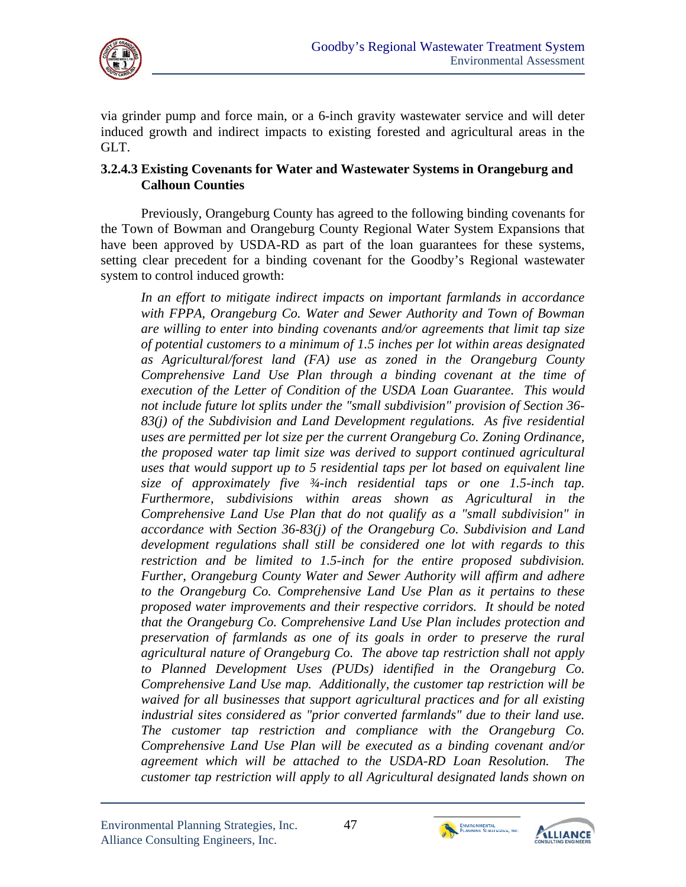via grinder pump and force main, or a 6-inch gravity wastewater service and will deter induced growth and indirect impacts to existing forested and agricultural areas in the GLT.

### 3.2.4.3 Existing Covenants for Water and Wastewater Systems in Orangeburg and Calhoun Counties

Previously, Orangeburg County has agreed to the following binding covenants for the Town of Bowman and Orangeburg County Regional Water System Expansions that have been approved by USDA-RD as part of the loan guarantees for these systems, setting clear precedent for a binding covenant for the Goodby's Regional wastewater system to control induced growth:

> *In an effort to mitigate indirect impacts on important farmlands in accordance with FPPA, Orangeburg Co. Water and Sewer Authority and Town of Bowman are willing to enter into binding covenants and/or agreements that limit tap size of potential customers to a minimum of 1.5 inches per lot within areas designated as Agricultural/forest land (FA) use as zoned in the Orangeburg County Comprehensive Land Use Plan through a binding covenant at the time of execution of the Letter of Condition of the USDA Loan Guarantee. This would not include future lot splits under the "small subdivision" provision of Section 36-83(j) of the Subdivision and Land Development regulations. As five residential uses are permitted per lot size per the current Orangeburg Co. Zoning Ordinance, the proposed water tap limit size was derived to support continued agricultural uses that would support up to 5 residential taps per lot based on equivalent line size of approximately five ¾-inch residential taps or one 1.5-inch tap. Furthermore, subdivisions within areas shown as Agricultural in the Comprehensive Land Use Plan that do not qualify as a "small subdivision" in accordance with Section 36-83(j) of the Orangeburg Co. Subdivision and Land development regulations shall still be considered one lot with regards to this restriction and be limited to 1.5-inch for the entire proposed subdivision. Further, Orangeburg County Water and Sewer Authority will affirm and adhere to the Orangeburg Co. Comprehensive Land Use Plan as it pertains to these proposed water improvements and their respective corridors. It should be noted that the Orangeburg Co. Comprehensive Land Use Plan includes protection and preservation of farmlands as one of its goals in order to preserve the rural agricultural nature of Orangeburg Co. The above tap restriction shall not apply to Planned Development Uses (PUDs) identified in the Orangeburg Co. Comprehensive Land Use map. Additionally, the customer tap restriction will be waived for all businesses that support agricultural practices and for all existing industrial sites considered as "prior converted farmlands" due to their land use. The customer tap restriction and compliance with the Orangeburg Co. Comprehensive Land Use Plan will be executed as a binding covenant and/or agreement which will be attached to the USDA-RD Loan Resolution. The customer tap restriction will apply to all Agricultural designated lands shown on*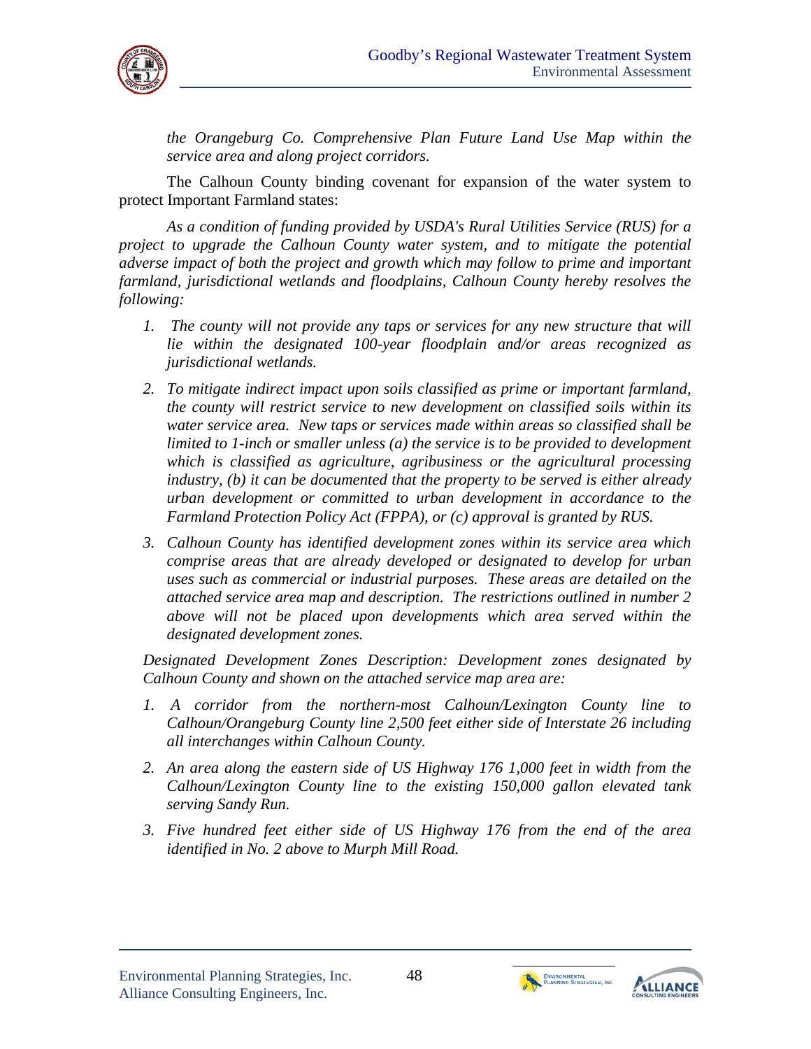*the Orangeburg Co. Comprehensive Plan Future Land Use Map within the service area and along project corridors.*

The Calhoun County binding covenant for expansion of the water system to protect Important Farmland states:

*As a condition of funding provided by USDA's Rural Utilities Service (RUS) for a project to upgrade the Calhoun County water system, and to mitigate the potential adverse impact of both the project and growth which may follow to prime and important farmland, jurisdictional wetlands and floodplains, Calhoun County hereby resolves the following:*

1. *The county will not provide any taps or services for any new structure that will lie within the designated 100-year floodplain and/or areas recognized as jurisdictional wetlands.*
2. *To mitigate indirect impact upon soils classified as prime or important farmland, the county will restrict service to new development on classified soils within its water service area. New taps or services made within areas so classified shall be limited to 1-inch or smaller unless (a) the service is to be provided to development which is classified as agriculture, agribusiness or the agricultural processing industry, (b) it can be documented that the property to be served is either already urban development or committed to urban development in accordance to the Farmland Protection Policy Act (FPPA), or (c) approval is granted by RUS.*
3. *Calhoun County has identified development zones within its service area which comprise areas that are already developed or designated to develop for urban uses such as commercial or industrial purposes. These areas are detailed on the attached service area map and description. The restrictions outlined in number 2 above will not be placed upon developments which area served within the designated development zones.*

*Designated Development Zones Description: Development zones designated by Calhoun County and shown on the attached service map area are:*

1. *A corridor from the northern-most Calhoun/Lexington County line to Calhoun/Orangeburg County line 2,500 feet either side of Interstate 26 including all interchanges within Calhoun County.*
2. *An area along the eastern side of US Highway 176 1,000 feet in width from the Calhoun/Lexington County line to the existing 150,000 gallon elevated tank serving Sandy Run.*
3. *Five hundred feet either side of US Highway 176 from the end of the area identified in No. 2 above to Murph Mill Road.*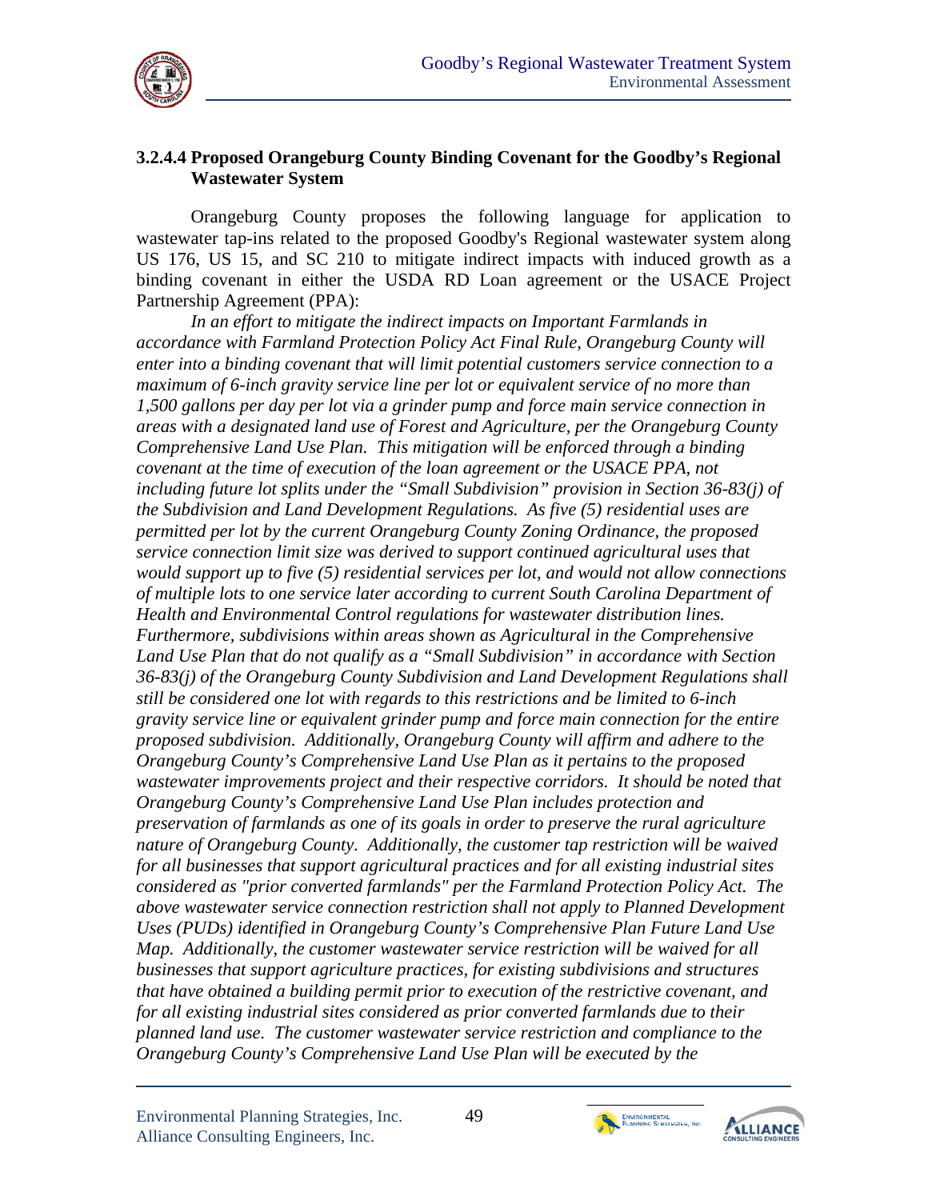### 3.2.4.4 Proposed Orangeburg County Binding Covenant for the Goodby's Regional Wastewater System

Orangeburg County proposes the following language for application to wastewater tap-ins related to the proposed Goodby's Regional wastewater system along US 176, US 15, and SC 210 to mitigate indirect impacts with induced growth as a binding covenant in either the USDA RD Loan agreement or the USACE Project Partnership Agreement (PPA):

*In an effort to mitigate the indirect impacts on Important Farmlands in accordance with Farmland Protection Policy Act Final Rule, Orangeburg County will enter into a binding covenant that will limit potential customers service connection to a maximum of 6-inch gravity service line per lot or equivalent service of no more than 1,500 gallons per day per lot via a grinder pump and force main service connection in areas with a designated land use of Forest and Agriculture, per the Orangeburg County Comprehensive Land Use Plan. This mitigation will be enforced through a binding covenant at the time of execution of the loan agreement or the USACE PPA, not including future lot splits under the "Small Subdivision" provision in Section 36-83(j) of the Subdivision and Land Development Regulations. As five (5) residential uses are permitted per lot by the current Orangeburg County Zoning Ordinance, the proposed service connection limit size was derived to support continued agricultural uses that would support up to five (5) residential services per lot, and would not allow connections of multiple lots to one service later according to current South Carolina Department of Health and Environmental Control regulations for wastewater distribution lines. Furthermore, subdivisions within areas shown as Agricultural in the Comprehensive Land Use Plan that do not qualify as a "Small Subdivision" in accordance with Section 36-83(j) of the Orangeburg County Subdivision and Land Development Regulations shall still be considered one lot with regards to this restrictions and be limited to 6-inch gravity service line or equivalent grinder pump and force main connection for the entire proposed subdivision. Additionally, Orangeburg County will affirm and adhere to the Orangeburg County's Comprehensive Land Use Plan as it pertains to the proposed wastewater improvements project and their respective corridors. It should be noted that Orangeburg County's Comprehensive Land Use Plan includes protection and preservation of farmlands as one of its goals in order to preserve the rural agriculture nature of Orangeburg County. Additionally, the customer tap restriction will be waived for all businesses that support agricultural practices and for all existing industrial sites considered as "prior converted farmlands" per the Farmland Protection Policy Act. The above wastewater service connection restriction shall not apply to Planned Development Uses (PUDs) identified in Orangeburg County's Comprehensive Plan Future Land Use Map. Additionally, the customer wastewater service restriction will be waived for all businesses that support agriculture practices, for existing subdivisions and structures that have obtained a building permit prior to execution of the restrictive covenant, and for all existing industrial sites considered as prior converted farmlands due to their planned land use. The customer wastewater service restriction and compliance to the Orangeburg County's Comprehensive Land Use Plan will be executed by the*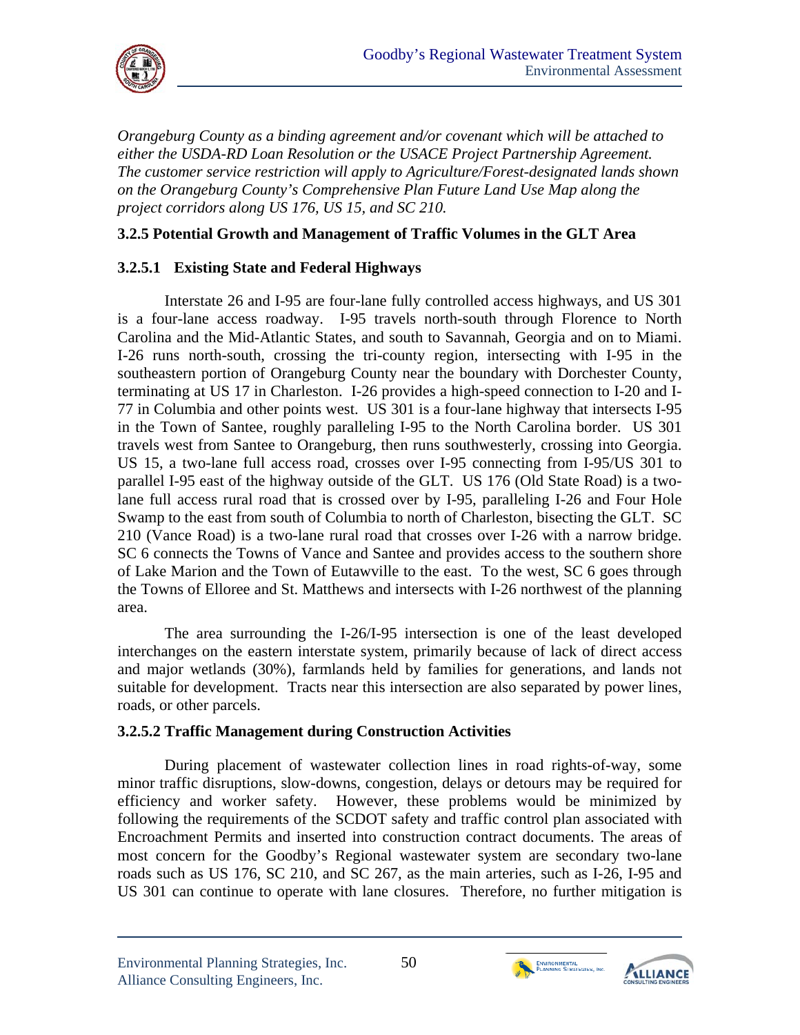*Orangeburg County as a binding agreement and/or covenant which will be attached to either the USDA-RD Loan Resolution or the USACE Project Partnership Agreement. The customer service restriction will apply to Agriculture/Forest-designated lands shown on the Orangeburg County's Comprehensive Plan Future Land Use Map along the project corridors along US 176, US 15, and SC 210.*

### 3.2.5 Potential Growth and Management of Traffic Volumes in the GLT Area

#### 3.2.5.1 Existing State and Federal Highways

Interstate 26 and I-95 are four-lane fully controlled access highways, and US 301 is a four-lane access roadway. I-95 travels north-south through Florence to North Carolina and the Mid-Atlantic States, and south to Savannah, Georgia and on to Miami. I-26 runs north-south, crossing the tri-county region, intersecting with I-95 in the southeastern portion of Orangeburg County near the boundary with Dorchester County, terminating at US 17 in Charleston. I-26 provides a high-speed connection to I-20 and I-77 in Columbia and other points west. US 301 is a four-lane highway that intersects I-95 in the Town of Santee, roughly paralleling I-95 to the North Carolina border. US 301 travels west from Santee to Orangeburg, then runs southwesterly, crossing into Georgia. US 15, a two-lane full access road, crosses over I-95 connecting from I-95/US 301 to parallel I-95 east of the highway outside of the GLT. US 176 (Old State Road) is a two-lane full access rural road that is crossed over by I-95, paralleling I-26 and Four Hole Swamp to the east from south of Columbia to north of Charleston, bisecting the GLT. SC 210 (Vance Road) is a two-lane rural road that crosses over I-26 with a narrow bridge. SC 6 connects the Towns of Vance and Santee and provides access to the southern shore of Lake Marion and the Town of Eutawville to the east. To the west, SC 6 goes through the Towns of Elloree and St. Matthews and intersects with I-26 northwest of the planning area.

The area surrounding the I-26/I-95 intersection is one of the least developed interchanges on the eastern interstate system, primarily because of lack of direct access and major wetlands (30%), farmlands held by families for generations, and lands not suitable for development. Tracts near this intersection are also separated by power lines, roads, or other parcels.

#### 3.2.5.2 Traffic Management during Construction Activities

During placement of wastewater collection lines in road rights-of-way, some minor traffic disruptions, slow-downs, congestion, delays or detours may be required for efficiency and worker safety. However, these problems would be minimized by following the requirements of the SCDOT safety and traffic control plan associated with Encroachment Permits and inserted into construction contract documents. The areas of most concern for the Goodby's Regional wastewater system are secondary two-lane roads such as US 176, SC 210, and SC 267, as the main arteries, such as I-26, I-95 and US 301 can continue to operate with lane closures. Therefore, no further mitigation is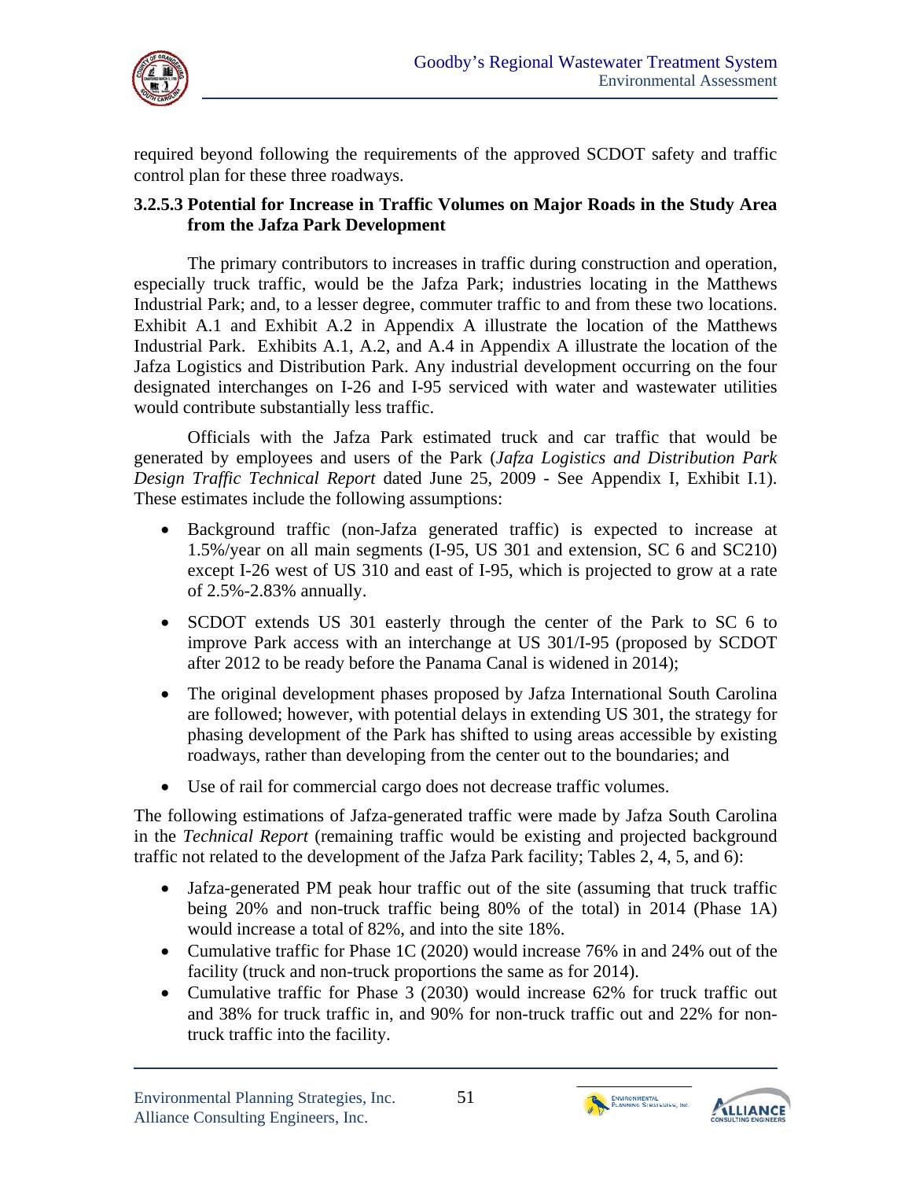required beyond following the requirements of the approved SCDOT safety and traffic control plan for these three roadways.

#### 3.2.5.3 Potential for Increase in Traffic Volumes on Major Roads in the Study Area from the Jafza Park Development

The primary contributors to increases in traffic during construction and operation, especially truck traffic, would be the Jafza Park; industries locating in the Matthews Industrial Park; and, to a lesser degree, commuter traffic to and from these two locations. Exhibit A.1 and Exhibit A.2 in Appendix A illustrate the location of the Matthews Industrial Park. Exhibits A.1, A.2, and A.4 in Appendix A illustrate the location of the Jafza Logistics and Distribution Park. Any industrial development occurring on the four designated interchanges on I-26 and I-95 serviced with water and wastewater utilities would contribute substantially less traffic.

Officials with the Jafza Park estimated truck and car traffic that would be generated by employees and users of the Park (*Jafza Logistics and Distribution Park Design Traffic Technical Report* dated June 25, 2009 - See Appendix I, Exhibit I.1). These estimates include the following assumptions:

- Background traffic (non-Jafza generated traffic) is expected to increase at 1.5%/year on all main segments (I-95, US 301 and extension, SC 6 and SC210) except I-26 west of US 310 and east of I-95, which is projected to grow at a rate of 2.5%-2.83% annually.
- SCDOT extends US 301 easterly through the center of the Park to SC 6 to improve Park access with an interchange at US 301/I-95 (proposed by SCDOT after 2012 to be ready before the Panama Canal is widened in 2014);
- The original development phases proposed by Jafza International South Carolina are followed; however, with potential delays in extending US 301, the strategy for phasing development of the Park has shifted to using areas accessible by existing roadways, rather than developing from the center out to the boundaries; and
- Use of rail for commercial cargo does not decrease traffic volumes.

The following estimations of Jafza-generated traffic were made by Jafza South Carolina in the *Technical Report* (remaining traffic would be existing and projected background traffic not related to the development of the Jafza Park facility; Tables 2, 4, 5, and 6):

- Jafza-generated PM peak hour traffic out of the site (assuming that truck traffic being 20% and non-truck traffic being 80% of the total) in 2014 (Phase 1A) would increase a total of 82%, and into the site 18%.
- Cumulative traffic for Phase 1C (2020) would increase 76% in and 24% out of the facility (truck and non-truck proportions the same as for 2014).
- Cumulative traffic for Phase 3 (2030) would increase 62% for truck traffic out and 38% for truck traffic in, and 90% for non-truck traffic out and 22% for non-truck traffic into the facility.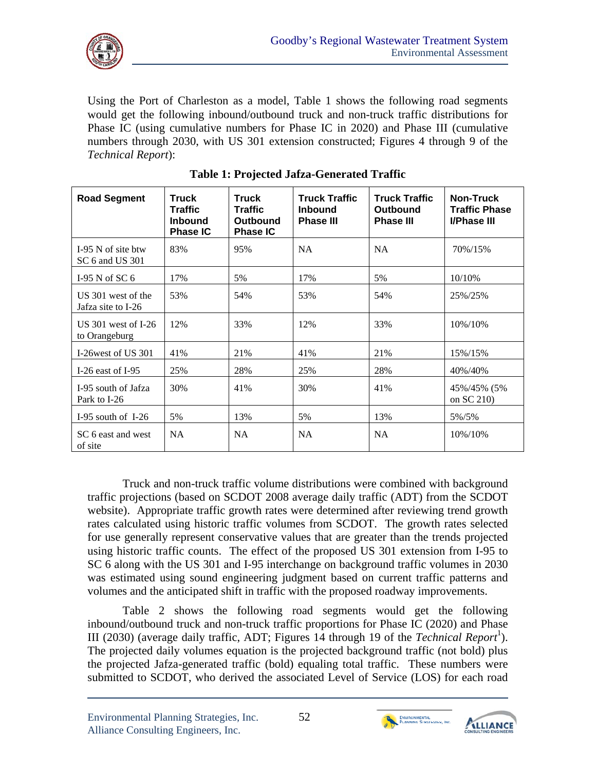Using the Port of Charleston as a model, Table 1 shows the following road segments would get the following inbound/outbound truck and non-truck traffic distributions for Phase IC (using cumulative numbers for Phase IC in 2020) and Phase III (cumulative numbers through 2030, with US 301 extension constructed; Figures 4 through 9 of the *Technical Report*):

**Table 1: Projected Jafza-Generated Traffic**

| Road Segment | Truck Traffic Inbound Phase IC | Truck Traffic Outbound Phase IC | Truck Traffic Inbound Phase III | Truck Traffic Outbound Phase III | Non-Truck Traffic Phase I/Phase III |
|---|---|---|---|---|---|
| I-95 N of site btw SC 6 and US 301 | 83% | 95% | NA | NA | 70%/15% |
| I-95 N of SC 6 | 17% | 5% | 17% | 5% | 10/10% |
| US 301 west of the Jafza site to I-26 | 53% | 54% | 53% | 54% | 25%/25% |
| US 301 west of I-26 to Orangeburg | 12% | 33% | 12% | 33% | 10%/10% |
| I-26west of US 301 | 41% | 21% | 41% | 21% | 15%/15% |
| I-26 east of I-95 | 25% | 28% | 25% | 28% | 40%/40% |
| I-95 south of Jafza Park to I-26 | 30% | 41% | 30% | 41% | 45%/45% (5% on SC 210) |
| I-95 south of I-26 | 5% | 13% | 5% | 13% | 5%/5% |
| SC 6 east and west of site | NA | NA | NA | NA | 10%/10% |

Truck and non-truck traffic volume distributions were combined with background traffic projections (based on SCDOT 2008 average daily traffic (ADT) from the SCDOT website). Appropriate traffic growth rates were determined after reviewing trend growth rates calculated using historic traffic volumes from SCDOT. The growth rates selected for use generally represent conservative values that are greater than the trends projected using historic traffic counts. The effect of the proposed US 301 extension from I-95 to SC 6 along with the US 301 and I-95 interchange on background traffic volumes in 2030 was estimated using sound engineering judgment based on current traffic patterns and volumes and the anticipated shift in traffic with the proposed roadway improvements.

Table 2 shows the following road segments would get the following inbound/outbound truck and non-truck traffic proportions for Phase IC (2020) and Phase III (2030) (average daily traffic, ADT; Figures 14 through 19 of the *Technical Report*[1]). The projected daily volumes equation is the projected background traffic (not bold) plus the projected Jafza-generated traffic (bold) equaling total traffic. These numbers were submitted to SCDOT, who derived the associated Level of Service (LOS) for each road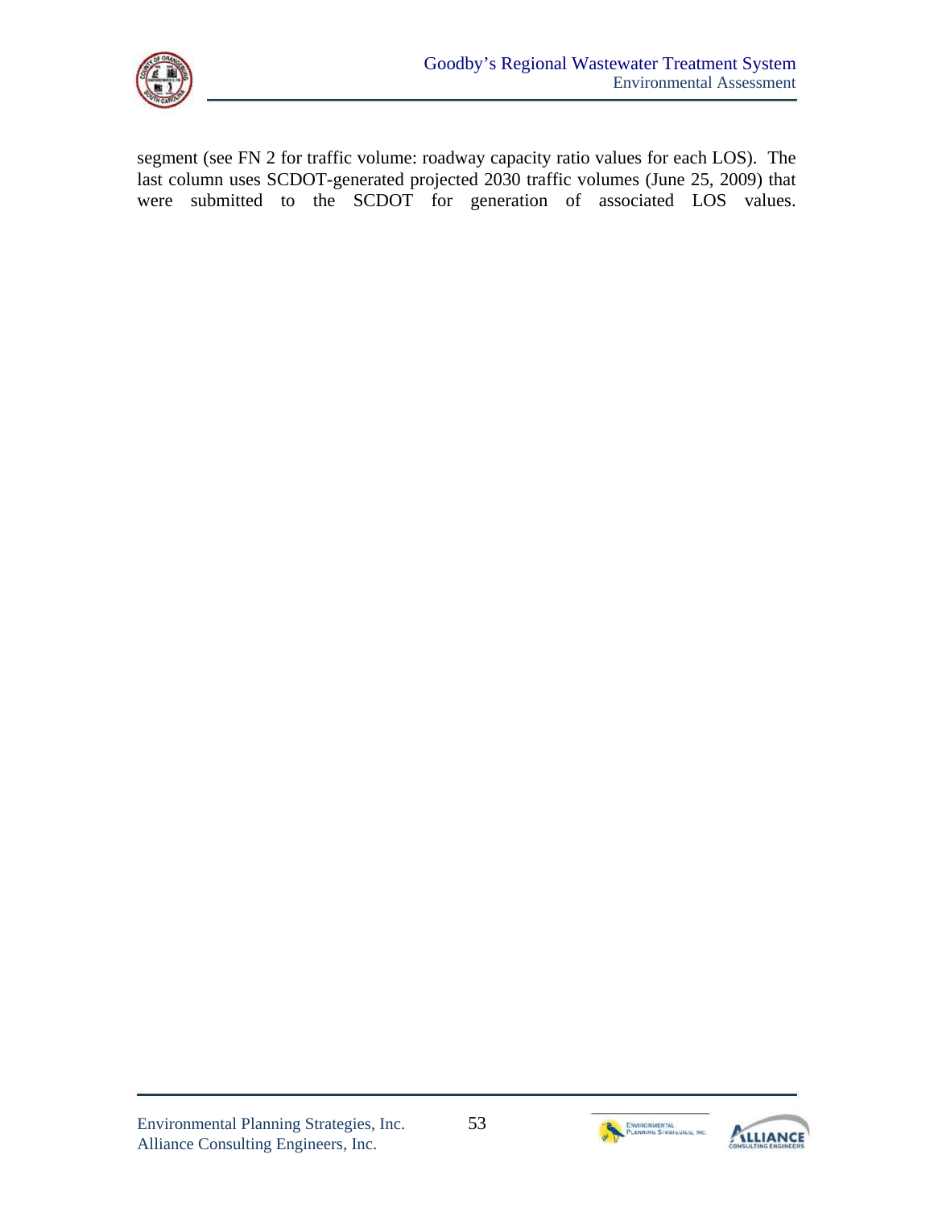segment (see FN 2 for traffic volume: roadway capacity ratio values for each LOS). The last column uses SCDOT-generated projected 2030 traffic volumes (June 25, 2009) that were submitted to the SCDOT for generation of associated LOS values.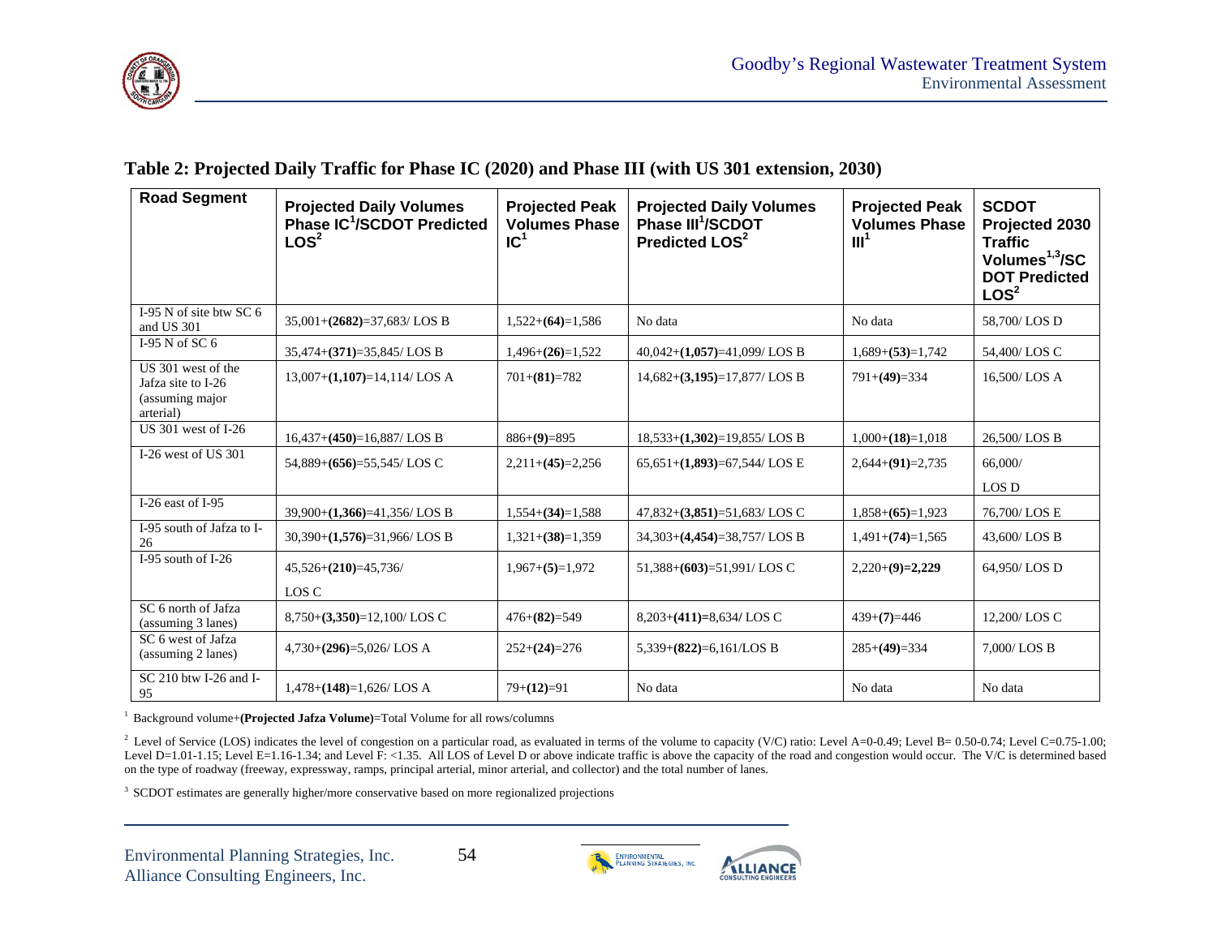### Table 2: Projected Daily Traffic for Phase IC (2020) and Phase III (with US 301 extension, 2030)

| Road Segment | Projected Daily Volumes Phase IC[1]/SCDOT Predicted LOS[2] | Projected Peak Volumes Phase IC[1] | Projected Daily Volumes Phase III[1]/SCDOT Predicted LOS[2] | Projected Peak Volumes Phase III[1] | SCDOT Projected 2030 Traffic Volumes[1,3]/SC DOT Predicted LOS[2] |
|---|---|---|---|---|---|
| I-95 N of site btw SC 6 and US 301 | 35,001+**(2682)**=37,683/ LOS B | 1,522+**(64)**=1,586 | No data | No data | 58,700/ LOS D |
| I-95 N of SC 6 | 35,474+**(371)**=35,845/ LOS B | 1,496+**(26)**=1,522 | 40,042+**(1,057)**=41,099/ LOS B | 1,689+**(53)**=1,742 | 54,400/ LOS C |
| US 301 west of the Jafza site to I-26 (assuming major arterial) | 13,007+**(1,107)**=14,114/ LOS A | 701+**(81)**=782 | 14,682+**(3,195)**=17,877/ LOS B | 791+**(49)**=334 | 16,500/ LOS A |
| US 301 west of I-26 | 16,437+**(450)**=16,887/ LOS B | 886+**(9)**=895 | 18,533+**(1,302)**=19,855/ LOS B | 1,000+**(18)**=1,018 | 26,500/ LOS B |
| I-26 west of US 301 | 54,889+**(656)**=55,545/ LOS C | 2,211+**(45)**=2,256 | 65,651+**(1,893)**=67,544/ LOS E | 2,644+**(91)**=2,735 | 66,000/ LOS D |
| I-26 east of I-95 | 39,900+**(1,366)**=41,356/ LOS B | 1,554+**(34)**=1,588 | 47,832+**(3,851)**=51,683/ LOS C | 1,858+**(65)**=1,923 | 76,700/ LOS E |
| I-95 south of Jafza to I-26 | 30,390+**(1,576)**=31,966/ LOS B | 1,321+**(38)**=1,359 | 34,303+**(4,454)**=38,757/ LOS B | 1,491+**(74)**=1,565 | 43,600/ LOS B |
| I-95 south of I-26 | 45,526+**(210)**=45,736/ LOS C | 1,967+**(5)**=1,972 | 51,388+**(603)**=51,991/ LOS C | 2,220+**(9)=2,229** | 64,950/ LOS D |
| SC 6 north of Jafza (assuming 3 lanes) | 8,750+**(3,350)**=12,100/ LOS C | 476+**(82)**=549 | 8,203+**(411)=**8,634**/** LOS C | 439+**(7)**=446 | 12,200/ LOS C |
| SC 6 west of Jafza (assuming 2 lanes) | 4,730+**(296)**=5,026/ LOS A | 252+**(24)**=276 | 5,339+**(822)**=6,161/LOS B | 285+**(49)**=334 | 7,000/ LOS B |
| SC 210 btw I-26 and I-95 | 1,478+**(148)**=1,626/ LOS A | 79+**(12)**=91 | No data | No data | No data |

[1] Background volume+**(Projected Jafza Volume)**=Total Volume for all rows/columns

[2] Level of Service (LOS) indicates the level of congestion on a particular road, as evaluated in terms of the volume to capacity (V/C) ratio: Level A=0-0.49; Level B= 0.50-0.74; Level C=0.75-1.00; Level D=1.01-1.15; Level E=1.16-1.34; and Level F: <1.35. All LOS of Level D or above indicate traffic is above the capacity of the road and congestion would occur. The V/C is determined based on the type of roadway (freeway, expressway, ramps, principal arterial, minor arterial, and collector) and the total number of lanes.

[3] SCDOT estimates are generally higher/more conservative based on more regionalized projections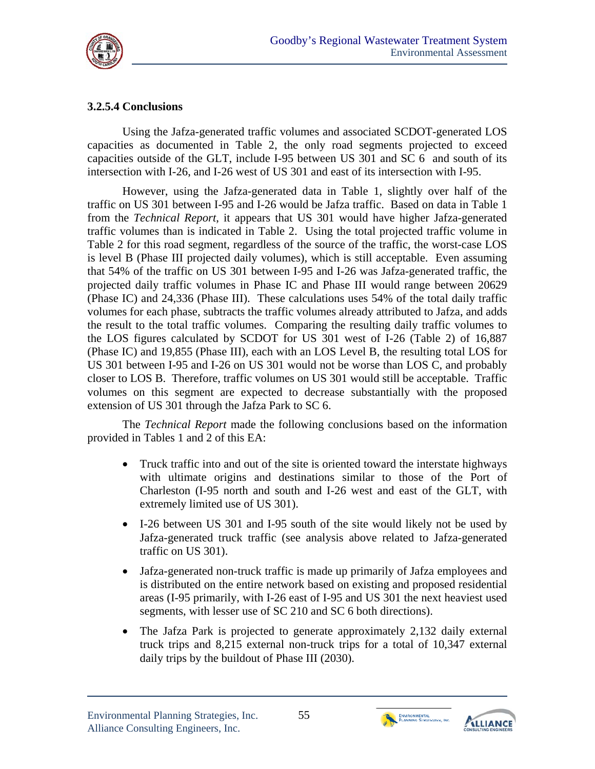### 3.2.5.4 Conclusions

Using the Jafza-generated traffic volumes and associated SCDOT-generated LOS capacities as documented in Table 2, the only road segments projected to exceed capacities outside of the GLT, include I-95 between US 301 and SC 6 and south of its intersection with I-26, and I-26 west of US 301 and east of its intersection with I-95.

However, using the Jafza-generated data in Table 1, slightly over half of the traffic on US 301 between I-95 and I-26 would be Jafza traffic. Based on data in Table 1 from the *Technical Report*, it appears that US 301 would have higher Jafza-generated traffic volumes than is indicated in Table 2. Using the total projected traffic volume in Table 2 for this road segment, regardless of the source of the traffic, the worst-case LOS is level B (Phase III projected daily volumes), which is still acceptable. Even assuming that 54% of the traffic on US 301 between I-95 and I-26 was Jafza-generated traffic, the projected daily traffic volumes in Phase IC and Phase III would range between 20629 (Phase IC) and 24,336 (Phase III). These calculations uses 54% of the total daily traffic volumes for each phase, subtracts the traffic volumes already attributed to Jafza, and adds the result to the total traffic volumes. Comparing the resulting daily traffic volumes to the LOS figures calculated by SCDOT for US 301 west of I-26 (Table 2) of 16,887 (Phase IC) and 19,855 (Phase III), each with an LOS Level B, the resulting total LOS for US 301 between I-95 and I-26 on US 301 would not be worse than LOS C, and probably closer to LOS B. Therefore, traffic volumes on US 301 would still be acceptable. Traffic volumes on this segment are expected to decrease substantially with the proposed extension of US 301 through the Jafza Park to SC 6.

The *Technical Report* made the following conclusions based on the information provided in Tables 1 and 2 of this EA:

- Truck traffic into and out of the site is oriented toward the interstate highways with ultimate origins and destinations similar to those of the Port of Charleston (I-95 north and south and I-26 west and east of the GLT, with extremely limited use of US 301).
- I-26 between US 301 and I-95 south of the site would likely not be used by Jafza-generated truck traffic (see analysis above related to Jafza-generated traffic on US 301).
- Jafza-generated non-truck traffic is made up primarily of Jafza employees and is distributed on the entire network based on existing and proposed residential areas (I-95 primarily, with I-26 east of I-95 and US 301 the next heaviest used segments, with lesser use of SC 210 and SC 6 both directions).
- The Jafza Park is projected to generate approximately 2,132 daily external truck trips and 8,215 external non-truck trips for a total of 10,347 external daily trips by the buildout of Phase III (2030).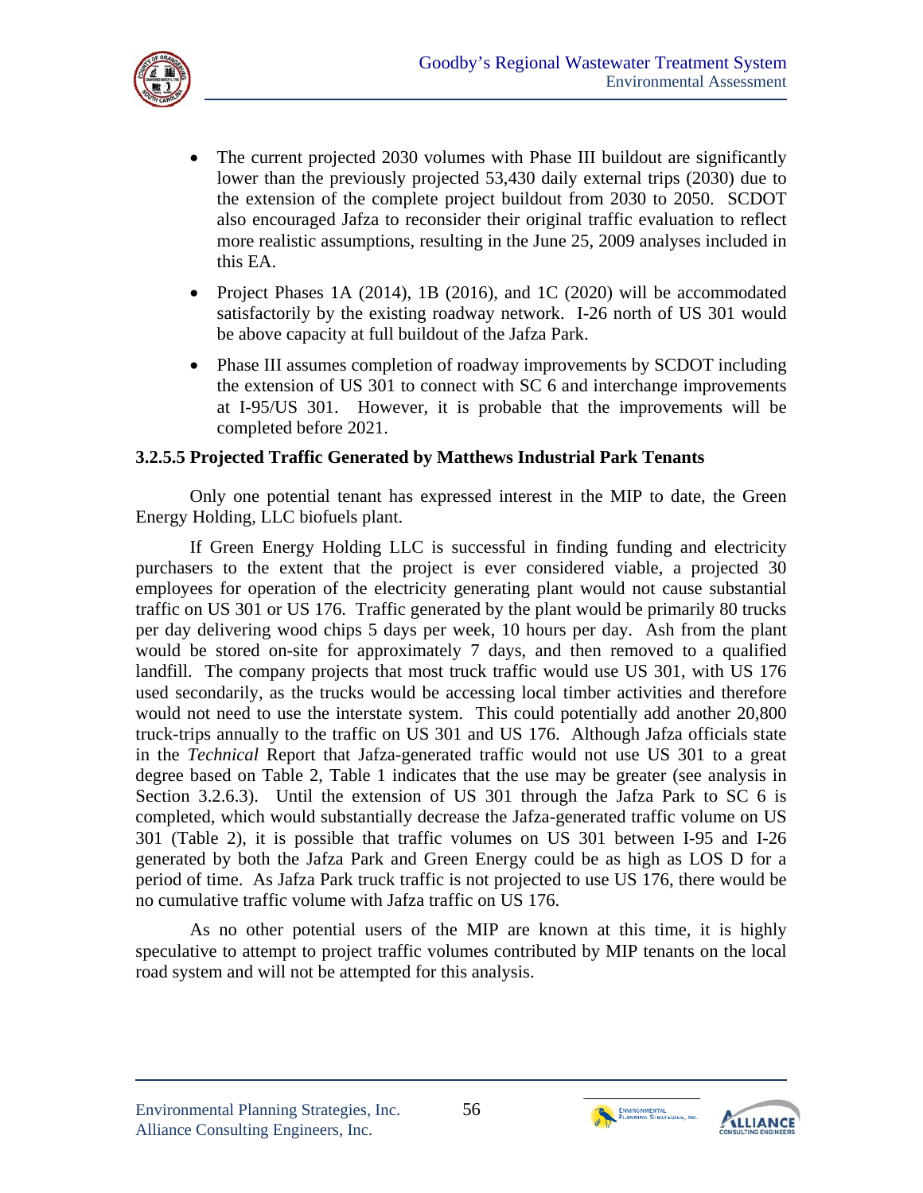- The current projected 2030 volumes with Phase III buildout are significantly lower than the previously projected 53,430 daily external trips (2030) due to the extension of the complete project buildout from 2030 to 2050. SCDOT also encouraged Jafza to reconsider their original traffic evaluation to reflect more realistic assumptions, resulting in the June 25, 2009 analyses included in this EA.
- Project Phases 1A (2014), 1B (2016), and 1C (2020) will be accommodated satisfactorily by the existing roadway network. I-26 north of US 301 would be above capacity at full buildout of the Jafza Park.
- Phase III assumes completion of roadway improvements by SCDOT including the extension of US 301 to connect with SC 6 and interchange improvements at I-95/US 301. However, it is probable that the improvements will be completed before 2021.

#### 3.2.5.5 Projected Traffic Generated by Matthews Industrial Park Tenants

Only one potential tenant has expressed interest in the MIP to date, the Green Energy Holding, LLC biofuels plant.

If Green Energy Holding LLC is successful in finding funding and electricity purchasers to the extent that the project is ever considered viable, a projected 30 employees for operation of the electricity generating plant would not cause substantial traffic on US 301 or US 176. Traffic generated by the plant would be primarily 80 trucks per day delivering wood chips 5 days per week, 10 hours per day. Ash from the plant would be stored on-site for approximately 7 days, and then removed to a qualified landfill. The company projects that most truck traffic would use US 301, with US 176 used secondarily, as the trucks would be accessing local timber activities and therefore would not need to use the interstate system. This could potentially add another 20,800 truck-trips annually to the traffic on US 301 and US 176. Although Jafza officials state in the *Technical* Report that Jafza-generated traffic would not use US 301 to a great degree based on Table 2, Table 1 indicates that the use may be greater (see analysis in Section 3.2.6.3). Until the extension of US 301 through the Jafza Park to SC 6 is completed, which would substantially decrease the Jafza-generated traffic volume on US 301 (Table 2), it is possible that traffic volumes on US 301 between I-95 and I-26 generated by both the Jafza Park and Green Energy could be as high as LOS D for a period of time. As Jafza Park truck traffic is not projected to use US 176, there would be no cumulative traffic volume with Jafza traffic on US 176.

As no other potential users of the MIP are known at this time, it is highly speculative to attempt to project traffic volumes contributed by MIP tenants on the local road system and will not be attempted for this analysis.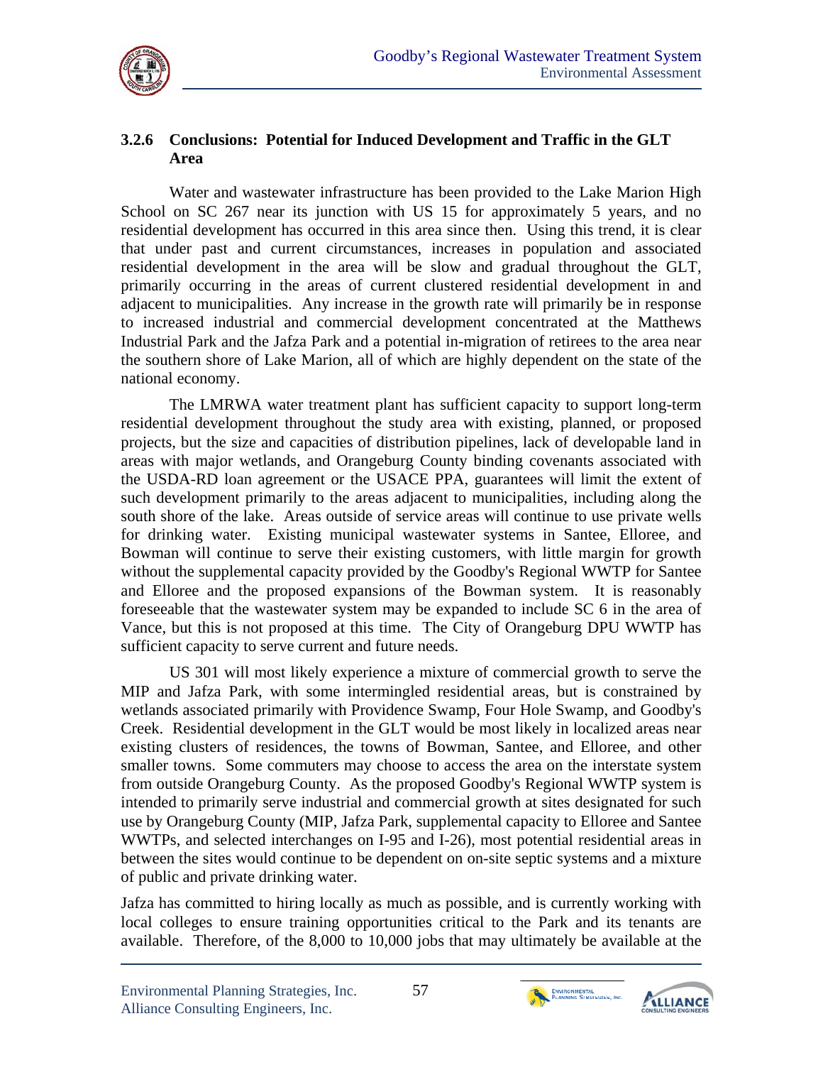### 3.2.6 Conclusions: Potential for Induced Development and Traffic in the GLT Area

Water and wastewater infrastructure has been provided to the Lake Marion High School on SC 267 near its junction with US 15 for approximately 5 years, and no residential development has occurred in this area since then. Using this trend, it is clear that under past and current circumstances, increases in population and associated residential development in the area will be slow and gradual throughout the GLT, primarily occurring in the areas of current clustered residential development in and adjacent to municipalities. Any increase in the growth rate will primarily be in response to increased industrial and commercial development concentrated at the Matthews Industrial Park and the Jafza Park and a potential in-migration of retirees to the area near the southern shore of Lake Marion, all of which are highly dependent on the state of the national economy.

The LMRWA water treatment plant has sufficient capacity to support long-term residential development throughout the study area with existing, planned, or proposed projects, but the size and capacities of distribution pipelines, lack of developable land in areas with major wetlands, and Orangeburg County binding covenants associated with the USDA-RD loan agreement or the USACE PPA, guarantees will limit the extent of such development primarily to the areas adjacent to municipalities, including along the south shore of the lake. Areas outside of service areas will continue to use private wells for drinking water. Existing municipal wastewater systems in Santee, Elloree, and Bowman will continue to serve their existing customers, with little margin for growth without the supplemental capacity provided by the Goodby's Regional WWTP for Santee and Elloree and the proposed expansions of the Bowman system. It is reasonably foreseeable that the wastewater system may be expanded to include SC 6 in the area of Vance, but this is not proposed at this time. The City of Orangeburg DPU WWTP has sufficient capacity to serve current and future needs.

US 301 will most likely experience a mixture of commercial growth to serve the MIP and Jafza Park, with some intermingled residential areas, but is constrained by wetlands associated primarily with Providence Swamp, Four Hole Swamp, and Goodby's Creek. Residential development in the GLT would be most likely in localized areas near existing clusters of residences, the towns of Bowman, Santee, and Elloree, and other smaller towns. Some commuters may choose to access the area on the interstate system from outside Orangeburg County. As the proposed Goodby's Regional WWTP system is intended to primarily serve industrial and commercial growth at sites designated for such use by Orangeburg County (MIP, Jafza Park, supplemental capacity to Elloree and Santee WWTPs, and selected interchanges on I-95 and I-26), most potential residential areas in between the sites would continue to be dependent on on-site septic systems and a mixture of public and private drinking water.

Jafza has committed to hiring locally as much as possible, and is currently working with local colleges to ensure training opportunities critical to the Park and its tenants are available. Therefore, of the 8,000 to 10,000 jobs that may ultimately be available at the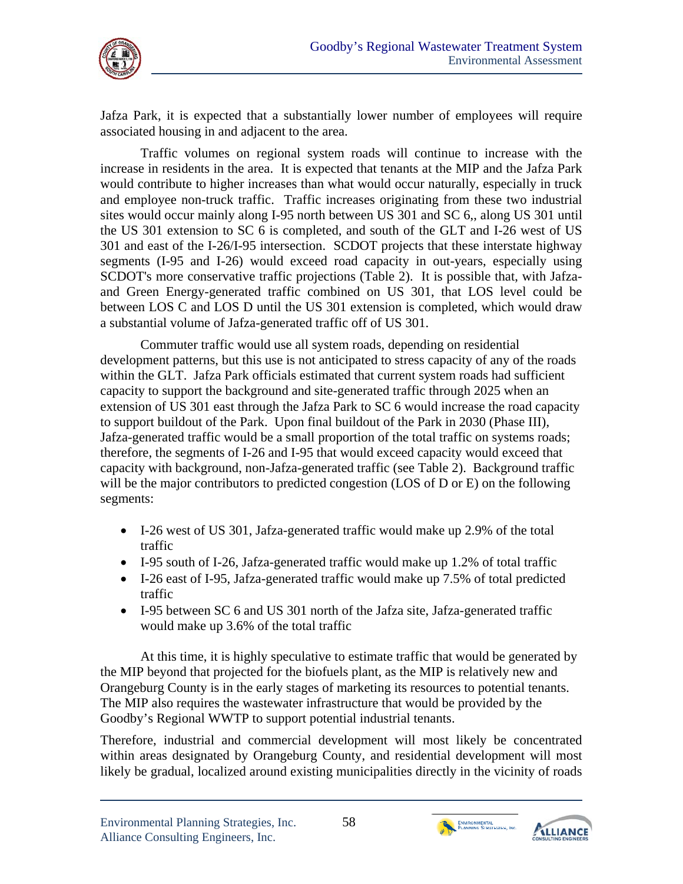Jafza Park, it is expected that a substantially lower number of employees will require associated housing in and adjacent to the area.

Traffic volumes on regional system roads will continue to increase with the increase in residents in the area. It is expected that tenants at the MIP and the Jafza Park would contribute to higher increases than what would occur naturally, especially in truck and employee non-truck traffic. Traffic increases originating from these two industrial sites would occur mainly along I-95 north between US 301 and SC 6,, along US 301 until the US 301 extension to SC 6 is completed, and south of the GLT and I-26 west of US 301 and east of the I-26/I-95 intersection. SCDOT projects that these interstate highway segments (I-95 and I-26) would exceed road capacity in out-years, especially using SCDOT's more conservative traffic projections (Table 2). It is possible that, with Jafza- and Green Energy-generated traffic combined on US 301, that LOS level could be between LOS C and LOS D until the US 301 extension is completed, which would draw a substantial volume of Jafza-generated traffic off of US 301.

Commuter traffic would use all system roads, depending on residential development patterns, but this use is not anticipated to stress capacity of any of the roads within the GLT. Jafza Park officials estimated that current system roads had sufficient capacity to support the background and site-generated traffic through 2025 when an extension of US 301 east through the Jafza Park to SC 6 would increase the road capacity to support buildout of the Park. Upon final buildout of the Park in 2030 (Phase III), Jafza-generated traffic would be a small proportion of the total traffic on systems roads; therefore, the segments of I-26 and I-95 that would exceed capacity would exceed that capacity with background, non-Jafza-generated traffic (see Table 2). Background traffic will be the major contributors to predicted congestion (LOS of D or E) on the following segments:

- I-26 west of US 301, Jafza-generated traffic would make up 2.9% of the total traffic
- I-95 south of I-26, Jafza-generated traffic would make up 1.2% of total traffic
- I-26 east of I-95, Jafza-generated traffic would make up 7.5% of total predicted traffic
- I-95 between SC 6 and US 301 north of the Jafza site, Jafza-generated traffic would make up 3.6% of the total traffic

At this time, it is highly speculative to estimate traffic that would be generated by the MIP beyond that projected for the biofuels plant, as the MIP is relatively new and Orangeburg County is in the early stages of marketing its resources to potential tenants. The MIP also requires the wastewater infrastructure that would be provided by the Goodby's Regional WWTP to support potential industrial tenants.

Therefore, industrial and commercial development will most likely be concentrated within areas designated by Orangeburg County, and residential development will most likely be gradual, localized around existing municipalities directly in the vicinity of roads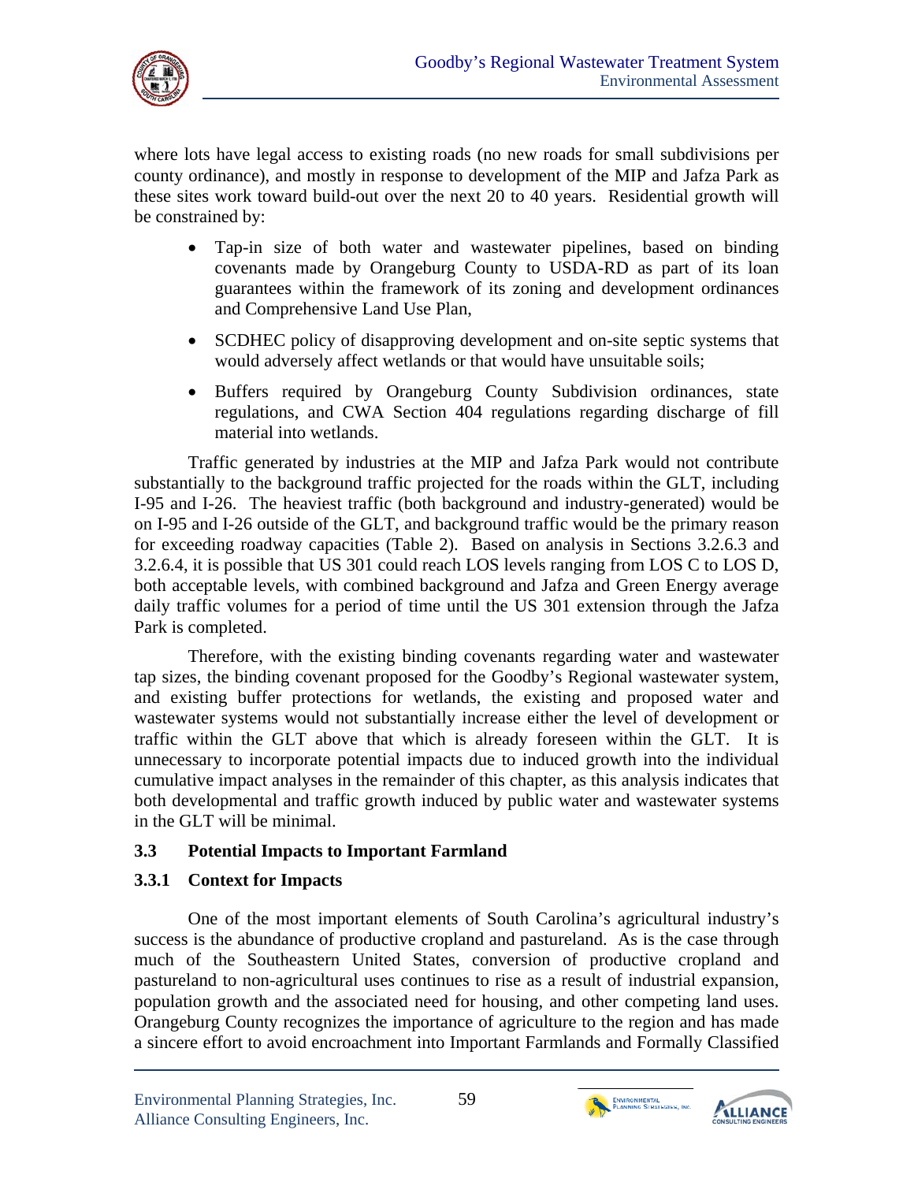where lots have legal access to existing roads (no new roads for small subdivisions per county ordinance), and mostly in response to development of the MIP and Jafza Park as these sites work toward build-out over the next 20 to 40 years. Residential growth will be constrained by:

- Tap-in size of both water and wastewater pipelines, based on binding covenants made by Orangeburg County to USDA-RD as part of its loan guarantees within the framework of its zoning and development ordinances and Comprehensive Land Use Plan,
- SCDHEC policy of disapproving development and on-site septic systems that would adversely affect wetlands or that would have unsuitable soils;
- Buffers required by Orangeburg County Subdivision ordinances, state regulations, and CWA Section 404 regulations regarding discharge of fill material into wetlands.

Traffic generated by industries at the MIP and Jafza Park would not contribute substantially to the background traffic projected for the roads within the GLT, including I-95 and I-26. The heaviest traffic (both background and industry-generated) would be on I-95 and I-26 outside of the GLT, and background traffic would be the primary reason for exceeding roadway capacities (Table 2). Based on analysis in Sections 3.2.6.3 and 3.2.6.4, it is possible that US 301 could reach LOS levels ranging from LOS C to LOS D, both acceptable levels, with combined background and Jafza and Green Energy average daily traffic volumes for a period of time until the US 301 extension through the Jafza Park is completed.

Therefore, with the existing binding covenants regarding water and wastewater tap sizes, the binding covenant proposed for the Goodby's Regional wastewater system, and existing buffer protections for wetlands, the existing and proposed water and wastewater systems would not substantially increase either the level of development or traffic within the GLT above that which is already foreseen within the GLT. It is unnecessary to incorporate potential impacts due to induced growth into the individual cumulative impact analyses in the remainder of this chapter, as this analysis indicates that both developmental and traffic growth induced by public water and wastewater systems in the GLT will be minimal.

## 3.3 Potential Impacts to Important Farmland

### 3.3.1 Context for Impacts

One of the most important elements of South Carolina's agricultural industry's success is the abundance of productive cropland and pastureland. As is the case through much of the Southeastern United States, conversion of productive cropland and pastureland to non-agricultural uses continues to rise as a result of industrial expansion, population growth and the associated need for housing, and other competing land uses. Orangeburg County recognizes the importance of agriculture to the region and has made a sincere effort to avoid encroachment into Important Farmlands and Formally Classified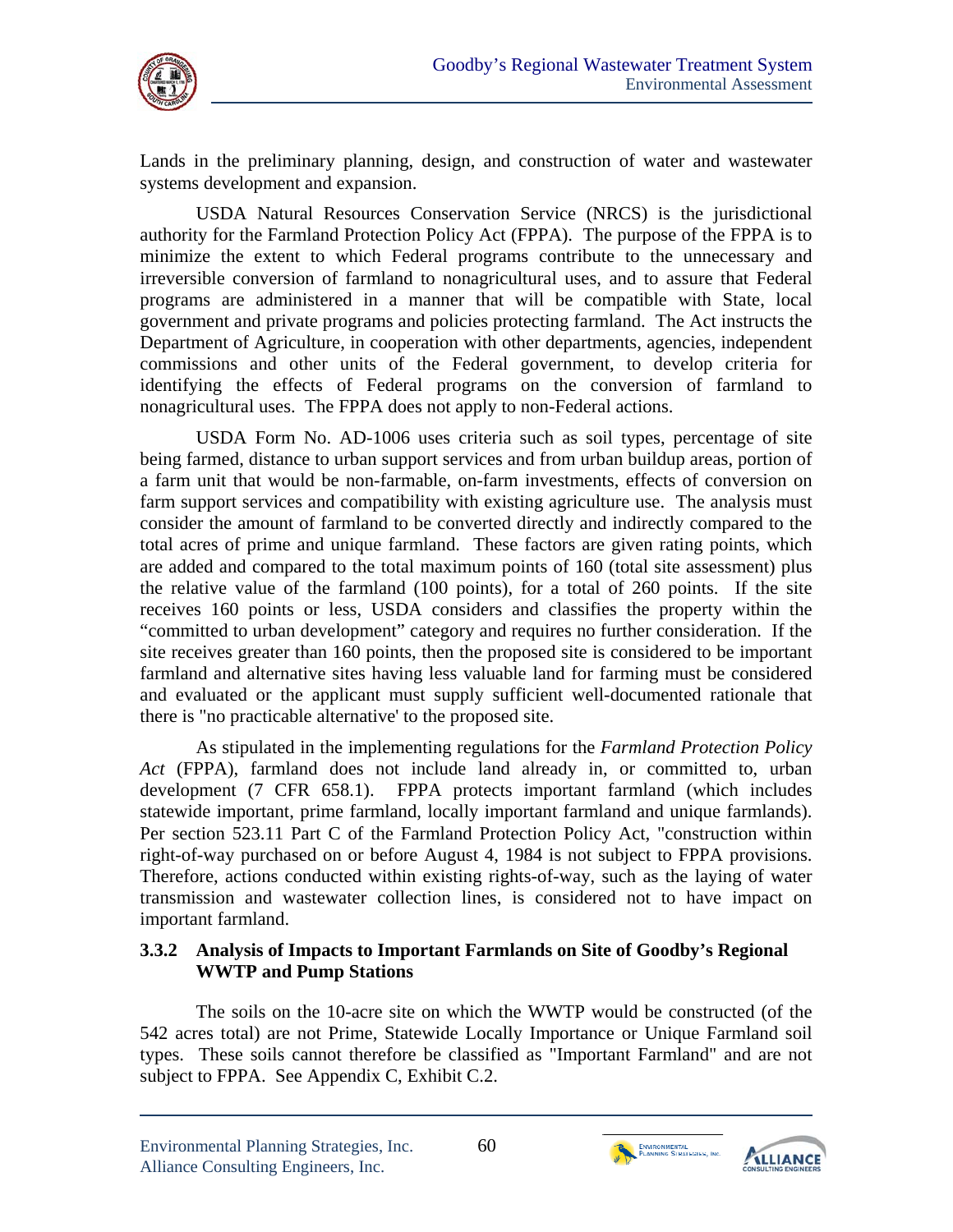Lands in the preliminary planning, design, and construction of water and wastewater systems development and expansion.

USDA Natural Resources Conservation Service (NRCS) is the jurisdictional authority for the Farmland Protection Policy Act (FPPA). The purpose of the FPPA is to minimize the extent to which Federal programs contribute to the unnecessary and irreversible conversion of farmland to nonagricultural uses, and to assure that Federal programs are administered in a manner that will be compatible with State, local government and private programs and policies protecting farmland. The Act instructs the Department of Agriculture, in cooperation with other departments, agencies, independent commissions and other units of the Federal government, to develop criteria for identifying the effects of Federal programs on the conversion of farmland to nonagricultural uses. The FPPA does not apply to non-Federal actions.

USDA Form No. AD-1006 uses criteria such as soil types, percentage of site being farmed, distance to urban support services and from urban buildup areas, portion of a farm unit that would be non-farmable, on-farm investments, effects of conversion on farm support services and compatibility with existing agriculture use. The analysis must consider the amount of farmland to be converted directly and indirectly compared to the total acres of prime and unique farmland. These factors are given rating points, which are added and compared to the total maximum points of 160 (total site assessment) plus the relative value of the farmland (100 points), for a total of 260 points. If the site receives 160 points or less, USDA considers and classifies the property within the "committed to urban development" category and requires no further consideration. If the site receives greater than 160 points, then the proposed site is considered to be important farmland and alternative sites having less valuable land for farming must be considered and evaluated or the applicant must supply sufficient well-documented rationale that there is "no practicable alternative' to the proposed site.

As stipulated in the implementing regulations for the *Farmland Protection Policy Act* (FPPA), farmland does not include land already in, or committed to, urban development (7 CFR 658.1). FPPA protects important farmland (which includes statewide important, prime farmland, locally important farmland and unique farmlands). Per section 523.11 Part C of the Farmland Protection Policy Act, "construction within right-of-way purchased on or before August 4, 1984 is not subject to FPPA provisions. Therefore, actions conducted within existing rights-of-way, such as the laying of water transmission and wastewater collection lines, is considered not to have impact on important farmland.

### 3.3.2 Analysis of Impacts to Important Farmlands on Site of Goodby's Regional WWTP and Pump Stations

The soils on the 10-acre site on which the WWTP would be constructed (of the 542 acres total) are not Prime, Statewide Locally Importance or Unique Farmland soil types. These soils cannot therefore be classified as "Important Farmland" and are not subject to FPPA. See Appendix C, Exhibit C.2.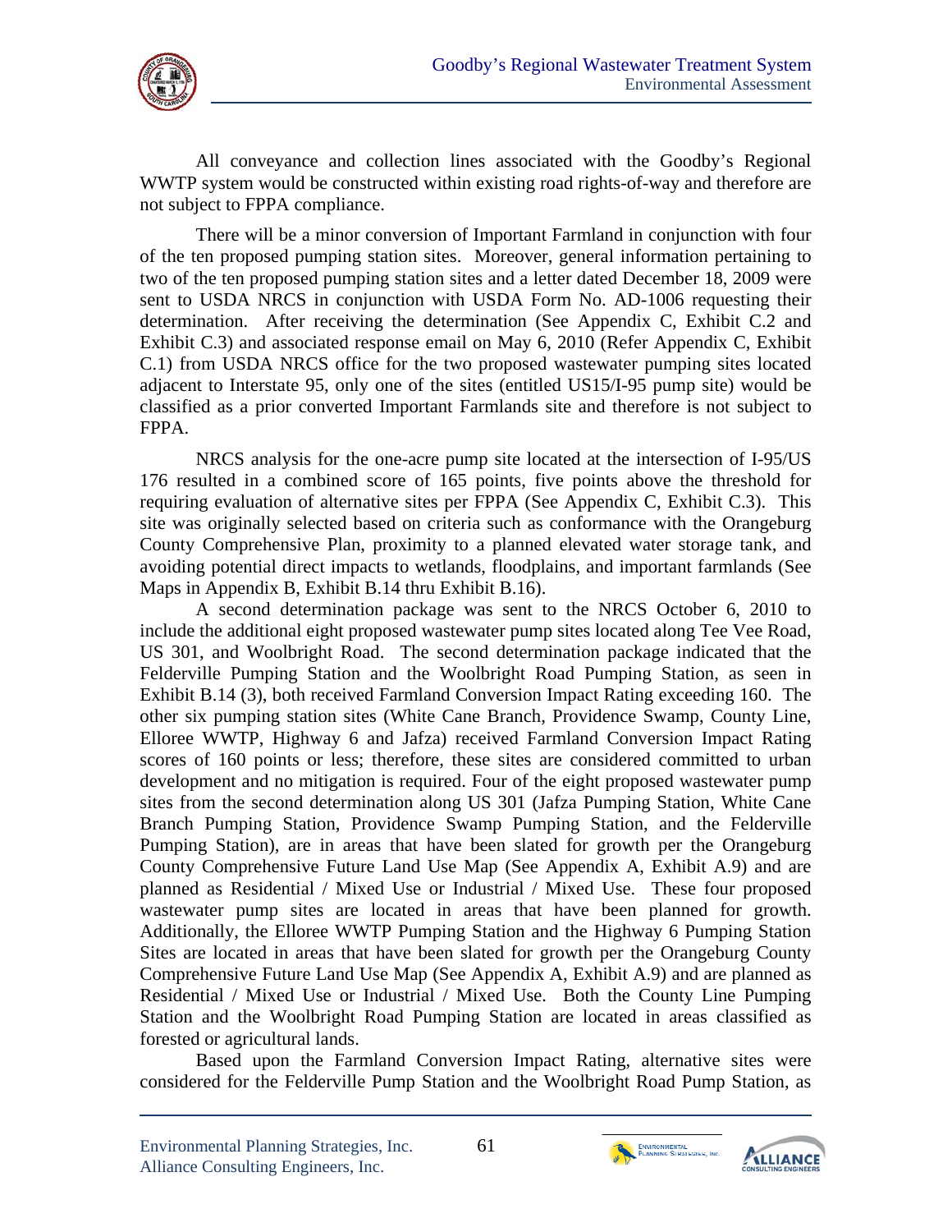All conveyance and collection lines associated with the Goodby's Regional WWTP system would be constructed within existing road rights-of-way and therefore are not subject to FPPA compliance.

There will be a minor conversion of Important Farmland in conjunction with four of the ten proposed pumping station sites. Moreover, general information pertaining to two of the ten proposed pumping station sites and a letter dated December 18, 2009 were sent to USDA NRCS in conjunction with USDA Form No. AD-1006 requesting their determination. After receiving the determination (See Appendix C, Exhibit C.2 and Exhibit C.3) and associated response email on May 6, 2010 (Refer Appendix C, Exhibit C.1) from USDA NRCS office for the two proposed wastewater pumping sites located adjacent to Interstate 95, only one of the sites (entitled US15/I-95 pump site) would be classified as a prior converted Important Farmlands site and therefore is not subject to FPPA.

NRCS analysis for the one-acre pump site located at the intersection of I-95/US 176 resulted in a combined score of 165 points, five points above the threshold for requiring evaluation of alternative sites per FPPA (See Appendix C, Exhibit C.3). This site was originally selected based on criteria such as conformance with the Orangeburg County Comprehensive Plan, proximity to a planned elevated water storage tank, and avoiding potential direct impacts to wetlands, floodplains, and important farmlands (See Maps in Appendix B, Exhibit B.14 thru Exhibit B.16).

A second determination package was sent to the NRCS October 6, 2010 to include the additional eight proposed wastewater pump sites located along Tee Vee Road, US 301, and Woolbright Road. The second determination package indicated that the Felderville Pumping Station and the Woolbright Road Pumping Station, as seen in Exhibit B.14 (3), both received Farmland Conversion Impact Rating exceeding 160. The other six pumping station sites (White Cane Branch, Providence Swamp, County Line, Elloree WWTP, Highway 6 and Jafza) received Farmland Conversion Impact Rating scores of 160 points or less; therefore, these sites are considered committed to urban development and no mitigation is required. Four of the eight proposed wastewater pump sites from the second determination along US 301 (Jafza Pumping Station, White Cane Branch Pumping Station, Providence Swamp Pumping Station, and the Felderville Pumping Station), are in areas that have been slated for growth per the Orangeburg County Comprehensive Future Land Use Map (See Appendix A, Exhibit A.9) and are planned as Residential / Mixed Use or Industrial / Mixed Use. These four proposed wastewater pump sites are located in areas that have been planned for growth. Additionally, the Elloree WWTP Pumping Station and the Highway 6 Pumping Station Sites are located in areas that have been slated for growth per the Orangeburg County Comprehensive Future Land Use Map (See Appendix A, Exhibit A.9) and are planned as Residential / Mixed Use or Industrial / Mixed Use. Both the County Line Pumping Station and the Woolbright Road Pumping Station are located in areas classified as forested or agricultural lands.

Based upon the Farmland Conversion Impact Rating, alternative sites were considered for the Felderville Pump Station and the Woolbright Road Pump Station, as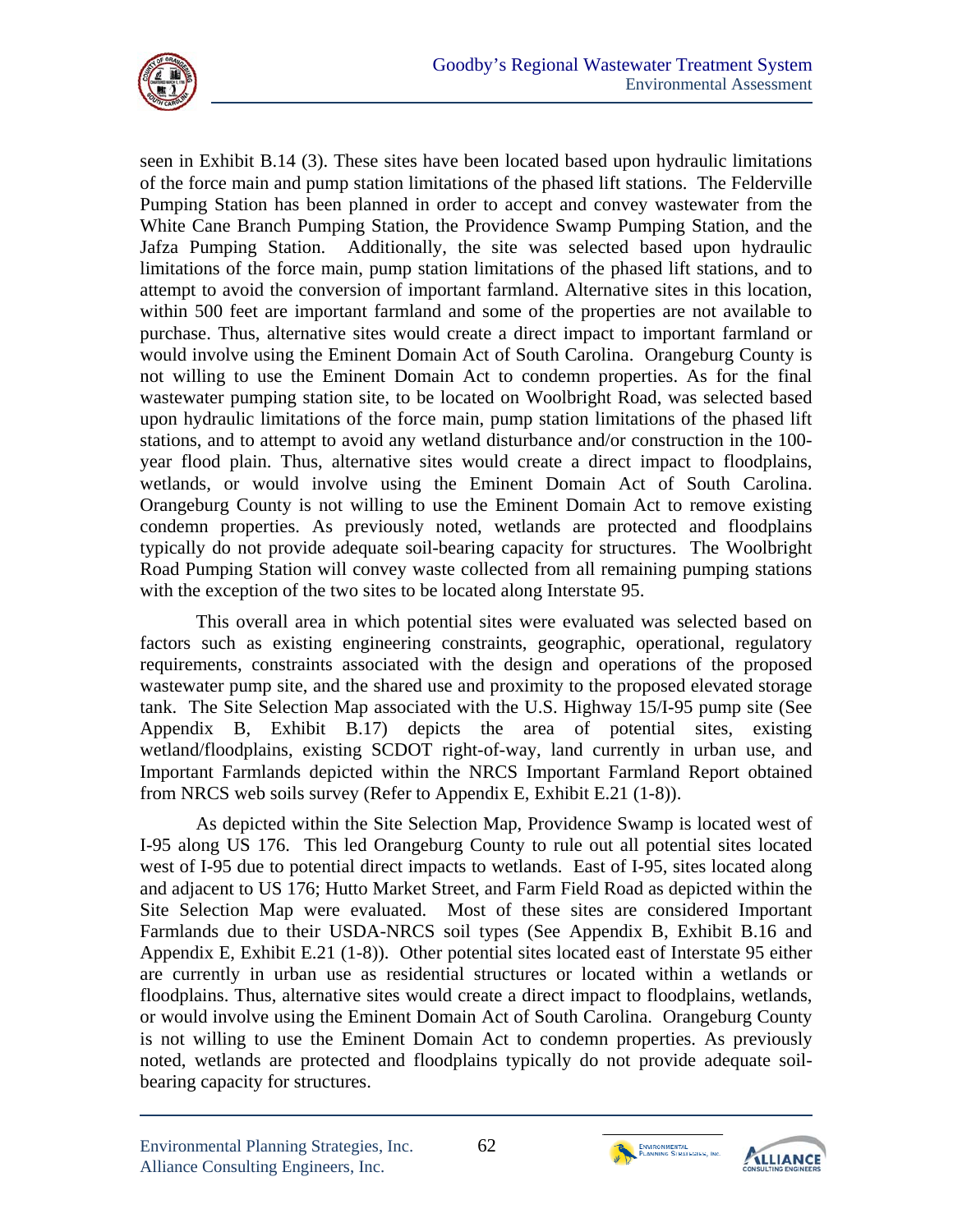seen in Exhibit B.14 (3). These sites have been located based upon hydraulic limitations of the force main and pump station limitations of the phased lift stations. The Felderville Pumping Station has been planned in order to accept and convey wastewater from the White Cane Branch Pumping Station, the Providence Swamp Pumping Station, and the Jafza Pumping Station. Additionally, the site was selected based upon hydraulic limitations of the force main, pump station limitations of the phased lift stations, and to attempt to avoid the conversion of important farmland. Alternative sites in this location, within 500 feet are important farmland and some of the properties are not available to purchase. Thus, alternative sites would create a direct impact to important farmland or would involve using the Eminent Domain Act of South Carolina. Orangeburg County is not willing to use the Eminent Domain Act to condemn properties. As for the final wastewater pumping station site, to be located on Woolbright Road, was selected based upon hydraulic limitations of the force main, pump station limitations of the phased lift stations, and to attempt to avoid any wetland disturbance and/or construction in the 100-year flood plain. Thus, alternative sites would create a direct impact to floodplains, wetlands, or would involve using the Eminent Domain Act of South Carolina. Orangeburg County is not willing to use the Eminent Domain Act to remove existing condemn properties. As previously noted, wetlands are protected and floodplains typically do not provide adequate soil-bearing capacity for structures. The Woolbright Road Pumping Station will convey waste collected from all remaining pumping stations with the exception of the two sites to be located along Interstate 95.

This overall area in which potential sites were evaluated was selected based on factors such as existing engineering constraints, geographic, operational, regulatory requirements, constraints associated with the design and operations of the proposed wastewater pump site, and the shared use and proximity to the proposed elevated storage tank. The Site Selection Map associated with the U.S. Highway 15/I-95 pump site (See Appendix B, Exhibit B.17) depicts the area of potential sites, existing wetland/floodplains, existing SCDOT right-of-way, land currently in urban use, and Important Farmlands depicted within the NRCS Important Farmland Report obtained from NRCS web soils survey (Refer to Appendix E, Exhibit E.21 (1-8)).

As depicted within the Site Selection Map, Providence Swamp is located west of I-95 along US 176. This led Orangeburg County to rule out all potential sites located west of I-95 due to potential direct impacts to wetlands. East of I-95, sites located along and adjacent to US 176; Hutto Market Street, and Farm Field Road as depicted within the Site Selection Map were evaluated. Most of these sites are considered Important Farmlands due to their USDA-NRCS soil types (See Appendix B, Exhibit B.16 and Appendix E, Exhibit E.21 (1-8)). Other potential sites located east of Interstate 95 either are currently in urban use as residential structures or located within a wetlands or floodplains. Thus, alternative sites would create a direct impact to floodplains, wetlands, or would involve using the Eminent Domain Act of South Carolina. Orangeburg County is not willing to use the Eminent Domain Act to condemn properties. As previously noted, wetlands are protected and floodplains typically do not provide adequate soil-bearing capacity for structures.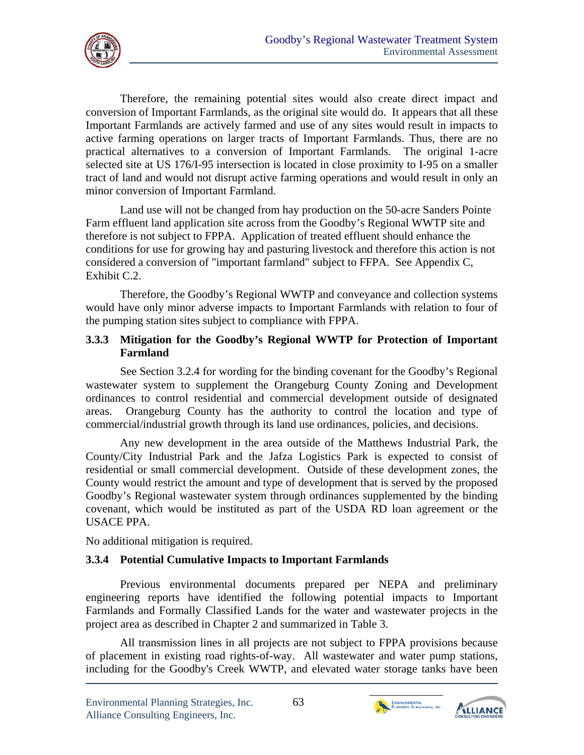Therefore, the remaining potential sites would also create direct impact and conversion of Important Farmlands, as the original site would do. It appears that all these Important Farmlands are actively farmed and use of any sites would result in impacts to active farming operations on larger tracts of Important Farmlands. Thus, there are no practical alternatives to a conversion of Important Farmlands. The original 1-acre selected site at US 176/I-95 intersection is located in close proximity to I-95 on a smaller tract of land and would not disrupt active farming operations and would result in only an minor conversion of Important Farmland.

Land use will not be changed from hay production on the 50-acre Sanders Pointe Farm effluent land application site across from the Goodby's Regional WWTP site and therefore is not subject to FPPA. Application of treated effluent should enhance the conditions for use for growing hay and pasturing livestock and therefore this action is not considered a conversion of "important farmland" subject to FFPA. See Appendix C, Exhibit C.2.

Therefore, the Goodby's Regional WWTP and conveyance and collection systems would have only minor adverse impacts to Important Farmlands with relation to four of the pumping station sites subject to compliance with FPPA.

### 3.3.3 Mitigation for the Goodby's Regional WWTP for Protection of Important Farmland

See Section 3.2.4 for wording for the binding covenant for the Goodby's Regional wastewater system to supplement the Orangeburg County Zoning and Development ordinances to control residential and commercial development outside of designated areas. Orangeburg County has the authority to control the location and type of commercial/industrial growth through its land use ordinances, policies, and decisions.

Any new development in the area outside of the Matthews Industrial Park, the County/City Industrial Park and the Jafza Logistics Park is expected to consist of residential or small commercial development. Outside of these development zones, the County would restrict the amount and type of development that is served by the proposed Goodby's Regional wastewater system through ordinances supplemented by the binding covenant, which would be instituted as part of the USDA RD loan agreement or the USACE PPA.

No additional mitigation is required.

### 3.3.4 Potential Cumulative Impacts to Important Farmlands

Previous environmental documents prepared per NEPA and preliminary engineering reports have identified the following potential impacts to Important Farmlands and Formally Classified Lands for the water and wastewater projects in the project area as described in Chapter 2 and summarized in Table 3.

All transmission lines in all projects are not subject to FPPA provisions because of placement in existing road rights-of-way. All wastewater and water pump stations, including for the Goodby's Creek WWTP, and elevated water storage tanks have been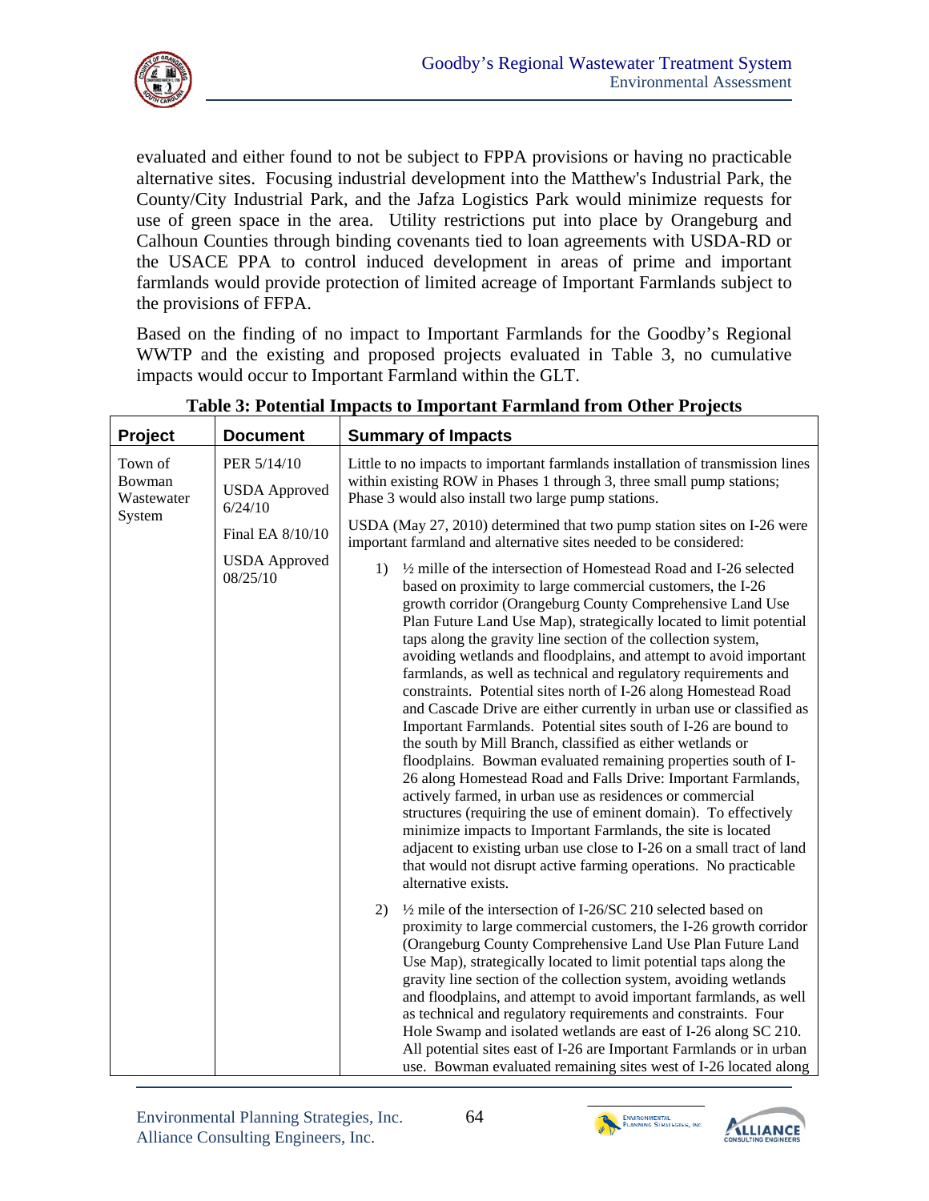evaluated and either found to not be subject to FPPA provisions or having no practicable alternative sites. Focusing industrial development into the Matthew's Industrial Park, the County/City Industrial Park, and the Jafza Logistics Park would minimize requests for use of green space in the area. Utility restrictions put into place by Orangeburg and Calhoun Counties through binding covenants tied to loan agreements with USDA-RD or the USACE PPA to control induced development in areas of prime and important farmlands would provide protection of limited acreage of Important Farmlands subject to the provisions of FFPA.

Based on the finding of no impact to Important Farmlands for the Goodby's Regional WWTP and the existing and proposed projects evaluated in Table 3, no cumulative impacts would occur to Important Farmland within the GLT.

**Table 3: Potential Impacts to Important Farmland from Other Projects**

| Project | Document | Summary of Impacts |
|---|---|---|
| Town of Bowman Wastewater System | PER 5/14/10<br><br>USDA Approved 6/24/10<br><br>Final EA 8/10/10<br><br>USDA Approved 08/25/10 | Little to no impacts to important farmlands installation of transmission lines within existing ROW in Phases 1 through 3, three small pump stations; Phase 3 would also install two large pump stations.<br><br>USDA (May 27, 2010) determined that two pump station sites on I-26 were important farmland and alternative sites needed to be considered:<br><br>1) ½ mille of the intersection of Homestead Road and I-26 selected based on proximity to large commercial customers, the I-26 growth corridor (Orangeburg County Comprehensive Land Use Plan Future Land Use Map), strategically located to limit potential taps along the gravity line section of the collection system, avoiding wetlands and floodplains, and attempt to avoid important farmlands, as well as technical and regulatory requirements and constraints. Potential sites north of I-26 along Homestead Road and Cascade Drive are either currently in urban use or classified as Important Farmlands. Potential sites south of I-26 are bound to the south by Mill Branch, classified as either wetlands or floodplains. Bowman evaluated remaining properties south of I-26 along Homestead Road and Falls Drive: Important Farmlands, actively farmed, in urban use as residences or commercial structures (requiring the use of eminent domain). To effectively minimize impacts to Important Farmlands, the site is located adjacent to existing urban use close to I-26 on a small tract of land that would not disrupt active farming operations. No practicable alternative exists.<br><br>2) ½ mile of the intersection of I-26/SC 210 selected based on proximity to large commercial customers, the I-26 growth corridor (Orangeburg County Comprehensive Land Use Plan Future Land Use Map), strategically located to limit potential taps along the gravity line section of the collection system, avoiding wetlands and floodplains, and attempt to avoid important farmlands, as well as technical and regulatory requirements and constraints. Four Hole Swamp and isolated wetlands are east of I-26 along SC 210. All potential sites east of I-26 are Important Farmlands or in urban use. Bowman evaluated remaining sites west of I-26 located along |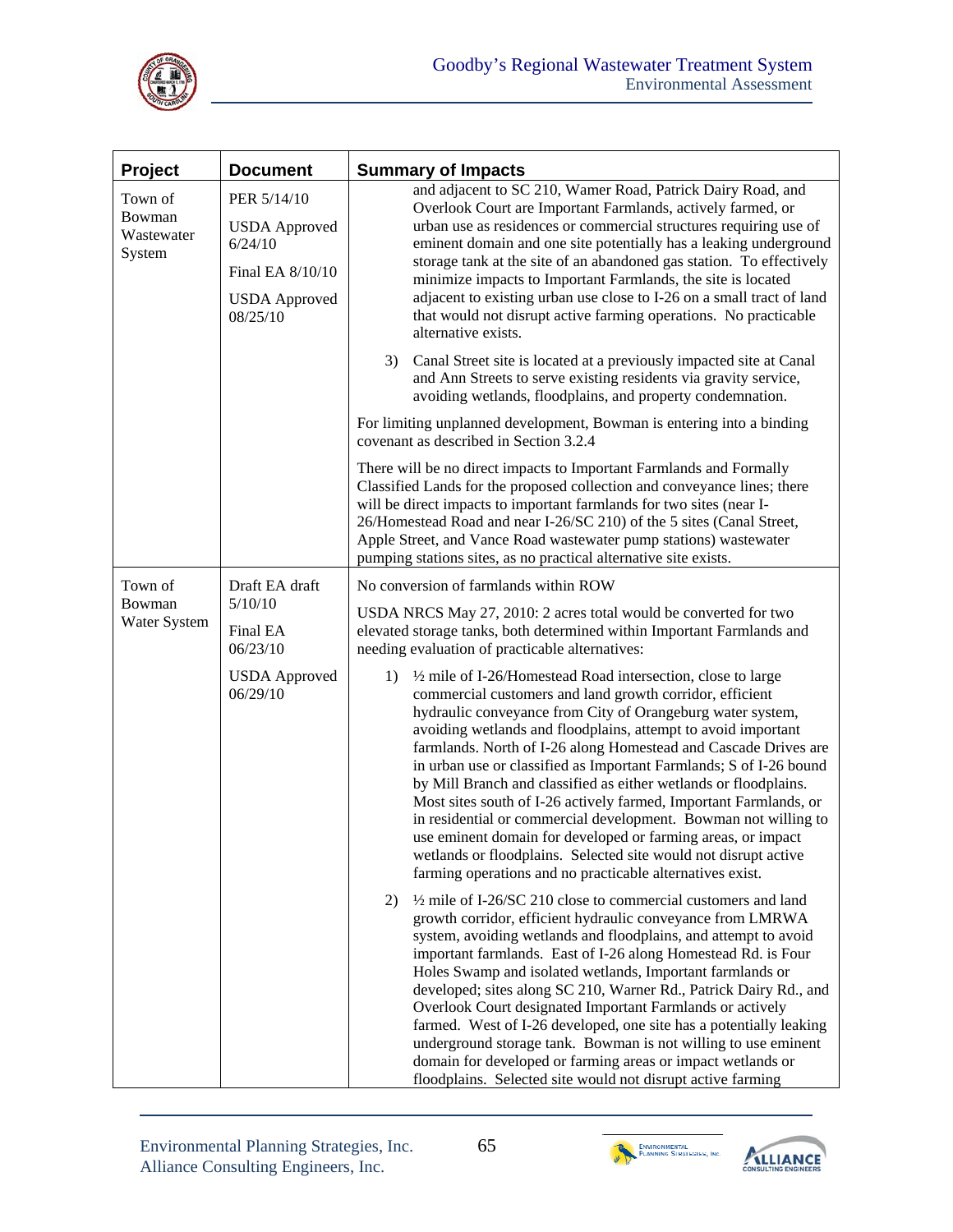| Project | Document | Summary of Impacts |
|---|---|---|
| Town of Bowman Wastewater System | PER 5/14/10<br><br>USDA Approved 6/24/10<br><br>Final EA 8/10/10<br><br>USDA Approved 08/25/10 | and adjacent to SC 210, Wamer Road, Patrick Dairy Road, and Overlook Court are Important Farmlands, actively farmed, or urban use as residences or commercial structures requiring use of eminent domain and one site potentially has a leaking underground storage tank at the site of an abandoned gas station. To effectively minimize impacts to Important Farmlands, the site is located adjacent to existing urban use close to I-26 on a small tract of land that would not disrupt active farming operations. No practicable alternative exists.<br><br>3) Canal Street site is located at a previously impacted site at Canal and Ann Streets to serve existing residents via gravity service, avoiding wetlands, floodplains, and property condemnation.<br><br>For limiting unplanned development, Bowman is entering into a binding covenant as described in Section 3.2.4<br><br>There will be no direct impacts to Important Farmlands and Formally Classified Lands for the proposed collection and conveyance lines; there will be direct impacts to important farmlands for two sites (near I-26/Homestead Road and near I-26/SC 210) of the 5 sites (Canal Street, Apple Street, and Vance Road wastewater pump stations) wastewater pumping stations sites, as no practical alternative site exists. |
| Town of Bowman Water System | Draft EA draft 5/10/10<br><br>Final EA 06/23/10<br><br>USDA Approved 06/29/10 | No conversion of farmlands within ROW<br><br>USDA NRCS May 27, 2010: 2 acres total would be converted for two elevated storage tanks, both determined within Important Farmlands and needing evaluation of practicable alternatives:<br><br>1) ½ mile of I-26/Homestead Road intersection, close to large commercial customers and land growth corridor, efficient hydraulic conveyance from City of Orangeburg water system, avoiding wetlands and floodplains, attempt to avoid important farmlands. North of I-26 along Homestead and Cascade Drives are in urban use or classified as Important Farmlands; S of I-26 bound by Mill Branch and classified as either wetlands or floodplains. Most sites south of I-26 actively farmed, Important Farmlands, or in residential or commercial development. Bowman not willing to use eminent domain for developed or farming areas, or impact wetlands or floodplains. Selected site would not disrupt active farming operations and no practicable alternatives exist.<br><br>2) ½ mile of I-26/SC 210 close to commercial customers and land growth corridor, efficient hydraulic conveyance from LMRWA system, avoiding wetlands and floodplains, and attempt to avoid important farmlands. East of I-26 along Homestead Rd. is Four Holes Swamp and isolated wetlands, Important farmlands or developed; sites along SC 210, Warner Rd., Patrick Dairy Rd., and Overlook Court designated Important Farmlands or actively farmed. West of I-26 developed, one site has a potentially leaking underground storage tank. Bowman is not willing to use eminent domain for developed or farming areas or impact wetlands or floodplains. Selected site would not disrupt active farming |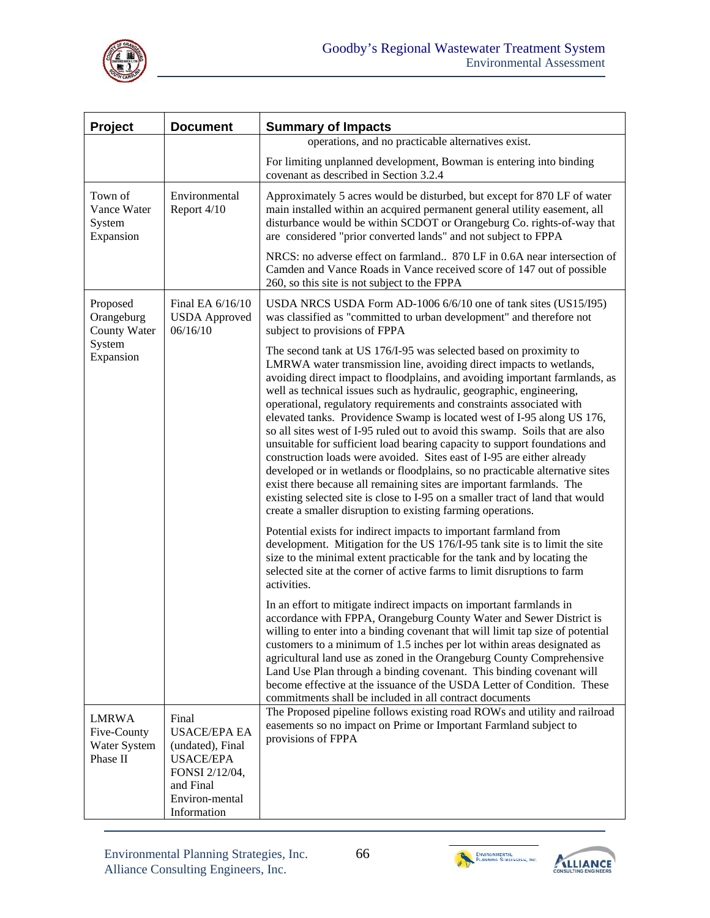| Project | Document | Summary of Impacts |
|---|---|---|
| | | operations, and no practicable alternatives exist.<br><br>For limiting unplanned development, Bowman is entering into binding covenant as described in Section 3.2.4 |
| Town of Vance Water System Expansion | Environmental Report 4/10 | Approximately 5 acres would be disturbed, but except for 870 LF of water main installed within an acquired permanent general utility easement, all disturbance would be within SCDOT or Orangeburg Co. rights-of-way that are considered "prior converted lands" and not subject to FPPA<br><br>NRCS: no adverse effect on farmland.. 870 LF in 0.6A near intersection of Camden and Vance Roads in Vance received score of 147 out of possible 260, so this site is not subject to the FPPA |
| Proposed Orangeburg County Water System Expansion | Final EA 6/16/10 USDA Approved 06/16/10 | USDA NRCS USDA Form AD-1006 6/6/10 one of tank sites (US15/I95) was classified as "committed to urban development" and therefore not subject to provisions of FPPA<br><br>The second tank at US 176/I-95 was selected based on proximity to LMRWA water transmission line, avoiding direct impacts to wetlands, avoiding direct impact to floodplains, and avoiding important farmlands, as well as technical issues such as hydraulic, geographic, engineering, operational, regulatory requirements and constraints associated with elevated tanks. Providence Swamp is located west of I-95 along US 176, so all sites west of I-95 ruled out to avoid this swamp. Soils that are also unsuitable for sufficient load bearing capacity to support foundations and construction loads were avoided. Sites east of I-95 are either already developed or in wetlands or floodplains, so no practicable alternative sites exist there because all remaining sites are important farmlands. The existing selected site is close to I-95 on a smaller tract of land that would create a smaller disruption to existing farming operations.<br><br>Potential exists for indirect impacts to important farmland from development. Mitigation for the US 176/I-95 tank site is to limit the site size to the minimal extent practicable for the tank and by locating the selected site at the corner of active farms to limit disruptions to farm activities.<br><br>In an effort to mitigate indirect impacts on important farmlands in accordance with FPPA, Orangeburg County Water and Sewer District is willing to enter into a binding covenant that will limit tap size of potential customers to a minimum of 1.5 inches per lot within areas designated as agricultural land use as zoned in the Orangeburg County Comprehensive Land Use Plan through a binding covenant. This binding covenant will become effective at the issuance of the USDA Letter of Condition. These commitments shall be included in all contract documents |
| LMRWA Five-County Water System Phase II | Final USACE/EPA EA (undated), Final USACE/EPA FONSI 2/12/04, and Final Environ-mental Information | The Proposed pipeline follows existing road ROWs and utility and railroad easements so no impact on Prime or Important Farmland subject to provisions of FPPA |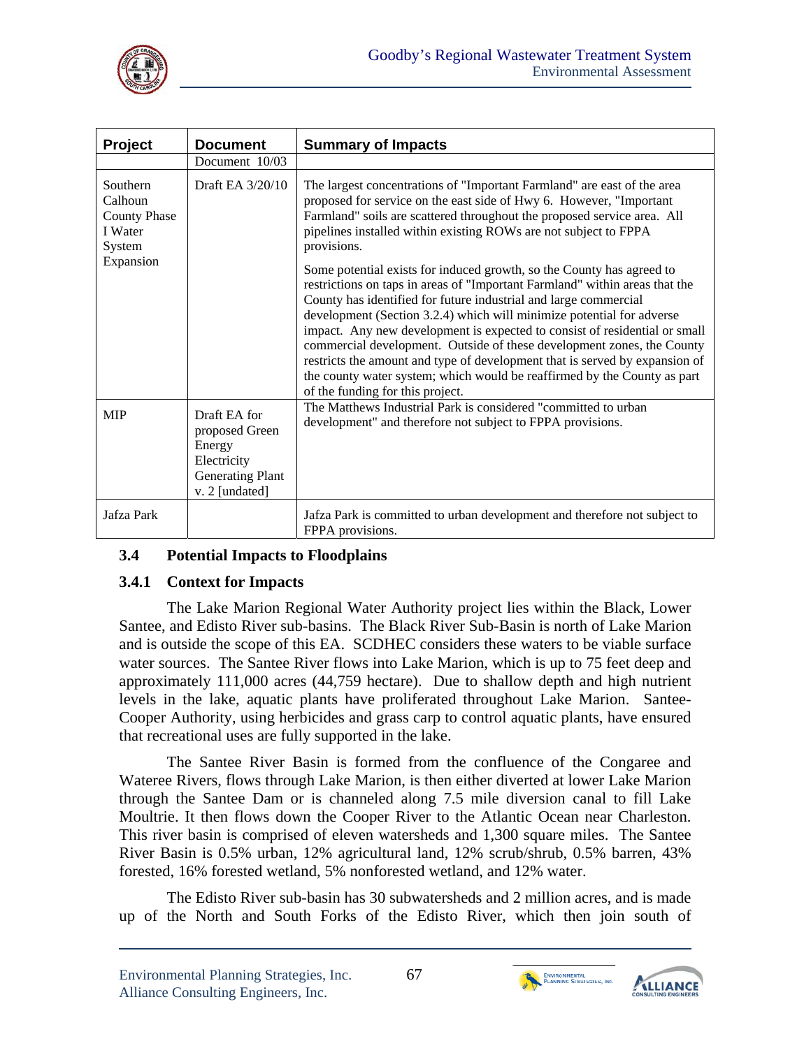| Project | Document | Summary of Impacts |
|---|---|---|
| | Document 10/03 | |
| Southern Calhoun County Phase I Water System Expansion | Draft EA 3/20/10 | The largest concentrations of "Important Farmland" are east of the area proposed for service on the east side of Hwy 6. However, "Important Farmland" soils are scattered throughout the proposed service area. All pipelines installed within existing ROWs are not subject to FPPA provisions.<br><br>Some potential exists for induced growth, so the County has agreed to restrictions on taps in areas of "Important Farmland" within areas that the County has identified for future industrial and large commercial development (Section 3.2.4) which will minimize potential for adverse impact. Any new development is expected to consist of residential or small commercial development. Outside of these development zones, the County restricts the amount and type of development that is served by expansion of the county water system; which would be reaffirmed by the County as part of the funding for this project. |
| MIP | Draft EA for proposed Green Energy Electricity Generating Plant v. 2 [undated] | The Matthews Industrial Park is considered "committed to urban development" and therefore not subject to FPPA provisions. |
| Jafza Park | | Jafza Park is committed to urban development and therefore not subject to FPPA provisions. |

## 3.4 Potential Impacts to Floodplains

### 3.4.1 Context for Impacts

The Lake Marion Regional Water Authority project lies within the Black, Lower Santee, and Edisto River sub-basins. The Black River Sub-Basin is north of Lake Marion and is outside the scope of this EA. SCDHEC considers these waters to be viable surface water sources. The Santee River flows into Lake Marion, which is up to 75 feet deep and approximately 111,000 acres (44,759 hectare). Due to shallow depth and high nutrient levels in the lake, aquatic plants have proliferated throughout Lake Marion. Santee-Cooper Authority, using herbicides and grass carp to control aquatic plants, have ensured that recreational uses are fully supported in the lake.

The Santee River Basin is formed from the confluence of the Congaree and Wateree Rivers, flows through Lake Marion, is then either diverted at lower Lake Marion through the Santee Dam or is channeled along 7.5 mile diversion canal to fill Lake Moultrie. It then flows down the Cooper River to the Atlantic Ocean near Charleston. This river basin is comprised of eleven watersheds and 1,300 square miles. The Santee River Basin is 0.5% urban, 12% agricultural land, 12% scrub/shrub, 0.5% barren, 43% forested, 16% forested wetland, 5% nonforested wetland, and 12% water.

The Edisto River sub-basin has 30 subwatersheds and 2 million acres, and is made up of the North and South Forks of the Edisto River, which then join south of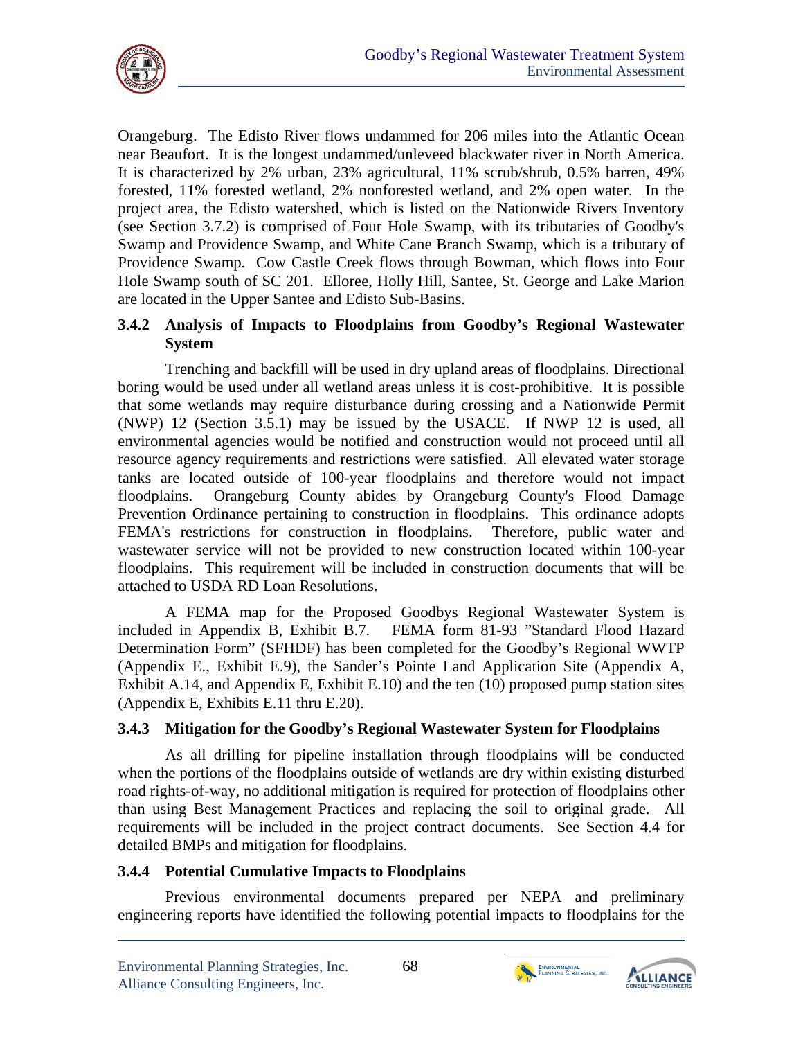Orangeburg. The Edisto River flows undammed for 206 miles into the Atlantic Ocean near Beaufort. It is the longest undammed/unleveed blackwater river in North America. It is characterized by 2% urban, 23% agricultural, 11% scrub/shrub, 0.5% barren, 49% forested, 11% forested wetland, 2% nonforested wetland, and 2% open water. In the project area, the Edisto watershed, which is listed on the Nationwide Rivers Inventory (see Section 3.7.2) is comprised of Four Hole Swamp, with its tributaries of Goodby's Swamp and Providence Swamp, and White Cane Branch Swamp, which is a tributary of Providence Swamp. Cow Castle Creek flows through Bowman, which flows into Four Hole Swamp south of SC 201. Elloree, Holly Hill, Santee, St. George and Lake Marion are located in the Upper Santee and Edisto Sub-Basins.

### 3.4.2 Analysis of Impacts to Floodplains from Goodby's Regional Wastewater System

Trenching and backfill will be used in dry upland areas of floodplains. Directional boring would be used under all wetland areas unless it is cost-prohibitive. It is possible that some wetlands may require disturbance during crossing and a Nationwide Permit (NWP) 12 (Section 3.5.1) may be issued by the USACE. If NWP 12 is used, all environmental agencies would be notified and construction would not proceed until all resource agency requirements and restrictions were satisfied. All elevated water storage tanks are located outside of 100-year floodplains and therefore would not impact floodplains. Orangeburg County abides by Orangeburg County's Flood Damage Prevention Ordinance pertaining to construction in floodplains. This ordinance adopts FEMA's restrictions for construction in floodplains. Therefore, public water and wastewater service will not be provided to new construction located within 100-year floodplains. This requirement will be included in construction documents that will be attached to USDA RD Loan Resolutions.

A FEMA map for the Proposed Goodbys Regional Wastewater System is included in Appendix B, Exhibit B.7. FEMA form 81-93 "Standard Flood Hazard Determination Form" (SFHDF) has been completed for the Goodby's Regional WWTP (Appendix E., Exhibit E.9), the Sander's Pointe Land Application Site (Appendix A, Exhibit A.14, and Appendix E, Exhibit E.10) and the ten (10) proposed pump station sites (Appendix E, Exhibits E.11 thru E.20).

### 3.4.3 Mitigation for the Goodby's Regional Wastewater System for Floodplains

As all drilling for pipeline installation through floodplains will be conducted when the portions of the floodplains outside of wetlands are dry within existing disturbed road rights-of-way, no additional mitigation is required for protection of floodplains other than using Best Management Practices and replacing the soil to original grade. All requirements will be included in the project contract documents. See Section 4.4 for detailed BMPs and mitigation for floodplains.

### 3.4.4 Potential Cumulative Impacts to Floodplains

Previous environmental documents prepared per NEPA and preliminary engineering reports have identified the following potential impacts to floodplains for the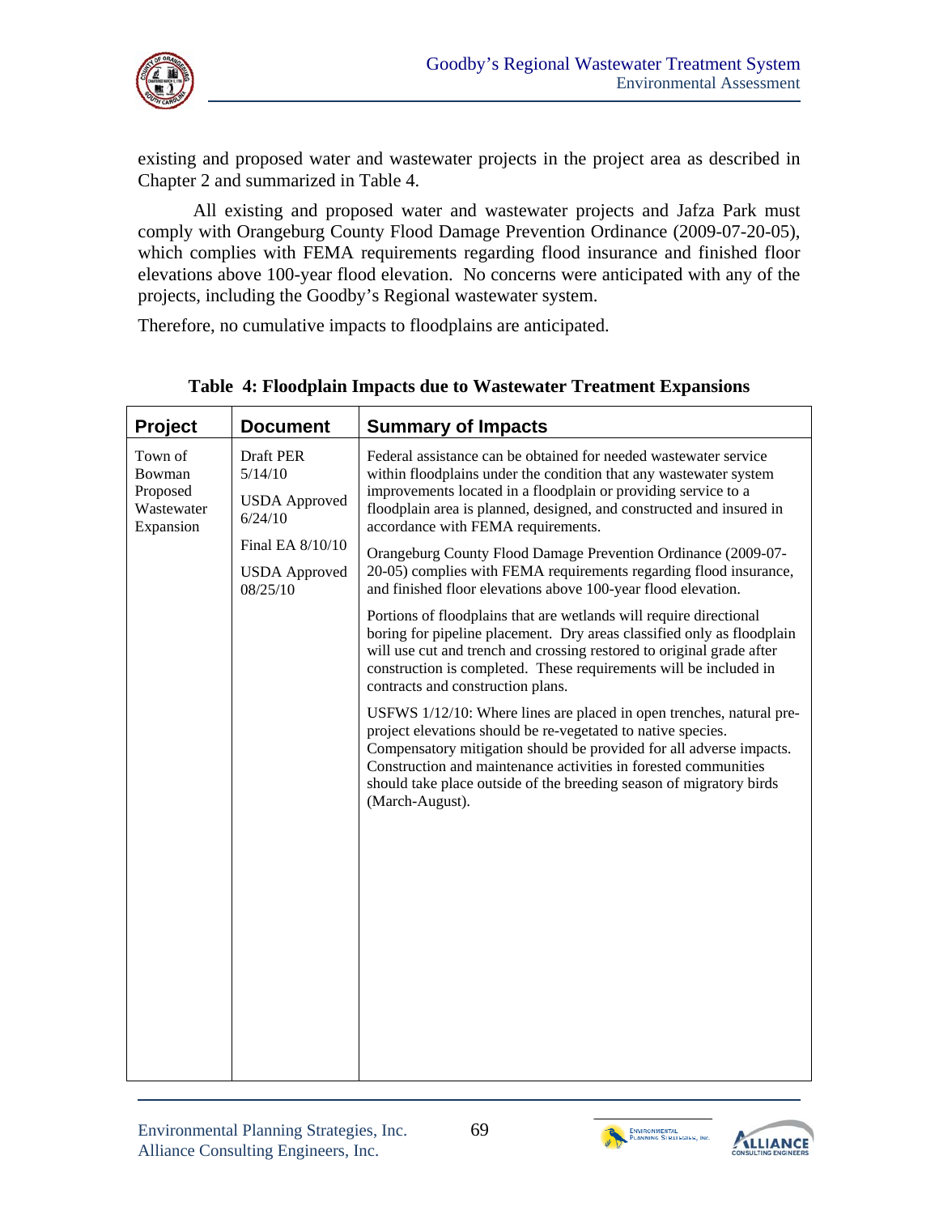existing and proposed water and wastewater projects in the project area as described in Chapter 2 and summarized in Table 4.

All existing and proposed water and wastewater projects and Jafza Park must comply with Orangeburg County Flood Damage Prevention Ordinance (2009-07-20-05), which complies with FEMA requirements regarding flood insurance and finished floor elevations above 100-year flood elevation. No concerns were anticipated with any of the projects, including the Goodby's Regional wastewater system.

Therefore, no cumulative impacts to floodplains are anticipated.

**Table 4: Floodplain Impacts due to Wastewater Treatment Expansions**

| Project | Document | Summary of Impacts |
|---|---|---|
| Town of Bowman Proposed Wastewater Expansion | Draft PER 5/14/10<br><br>USDA Approved 6/24/10<br><br>Final EA 8/10/10<br><br>USDA Approved 08/25/10 | Federal assistance can be obtained for needed wastewater service within floodplains under the condition that any wastewater system improvements located in a floodplain or providing service to a floodplain area is planned, designed, and constructed and insured in accordance with FEMA requirements.<br><br>Orangeburg County Flood Damage Prevention Ordinance (2009-07-20-05) complies with FEMA requirements regarding flood insurance, and finished floor elevations above 100-year flood elevation.<br><br>Portions of floodplains that are wetlands will require directional boring for pipeline placement. Dry areas classified only as floodplain will use cut and trench and crossing restored to original grade after construction is completed. These requirements will be included in contracts and construction plans.<br><br>USFWS 1/12/10: Where lines are placed in open trenches, natural pre-project elevations should be re-vegetated to native species. Compensatory mitigation should be provided for all adverse impacts. Construction and maintenance activities in forested communities should take place outside of the breeding season of migratory birds (March-August). |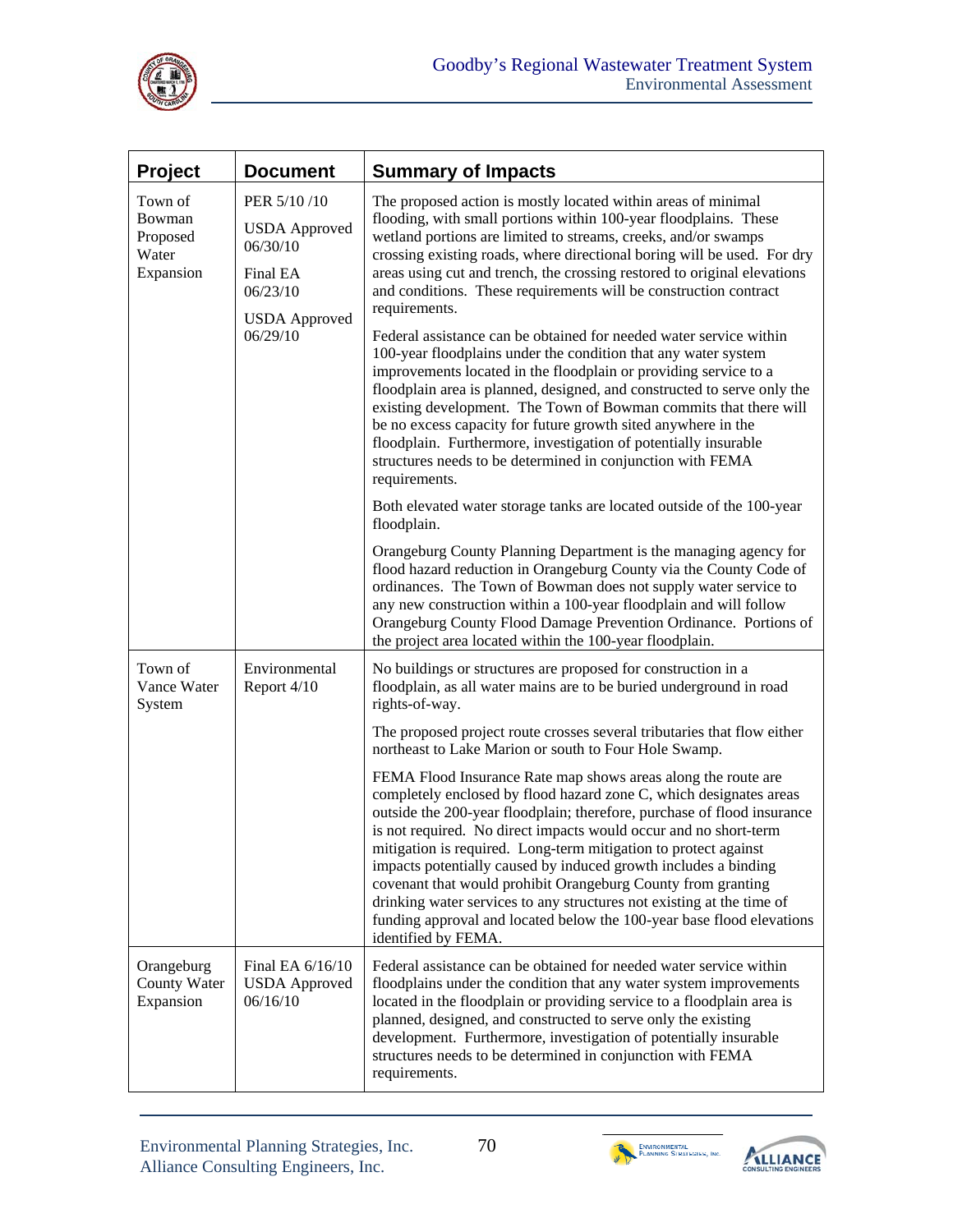| Project | Document | Summary of Impacts |
|---|---|---|
| Town of Bowman Proposed Water Expansion | PER 5/10 /10<br><br>USDA Approved 06/30/10<br><br>Final EA 06/23/10<br><br>USDA Approved 06/29/10 | The proposed action is mostly located within areas of minimal flooding, with small portions within 100-year floodplains. These wetland portions are limited to streams, creeks, and/or swamps crossing existing roads, where directional boring will be used. For dry areas using cut and trench, the crossing restored to original elevations and conditions. These requirements will be construction contract requirements.<br><br>Federal assistance can be obtained for needed water service within 100-year floodplains under the condition that any water system improvements located in the floodplain or providing service to a floodplain area is planned, designed, and constructed to serve only the existing development. The Town of Bowman commits that there will be no excess capacity for future growth sited anywhere in the floodplain. Furthermore, investigation of potentially insurable structures needs to be determined in conjunction with FEMA requirements.<br><br>Both elevated water storage tanks are located outside of the 100-year floodplain.<br><br>Orangeburg County Planning Department is the managing agency for flood hazard reduction in Orangeburg County via the County Code of ordinances. The Town of Bowman does not supply water service to any new construction within a 100-year floodplain and will follow Orangeburg County Flood Damage Prevention Ordinance. Portions of the project area located within the 100-year floodplain. |
| Town of Vance Water System | Environmental Report 4/10 | No buildings or structures are proposed for construction in a floodplain, as all water mains are to be buried underground in road rights-of-way.<br><br>The proposed project route crosses several tributaries that flow either northeast to Lake Marion or south to Four Hole Swamp.<br><br>FEMA Flood Insurance Rate map shows areas along the route are completely enclosed by flood hazard zone C, which designates areas outside the 200-year floodplain; therefore, purchase of flood insurance is not required. No direct impacts would occur and no short-term mitigation is required. Long-term mitigation to protect against impacts potentially caused by induced growth includes a binding covenant that would prohibit Orangeburg County from granting drinking water services to any structures not existing at the time of funding approval and located below the 100-year base flood elevations identified by FEMA. |
| Orangeburg County Water Expansion | Final EA 6/16/10 USDA Approved 06/16/10 | Federal assistance can be obtained for needed water service within floodplains under the condition that any water system improvements located in the floodplain or providing service to a floodplain area is planned, designed, and constructed to serve only the existing development. Furthermore, investigation of potentially insurable structures needs to be determined in conjunction with FEMA requirements. |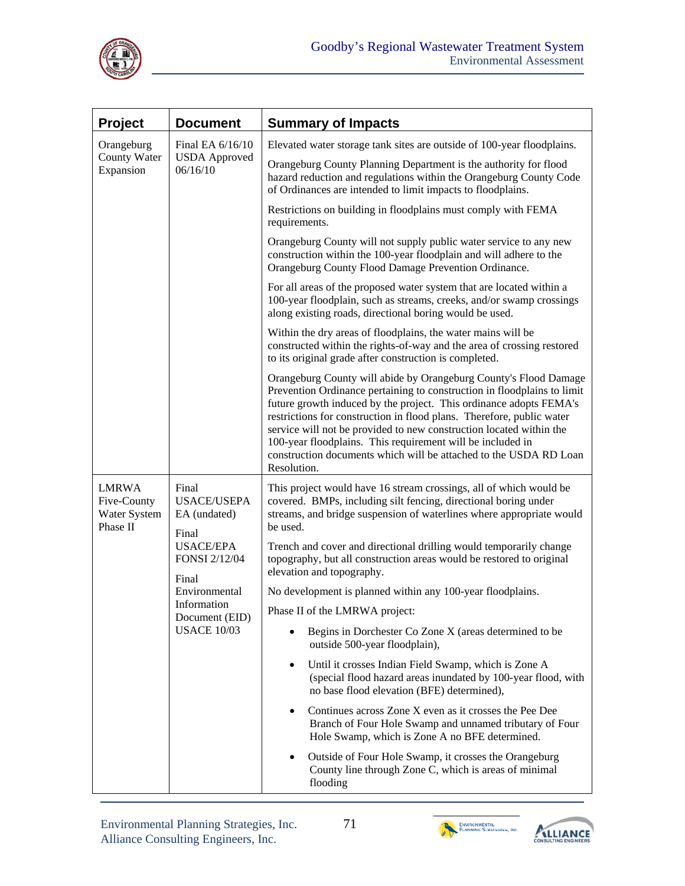| Project | Document | Summary of Impacts |
|---|---|---|
| Orangeburg County Water Expansion | Final EA 6/16/10 USDA Approved 06/16/10 | Elevated water storage tank sites are outside of 100-year floodplains.<br><br>Orangeburg County Planning Department is the authority for flood hazard reduction and regulations within the Orangeburg County Code of Ordinances are intended to limit impacts to floodplains.<br><br>Restrictions on building in floodplains must comply with FEMA requirements.<br><br>Orangeburg County will not supply public water service to any new construction within the 100-year floodplain and will adhere to the Orangeburg County Flood Damage Prevention Ordinance.<br><br>For all areas of the proposed water system that are located within a 100-year floodplain, such as streams, creeks, and/or swamp crossings along existing roads, directional boring would be used.<br><br>Within the dry areas of floodplains, the water mains will be constructed within the rights-of-way and the area of crossing restored to its original grade after construction is completed.<br><br>Orangeburg County will abide by Orangeburg County's Flood Damage Prevention Ordinance pertaining to construction in floodplains to limit future growth induced by the project. This ordinance adopts FEMA's restrictions for construction in flood plans. Therefore, public water service will not be provided to new construction located within the 100-year floodplains. This requirement will be included in construction documents which will be attached to the USDA RD Loan Resolution. |
| LMRWA Five-County Water System Phase II | Final USACE/USEPA EA (undated)<br><br>Final USACE/EPA FONSI 2/12/04<br><br>Final Environmental Information Document (EID) USACE 10/03 | This project would have 16 stream crossings, all of which would be covered. BMPs, including silt fencing, directional boring under streams, and bridge suspension of waterlines where appropriate would be used.<br><br>Trench and cover and directional drilling would temporarily change topography, but all construction areas would be restored to original elevation and topography.<br><br>No development is planned within any 100-year floodplains.<br><br>Phase II of the LMRWA project:<br>• Begins in Dorchester Co Zone X (areas determined to be outside 500-year floodplain),<br>• Until it crosses Indian Field Swamp, which is Zone A (special flood hazard areas inundated by 100-year flood, with no base flood elevation (BFE) determined),<br>• Continues across Zone X even as it crosses the Pee Dee Branch of Four Hole Swamp and unnamed tributary of Four Hole Swamp, which is Zone A no BFE determined.<br>• Outside of Four Hole Swamp, it crosses the Orangeburg County line through Zone C, which is areas of minimal flooding |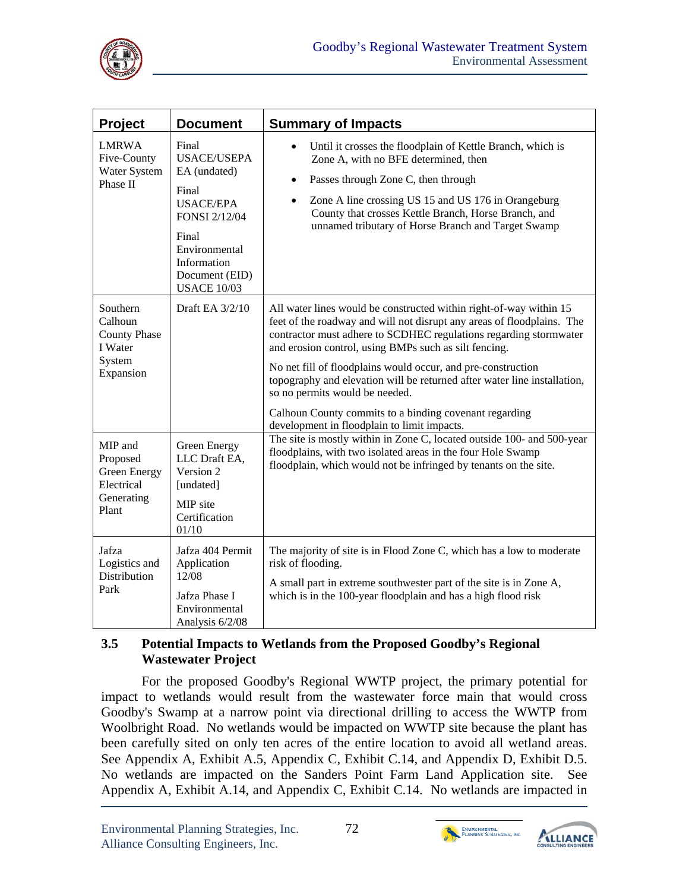| Project | Document | Summary of Impacts |
|---|---|---|
| LMRWA Five-County Water System Phase II | Final USACE/USEPA EA (undated)<br><br>Final USACE/EPA FONSI 2/12/04<br><br>Final Environmental Information Document (EID) USACE 10/03 | • Until it crosses the floodplain of Kettle Branch, which is Zone A, with no BFE determined, then<br>• Passes through Zone C, then through<br>• Zone A line crossing US 15 and US 176 in Orangeburg County that crosses Kettle Branch, Horse Branch, and unnamed tributary of Horse Branch and Target Swamp |
| Southern Calhoun County Phase I Water System Expansion | Draft EA 3/2/10 | All water lines would be constructed within right-of-way within 15 feet of the roadway and will not disrupt any areas of floodplains. The contractor must adhere to SCDHEC regulations regarding stormwater and erosion control, using BMPs such as silt fencing.<br><br>No net fill of floodplains would occur, and pre-construction topography and elevation will be returned after water line installation, so no permits would be needed.<br><br>Calhoun County commits to a binding covenant regarding development in floodplain to limit impacts. |
| MIP and Proposed Green Energy Electrical Generating Plant | Green Energy LLC Draft EA, Version 2 [undated]<br><br>MIP site Certification 01/10 | The site is mostly within in Zone C, located outside 100- and 500-year floodplains, with two isolated areas in the four Hole Swamp floodplain, which would not be infringed by tenants on the site. |
| Jafza Logistics and Distribution Park | Jafza 404 Permit Application 12/08<br><br>Jafza Phase I Environmental Analysis 6/2/08 | The majority of site is in Flood Zone C, which has a low to moderate risk of flooding.<br><br>A small part in extreme southwester part of the site is in Zone A, which is in the 100-year floodplain and has a high flood risk |

### 3.5 Potential Impacts to Wetlands from the Proposed Goodby's Regional Wastewater Project

For the proposed Goodby's Regional WWTP project, the primary potential for impact to wetlands would result from the wastewater force main that would cross Goodby's Swamp at a narrow point via directional drilling to access the WWTP from Woolbright Road. No wetlands would be impacted on WWTP site because the plant has been carefully sited on only ten acres of the entire location to avoid all wetland areas. See Appendix A, Exhibit A.5, Appendix C, Exhibit C.14, and Appendix D, Exhibit D.5. No wetlands are impacted on the Sanders Point Farm Land Application site. See Appendix A, Exhibit A.14, and Appendix C, Exhibit C.14. No wetlands are impacted in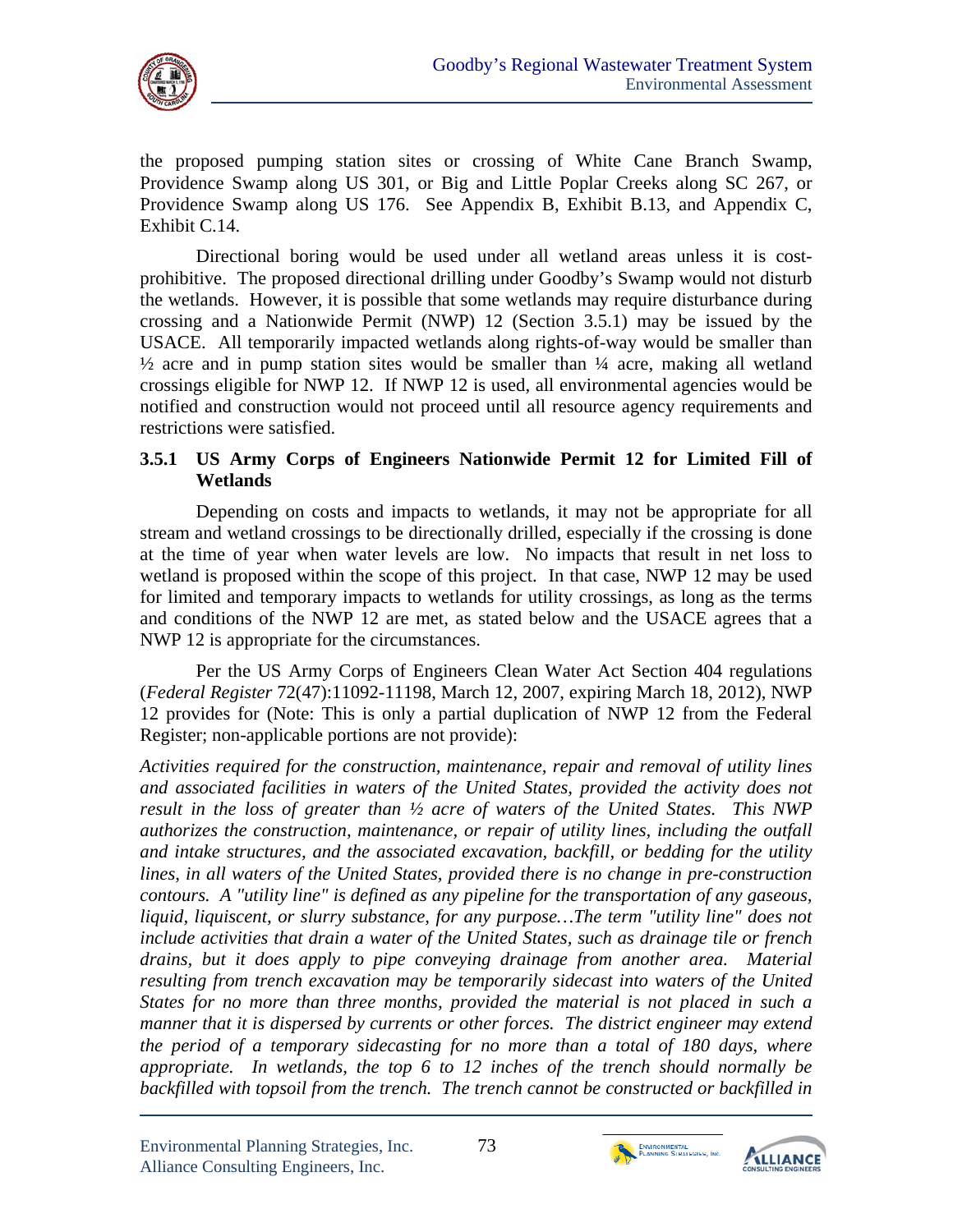the proposed pumping station sites or crossing of White Cane Branch Swamp, Providence Swamp along US 301, or Big and Little Poplar Creeks along SC 267, or Providence Swamp along US 176. See Appendix B, Exhibit B.13, and Appendix C, Exhibit C.14.

Directional boring would be used under all wetland areas unless it is cost-prohibitive. The proposed directional drilling under Goodby's Swamp would not disturb the wetlands. However, it is possible that some wetlands may require disturbance during crossing and a Nationwide Permit (NWP) 12 (Section 3.5.1) may be issued by the USACE. All temporarily impacted wetlands along rights-of-way would be smaller than ½ acre and in pump station sites would be smaller than ¼ acre, making all wetland crossings eligible for NWP 12. If NWP 12 is used, all environmental agencies would be notified and construction would not proceed until all resource agency requirements and restrictions were satisfied.

### 3.5.1 US Army Corps of Engineers Nationwide Permit 12 for Limited Fill of Wetlands

Depending on costs and impacts to wetlands, it may not be appropriate for all stream and wetland crossings to be directionally drilled, especially if the crossing is done at the time of year when water levels are low. No impacts that result in net loss to wetland is proposed within the scope of this project. In that case, NWP 12 may be used for limited and temporary impacts to wetlands for utility crossings, as long as the terms and conditions of the NWP 12 are met, as stated below and the USACE agrees that a NWP 12 is appropriate for the circumstances.

Per the US Army Corps of Engineers Clean Water Act Section 404 regulations (*Federal Register* 72(47):11092-11198, March 12, 2007, expiring March 18, 2012), NWP 12 provides for (Note: This is only a partial duplication of NWP 12 from the Federal Register; non-applicable portions are not provide):

*Activities required for the construction, maintenance, repair and removal of utility lines and associated facilities in waters of the United States, provided the activity does not result in the loss of greater than ½ acre of waters of the United States. This NWP authorizes the construction, maintenance, or repair of utility lines, including the outfall and intake structures, and the associated excavation, backfill, or bedding for the utility lines, in all waters of the United States, provided there is no change in pre-construction contours. A "utility line" is defined as any pipeline for the transportation of any gaseous, liquid, liquiscent, or slurry substance, for any purpose…The term "utility line" does not include activities that drain a water of the United States, such as drainage tile or french drains, but it does apply to pipe conveying drainage from another area. Material resulting from trench excavation may be temporarily sidecast into waters of the United States for no more than three months, provided the material is not placed in such a manner that it is dispersed by currents or other forces. The district engineer may extend the period of a temporary sidecasting for no more than a total of 180 days, where appropriate. In wetlands, the top 6 to 12 inches of the trench should normally be backfilled with topsoil from the trench. The trench cannot be constructed or backfilled in*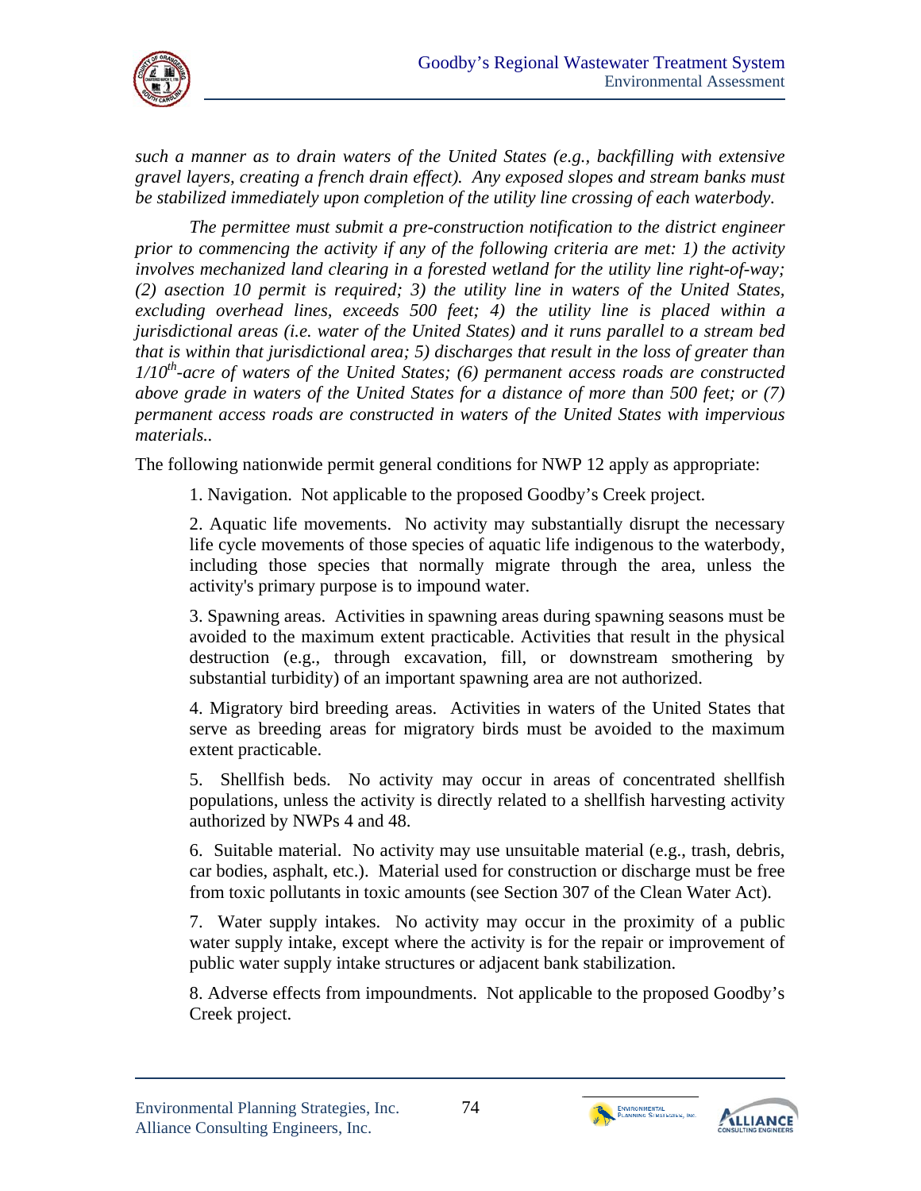*such a manner as to drain waters of the United States (e.g., backfilling with extensive gravel layers, creating a french drain effect). Any exposed slopes and stream banks must be stabilized immediately upon completion of the utility line crossing of each waterbody.*

*The permittee must submit a pre-construction notification to the district engineer prior to commencing the activity if any of the following criteria are met: 1) the activity involves mechanized land clearing in a forested wetland for the utility line right-of-way; (2) asection 10 permit is required; 3) the utility line in waters of the United States, excluding overhead lines, exceeds 500 feet; 4) the utility line is placed within a jurisdictional areas (i.e. water of the United States) and it runs parallel to a stream bed that is within that jurisdictional area; 5) discharges that result in the loss of greater than 1/10th-acre of waters of the United States; (6) permanent access roads are constructed above grade in waters of the United States for a distance of more than 500 feet; or (7) permanent access roads are constructed in waters of the United States with impervious materials..*

The following nationwide permit general conditions for NWP 12 apply as appropriate:

1. Navigation. Not applicable to the proposed Goodby's Creek project.

2. Aquatic life movements. No activity may substantially disrupt the necessary life cycle movements of those species of aquatic life indigenous to the waterbody, including those species that normally migrate through the area, unless the activity's primary purpose is to impound water.

3. Spawning areas. Activities in spawning areas during spawning seasons must be avoided to the maximum extent practicable. Activities that result in the physical destruction (e.g., through excavation, fill, or downstream smothering by substantial turbidity) of an important spawning area are not authorized.

4. Migratory bird breeding areas. Activities in waters of the United States that serve as breeding areas for migratory birds must be avoided to the maximum extent practicable.

5. Shellfish beds. No activity may occur in areas of concentrated shellfish populations, unless the activity is directly related to a shellfish harvesting activity authorized by NWPs 4 and 48.

6. Suitable material. No activity may use unsuitable material (e.g., trash, debris, car bodies, asphalt, etc.). Material used for construction or discharge must be free from toxic pollutants in toxic amounts (see Section 307 of the Clean Water Act).

7. Water supply intakes. No activity may occur in the proximity of a public water supply intake, except where the activity is for the repair or improvement of public water supply intake structures or adjacent bank stabilization.

8. Adverse effects from impoundments. Not applicable to the proposed Goodby's Creek project.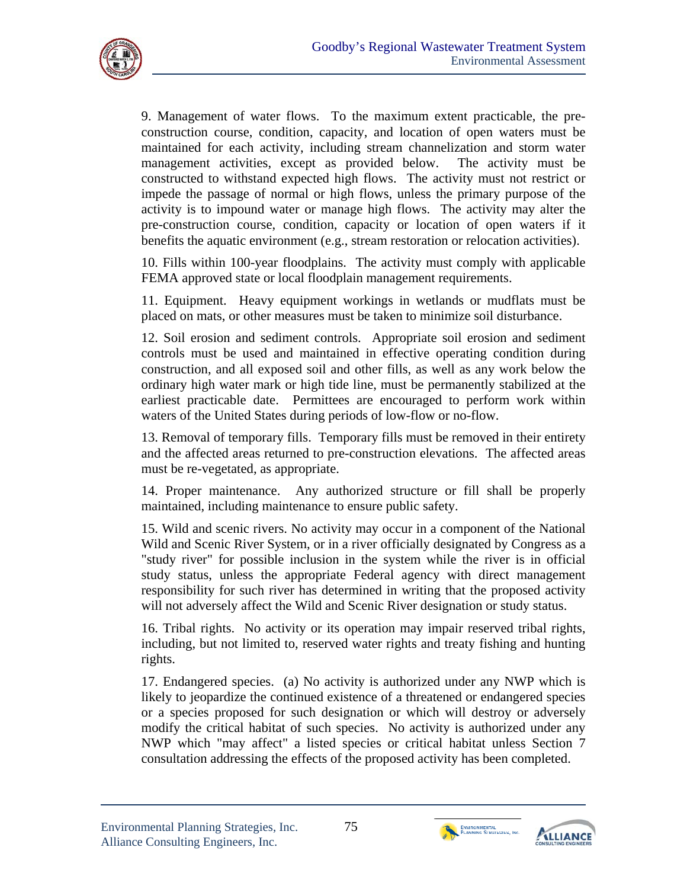9. Management of water flows. To the maximum extent practicable, the pre-construction course, condition, capacity, and location of open waters must be maintained for each activity, including stream channelization and storm water management activities, except as provided below. The activity must be constructed to withstand expected high flows. The activity must not restrict or impede the passage of normal or high flows, unless the primary purpose of the activity is to impound water or manage high flows. The activity may alter the pre-construction course, condition, capacity or location of open waters if it benefits the aquatic environment (e.g., stream restoration or relocation activities).

10. Fills within 100-year floodplains. The activity must comply with applicable FEMA approved state or local floodplain management requirements.

11. Equipment. Heavy equipment workings in wetlands or mudflats must be placed on mats, or other measures must be taken to minimize soil disturbance.

12. Soil erosion and sediment controls. Appropriate soil erosion and sediment controls must be used and maintained in effective operating condition during construction, and all exposed soil and other fills, as well as any work below the ordinary high water mark or high tide line, must be permanently stabilized at the earliest practicable date. Permittees are encouraged to perform work within waters of the United States during periods of low-flow or no-flow.

13. Removal of temporary fills. Temporary fills must be removed in their entirety and the affected areas returned to pre-construction elevations. The affected areas must be re-vegetated, as appropriate.

14. Proper maintenance. Any authorized structure or fill shall be properly maintained, including maintenance to ensure public safety.

15. Wild and scenic rivers. No activity may occur in a component of the National Wild and Scenic River System, or in a river officially designated by Congress as a "study river" for possible inclusion in the system while the river is in official study status, unless the appropriate Federal agency with direct management responsibility for such river has determined in writing that the proposed activity will not adversely affect the Wild and Scenic River designation or study status.

16. Tribal rights. No activity or its operation may impair reserved tribal rights, including, but not limited to, reserved water rights and treaty fishing and hunting rights.

17. Endangered species. (a) No activity is authorized under any NWP which is likely to jeopardize the continued existence of a threatened or endangered species or a species proposed for such designation or which will destroy or adversely modify the critical habitat of such species. No activity is authorized under any NWP which "may affect" a listed species or critical habitat unless Section 7 consultation addressing the effects of the proposed activity has been completed.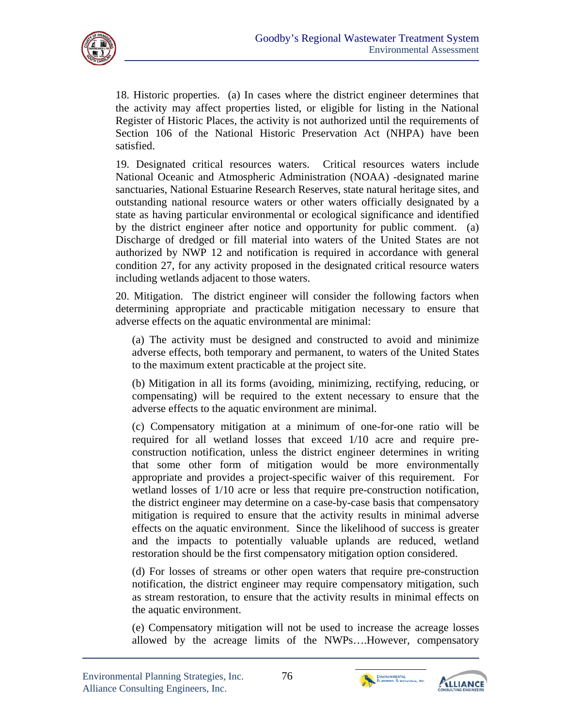18. Historic properties. (a) In cases where the district engineer determines that the activity may affect properties listed, or eligible for listing in the National Register of Historic Places, the activity is not authorized until the requirements of Section 106 of the National Historic Preservation Act (NHPA) have been satisfied.

19. Designated critical resources waters. Critical resources waters include National Oceanic and Atmospheric Administration (NOAA) -designated marine sanctuaries, National Estuarine Research Reserves, state natural heritage sites, and outstanding national resource waters or other waters officially designated by a state as having particular environmental or ecological significance and identified by the district engineer after notice and opportunity for public comment. (a) Discharge of dredged or fill material into waters of the United States are not authorized by NWP 12 and notification is required in accordance with general condition 27, for any activity proposed in the designated critical resource waters including wetlands adjacent to those waters.

20. Mitigation. The district engineer will consider the following factors when determining appropriate and practicable mitigation necessary to ensure that adverse effects on the aquatic environmental are minimal:

(a) The activity must be designed and constructed to avoid and minimize adverse effects, both temporary and permanent, to waters of the United States to the maximum extent practicable at the project site.

(b) Mitigation in all its forms (avoiding, minimizing, rectifying, reducing, or compensating) will be required to the extent necessary to ensure that the adverse effects to the aquatic environment are minimal.

(c) Compensatory mitigation at a minimum of one-for-one ratio will be required for all wetland losses that exceed 1/10 acre and require pre-construction notification, unless the district engineer determines in writing that some other form of mitigation would be more environmentally appropriate and provides a project-specific waiver of this requirement. For wetland losses of 1/10 acre or less that require pre-construction notification, the district engineer may determine on a case-by-case basis that compensatory mitigation is required to ensure that the activity results in minimal adverse effects on the aquatic environment. Since the likelihood of success is greater and the impacts to potentially valuable uplands are reduced, wetland restoration should be the first compensatory mitigation option considered.

(d) For losses of streams or other open waters that require pre-construction notification, the district engineer may require compensatory mitigation, such as stream restoration, to ensure that the activity results in minimal effects on the aquatic environment.

(e) Compensatory mitigation will not be used to increase the acreage losses allowed by the acreage limits of the NWPs….However, compensatory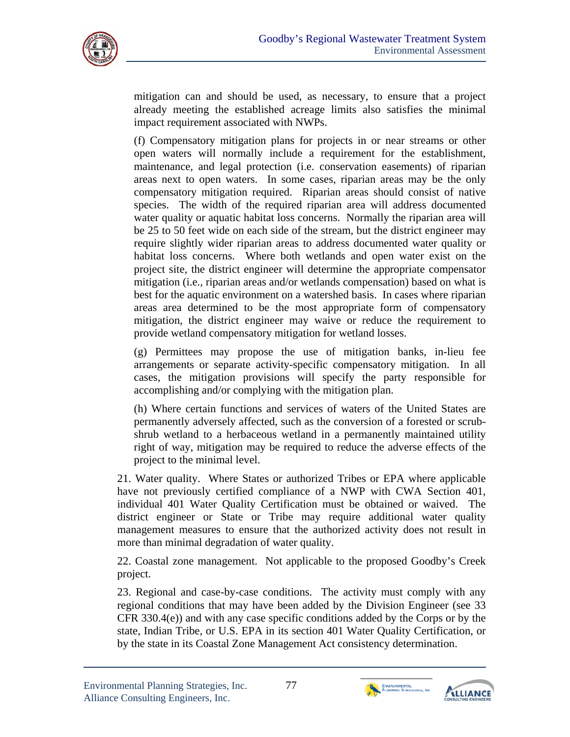mitigation can and should be used, as necessary, to ensure that a project already meeting the established acreage limits also satisfies the minimal impact requirement associated with NWPs.

(f) Compensatory mitigation plans for projects in or near streams or other open waters will normally include a requirement for the establishment, maintenance, and legal protection (i.e. conservation easements) of riparian areas next to open waters. In some cases, riparian areas may be the only compensatory mitigation required. Riparian areas should consist of native species. The width of the required riparian area will address documented water quality or aquatic habitat loss concerns. Normally the riparian area will be 25 to 50 feet wide on each side of the stream, but the district engineer may require slightly wider riparian areas to address documented water quality or habitat loss concerns. Where both wetlands and open water exist on the project site, the district engineer will determine the appropriate compensator mitigation (i.e., riparian areas and/or wetlands compensation) based on what is best for the aquatic environment on a watershed basis. In cases where riparian areas area determined to be the most appropriate form of compensatory mitigation, the district engineer may waive or reduce the requirement to provide wetland compensatory mitigation for wetland losses.

(g) Permittees may propose the use of mitigation banks, in-lieu fee arrangements or separate activity-specific compensatory mitigation. In all cases, the mitigation provisions will specify the party responsible for accomplishing and/or complying with the mitigation plan.

(h) Where certain functions and services of waters of the United States are permanently adversely affected, such as the conversion of a forested or scrub-shrub wetland to a herbaceous wetland in a permanently maintained utility right of way, mitigation may be required to reduce the adverse effects of the project to the minimal level.

21. Water quality. Where States or authorized Tribes or EPA where applicable have not previously certified compliance of a NWP with CWA Section 401, individual 401 Water Quality Certification must be obtained or waived. The district engineer or State or Tribe may require additional water quality management measures to ensure that the authorized activity does not result in more than minimal degradation of water quality.

22. Coastal zone management. Not applicable to the proposed Goodby's Creek project.

23. Regional and case-by-case conditions. The activity must comply with any regional conditions that may have been added by the Division Engineer (see 33 CFR 330.4(e)) and with any case specific conditions added by the Corps or by the state, Indian Tribe, or U.S. EPA in its section 401 Water Quality Certification, or by the state in its Coastal Zone Management Act consistency determination.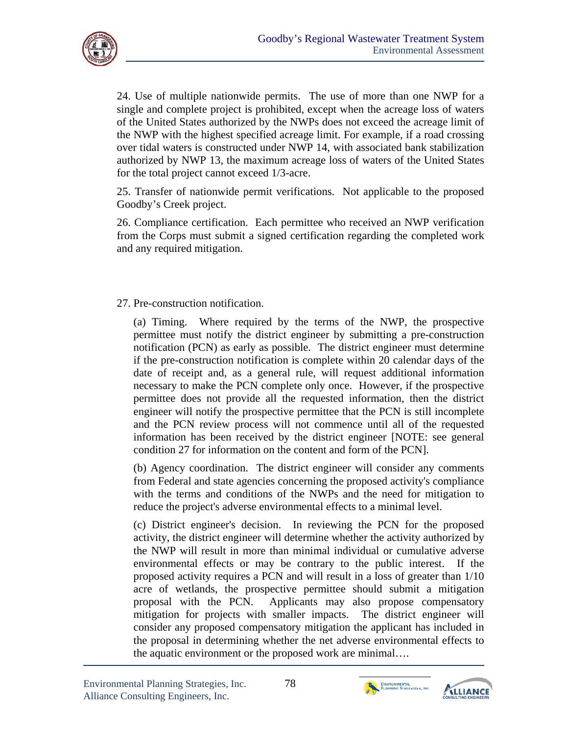24. Use of multiple nationwide permits. The use of more than one NWP for a single and complete project is prohibited, except when the acreage loss of waters of the United States authorized by the NWPs does not exceed the acreage limit of the NWP with the highest specified acreage limit. For example, if a road crossing over tidal waters is constructed under NWP 14, with associated bank stabilization authorized by NWP 13, the maximum acreage loss of waters of the United States for the total project cannot exceed 1/3-acre.

25. Transfer of nationwide permit verifications. Not applicable to the proposed Goodby's Creek project.

26. Compliance certification. Each permittee who received an NWP verification from the Corps must submit a signed certification regarding the completed work and any required mitigation.

27. Pre-construction notification.

(a) Timing. Where required by the terms of the NWP, the prospective permittee must notify the district engineer by submitting a pre-construction notification (PCN) as early as possible. The district engineer must determine if the pre-construction notification is complete within 20 calendar days of the date of receipt and, as a general rule, will request additional information necessary to make the PCN complete only once. However, if the prospective permittee does not provide all the requested information, then the district engineer will notify the prospective permittee that the PCN is still incomplete and the PCN review process will not commence until all of the requested information has been received by the district engineer [NOTE: see general condition 27 for information on the content and form of the PCN].

(b) Agency coordination. The district engineer will consider any comments from Federal and state agencies concerning the proposed activity's compliance with the terms and conditions of the NWPs and the need for mitigation to reduce the project's adverse environmental effects to a minimal level.

(c) District engineer's decision. In reviewing the PCN for the proposed activity, the district engineer will determine whether the activity authorized by the NWP will result in more than minimal individual or cumulative adverse environmental effects or may be contrary to the public interest. If the proposed activity requires a PCN and will result in a loss of greater than 1/10 acre of wetlands, the prospective permittee should submit a mitigation proposal with the PCN. Applicants may also propose compensatory mitigation for projects with smaller impacts. The district engineer will consider any proposed compensatory mitigation the applicant has included in the proposal in determining whether the net adverse environmental effects to the aquatic environment or the proposed work are minimal….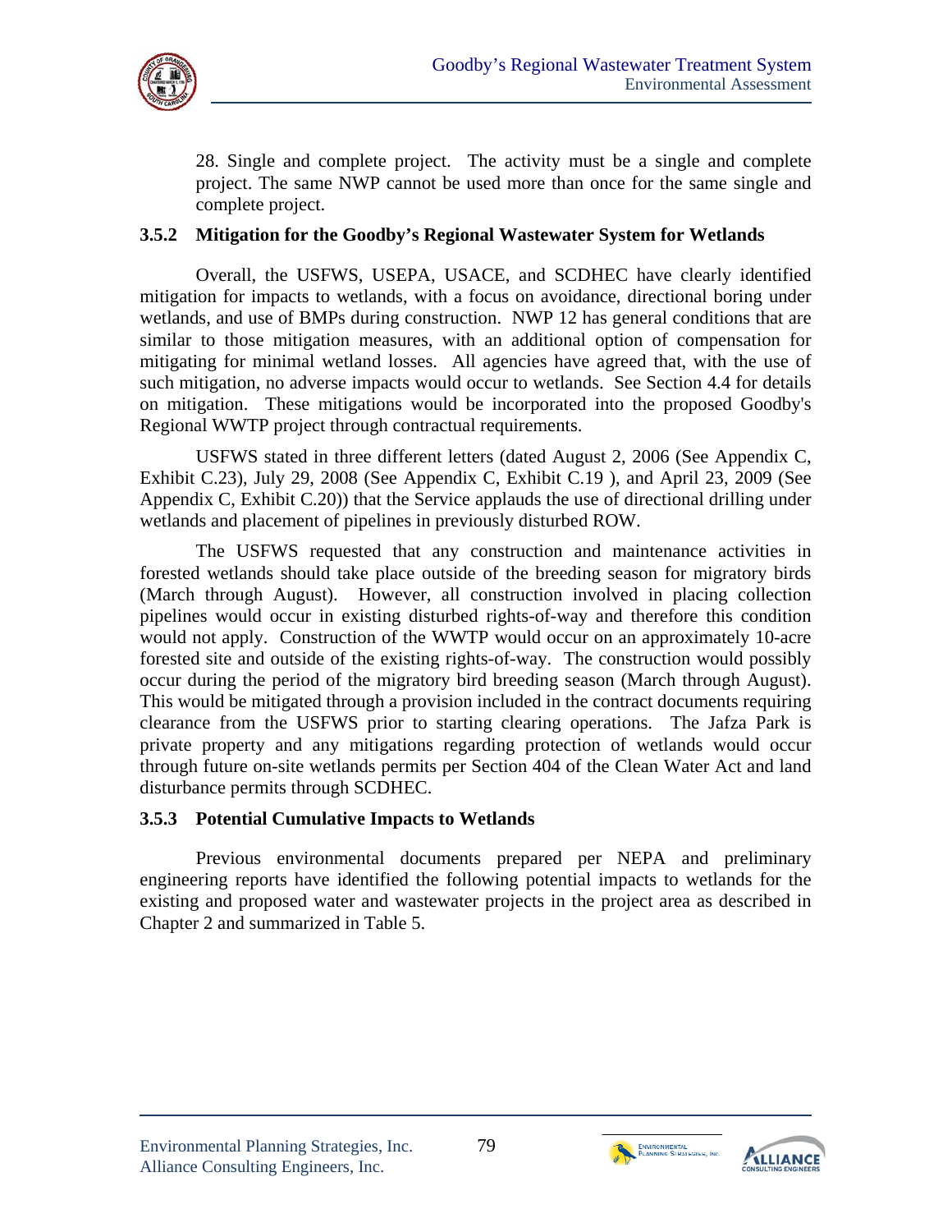28. Single and complete project. The activity must be a single and complete project. The same NWP cannot be used more than once for the same single and complete project.

### 3.5.2 Mitigation for the Goodby's Regional Wastewater System for Wetlands

Overall, the USFWS, USEPA, USACE, and SCDHEC have clearly identified mitigation for impacts to wetlands, with a focus on avoidance, directional boring under wetlands, and use of BMPs during construction. NWP 12 has general conditions that are similar to those mitigation measures, with an additional option of compensation for mitigating for minimal wetland losses. All agencies have agreed that, with the use of such mitigation, no adverse impacts would occur to wetlands. See Section 4.4 for details on mitigation. These mitigations would be incorporated into the proposed Goodby's Regional WWTP project through contractual requirements.

USFWS stated in three different letters (dated August 2, 2006 (See Appendix C, Exhibit C.23), July 29, 2008 (See Appendix C, Exhibit C.19 ), and April 23, 2009 (See Appendix C, Exhibit C.20)) that the Service applauds the use of directional drilling under wetlands and placement of pipelines in previously disturbed ROW.

The USFWS requested that any construction and maintenance activities in forested wetlands should take place outside of the breeding season for migratory birds (March through August). However, all construction involved in placing collection pipelines would occur in existing disturbed rights-of-way and therefore this condition would not apply. Construction of the WWTP would occur on an approximately 10-acre forested site and outside of the existing rights-of-way. The construction would possibly occur during the period of the migratory bird breeding season (March through August). This would be mitigated through a provision included in the contract documents requiring clearance from the USFWS prior to starting clearing operations. The Jafza Park is private property and any mitigations regarding protection of wetlands would occur through future on-site wetlands permits per Section 404 of the Clean Water Act and land disturbance permits through SCDHEC.

### 3.5.3 Potential Cumulative Impacts to Wetlands

Previous environmental documents prepared per NEPA and preliminary engineering reports have identified the following potential impacts to wetlands for the existing and proposed water and wastewater projects in the project area as described in Chapter 2 and summarized in Table 5.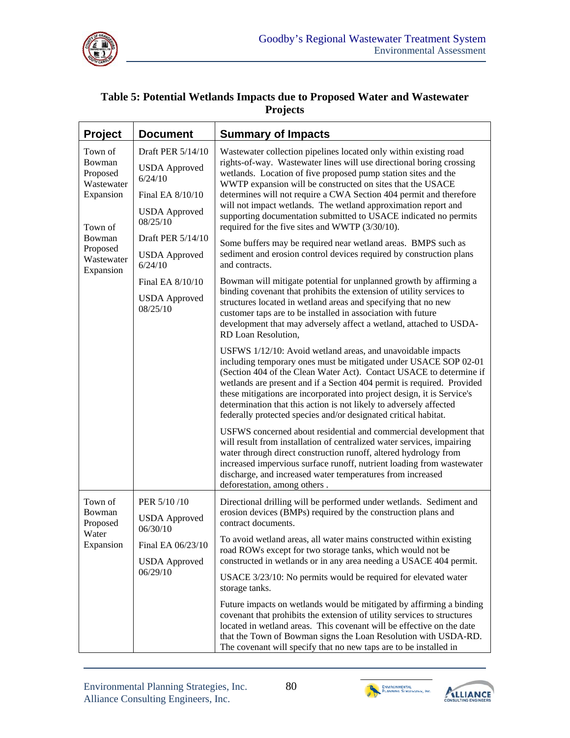**Table 5: Potential Wetlands Impacts due to Proposed Water and Wastewater Projects**

| Project | Document | Summary of Impacts |
|---|---|---|
| Town of Bowman Proposed Wastewater Expansion<br><br>Town of Bowman Proposed Wastewater Expansion | Draft PER 5/14/10<br><br>USDA Approved 6/24/10<br><br>Final EA 8/10/10<br><br>USDA Approved 08/25/10<br><br>Draft PER 5/14/10<br><br>USDA Approved 6/24/10<br><br>Final EA 8/10/10<br><br>USDA Approved 08/25/10 | Wastewater collection pipelines located only within existing road rights-of-way. Wastewater lines will use directional boring crossing wetlands. Location of five proposed pump station sites and the WWTP expansion will be constructed on sites that the USACE determines will not require a CWA Section 404 permit and therefore will not impact wetlands. The wetland approximation report and supporting documentation submitted to USACE indicated no permits required for the five sites and WWTP (3/30/10).<br><br>Some buffers may be required near wetland areas. BMPS such as sediment and erosion control devices required by construction plans and contracts.<br><br>Bowman will mitigate potential for unplanned growth by affirming a binding covenant that prohibits the extension of utility services to structures located in wetland areas and specifying that no new customer taps are to be installed in association with future development that may adversely affect a wetland, attached to USDA-RD Loan Resolution,<br><br>USFWS 1/12/10: Avoid wetland areas, and unavoidable impacts including temporary ones must be mitigated under USACE SOP 02-01 (Section 404 of the Clean Water Act). Contact USACE to determine if wetlands are present and if a Section 404 permit is required. Provided these mitigations are incorporated into project design, it is Service's determination that this action is not likely to adversely affected federally protected species and/or designated critical habitat.<br><br>USFWS concerned about residential and commercial development that will result from installation of centralized water services, impairing water through direct construction runoff, altered hydrology from increased impervious surface runoff, nutrient loading from wastewater discharge, and increased water temperatures from increased deforestation, among others . |
| Town of Bowman Proposed Water Expansion | PER 5/10 /10<br><br>USDA Approved 06/30/10<br><br>Final EA 06/23/10<br><br>USDA Approved 06/29/10 | Directional drilling will be performed under wetlands. Sediment and erosion devices (BMPs) required by the construction plans and contract documents.<br><br>To avoid wetland areas, all water mains constructed within existing road ROWs except for two storage tanks, which would not be constructed in wetlands or in any area needing a USACE 404 permit.<br><br>USACE 3/23/10: No permits would be required for elevated water storage tanks.<br><br>Future impacts on wetlands would be mitigated by affirming a binding covenant that prohibits the extension of utility services to structures located in wetland areas. This covenant will be effective on the date that the Town of Bowman signs the Loan Resolution with USDA-RD. The covenant will specify that no new taps are to be installed in |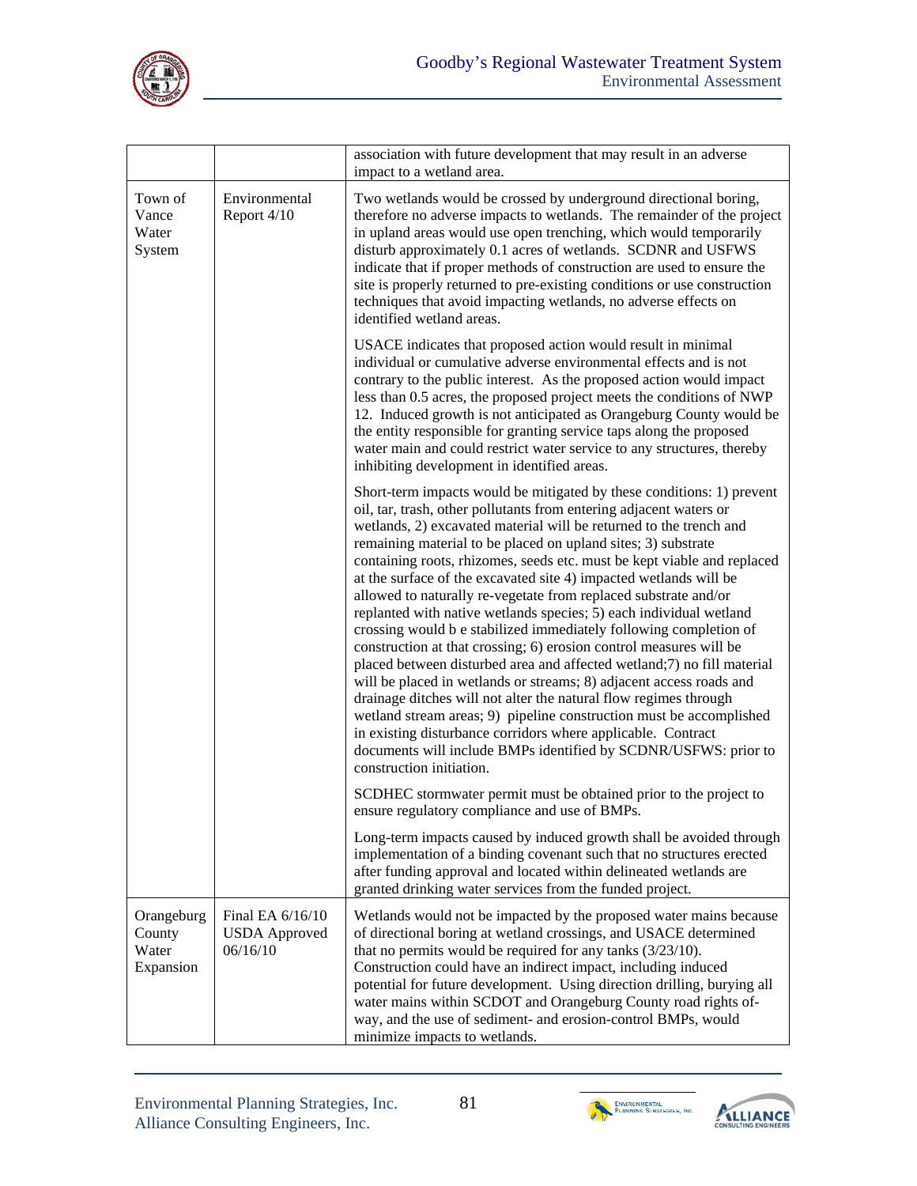| | | |
|---|---|---|
| | | association with future development that may result in an adverse impact to a wetland area. |
| Town of Vance Water System | Environmental Report 4/10 | Two wetlands would be crossed by underground directional boring, therefore no adverse impacts to wetlands. The remainder of the project in upland areas would use open trenching, which would temporarily disturb approximately 0.1 acres of wetlands. SCDNR and USFWS indicate that if proper methods of construction are used to ensure the site is properly returned to pre-existing conditions or use construction techniques that avoid impacting wetlands, no adverse effects on identified wetland areas.<br><br>USACE indicates that proposed action would result in minimal individual or cumulative adverse environmental effects and is not contrary to the public interest. As the proposed action would impact less than 0.5 acres, the proposed project meets the conditions of NWP 12. Induced growth is not anticipated as Orangeburg County would be the entity responsible for granting service taps along the proposed water main and could restrict water service to any structures, thereby inhibiting development in identified areas.<br><br>Short-term impacts would be mitigated by these conditions: 1) prevent oil, tar, trash, other pollutants from entering adjacent waters or wetlands, 2) excavated material will be returned to the trench and remaining material to be placed on upland sites; 3) substrate containing roots, rhizomes, seeds etc. must be kept viable and replaced at the surface of the excavated site 4) impacted wetlands will be allowed to naturally re-vegetate from replaced substrate and/or replanted with native wetlands species; 5) each individual wetland crossing would b e stabilized immediately following completion of construction at that crossing; 6) erosion control measures will be placed between disturbed area and affected wetland;7) no fill material will be placed in wetlands or streams; 8) adjacent access roads and drainage ditches will not alter the natural flow regimes through wetland stream areas; 9) pipeline construction must be accomplished in existing disturbance corridors where applicable. Contract documents will include BMPs identified by SCDNR/USFWS: prior to construction initiation.<br><br>SCDHEC stormwater permit must be obtained prior to the project to ensure regulatory compliance and use of BMPs.<br><br>Long-term impacts caused by induced growth shall be avoided through implementation of a binding covenant such that no structures erected after funding approval and located within delineated wetlands are granted drinking water services from the funded project. |
| Orangeburg County Water Expansion | Final EA 6/16/10 USDA Approved 06/16/10 | Wetlands would not be impacted by the proposed water mains because of directional boring at wetland crossings, and USACE determined that no permits would be required for any tanks (3/23/10). Construction could have an indirect impact, including induced potential for future development. Using direction drilling, burying all water mains within SCDOT and Orangeburg County road rights of-way, and the use of sediment- and erosion-control BMPs, would minimize impacts to wetlands. |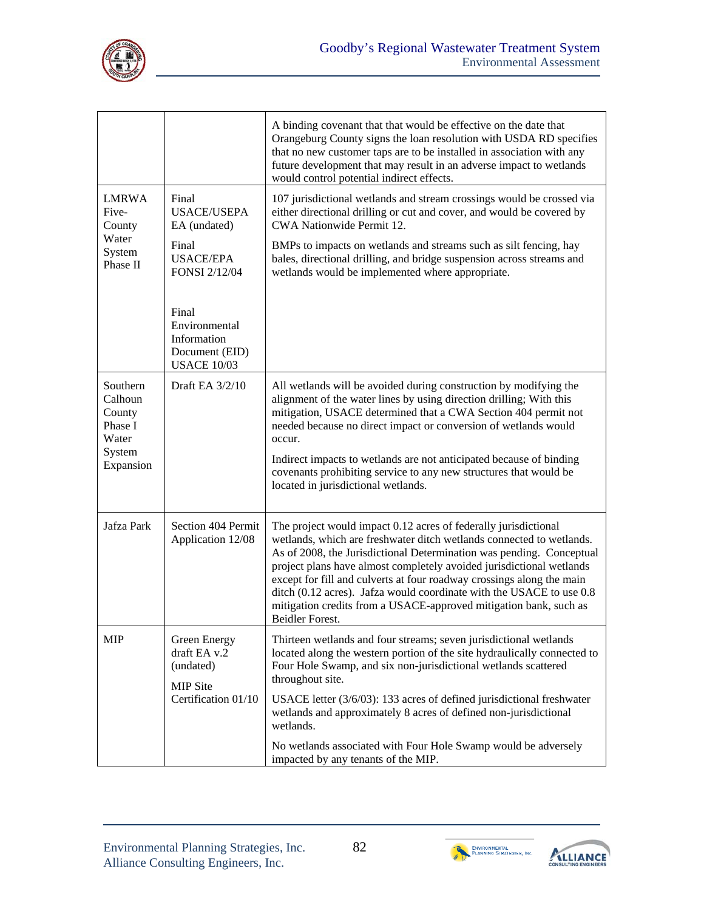| | | |
|---|---|---|
| | | A binding covenant that that would be effective on the date that Orangeburg County signs the loan resolution with USDA RD specifies that no new customer taps are to be installed in association with any future development that may result in an adverse impact to wetlands would control potential indirect effects. |
| LMRWA Five-County Water System Phase II | Final USACE/USEPA EA (undated)<br><br>Final USACE/EPA FONSI 2/12/04<br><br>Final Environmental Information Document (EID) USACE 10/03 | 107 jurisdictional wetlands and stream crossings would be crossed via either directional drilling or cut and cover, and would be covered by CWA Nationwide Permit 12.<br><br>BMPs to impacts on wetlands and streams such as silt fencing, hay bales, directional drilling, and bridge suspension across streams and wetlands would be implemented where appropriate. |
| Southern Calhoun County Phase I Water System Expansion | Draft EA 3/2/10 | All wetlands will be avoided during construction by modifying the alignment of the water lines by using direction drilling; With this mitigation, USACE determined that a CWA Section 404 permit not needed because no direct impact or conversion of wetlands would occur.<br><br>Indirect impacts to wetlands are not anticipated because of binding covenants prohibiting service to any new structures that would be located in jurisdictional wetlands. |
| Jafza Park | Section 404 Permit Application 12/08 | The project would impact 0.12 acres of federally jurisdictional wetlands, which are freshwater ditch wetlands connected to wetlands. As of 2008, the Jurisdictional Determination was pending. Conceptual project plans have almost completely avoided jurisdictional wetlands except for fill and culverts at four roadway crossings along the main ditch (0.12 acres). Jafza would coordinate with the USACE to use 0.8 mitigation credits from a USACE-approved mitigation bank, such as Beidler Forest. |
| MIP | Green Energy draft EA v.2 (undated)<br><br>MIP Site Certification 01/10 | Thirteen wetlands and four streams; seven jurisdictional wetlands located along the western portion of the site hydraulically connected to Four Hole Swamp, and six non-jurisdictional wetlands scattered throughout site.<br><br>USACE letter (3/6/03): 133 acres of defined jurisdictional freshwater wetlands and approximately 8 acres of defined non-jurisdictional wetlands.<br><br>No wetlands associated with Four Hole Swamp would be adversely impacted by any tenants of the MIP. |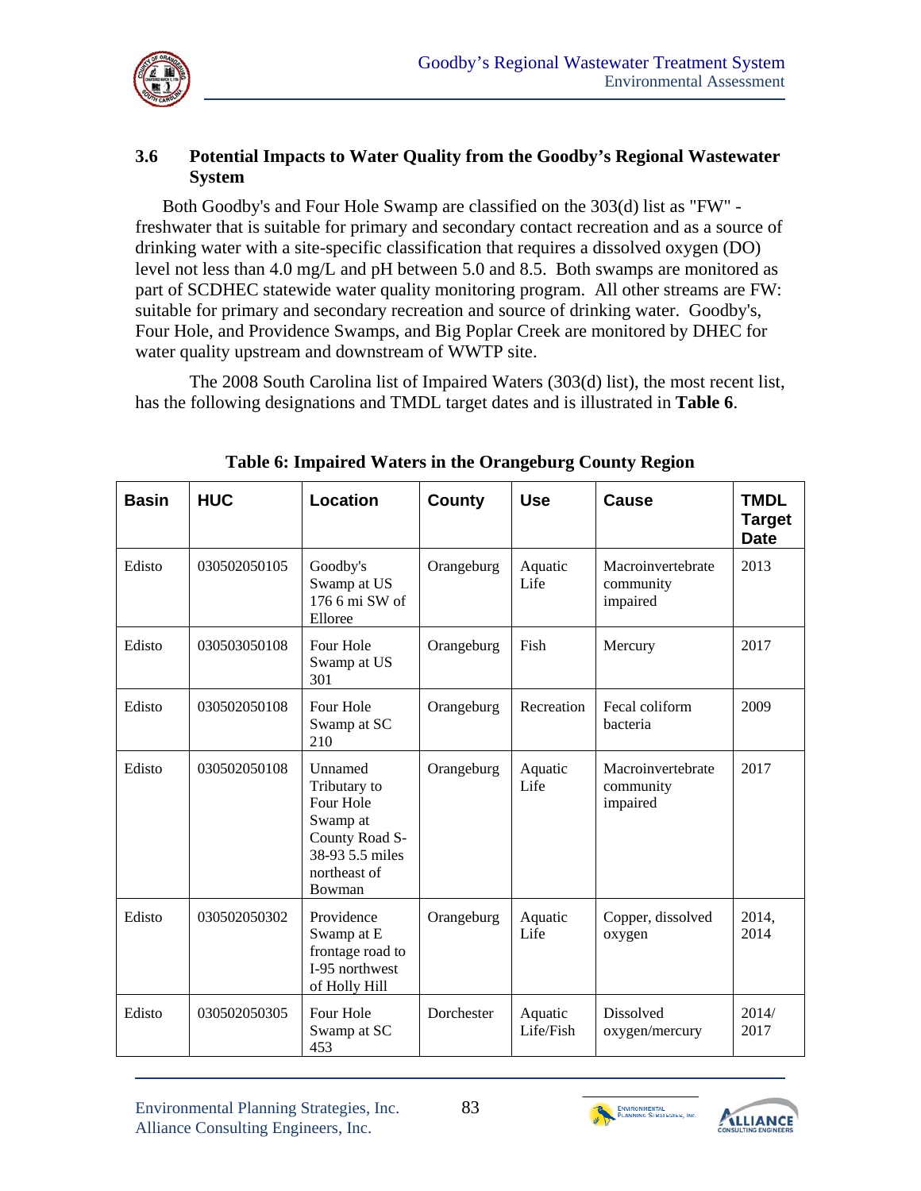### 3.6 Potential Impacts to Water Quality from the Goodby's Regional Wastewater System

Both Goodby's and Four Hole Swamp are classified on the 303(d) list as "FW" - freshwater that is suitable for primary and secondary contact recreation and as a source of drinking water with a site-specific classification that requires a dissolved oxygen (DO) level not less than 4.0 mg/L and pH between 5.0 and 8.5. Both swamps are monitored as part of SCDHEC statewide water quality monitoring program. All other streams are FW: suitable for primary and secondary recreation and source of drinking water. Goodby's, Four Hole, and Providence Swamps, and Big Poplar Creek are monitored by DHEC for water quality upstream and downstream of WWTP site.

The 2008 South Carolina list of Impaired Waters (303(d) list), the most recent list, has the following designations and TMDL target dates and is illustrated in **Table 6**.

**Table 6: Impaired Waters in the Orangeburg County Region**

| Basin | HUC | Location | County | Use | Cause | TMDL Target Date |
|---|---|---|---|---|---|---|
| Edisto | 030502050105 | Goodby's Swamp at US 176 6 mi SW of Elloree | Orangeburg | Aquatic Life | Macroinvertebrate community impaired | 2013 |
| Edisto | 030503050108 | Four Hole Swamp at US 301 | Orangeburg | Fish | Mercury | 2017 |
| Edisto | 030502050108 | Four Hole Swamp at SC 210 | Orangeburg | Recreation | Fecal coliform bacteria | 2009 |
| Edisto | 030502050108 | Unnamed Tributary to Four Hole Swamp at County Road S-38-93 5.5 miles northeast of Bowman | Orangeburg | Aquatic Life | Macroinvertebrate community impaired | 2017 |
| Edisto | 030502050302 | Providence Swamp at E frontage road to I-95 northwest of Holly Hill | Orangeburg | Aquatic Life | Copper, dissolved oxygen | 2014, 2014 |
| Edisto | 030502050305 | Four Hole Swamp at SC 453 | Dorchester | Aquatic Life/Fish | Dissolved oxygen/mercury | 2014/ 2017 |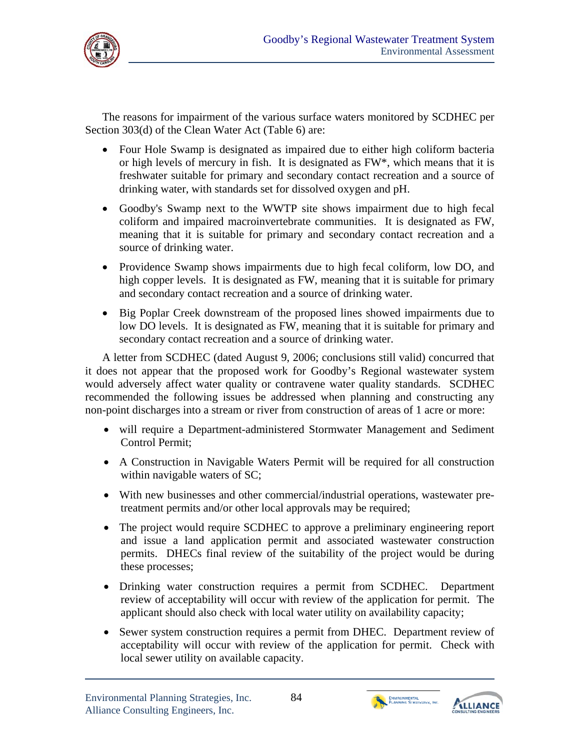The reasons for impairment of the various surface waters monitored by SCDHEC per Section 303(d) of the Clean Water Act (Table 6) are:

- Four Hole Swamp is designated as impaired due to either high coliform bacteria or high levels of mercury in fish. It is designated as FW*, which means that it is freshwater suitable for primary and secondary contact recreation and a source of drinking water, with standards set for dissolved oxygen and pH.
- Goodby's Swamp next to the WWTP site shows impairment due to high fecal coliform and impaired macroinvertebrate communities. It is designated as FW, meaning that it is suitable for primary and secondary contact recreation and a source of drinking water.
- Providence Swamp shows impairments due to high fecal coliform, low DO, and high copper levels. It is designated as FW, meaning that it is suitable for primary and secondary contact recreation and a source of drinking water.
- Big Poplar Creek downstream of the proposed lines showed impairments due to low DO levels. It is designated as FW, meaning that it is suitable for primary and secondary contact recreation and a source of drinking water.

A letter from SCDHEC (dated August 9, 2006; conclusions still valid) concurred that it does not appear that the proposed work for Goodby's Regional wastewater system would adversely affect water quality or contravene water quality standards. SCDHEC recommended the following issues be addressed when planning and constructing any non-point discharges into a stream or river from construction of areas of 1 acre or more:

- will require a Department-administered Stormwater Management and Sediment Control Permit;
- A Construction in Navigable Waters Permit will be required for all construction within navigable waters of SC;
- With new businesses and other commercial/industrial operations, wastewater pre-treatment permits and/or other local approvals may be required;
- The project would require SCDHEC to approve a preliminary engineering report and issue a land application permit and associated wastewater construction permits. DHECs final review of the suitability of the project would be during these processes;
- Drinking water construction requires a permit from SCDHEC. Department review of acceptability will occur with review of the application for permit. The applicant should also check with local water utility on availability capacity;
- Sewer system construction requires a permit from DHEC. Department review of acceptability will occur with review of the application for permit. Check with local sewer utility on available capacity.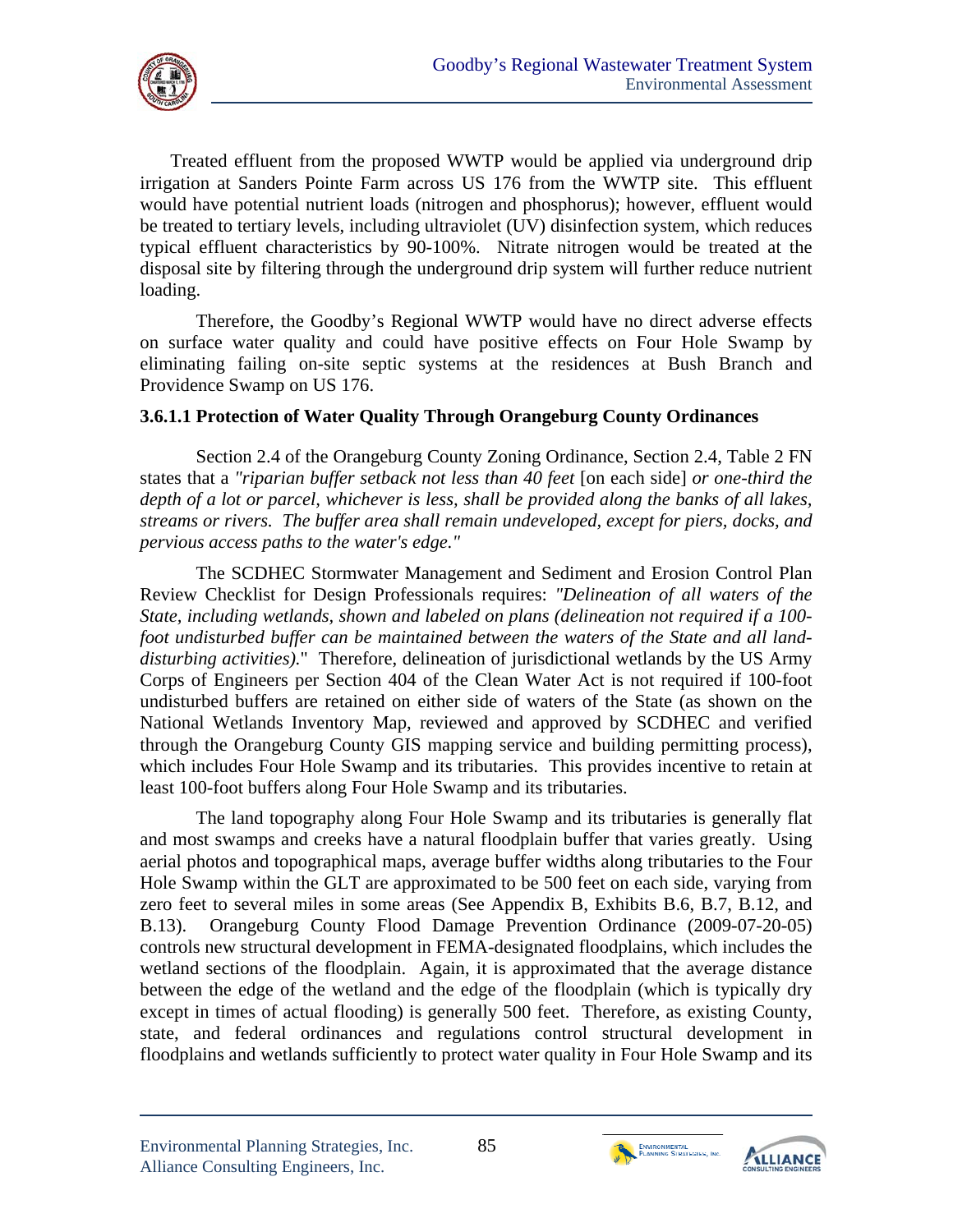Treated effluent from the proposed WWTP would be applied via underground drip irrigation at Sanders Pointe Farm across US 176 from the WWTP site. This effluent would have potential nutrient loads (nitrogen and phosphorus); however, effluent would be treated to tertiary levels, including ultraviolet (UV) disinfection system, which reduces typical effluent characteristics by 90-100%. Nitrate nitrogen would be treated at the disposal site by filtering through the underground drip system will further reduce nutrient loading.

Therefore, the Goodby's Regional WWTP would have no direct adverse effects on surface water quality and could have positive effects on Four Hole Swamp by eliminating failing on-site septic systems at the residences at Bush Branch and Providence Swamp on US 176.

#### 3.6.1.1 Protection of Water Quality Through Orangeburg County Ordinances

Section 2.4 of the Orangeburg County Zoning Ordinance, Section 2.4, Table 2 FN states that a *"riparian buffer setback not less than 40 feet* [on each side] *or one-third the depth of a lot or parcel, whichever is less, shall be provided along the banks of all lakes, streams or rivers. The buffer area shall remain undeveloped, except for piers, docks, and pervious access paths to the water's edge."*

The SCDHEC Stormwater Management and Sediment and Erosion Control Plan Review Checklist for Design Professionals requires: *"Delineation of all waters of the State, including wetlands, shown and labeled on plans (delineation not required if a 100-foot undisturbed buffer can be maintained between the waters of the State and all land-disturbing activities).*" Therefore, delineation of jurisdictional wetlands by the US Army Corps of Engineers per Section 404 of the Clean Water Act is not required if 100-foot undisturbed buffers are retained on either side of waters of the State (as shown on the National Wetlands Inventory Map, reviewed and approved by SCDHEC and verified through the Orangeburg County GIS mapping service and building permitting process), which includes Four Hole Swamp and its tributaries. This provides incentive to retain at least 100-foot buffers along Four Hole Swamp and its tributaries.

The land topography along Four Hole Swamp and its tributaries is generally flat and most swamps and creeks have a natural floodplain buffer that varies greatly. Using aerial photos and topographical maps, average buffer widths along tributaries to the Four Hole Swamp within the GLT are approximated to be 500 feet on each side, varying from zero feet to several miles in some areas (See Appendix B, Exhibits B.6, B.7, B.12, and B.13). Orangeburg County Flood Damage Prevention Ordinance (2009-07-20-05) controls new structural development in FEMA-designated floodplains, which includes the wetland sections of the floodplain. Again, it is approximated that the average distance between the edge of the wetland and the edge of the floodplain (which is typically dry except in times of actual flooding) is generally 500 feet. Therefore, as existing County, state, and federal ordinances and regulations control structural development in floodplains and wetlands sufficiently to protect water quality in Four Hole Swamp and its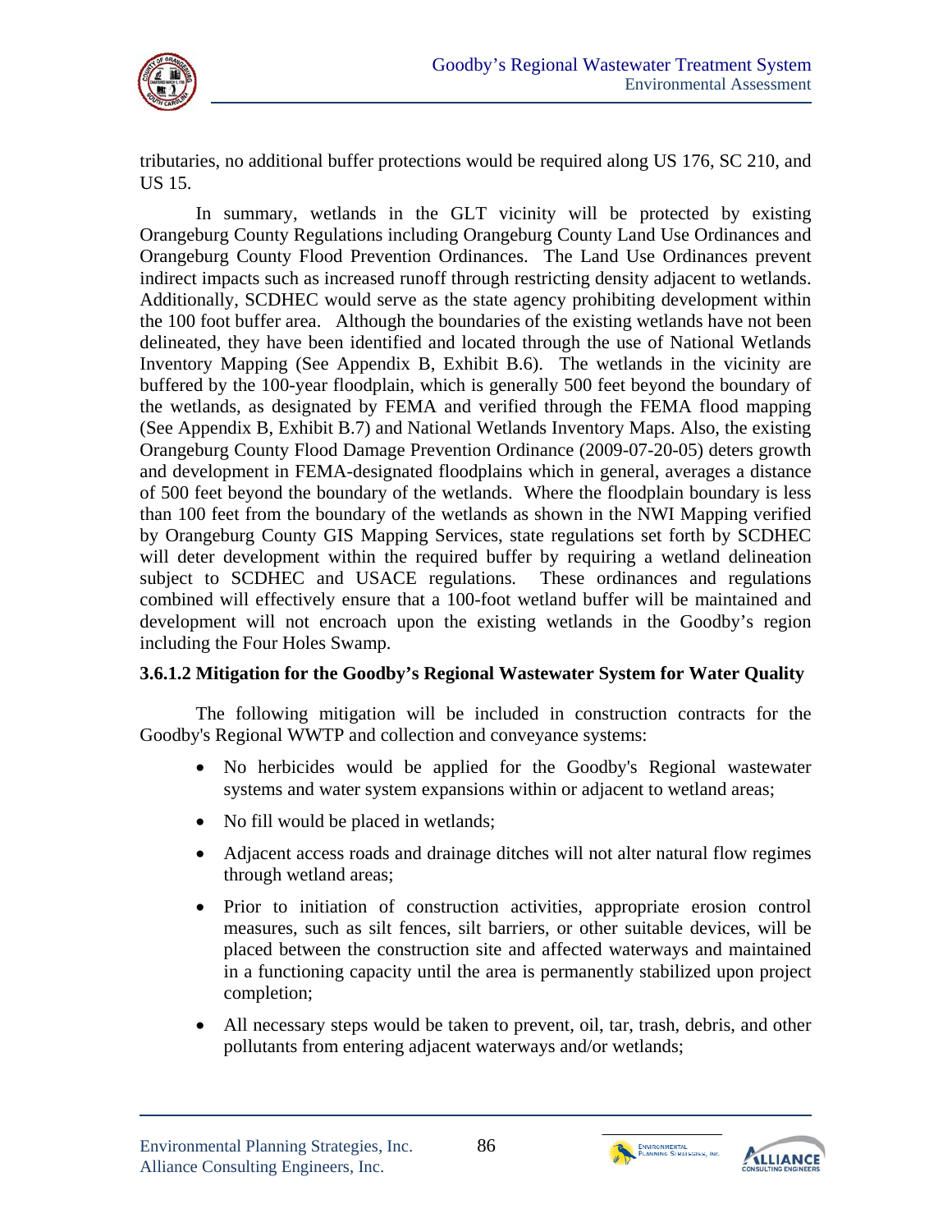tributaries, no additional buffer protections would be required along US 176, SC 210, and US 15.

In summary, wetlands in the GLT vicinity will be protected by existing Orangeburg County Regulations including Orangeburg County Land Use Ordinances and Orangeburg County Flood Prevention Ordinances. The Land Use Ordinances prevent indirect impacts such as increased runoff through restricting density adjacent to wetlands. Additionally, SCDHEC would serve as the state agency prohibiting development within the 100 foot buffer area. Although the boundaries of the existing wetlands have not been delineated, they have been identified and located through the use of National Wetlands Inventory Mapping (See Appendix B, Exhibit B.6). The wetlands in the vicinity are buffered by the 100-year floodplain, which is generally 500 feet beyond the boundary of the wetlands, as designated by FEMA and verified through the FEMA flood mapping (See Appendix B, Exhibit B.7) and National Wetlands Inventory Maps. Also, the existing Orangeburg County Flood Damage Prevention Ordinance (2009-07-20-05) deters growth and development in FEMA-designated floodplains which in general, averages a distance of 500 feet beyond the boundary of the wetlands. Where the floodplain boundary is less than 100 feet from the boundary of the wetlands as shown in the NWI Mapping verified by Orangeburg County GIS Mapping Services, state regulations set forth by SCDHEC will deter development within the required buffer by requiring a wetland delineation subject to SCDHEC and USACE regulations. These ordinances and regulations combined will effectively ensure that a 100-foot wetland buffer will be maintained and development will not encroach upon the existing wetlands in the Goodby's region including the Four Holes Swamp.

#### 3.6.1.2 Mitigation for the Goodby's Regional Wastewater System for Water Quality

The following mitigation will be included in construction contracts for the Goodby's Regional WWTP and collection and conveyance systems:

- No herbicides would be applied for the Goodby's Regional wastewater systems and water system expansions within or adjacent to wetland areas;
- No fill would be placed in wetlands;
- Adjacent access roads and drainage ditches will not alter natural flow regimes through wetland areas;
- Prior to initiation of construction activities, appropriate erosion control measures, such as silt fences, silt barriers, or other suitable devices, will be placed between the construction site and affected waterways and maintained in a functioning capacity until the area is permanently stabilized upon project completion;
- All necessary steps would be taken to prevent, oil, tar, trash, debris, and other pollutants from entering adjacent waterways and/or wetlands;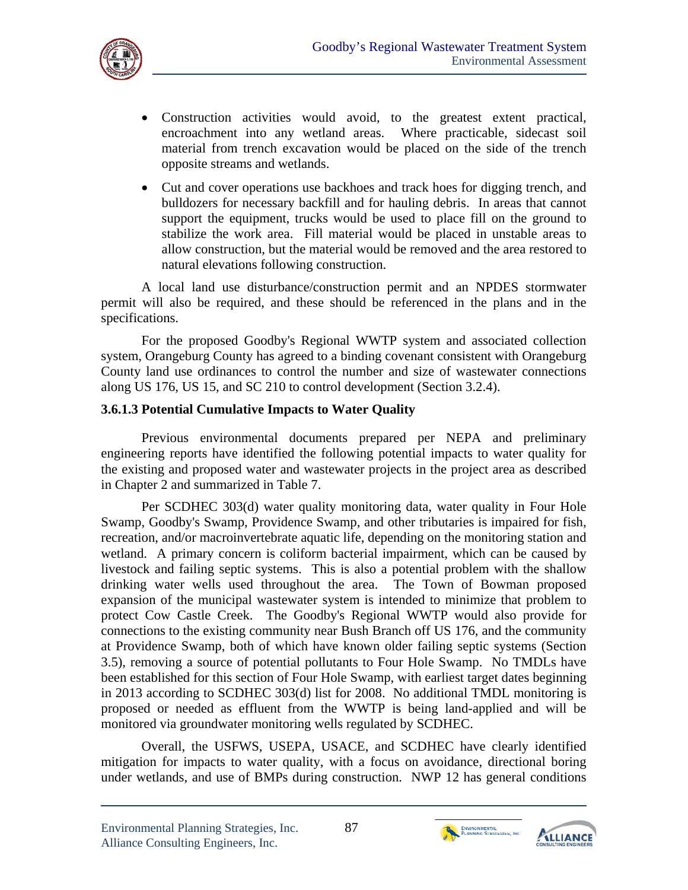- Construction activities would avoid, to the greatest extent practical, encroachment into any wetland areas. Where practicable, sidecast soil material from trench excavation would be placed on the side of the trench opposite streams and wetlands.
- Cut and cover operations use backhoes and track hoes for digging trench, and bulldozers for necessary backfill and for hauling debris. In areas that cannot support the equipment, trucks would be used to place fill on the ground to stabilize the work area. Fill material would be placed in unstable areas to allow construction, but the material would be removed and the area restored to natural elevations following construction.

A local land use disturbance/construction permit and an NPDES stormwater permit will also be required, and these should be referenced in the plans and in the specifications.

For the proposed Goodby's Regional WWTP system and associated collection system, Orangeburg County has agreed to a binding covenant consistent with Orangeburg County land use ordinances to control the number and size of wastewater connections along US 176, US 15, and SC 210 to control development (Section 3.2.4).

### 3.6.1.3 Potential Cumulative Impacts to Water Quality

Previous environmental documents prepared per NEPA and preliminary engineering reports have identified the following potential impacts to water quality for the existing and proposed water and wastewater projects in the project area as described in Chapter 2 and summarized in Table 7.

Per SCDHEC 303(d) water quality monitoring data, water quality in Four Hole Swamp, Goodby's Swamp, Providence Swamp, and other tributaries is impaired for fish, recreation, and/or macroinvertebrate aquatic life, depending on the monitoring station and wetland. A primary concern is coliform bacterial impairment, which can be caused by livestock and failing septic systems. This is also a potential problem with the shallow drinking water wells used throughout the area. The Town of Bowman proposed expansion of the municipal wastewater system is intended to minimize that problem to protect Cow Castle Creek. The Goodby's Regional WWTP would also provide for connections to the existing community near Bush Branch off US 176, and the community at Providence Swamp, both of which have known older failing septic systems (Section 3.5), removing a source of potential pollutants to Four Hole Swamp. No TMDLs have been established for this section of Four Hole Swamp, with earliest target dates beginning in 2013 according to SCDHEC 303(d) list for 2008. No additional TMDL monitoring is proposed or needed as effluent from the WWTP is being land-applied and will be monitored via groundwater monitoring wells regulated by SCDHEC.

Overall, the USFWS, USEPA, USACE, and SCDHEC have clearly identified mitigation for impacts to water quality, with a focus on avoidance, directional boring under wetlands, and use of BMPs during construction. NWP 12 has general conditions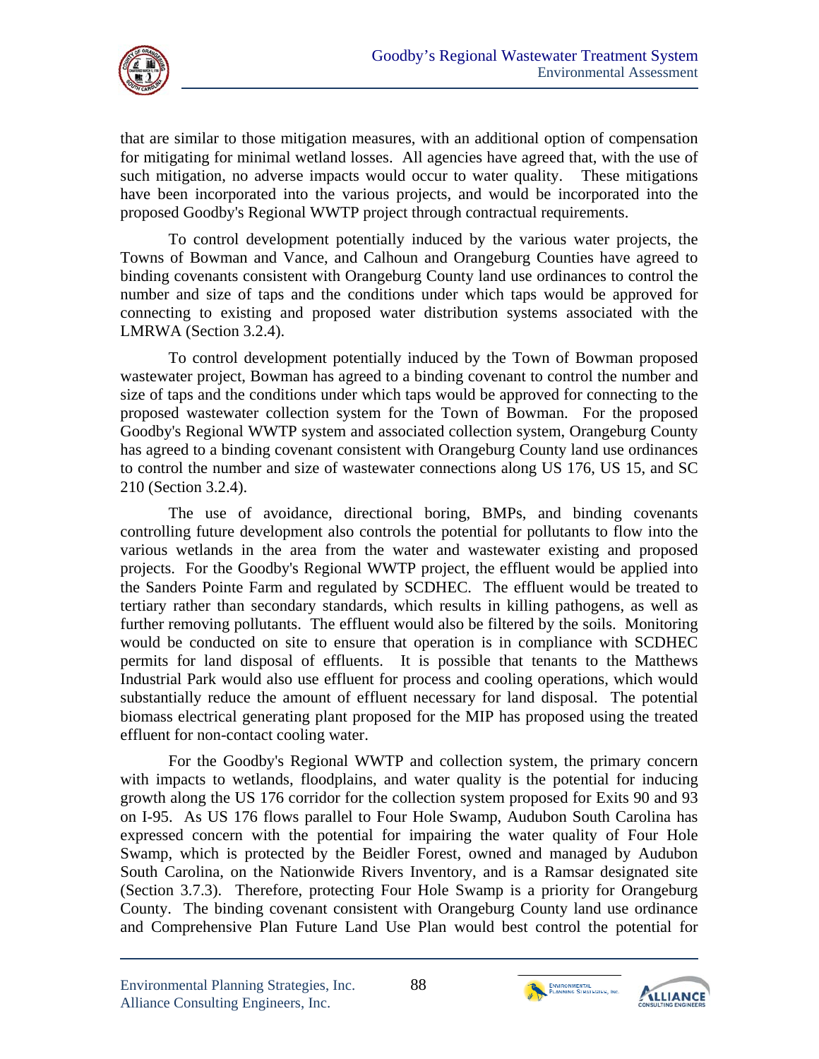that are similar to those mitigation measures, with an additional option of compensation for mitigating for minimal wetland losses. All agencies have agreed that, with the use of such mitigation, no adverse impacts would occur to water quality. These mitigations have been incorporated into the various projects, and would be incorporated into the proposed Goodby's Regional WWTP project through contractual requirements.

To control development potentially induced by the various water projects, the Towns of Bowman and Vance, and Calhoun and Orangeburg Counties have agreed to binding covenants consistent with Orangeburg County land use ordinances to control the number and size of taps and the conditions under which taps would be approved for connecting to existing and proposed water distribution systems associated with the LMRWA (Section 3.2.4).

To control development potentially induced by the Town of Bowman proposed wastewater project, Bowman has agreed to a binding covenant to control the number and size of taps and the conditions under which taps would be approved for connecting to the proposed wastewater collection system for the Town of Bowman. For the proposed Goodby's Regional WWTP system and associated collection system, Orangeburg County has agreed to a binding covenant consistent with Orangeburg County land use ordinances to control the number and size of wastewater connections along US 176, US 15, and SC 210 (Section 3.2.4).

The use of avoidance, directional boring, BMPs, and binding covenants controlling future development also controls the potential for pollutants to flow into the various wetlands in the area from the water and wastewater existing and proposed projects. For the Goodby's Regional WWTP project, the effluent would be applied into the Sanders Pointe Farm and regulated by SCDHEC. The effluent would be treated to tertiary rather than secondary standards, which results in killing pathogens, as well as further removing pollutants. The effluent would also be filtered by the soils. Monitoring would be conducted on site to ensure that operation is in compliance with SCDHEC permits for land disposal of effluents. It is possible that tenants to the Matthews Industrial Park would also use effluent for process and cooling operations, which would substantially reduce the amount of effluent necessary for land disposal. The potential biomass electrical generating plant proposed for the MIP has proposed using the treated effluent for non-contact cooling water.

For the Goodby's Regional WWTP and collection system, the primary concern with impacts to wetlands, floodplains, and water quality is the potential for inducing growth along the US 176 corridor for the collection system proposed for Exits 90 and 93 on I-95. As US 176 flows parallel to Four Hole Swamp, Audubon South Carolina has expressed concern with the potential for impairing the water quality of Four Hole Swamp, which is protected by the Beidler Forest, owned and managed by Audubon South Carolina, on the Nationwide Rivers Inventory, and is a Ramsar designated site (Section 3.7.3). Therefore, protecting Four Hole Swamp is a priority for Orangeburg County. The binding covenant consistent with Orangeburg County land use ordinance and Comprehensive Plan Future Land Use Plan would best control the potential for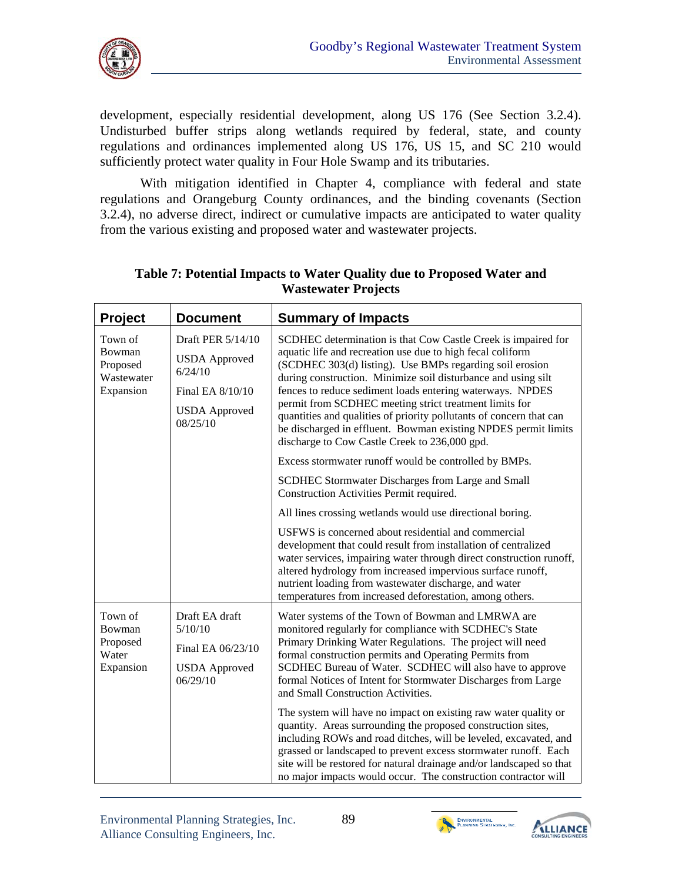development, especially residential development, along US 176 (See Section 3.2.4). Undisturbed buffer strips along wetlands required by federal, state, and county regulations and ordinances implemented along US 176, US 15, and SC 210 would sufficiently protect water quality in Four Hole Swamp and its tributaries.

With mitigation identified in Chapter 4, compliance with federal and state regulations and Orangeburg County ordinances, and the binding covenants (Section 3.2.4), no adverse direct, indirect or cumulative impacts are anticipated to water quality from the various existing and proposed water and wastewater projects.

**Table 7: Potential Impacts to Water Quality due to Proposed Water and Wastewater Projects**

| Project | Document | Summary of Impacts |
|---|---|---|
| Town of Bowman Proposed Wastewater Expansion | Draft PER 5/14/10<br>USDA Approved 6/24/10<br>Final EA 8/10/10<br>USDA Approved 08/25/10 | SCDHEC determination is that Cow Castle Creek is impaired for aquatic life and recreation use due to high fecal coliform (SCDHEC 303(d) listing). Use BMPs regarding soil erosion during construction. Minimize soil disturbance and using silt fences to reduce sediment loads entering waterways. NPDES permit from SCDHEC meeting strict treatment limits for quantities and qualities of priority pollutants of concern that can be discharged in effluent. Bowman existing NPDES permit limits discharge to Cow Castle Creek to 236,000 gpd.<br>Excess stormwater runoff would be controlled by BMPs.<br>SCDHEC Stormwater Discharges from Large and Small Construction Activities Permit required.<br>All lines crossing wetlands would use directional boring.<br>USFWS is concerned about residential and commercial development that could result from installation of centralized water services, impairing water through direct construction runoff, altered hydrology from increased impervious surface runoff, nutrient loading from wastewater discharge, and water temperatures from increased deforestation, among others. |
| Town of Bowman Proposed Water Expansion | Draft EA draft 5/10/10<br>Final EA 06/23/10<br>USDA Approved 06/29/10 | Water systems of the Town of Bowman and LMRWA are monitored regularly for compliance with SCDHEC's State Primary Drinking Water Regulations. The project will need formal construction permits and Operating Permits from SCDHEC Bureau of Water. SCDHEC will also have to approve formal Notices of Intent for Stormwater Discharges from Large and Small Construction Activities.<br>The system will have no impact on existing raw water quality or quantity. Areas surrounding the proposed construction sites, including ROWs and road ditches, will be leveled, excavated, and grassed or landscaped to prevent excess stormwater runoff. Each site will be restored for natural drainage and/or landscaped so that no major impacts would occur. The construction contractor will |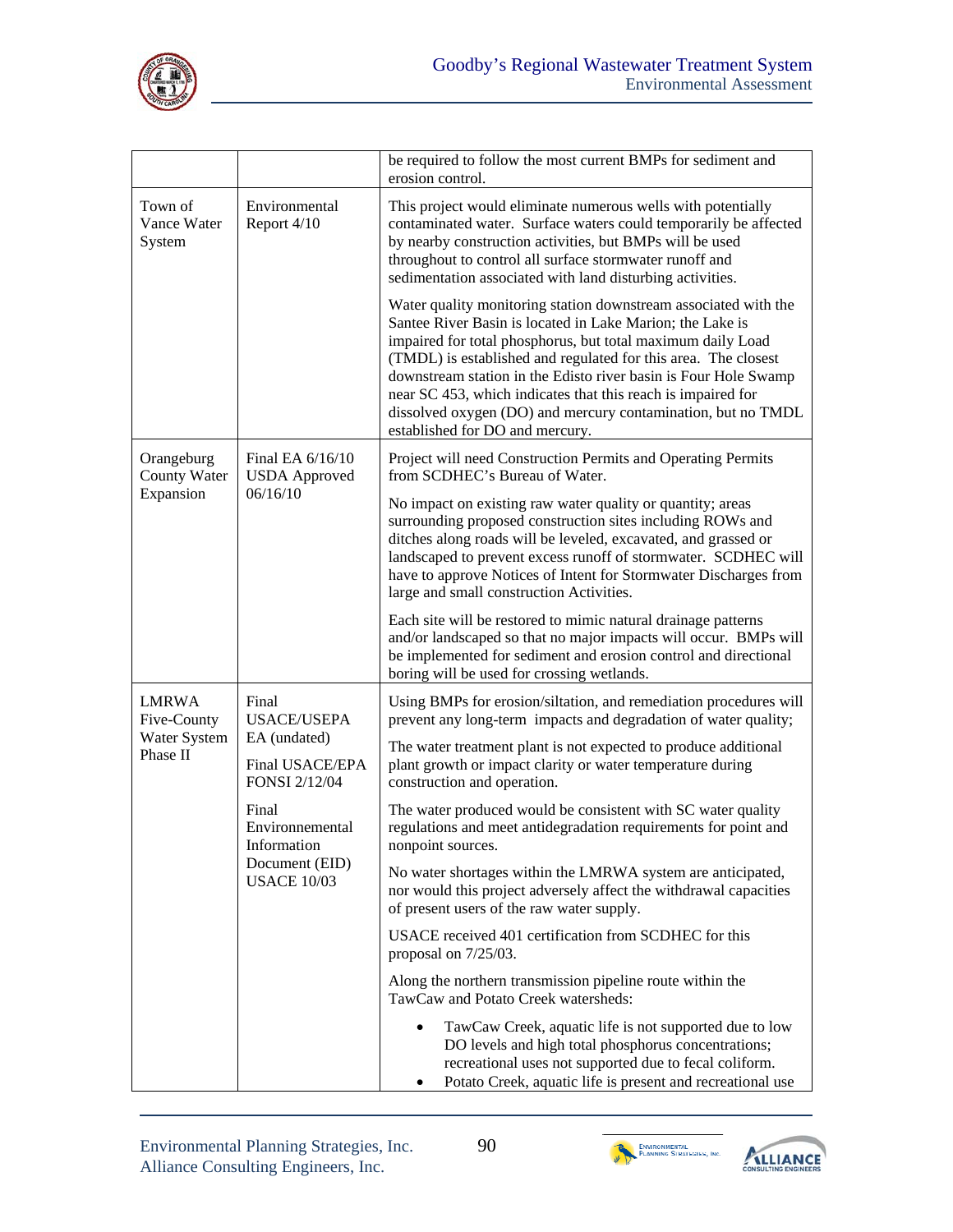|  |  |  |
|---|---|---|
|  |  | be required to follow the most current BMPs for sediment and erosion control. |
| Town of Vance Water System | Environmental Report 4/10 | This project would eliminate numerous wells with potentially contaminated water. Surface waters could temporarily be affected by nearby construction activities, but BMPs will be used throughout to control all surface stormwater runoff and sedimentation associated with land disturbing activities.<br><br>Water quality monitoring station downstream associated with the Santee River Basin is located in Lake Marion; the Lake is impaired for total phosphorus, but total maximum daily Load (TMDL) is established and regulated for this area. The closest downstream station in the Edisto river basin is Four Hole Swamp near SC 453, which indicates that this reach is impaired for dissolved oxygen (DO) and mercury contamination, but no TMDL established for DO and mercury. |
| Orangeburg County Water Expansion | Final EA 6/16/10 USDA Approved 06/16/10 | Project will need Construction Permits and Operating Permits from SCDHEC's Bureau of Water.<br><br>No impact on existing raw water quality or quantity; areas surrounding proposed construction sites including ROWs and ditches along roads will be leveled, excavated, and grassed or landscaped to prevent excess runoff of stormwater. SCDHEC will have to approve Notices of Intent for Stormwater Discharges from large and small construction Activities.<br><br>Each site will be restored to mimic natural drainage patterns and/or landscaped so that no major impacts will occur. BMPs will be implemented for sediment and erosion control and directional boring will be used for crossing wetlands. |
| LMRWA Five-County Water System Phase II | Final USACE/USEPA EA (undated)<br><br>Final USACE/EPA FONSI 2/12/04<br><br>Final Environmenental Information Document (EID) USACE 10/03 | Using BMPs for erosion/siltation, and remediation procedures will prevent any long-term impacts and degradation of water quality;<br><br>The water treatment plant is not expected to produce additional plant growth or impact clarity or water temperature during construction and operation.<br><br>The water produced would be consistent with SC water quality regulations and meet antidegradation requirements for point and nonpoint sources.<br><br>No water shortages within the LMRWA system are anticipated, nor would this project adversely affect the withdrawal capacities of present users of the raw water supply.<br><br>USACE received 401 certification from SCDHEC for this proposal on 7/25/03.<br><br>Along the northern transmission pipeline route within the TawCaw and Potato Creek watersheds:<br><br>• TawCaw Creek, aquatic life is not supported due to low DO levels and high total phosphorus concentrations; recreational uses not supported due to fecal coliform.<br>• Potato Creek, aquatic life is present and recreational use |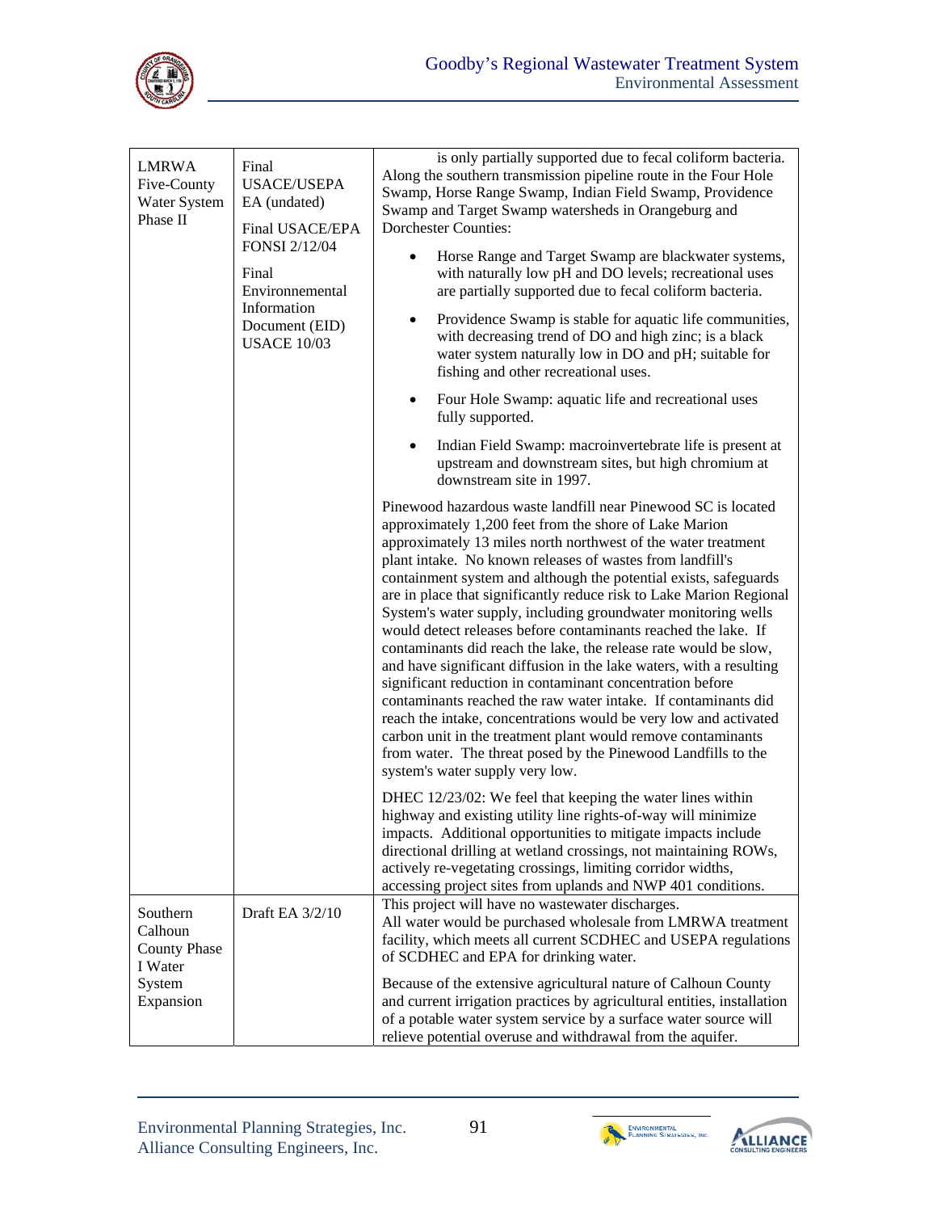| | | |
|---|---|---|
| LMRWA Five-County Water System Phase II | Final USACE/USEPA EA (undated)<br><br>Final USACE/EPA FONSI 2/12/04<br><br>Final Environmenental Information Document (EID) USACE 10/03 | is only partially supported due to fecal coliform bacteria. Along the southern transmission pipeline route in the Four Hole Swamp, Horse Range Swamp, Indian Field Swamp, Providence Swamp and Target Swamp watersheds in Orangeburg and Dorchester Counties:<br><br>• Horse Range and Target Swamp are blackwater systems, with naturally low pH and DO levels; recreational uses are partially supported due to fecal coliform bacteria.<br><br>• Providence Swamp is stable for aquatic life communities, with decreasing trend of DO and high zinc; is a black water system naturally low in DO and pH; suitable for fishing and other recreational uses.<br><br>• Four Hole Swamp: aquatic life and recreational uses fully supported.<br><br>• Indian Field Swamp: macroinvertebrate life is present at upstream and downstream sites, but high chromium at downstream site in 1997.<br><br>Pinewood hazardous waste landfill near Pinewood SC is located approximately 1,200 feet from the shore of Lake Marion approximately 13 miles north northwest of the water treatment plant intake. No known releases of wastes from landfill's containment system and although the potential exists, safeguards are in place that significantly reduce risk to Lake Marion Regional System's water supply, including groundwater monitoring wells would detect releases before contaminants reached the lake. If contaminants did reach the lake, the release rate would be slow, and have significant diffusion in the lake waters, with a resulting significant reduction in contaminant concentration before contaminants reached the raw water intake. If contaminants did reach the intake, concentrations would be very low and activated carbon unit in the treatment plant would remove contaminants from water. The threat posed by the Pinewood Landfills to the system's water supply very low.<br><br>DHEC 12/23/02: We feel that keeping the water lines within highway and existing utility line rights-of-way will minimize impacts. Additional opportunities to mitigate impacts include directional drilling at wetland crossings, not maintaining ROWs, actively re-vegetating crossings, limiting corridor widths, accessing project sites from uplands and NWP 401 conditions. |
| Southern Calhoun County Phase I Water System Expansion | Draft EA 3/2/10 | This project will have no wastewater discharges.<br>All water would be purchased wholesale from LMRWA treatment facility, which meets all current SCDHEC and USEPA regulations of SCDHEC and EPA for drinking water.<br><br>Because of the extensive agricultural nature of Calhoun County and current irrigation practices by agricultural entities, installation of a potable water system service by a surface water source will relieve potential overuse and withdrawal from the aquifer. |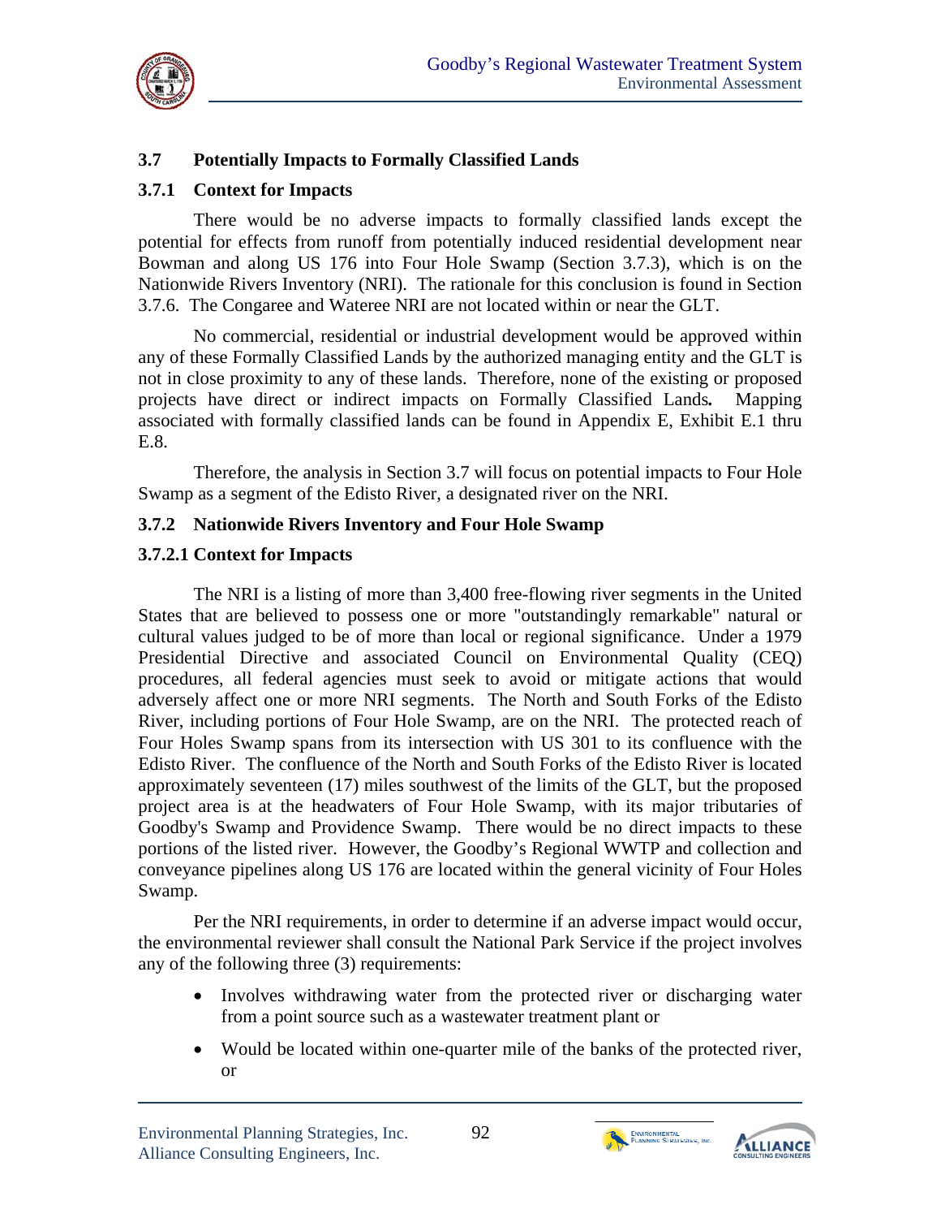## 3.7 Potentially Impacts to Formally Classified Lands

### 3.7.1 Context for Impacts

There would be no adverse impacts to formally classified lands except the potential for effects from runoff from potentially induced residential development near Bowman and along US 176 into Four Hole Swamp (Section 3.7.3), which is on the Nationwide Rivers Inventory (NRI). The rationale for this conclusion is found in Section 3.7.6. The Congaree and Wateree NRI are not located within or near the GLT.

No commercial, residential or industrial development would be approved within any of these Formally Classified Lands by the authorized managing entity and the GLT is not in close proximity to any of these lands. Therefore, none of the existing or proposed projects have direct or indirect impacts on Formally Classified Lands**.** Mapping associated with formally classified lands can be found in Appendix E, Exhibit E.1 thru E.8.

Therefore, the analysis in Section 3.7 will focus on potential impacts to Four Hole Swamp as a segment of the Edisto River, a designated river on the NRI.

### 3.7.2 Nationwide Rivers Inventory and Four Hole Swamp

#### 3.7.2.1 Context for Impacts

The NRI is a listing of more than 3,400 free-flowing river segments in the United States that are believed to possess one or more "outstandingly remarkable" natural or cultural values judged to be of more than local or regional significance. Under a 1979 Presidential Directive and associated Council on Environmental Quality (CEQ) procedures, all federal agencies must seek to avoid or mitigate actions that would adversely affect one or more NRI segments. The North and South Forks of the Edisto River, including portions of Four Hole Swamp, are on the NRI. The protected reach of Four Holes Swamp spans from its intersection with US 301 to its confluence with the Edisto River. The confluence of the North and South Forks of the Edisto River is located approximately seventeen (17) miles southwest of the limits of the GLT, but the proposed project area is at the headwaters of Four Hole Swamp, with its major tributaries of Goodby's Swamp and Providence Swamp. There would be no direct impacts to these portions of the listed river. However, the Goodby's Regional WWTP and collection and conveyance pipelines along US 176 are located within the general vicinity of Four Holes Swamp.

Per the NRI requirements, in order to determine if an adverse impact would occur, the environmental reviewer shall consult the National Park Service if the project involves any of the following three (3) requirements:

- Involves withdrawing water from the protected river or discharging water from a point source such as a wastewater treatment plant or
- Would be located within one-quarter mile of the banks of the protected river, or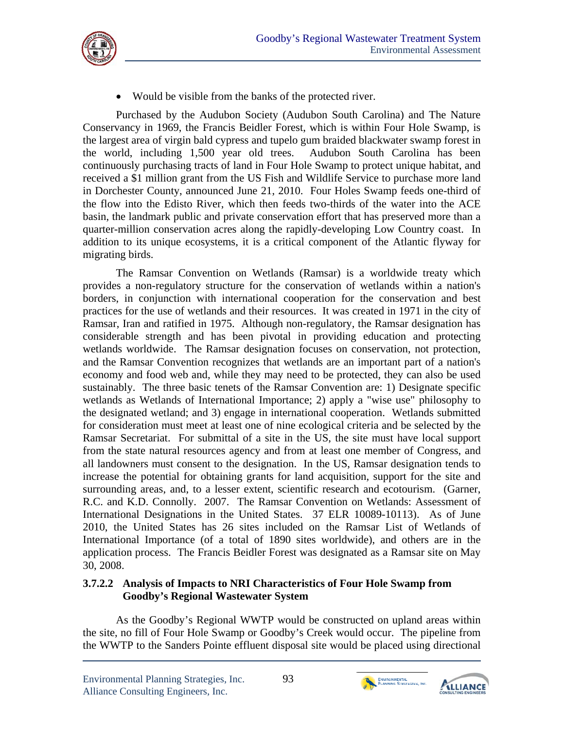- Would be visible from the banks of the protected river.

Purchased by the Audubon Society (Audubon South Carolina) and The Nature Conservancy in 1969, the Francis Beidler Forest, which is within Four Hole Swamp, is the largest area of virgin bald cypress and tupelo gum braided blackwater swamp forest in the world, including 1,500 year old trees. Audubon South Carolina has been continuously purchasing tracts of land in Four Hole Swamp to protect unique habitat, and received a $1 million grant from the US Fish and Wildlife Service to purchase more land in Dorchester County, announced June 21, 2010. Four Holes Swamp feeds one-third of the flow into the Edisto River, which then feeds two-thirds of the water into the ACE basin, the landmark public and private conservation effort that has preserved more than a quarter-million conservation acres along the rapidly-developing Low Country coast. In addition to its unique ecosystems, it is a critical component of the Atlantic flyway for migrating birds.

The Ramsar Convention on Wetlands (Ramsar) is a worldwide treaty which provides a non-regulatory structure for the conservation of wetlands within a nation's borders, in conjunction with international cooperation for the conservation and best practices for the use of wetlands and their resources. It was created in 1971 in the city of Ramsar, Iran and ratified in 1975. Although non-regulatory, the Ramsar designation has considerable strength and has been pivotal in providing education and protecting wetlands worldwide. The Ramsar designation focuses on conservation, not protection, and the Ramsar Convention recognizes that wetlands are an important part of a nation's economy and food web and, while they may need to be protected, they can also be used sustainably. The three basic tenets of the Ramsar Convention are: 1) Designate specific wetlands as Wetlands of International Importance; 2) apply a "wise use" philosophy to the designated wetland; and 3) engage in international cooperation. Wetlands submitted for consideration must meet at least one of nine ecological criteria and be selected by the Ramsar Secretariat. For submittal of a site in the US, the site must have local support from the state natural resources agency and from at least one member of Congress, and all landowners must consent to the designation. In the US, Ramsar designation tends to increase the potential for obtaining grants for land acquisition, support for the site and surrounding areas, and, to a lesser extent, scientific research and ecotourism. (Garner, R.C. and K.D. Connolly. 2007. The Ramsar Convention on Wetlands: Assessment of International Designations in the United States. 37 ELR 10089-10113). As of June 2010, the United States has 26 sites included on the Ramsar List of Wetlands of International Importance (of a total of 1890 sites worldwide), and others are in the application process. The Francis Beidler Forest was designated as a Ramsar site on May 30, 2008.

#### 3.7.2.2 Analysis of Impacts to NRI Characteristics of Four Hole Swamp from Goodby's Regional Wastewater System

As the Goodby's Regional WWTP would be constructed on upland areas within the site, no fill of Four Hole Swamp or Goodby's Creek would occur. The pipeline from the WWTP to the Sanders Pointe effluent disposal site would be placed using directional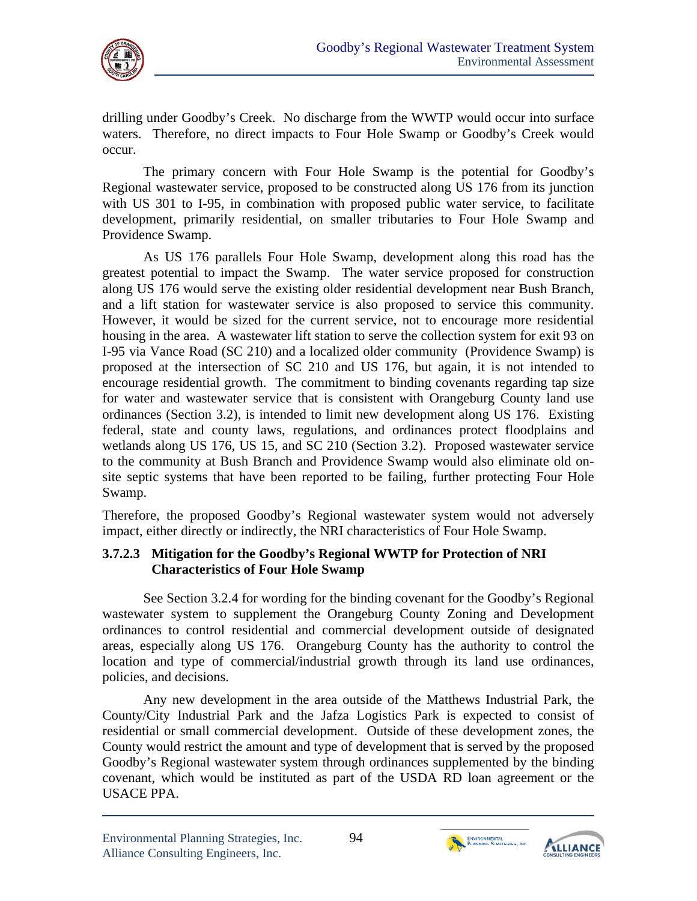drilling under Goodby's Creek. No discharge from the WWTP would occur into surface waters. Therefore, no direct impacts to Four Hole Swamp or Goodby's Creek would occur.

The primary concern with Four Hole Swamp is the potential for Goodby's Regional wastewater service, proposed to be constructed along US 176 from its junction with US 301 to I-95, in combination with proposed public water service, to facilitate development, primarily residential, on smaller tributaries to Four Hole Swamp and Providence Swamp.

As US 176 parallels Four Hole Swamp, development along this road has the greatest potential to impact the Swamp. The water service proposed for construction along US 176 would serve the existing older residential development near Bush Branch, and a lift station for wastewater service is also proposed to service this community. However, it would be sized for the current service, not to encourage more residential housing in the area. A wastewater lift station to serve the collection system for exit 93 on I-95 via Vance Road (SC 210) and a localized older community (Providence Swamp) is proposed at the intersection of SC 210 and US 176, but again, it is not intended to encourage residential growth. The commitment to binding covenants regarding tap size for water and wastewater service that is consistent with Orangeburg County land use ordinances (Section 3.2), is intended to limit new development along US 176. Existing federal, state and county laws, regulations, and ordinances protect floodplains and wetlands along US 176, US 15, and SC 210 (Section 3.2). Proposed wastewater service to the community at Bush Branch and Providence Swamp would also eliminate old on-site septic systems that have been reported to be failing, further protecting Four Hole Swamp.

Therefore, the proposed Goodby's Regional wastewater system would not adversely impact, either directly or indirectly, the NRI characteristics of Four Hole Swamp.

#### 3.7.2.3 Mitigation for the Goodby's Regional WWTP for Protection of NRI Characteristics of Four Hole Swamp

See Section 3.2.4 for wording for the binding covenant for the Goodby's Regional wastewater system to supplement the Orangeburg County Zoning and Development ordinances to control residential and commercial development outside of designated areas, especially along US 176. Orangeburg County has the authority to control the location and type of commercial/industrial growth through its land use ordinances, policies, and decisions.

Any new development in the area outside of the Matthews Industrial Park, the County/City Industrial Park and the Jafza Logistics Park is expected to consist of residential or small commercial development. Outside of these development zones, the County would restrict the amount and type of development that is served by the proposed Goodby's Regional wastewater system through ordinances supplemented by the binding covenant, which would be instituted as part of the USDA RD loan agreement or the USACE PPA.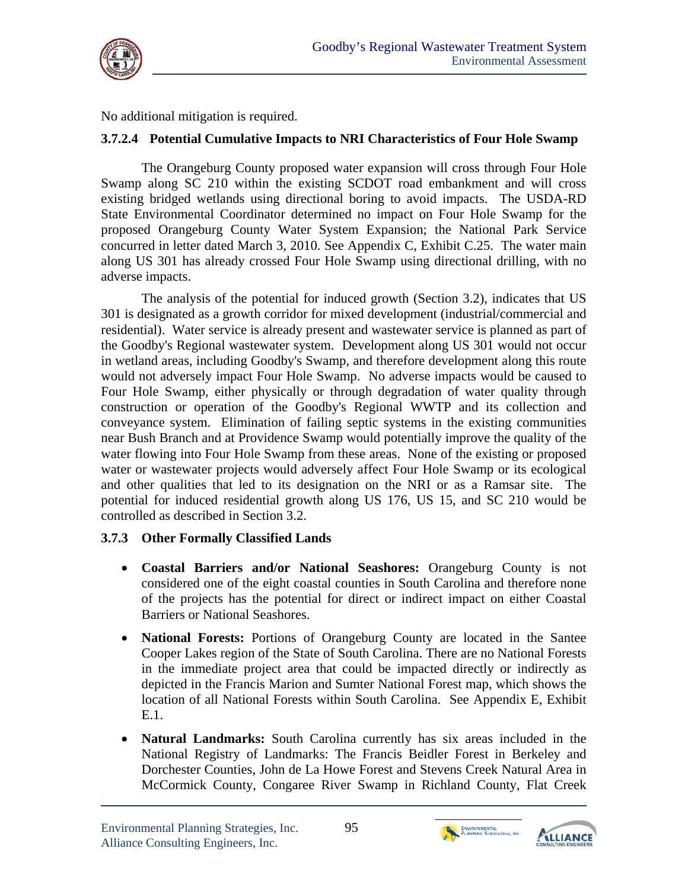No additional mitigation is required.

#### 3.7.2.4 Potential Cumulative Impacts to NRI Characteristics of Four Hole Swamp

The Orangeburg County proposed water expansion will cross through Four Hole Swamp along SC 210 within the existing SCDOT road embankment and will cross existing bridged wetlands using directional boring to avoid impacts. The USDA-RD State Environmental Coordinator determined no impact on Four Hole Swamp for the proposed Orangeburg County Water System Expansion; the National Park Service concurred in letter dated March 3, 2010. See Appendix C, Exhibit C.25. The water main along US 301 has already crossed Four Hole Swamp using directional drilling, with no adverse impacts.

The analysis of the potential for induced growth (Section 3.2), indicates that US 301 is designated as a growth corridor for mixed development (industrial/commercial and residential). Water service is already present and wastewater service is planned as part of the Goodby's Regional wastewater system. Development along US 301 would not occur in wetland areas, including Goodby's Swamp, and therefore development along this route would not adversely impact Four Hole Swamp. No adverse impacts would be caused to Four Hole Swamp, either physically or through degradation of water quality through construction or operation of the Goodby's Regional WWTP and its collection and conveyance system. Elimination of failing septic systems in the existing communities near Bush Branch and at Providence Swamp would potentially improve the quality of the water flowing into Four Hole Swamp from these areas. None of the existing or proposed water or wastewater projects would adversely affect Four Hole Swamp or its ecological and other qualities that led to its designation on the NRI or as a Ramsar site. The potential for induced residential growth along US 176, US 15, and SC 210 would be controlled as described in Section 3.2.

### 3.7.3 Other Formally Classified Lands

- **Coastal Barriers and/or National Seashores:** Orangeburg County is not considered one of the eight coastal counties in South Carolina and therefore none of the projects has the potential for direct or indirect impact on either Coastal Barriers or National Seashores.
- **National Forests:** Portions of Orangeburg County are located in the Santee Cooper Lakes region of the State of South Carolina. There are no National Forests in the immediate project area that could be impacted directly or indirectly as depicted in the Francis Marion and Sumter National Forest map, which shows the location of all National Forests within South Carolina. See Appendix E, Exhibit E.1.
- **Natural Landmarks:** South Carolina currently has six areas included in the National Registry of Landmarks: The Francis Beidler Forest in Berkeley and Dorchester Counties, John de La Howe Forest and Stevens Creek Natural Area in McCormick County, Congaree River Swamp in Richland County, Flat Creek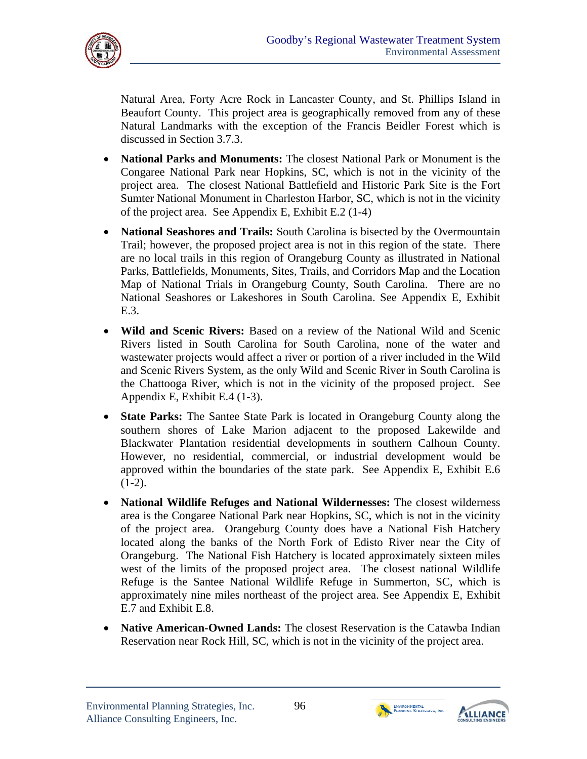Natural Area, Forty Acre Rock in Lancaster County, and St. Phillips Island in Beaufort County. This project area is geographically removed from any of these Natural Landmarks with the exception of the Francis Beidler Forest which is discussed in Section 3.7.3.

- **National Parks and Monuments:** The closest National Park or Monument is the Congaree National Park near Hopkins, SC, which is not in the vicinity of the project area. The closest National Battlefield and Historic Park Site is the Fort Sumter National Monument in Charleston Harbor, SC, which is not in the vicinity of the project area. See Appendix E, Exhibit E.2 (1-4)

- **National Seashores and Trails:** South Carolina is bisected by the Overmountain Trail; however, the proposed project area is not in this region of the state. There are no local trails in this region of Orangeburg County as illustrated in National Parks, Battlefields, Monuments, Sites, Trails, and Corridors Map and the Location Map of National Trials in Orangeburg County, South Carolina. There are no National Seashores or Lakeshores in South Carolina. See Appendix E, Exhibit E.3.

- **Wild and Scenic Rivers:** Based on a review of the National Wild and Scenic Rivers listed in South Carolina for South Carolina, none of the water and wastewater projects would affect a river or portion of a river included in the Wild and Scenic Rivers System, as the only Wild and Scenic River in South Carolina is the Chattooga River, which is not in the vicinity of the proposed project. See Appendix E, Exhibit E.4 (1-3).

- **State Parks:** The Santee State Park is located in Orangeburg County along the southern shores of Lake Marion adjacent to the proposed Lakewilde and Blackwater Plantation residential developments in southern Calhoun County. However, no residential, commercial, or industrial development would be approved within the boundaries of the state park. See Appendix E, Exhibit E.6 (1-2).

- **National Wildlife Refuges and National Wildernesses:** The closest wilderness area is the Congaree National Park near Hopkins, SC, which is not in the vicinity of the project area. Orangeburg County does have a National Fish Hatchery located along the banks of the North Fork of Edisto River near the City of Orangeburg. The National Fish Hatchery is located approximately sixteen miles west of the limits of the proposed project area. The closest national Wildlife Refuge is the Santee National Wildlife Refuge in Summerton, SC, which is approximately nine miles northeast of the project area. See Appendix E, Exhibit E.7 and Exhibit E.8.

- **Native American-Owned Lands:** The closest Reservation is the Catawba Indian Reservation near Rock Hill, SC, which is not in the vicinity of the project area.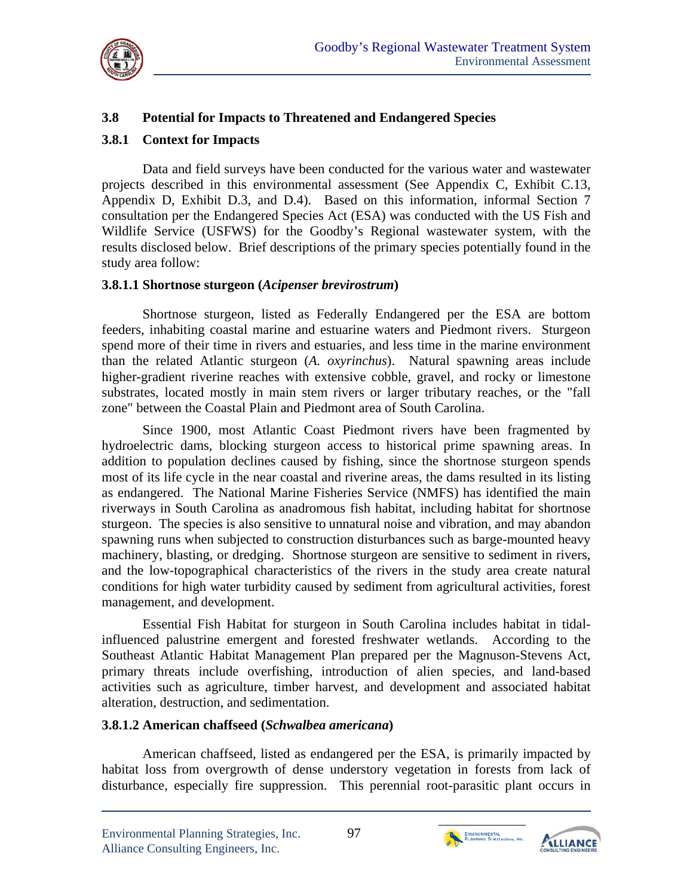### 3.8 Potential for Impacts to Threatened and Endangered Species

#### 3.8.1 Context for Impacts

Data and field surveys have been conducted for the various water and wastewater projects described in this environmental assessment (See Appendix C, Exhibit C.13, Appendix D, Exhibit D.3, and D.4). Based on this information, informal Section 7 consultation per the Endangered Species Act (ESA) was conducted with the US Fish and Wildlife Service (USFWS) for the Goodby's Regional wastewater system, with the results disclosed below. Brief descriptions of the primary species potentially found in the study area follow:

**3.8.1.1 Shortnose sturgeon (*Acipenser brevirostrum*)**

Shortnose sturgeon, listed as Federally Endangered per the ESA are bottom feeders, inhabiting coastal marine and estuarine waters and Piedmont rivers. Sturgeon spend more of their time in rivers and estuaries, and less time in the marine environment than the related Atlantic sturgeon (*A. oxyrinchus*). Natural spawning areas include higher-gradient riverine reaches with extensive cobble, gravel, and rocky or limestone substrates, located mostly in main stem rivers or larger tributary reaches, or the "fall zone" between the Coastal Plain and Piedmont area of South Carolina.

Since 1900, most Atlantic Coast Piedmont rivers have been fragmented by hydroelectric dams, blocking sturgeon access to historical prime spawning areas. In addition to population declines caused by fishing, since the shortnose sturgeon spends most of its life cycle in the near coastal and riverine areas, the dams resulted in its listing as endangered. The National Marine Fisheries Service (NMFS) has identified the main riverways in South Carolina as anadromous fish habitat, including habitat for shortnose sturgeon. The species is also sensitive to unnatural noise and vibration, and may abandon spawning runs when subjected to construction disturbances such as barge-mounted heavy machinery, blasting, or dredging. Shortnose sturgeon are sensitive to sediment in rivers, and the low-topographical characteristics of the rivers in the study area create natural conditions for high water turbidity caused by sediment from agricultural activities, forest management, and development.

Essential Fish Habitat for sturgeon in South Carolina includes habitat in tidal-influenced palustrine emergent and forested freshwater wetlands. According to the Southeast Atlantic Habitat Management Plan prepared per the Magnuson-Stevens Act, primary threats include overfishing, introduction of alien species, and land-based activities such as agriculture, timber harvest, and development and associated habitat alteration, destruction, and sedimentation.

**3.8.1.2 American chaffseed (*Schwalbea americana*)**

American chaffseed, listed as endangered per the ESA, is primarily impacted by habitat loss from overgrowth of dense understory vegetation in forests from lack of disturbance, especially fire suppression. This perennial root-parasitic plant occurs in